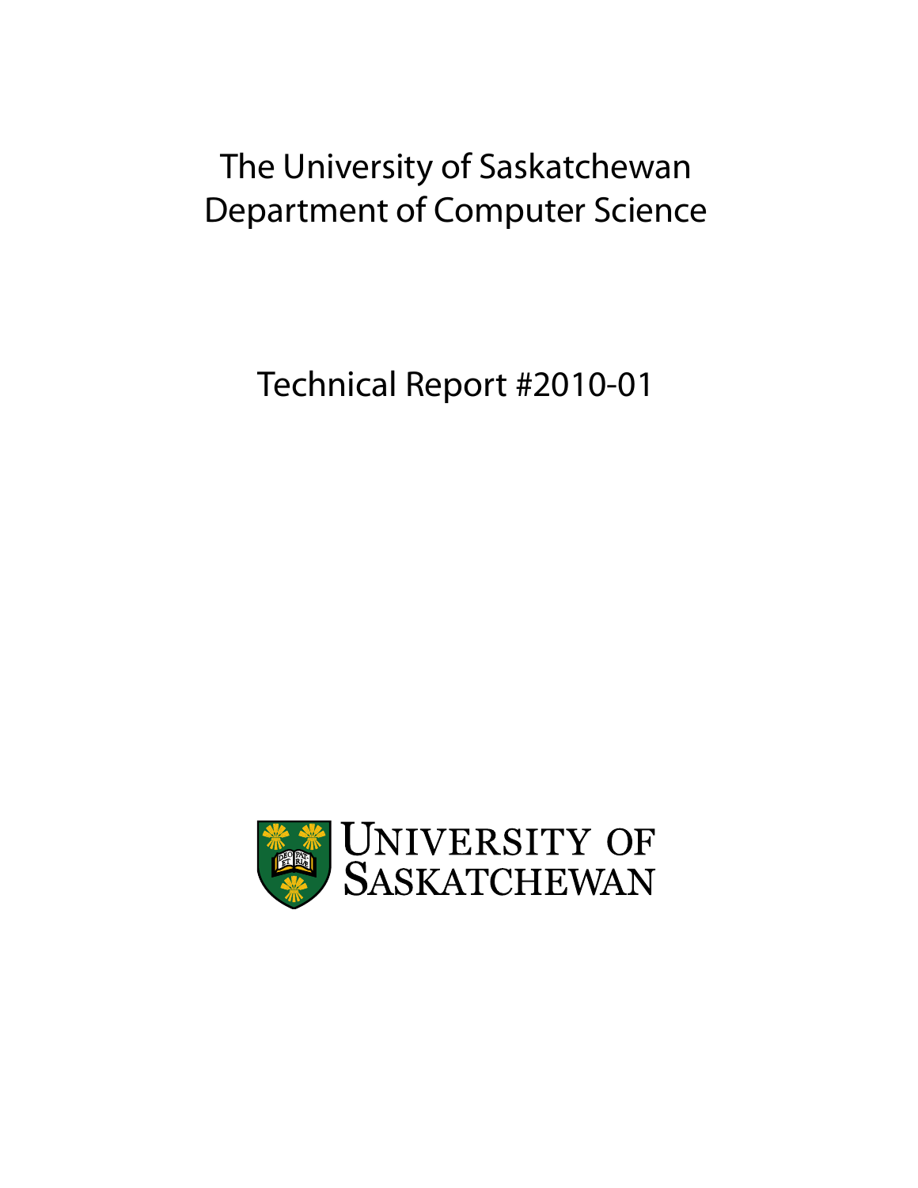# The University of Saskatchewan
# Department of Computer Science

## Technical Report #2010-01

UNIVERSITY OF SASKATCHEWAN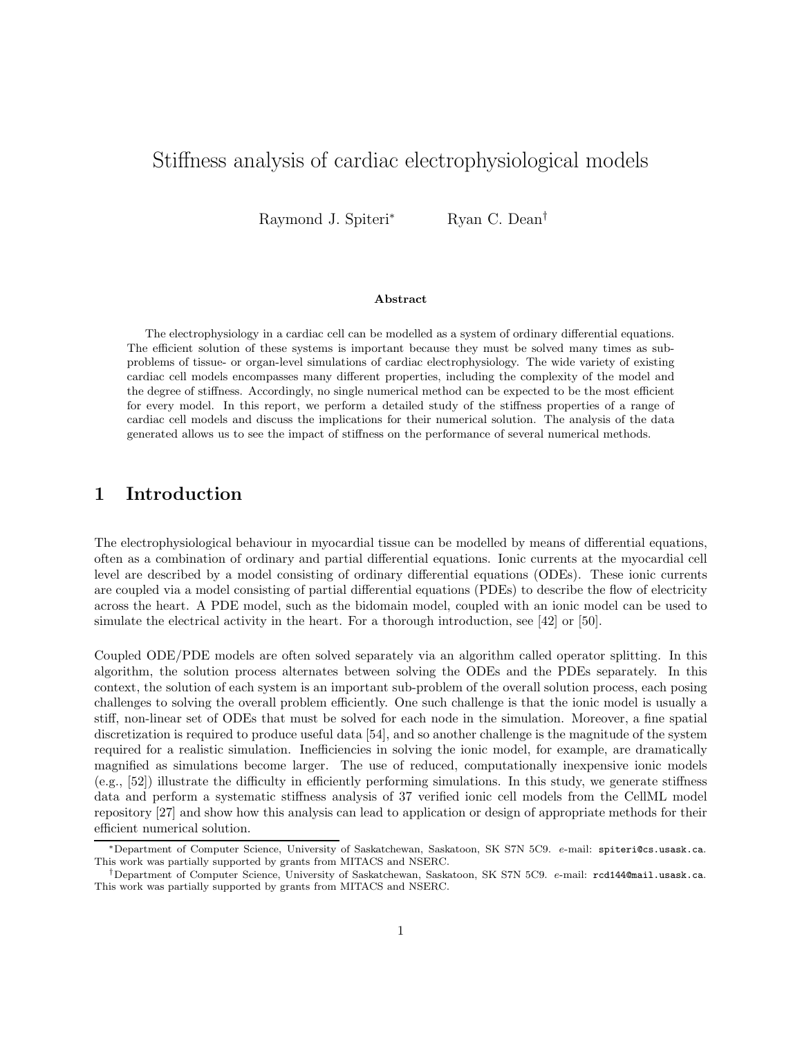# Stiffness analysis of cardiac electrophysiological models

Raymond J. Spiteri[*] Ryan C. Dean[†]

**Abstract**

The electrophysiology in a cardiac cell can be modelled as a system of ordinary differential equations. The efficient solution of these systems is important because they must be solved many times as subproblems of tissue- or organ-level simulations of cardiac electrophysiology. The wide variety of existing cardiac cell models encompasses many different properties, including the complexity of the model and the degree of stiffness. Accordingly, no single numerical method can be expected to be the most efficient for every model. In this report, we perform a detailed study of the stiffness properties of a range of cardiac cell models and discuss the implications for their numerical solution. The analysis of the data generated allows us to see the impact of stiffness on the performance of several numerical methods.

## 1 Introduction

The electrophysiological behaviour in myocardial tissue can be modelled by means of differential equations, often as a combination of ordinary and partial differential equations. Ionic currents at the myocardial cell level are described by a model consisting of ordinary differential equations (ODEs). These ionic currents are coupled via a model consisting of partial differential equations (PDEs) to describe the flow of electricity across the heart. A PDE model, such as the bidomain model, coupled with an ionic model can be used to simulate the electrical activity in the heart. For a thorough introduction, see [42] or [50].

Coupled ODE/PDE models are often solved separately via an algorithm called operator splitting. In this algorithm, the solution process alternates between solving the ODEs and the PDEs separately. In this context, the solution of each system is an important sub-problem of the overall solution process, each posing challenges to solving the overall problem efficiently. One such challenge is that the ionic model is usually a stiff, non-linear set of ODEs that must be solved for each node in the simulation. Moreover, a fine spatial discretization is required to produce useful data [54], and so another challenge is the magnitude of the system required for a realistic simulation. Inefficiencies in solving the ionic model, for example, are dramatically magnified as simulations become larger. The use of reduced, computationally inexpensive ionic models (e.g., [52]) illustrate the difficulty in efficiently performing simulations. In this study, we generate stiffness data and perform a systematic stiffness analysis of 37 verified ionic cell models from the CellML model repository [27] and show how this analysis can lead to application or design of appropriate methods for their efficient numerical solution.

[*] Department of Computer Science, University of Saskatchewan, Saskatoon, SK S7N 5C9. *e*-mail: spiteri@cs.usask.ca. This work was partially supported by grants from MITACS and NSERC.

[†] Department of Computer Science, University of Saskatchewan, Saskatoon, SK S7N 5C9. *e*-mail: rcd144@mail.usask.ca. This work was partially supported by grants from MITACS and NSERC.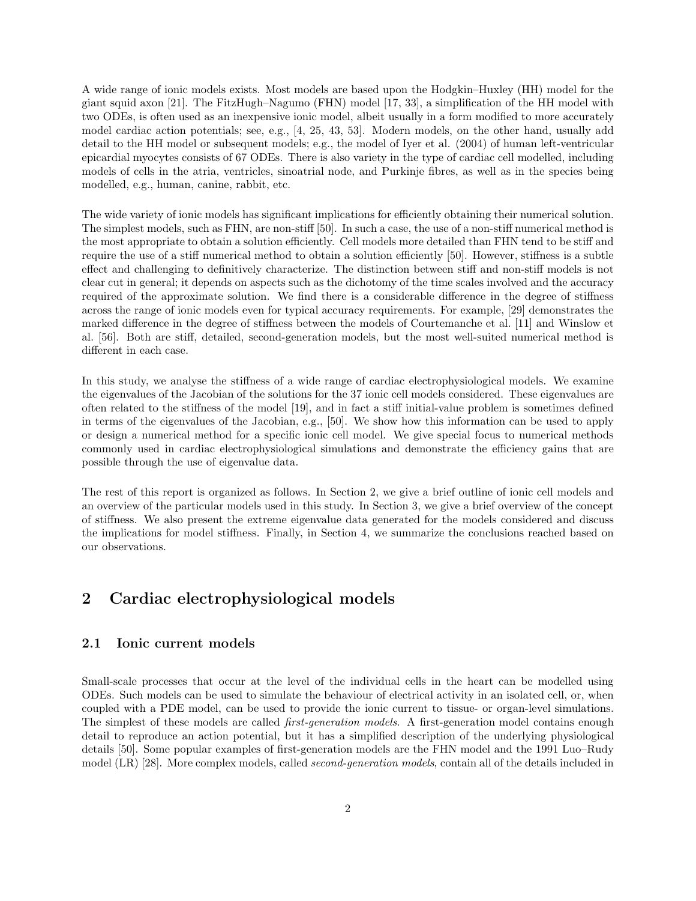A wide range of ionic models exists. Most models are based upon the Hodgkin–Huxley (HH) model for the giant squid axon [21]. The FitzHugh–Nagumo (FHN) model [17, 33], a simplification of the HH model with two ODEs, is often used as an inexpensive ionic model, albeit usually in a form modified to more accurately model cardiac action potentials; see, e.g., [4, 25, 43, 53]. Modern models, on the other hand, usually add detail to the HH model or subsequent models; e.g., the model of Iyer et al. (2004) of human left-ventricular epicardial myocytes consists of 67 ODEs. There is also variety in the type of cardiac cell modelled, including models of cells in the atria, ventricles, sinoatrial node, and Purkinje fibres, as well as in the species being modelled, e.g., human, canine, rabbit, etc.

The wide variety of ionic models has significant implications for efficiently obtaining their numerical solution. The simplest models, such as FHN, are non-stiff [50]. In such a case, the use of a non-stiff numerical method is the most appropriate to obtain a solution efficiently. Cell models more detailed than FHN tend to be stiff and require the use of a stiff numerical method to obtain a solution efficiently [50]. However, stiffness is a subtle effect and challenging to definitively characterize. The distinction between stiff and non-stiff models is not clear cut in general; it depends on aspects such as the dichotomy of the time scales involved and the accuracy required of the approximate solution. We find there is a considerable difference in the degree of stiffness across the range of ionic models even for typical accuracy requirements. For example, [29] demonstrates the marked difference in the degree of stiffness between the models of Courtemanche et al. [11] and Winslow et al. [56]. Both are stiff, detailed, second-generation models, but the most well-suited numerical method is different in each case.

In this study, we analyse the stiffness of a wide range of cardiac electrophysiological models. We examine the eigenvalues of the Jacobian of the solutions for the 37 ionic cell models considered. These eigenvalues are often related to the stiffness of the model [19], and in fact a stiff initial-value problem is sometimes defined in terms of the eigenvalues of the Jacobian, e.g., [50]. We show how this information can be used to apply or design a numerical method for a specific ionic cell model. We give special focus to numerical methods commonly used in cardiac electrophysiological simulations and demonstrate the efficiency gains that are possible through the use of eigenvalue data.

The rest of this report is organized as follows. In Section 2, we give a brief outline of ionic cell models and an overview of the particular models used in this study. In Section 3, we give a brief overview of the concept of stiffness. We also present the extreme eigenvalue data generated for the models considered and discuss the implications for model stiffness. Finally, in Section 4, we summarize the conclusions reached based on our observations.

## 2 Cardiac electrophysiological models

### 2.1 Ionic current models

Small-scale processes that occur at the level of the individual cells in the heart can be modelled using ODEs. Such models can be used to simulate the behaviour of electrical activity in an isolated cell, or, when coupled with a PDE model, can be used to provide the ionic current to tissue- or organ-level simulations. The simplest of these models are called *first-generation models*. A first-generation model contains enough detail to reproduce an action potential, but it has a simplified description of the underlying physiological details [50]. Some popular examples of first-generation models are the FHN model and the 1991 Luo–Rudy model (LR) [28]. More complex models, called *second-generation models*, contain all of the details included in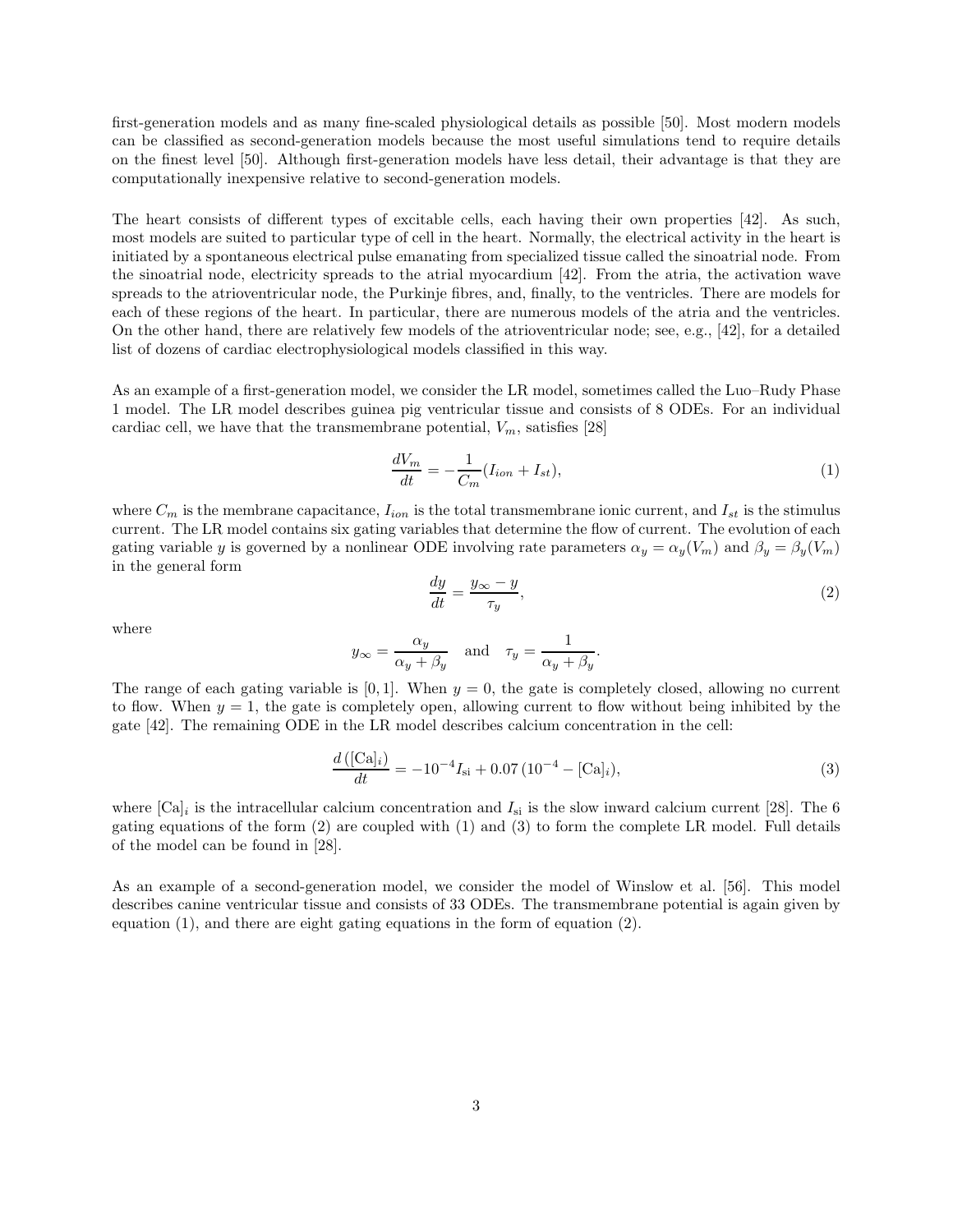first-generation models and as many fine-scaled physiological details as possible [50]. Most modern models can be classified as second-generation models because the most useful simulations tend to require details on the finest level [50]. Although first-generation models have less detail, their advantage is that they are computationally inexpensive relative to second-generation models.

The heart consists of different types of excitable cells, each having their own properties [42]. As such, most models are suited to particular type of cell in the heart. Normally, the electrical activity in the heart is initiated by a spontaneous electrical pulse emanating from specialized tissue called the sinoatrial node. From the sinoatrial node, electricity spreads to the atrial myocardium [42]. From the atria, the activation wave spreads to the atrioventricular node, the Purkinje fibres, and, finally, to the ventricles. There are models for each of these regions of the heart. In particular, there are numerous models of the atria and the ventricles. On the other hand, there are relatively few models of the atrioventricular node; see, e.g., [42], for a detailed list of dozens of cardiac electrophysiological models classified in this way.

As an example of a first-generation model, we consider the LR model, sometimes called the Luo–Rudy Phase 1 model. The LR model describes guinea pig ventricular tissue and consists of 8 ODEs. For an individual cardiac cell, we have that the transmembrane potential, $V_m$, satisfies [28]

$$\frac{dV_m}{dt} = -\frac{1}{C_m}(I_{ion} + I_{st}), \tag{1}$$

where $C_m$ is the membrane capacitance, $I_{ion}$ is the total transmembrane ionic current, and $I_{st}$ is the stimulus current. The LR model contains six gating variables that determine the flow of current. The evolution of each gating variable $y$ is governed by a nonlinear ODE involving rate parameters $\alpha_y = \alpha_y(V_m)$ and $\beta_y = \beta_y(V_m)$ in the general form

$$\frac{dy}{dt} = \frac{y_\infty - y}{\tau_y}, \tag{2}$$

where

$$y_\infty = \frac{\alpha_y}{\alpha_y + \beta_y} \quad \text{and} \quad \tau_y = \frac{1}{\alpha_y + \beta_y}.$$

The range of each gating variable is $[0, 1]$. When $y = 0$, the gate is completely closed, allowing no current to flow. When $y = 1$, the gate is completely open, allowing current to flow without being inhibited by the gate [42]. The remaining ODE in the LR model describes calcium concentration in the cell:

$$\frac{d\left([\mathrm{Ca}]_i\right)}{dt} = -10^{-4} I_{\mathrm{si}} + 0.07\,(10^{-4} - [\mathrm{Ca}]_i), \tag{3}$$

where $[\mathrm{Ca}]_i$ is the intracellular calcium concentration and $I_{\mathrm{si}}$ is the slow inward calcium current [28]. The 6 gating equations of the form (2) are coupled with (1) and (3) to form the complete LR model. Full details of the model can be found in [28].

As an example of a second-generation model, we consider the model of Winslow et al. [56]. This model describes canine ventricular tissue and consists of 33 ODEs. The transmembrane potential is again given by equation (1), and there are eight gating equations in the form of equation (2).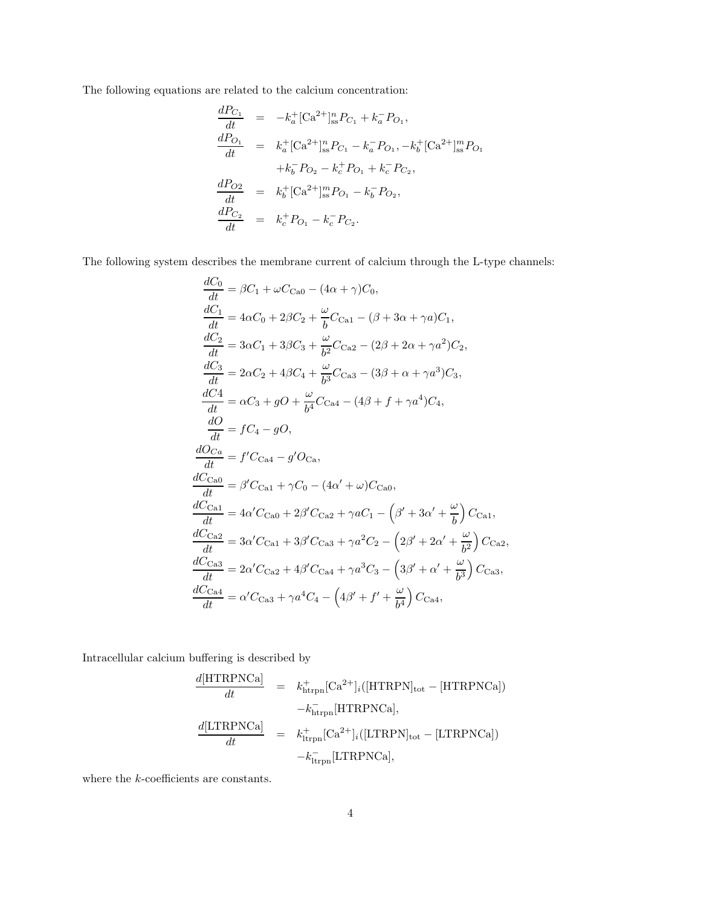The following equations are related to the calcium concentration:

$$
\begin{aligned}
\frac{dP_{C_1}}{dt} &= -k_a^+[\mathrm{Ca}^{2+}]_{\mathrm{ss}}^n P_{C_1} + k_a^- P_{O_1}, \\
\frac{dP_{O_1}}{dt} &= k_a^+[\mathrm{Ca}^{2+}]_{\mathrm{ss}}^n P_{C_1} - k_a^- P_{O_1}, -k_b^+[\mathrm{Ca}^{2+}]_{\mathrm{ss}}^m P_{O_1} \\
&\quad + k_b^- P_{O_2} - k_c^+ P_{O_1} + k_c^- P_{C_2}, \\
\frac{dP_{O2}}{dt} &= k_b^+[\mathrm{Ca}^{2+}]_{\mathrm{ss}}^m P_{O_1} - k_b^- P_{O_2}, \\
\frac{dP_{C_2}}{dt} &= k_c^+ P_{O_1} - k_c^- P_{C_2}.
\end{aligned}
$$

The following system describes the membrane current of calcium through the L-type channels:

$$
\begin{aligned}
\frac{dC_0}{dt} &= \beta C_1 + \omega C_{\mathrm{Ca0}} - (4\alpha + \gamma)C_0, \\
\frac{dC_1}{dt} &= 4\alpha C_0 + 2\beta C_2 + \frac{\omega}{b} C_{\mathrm{Ca1}} - (\beta + 3\alpha + \gamma a)C_1, \\
\frac{dC_2}{dt} &= 3\alpha C_1 + 3\beta C_3 + \frac{\omega}{b^2} C_{\mathrm{Ca2}} - (2\beta + 2\alpha + \gamma a^2)C_2, \\
\frac{dC_3}{dt} &= 2\alpha C_2 + 4\beta C_4 + \frac{\omega}{b^3} C_{\mathrm{Ca3}} - (3\beta + \alpha + \gamma a^3)C_3, \\
\frac{dC4}{dt} &= \alpha C_3 + gO + \frac{\omega}{b^4} C_{\mathrm{Ca4}} - (4\beta + f + \gamma a^4)C_4, \\
\frac{dO}{dt} &= fC_4 - gO, \\
\frac{dO_{Ca}}{dt} &= f' C_{\mathrm{Ca4}} - g' O_{\mathrm{Ca}}, \\
\frac{dC_{\mathrm{Ca0}}}{dt} &= \beta' C_{\mathrm{Ca1}} + \gamma C_0 - (4\alpha' + \omega)C_{\mathrm{Ca0}}, \\
\frac{dC_{\mathrm{Ca1}}}{dt} &= 4\alpha' C_{\mathrm{Ca0}} + 2\beta' C_{\mathrm{Ca2}} + \gamma a C_1 - \left(\beta' + 3\alpha' + \frac{\omega}{b}\right) C_{\mathrm{Ca1}}, \\
\frac{dC_{\mathrm{Ca2}}}{dt} &= 3\alpha' C_{\mathrm{Ca1}} + 3\beta' C_{\mathrm{Ca3}} + \gamma a^2 C_2 - \left(2\beta' + 2\alpha' + \frac{\omega}{b^2}\right) C_{\mathrm{Ca2}}, \\
\frac{dC_{\mathrm{Ca3}}}{dt} &= 2\alpha' C_{\mathrm{Ca2}} + 4\beta' C_{\mathrm{Ca4}} + \gamma a^3 C_3 - \left(3\beta' + \alpha' + \frac{\omega}{b^3}\right) C_{\mathrm{Ca3}}, \\
\frac{dC_{\mathrm{Ca4}}}{dt} &= \alpha' C_{\mathrm{Ca3}} + \gamma a^4 C_4 - \left(4\beta' + f' + \frac{\omega}{b^4}\right) C_{\mathrm{Ca4}},
\end{aligned}
$$

Intracellular calcium buffering is described by

$$
\begin{aligned}
\frac{d[\mathrm{HTRPNCa}]}{dt} &= k_{\mathrm{htrpn}}^+[\mathrm{Ca}^{2+}]_i([\mathrm{HTRPN}]_{\mathrm{tot}} - [\mathrm{HTRPNCa}]) \\
&\quad - k_{\mathrm{htrpn}}^-[\mathrm{HTRPNCa}], \\
\frac{d[\mathrm{LTRPNCa}]}{dt} &= k_{\mathrm{ltrpn}}^+[\mathrm{Ca}^{2+}]_i([\mathrm{LTRPN}]_{\mathrm{tot}} - [\mathrm{LTRPNCa}]) \\
&\quad - k_{\mathrm{ltrpn}}^-[\mathrm{LTRPNCa}],
\end{aligned}
$$

where the $k$-coefficients are constants.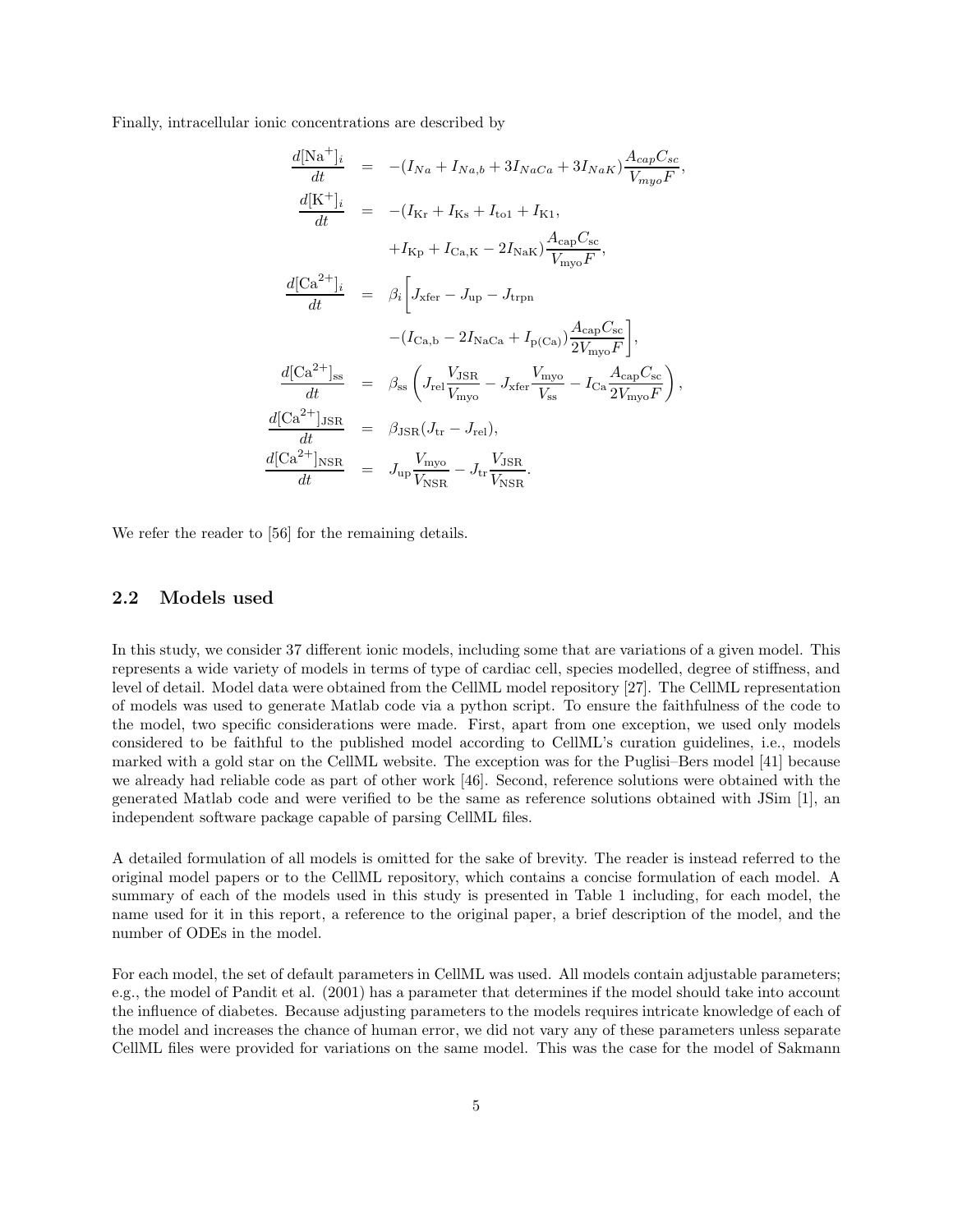Finally, intracellular ionic concentrations are described by

$$
\begin{aligned}
\frac{d[\mathrm{Na}^+]_i}{dt} &= -(I_{Na} + I_{Na,b} + 3I_{NaCa} + 3I_{NaK})\frac{A_{cap}C_{sc}}{V_{myo}F}, \\
\frac{d[\mathrm{K}^+]_i}{dt} &= -(I_{\mathrm{Kr}} + I_{\mathrm{Ks}} + I_{\mathrm{to1}} + I_{\mathrm{K1}}, \\
&\quad + I_{\mathrm{Kp}} + I_{\mathrm{Ca,K}} - 2I_{\mathrm{NaK}})\frac{A_{\mathrm{cap}}C_{\mathrm{sc}}}{V_{\mathrm{myo}}F}, \\
\frac{d[\mathrm{Ca}^{2+}]_i}{dt} &= \beta_i\bigg[J_{\mathrm{xfer}} - J_{\mathrm{up}} - J_{\mathrm{trpn}} \\
&\quad -(I_{\mathrm{Ca,b}} - 2I_{\mathrm{NaCa}} + I_{\mathrm{p(Ca)}})\frac{A_{\mathrm{cap}}C_{\mathrm{sc}}}{2V_{\mathrm{myo}}F}\bigg], \\
\frac{d[\mathrm{Ca}^{2+}]_{\mathrm{ss}}}{dt} &= \beta_{\mathrm{ss}}\left(J_{\mathrm{rel}}\frac{V_{\mathrm{JSR}}}{V_{\mathrm{myo}}} - J_{\mathrm{xfer}}\frac{V_{\mathrm{myo}}}{V_{\mathrm{ss}}} - I_{\mathrm{Ca}}\frac{A_{\mathrm{cap}}C_{\mathrm{sc}}}{2V_{\mathrm{myo}}F}\right), \\
\frac{d[\mathrm{Ca}^{2+}]_{\mathrm{JSR}}}{dt} &= \beta_{\mathrm{JSR}}(J_{\mathrm{tr}} - J_{\mathrm{rel}}), \\
\frac{d[\mathrm{Ca}^{2+}]_{\mathrm{NSR}}}{dt} &= J_{\mathrm{up}}\frac{V_{\mathrm{myo}}}{V_{\mathrm{NSR}}} - J_{\mathrm{tr}}\frac{V_{\mathrm{JSR}}}{V_{\mathrm{NSR}}}.
\end{aligned}
$$

We refer the reader to [56] for the remaining details.

## 2.2 Models used

In this study, we consider 37 different ionic models, including some that are variations of a given model. This represents a wide variety of models in terms of type of cardiac cell, species modelled, degree of stiffness, and level of detail. Model data were obtained from the CellML model repository [27]. The CellML representation of models was used to generate Matlab code via a python script. To ensure the faithfulness of the code to the model, two specific considerations were made. First, apart from one exception, we used only models considered to be faithful to the published model according to CellML's curation guidelines, i.e., models marked with a gold star on the CellML website. The exception was for the Puglisi–Bers model [41] because we already had reliable code as part of other work [46]. Second, reference solutions were obtained with the generated Matlab code and were verified to be the same as reference solutions obtained with JSim [1], an independent software package capable of parsing CellML files.

A detailed formulation of all models is omitted for the sake of brevity. The reader is instead referred to the original model papers or to the CellML repository, which contains a concise formulation of each model. A summary of each of the models used in this study is presented in Table 1 including, for each model, the name used for it in this report, a reference to the original paper, a brief description of the model, and the number of ODEs in the model.

For each model, the set of default parameters in CellML was used. All models contain adjustable parameters; e.g., the model of Pandit et al. (2001) has a parameter that determines if the model should take into account the influence of diabetes. Because adjusting parameters to the models requires intricate knowledge of each of the model and increases the chance of human error, we did not vary any of these parameters unless separate CellML files were provided for variations on the same model. This was the case for the model of Sakmann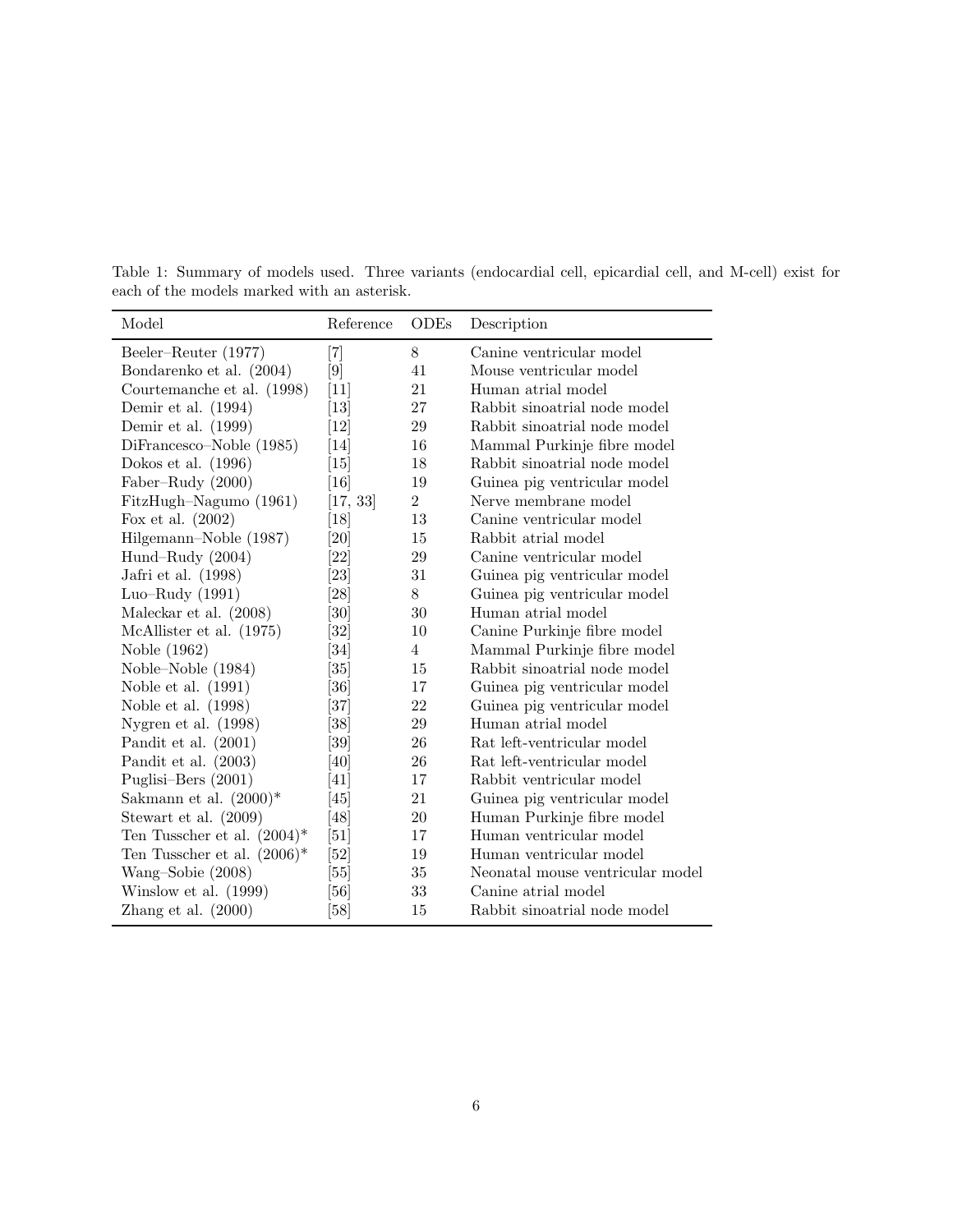Table 1: Summary of models used. Three variants (endocardial cell, epicardial cell, and M-cell) exist for each of the models marked with an asterisk.

| Model | Reference | ODEs | Description |
|---|---|---|---|
| Beeler–Reuter (1977) | [7] | 8 | Canine ventricular model |
| Bondarenko et al. (2004) | [9] | 41 | Mouse ventricular model |
| Courtemanche et al. (1998) | [11] | 21 | Human atrial model |
| Demir et al. (1994) | [13] | 27 | Rabbit sinoatrial node model |
| Demir et al. (1999) | [12] | 29 | Rabbit sinoatrial node model |
| DiFrancesco–Noble (1985) | [14] | 16 | Mammal Purkinje fibre model |
| Dokos et al. (1996) | [15] | 18 | Rabbit sinoatrial node model |
| Faber–Rudy (2000) | [16] | 19 | Guinea pig ventricular model |
| FitzHugh–Nagumo (1961) | [17, 33] | 2 | Nerve membrane model |
| Fox et al. (2002) | [18] | 13 | Canine ventricular model |
| Hilgemann–Noble (1987) | [20] | 15 | Rabbit atrial model |
| Hund–Rudy (2004) | [22] | 29 | Canine ventricular model |
| Jafri et al. (1998) | [23] | 31 | Guinea pig ventricular model |
| Luo–Rudy (1991) | [28] | 8 | Guinea pig ventricular model |
| Maleckar et al. (2008) | [30] | 30 | Human atrial model |
| McAllister et al. (1975) | [32] | 10 | Canine Purkinje fibre model |
| Noble (1962) | [34] | 4 | Mammal Purkinje fibre model |
| Noble–Noble (1984) | [35] | 15 | Rabbit sinoatrial node model |
| Noble et al. (1991) | [36] | 17 | Guinea pig ventricular model |
| Noble et al. (1998) | [37] | 22 | Guinea pig ventricular model |
| Nygren et al. (1998) | [38] | 29 | Human atrial model |
| Pandit et al. (2001) | [39] | 26 | Rat left-ventricular model |
| Pandit et al. (2003) | [40] | 26 | Rat left-ventricular model |
| Puglisi–Bers (2001) | [41] | 17 | Rabbit ventricular model |
| Sakmann et al. (2000)* | [45] | 21 | Guinea pig ventricular model |
| Stewart et al. (2009) | [48] | 20 | Human Purkinje fibre model |
| Ten Tusscher et al. (2004)* | [51] | 17 | Human ventricular model |
| Ten Tusscher et al. (2006)* | [52] | 19 | Human ventricular model |
| Wang–Sobie (2008) | [55] | 35 | Neonatal mouse ventricular model |
| Winslow et al. (1999) | [56] | 33 | Canine atrial model |
| Zhang et al. (2000) | [58] | 15 | Rabbit sinoatrial node model |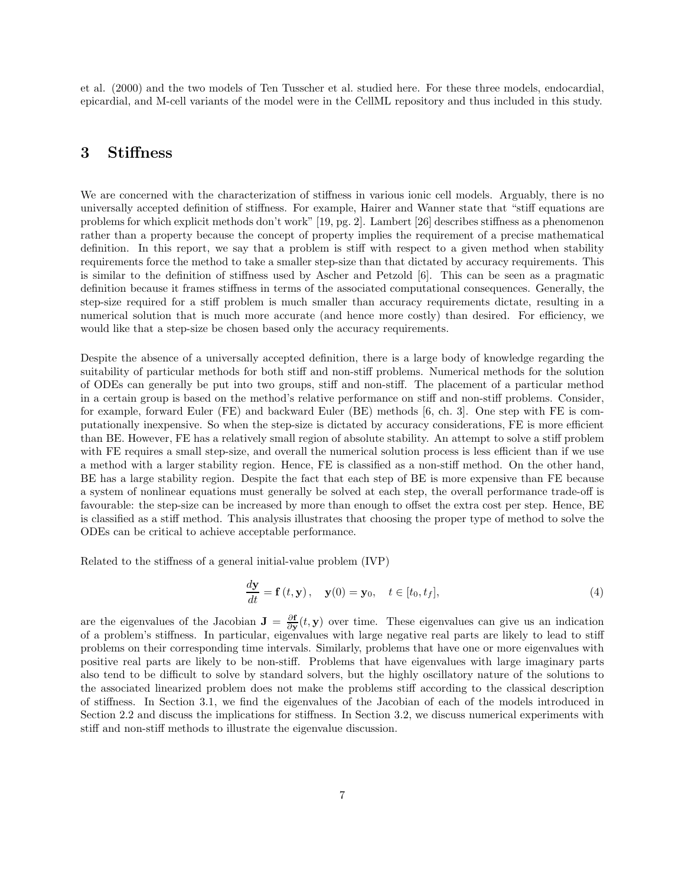et al. (2000) and the two models of Ten Tusscher et al. studied here. For these three models, endocardial, epicardial, and M-cell variants of the model were in the CellML repository and thus included in this study.

# 3 Stiffness

We are concerned with the characterization of stiffness in various ionic cell models. Arguably, there is no universally accepted definition of stiffness. For example, Hairer and Wanner state that "stiff equations are problems for which explicit methods don't work" [19, pg. 2]. Lambert [26] describes stiffness as a phenomenon rather than a property because the concept of property implies the requirement of a precise mathematical definition. In this report, we say that a problem is stiff with respect to a given method when stability requirements force the method to take a smaller step-size than that dictated by accuracy requirements. This is similar to the definition of stiffness used by Ascher and Petzold [6]. This can be seen as a pragmatic definition because it frames stiffness in terms of the associated computational consequences. Generally, the step-size required for a stiff problem is much smaller than accuracy requirements dictate, resulting in a numerical solution that is much more accurate (and hence more costly) than desired. For efficiency, we would like that a step-size be chosen based only the accuracy requirements.

Despite the absence of a universally accepted definition, there is a large body of knowledge regarding the suitability of particular methods for both stiff and non-stiff problems. Numerical methods for the solution of ODEs can generally be put into two groups, stiff and non-stiff. The placement of a particular method in a certain group is based on the method's relative performance on stiff and non-stiff problems. Consider, for example, forward Euler (FE) and backward Euler (BE) methods [6, ch. 3]. One step with FE is computationally inexpensive. So when the step-size is dictated by accuracy considerations, FE is more efficient than BE. However, FE has a relatively small region of absolute stability. An attempt to solve a stiff problem with FE requires a small step-size, and overall the numerical solution process is less efficient than if we use a method with a larger stability region. Hence, FE is classified as a non-stiff method. On the other hand, BE has a large stability region. Despite the fact that each step of BE is more expensive than FE because a system of nonlinear equations must generally be solved at each step, the overall performance trade-off is favourable: the step-size can be increased by more than enough to offset the extra cost per step. Hence, BE is classified as a stiff method. This analysis illustrates that choosing the proper type of method to solve the ODEs can be critical to achieve acceptable performance.

Related to the stiffness of a general initial-value problem (IVP)

$$\frac{d\mathbf{y}}{dt} = \mathbf{f}\left(t, \mathbf{y}\right), \quad \mathbf{y}(0) = \mathbf{y}_0, \quad t \in [t_0, t_f], \tag{4}$$

are the eigenvalues of the Jacobian $\mathbf{J} = \frac{\partial \mathbf{f}}{\partial \mathbf{y}}(t, \mathbf{y})$ over time. These eigenvalues can give us an indication of a problem's stiffness. In particular, eigenvalues with large negative real parts are likely to lead to stiff problems on their corresponding time intervals. Similarly, problems that have one or more eigenvalues with positive real parts are likely to be non-stiff. Problems that have eigenvalues with large imaginary parts also tend to be difficult to solve by standard solvers, but the highly oscillatory nature of the solutions to the associated linearized problem does not make the problems stiff according to the classical description of stiffness. In Section 3.1, we find the eigenvalues of the Jacobian of each of the models introduced in Section 2.2 and discuss the implications for stiffness. In Section 3.2, we discuss numerical experiments with stiff and non-stiff methods to illustrate the eigenvalue discussion.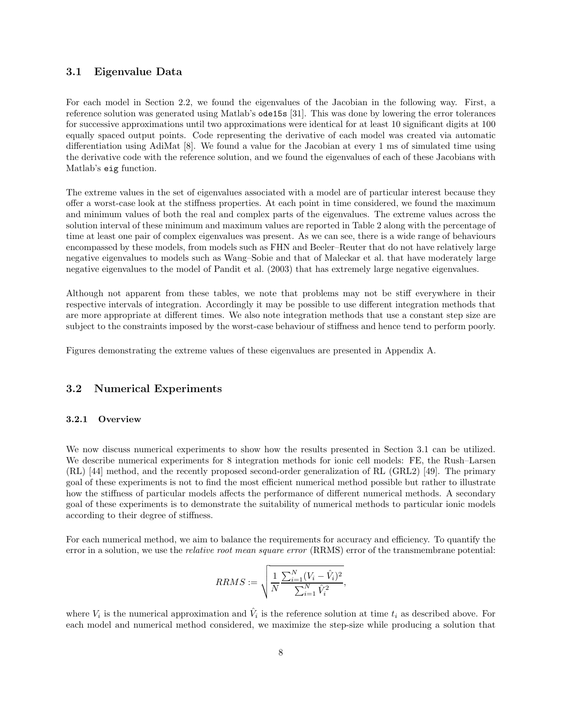### 3.1 Eigenvalue Data

For each model in Section 2.2, we found the eigenvalues of the Jacobian in the following way. First, a reference solution was generated using Matlab's `ode15s` [31]. This was done by lowering the error tolerances for successive approximations until two approximations were identical for at least 10 significant digits at 100 equally spaced output points. Code representing the derivative of each model was created via automatic differentiation using AdiMat [8]. We found a value for the Jacobian at every 1 ms of simulated time using the derivative code with the reference solution, and we found the eigenvalues of each of these Jacobians with Matlab's `eig` function.

The extreme values in the set of eigenvalues associated with a model are of particular interest because they offer a worst-case look at the stiffness properties. At each point in time considered, we found the maximum and minimum values of both the real and complex parts of the eigenvalues. The extreme values across the solution interval of these minimum and maximum values are reported in Table 2 along with the percentage of time at least one pair of complex eigenvalues was present. As we can see, there is a wide range of behaviours encompassed by these models, from models such as FHN and Beeler–Reuter that do not have relatively large negative eigenvalues to models such as Wang–Sobie and that of Maleckar et al. that have moderately large negative eigenvalues to the model of Pandit et al. (2003) that has extremely large negative eigenvalues.

Although not apparent from these tables, we note that problems may not be stiff everywhere in their respective intervals of integration. Accordingly it may be possible to use different integration methods that are more appropriate at different times. We also note integration methods that use a constant step size are subject to the constraints imposed by the worst-case behaviour of stiffness and hence tend to perform poorly.

Figures demonstrating the extreme values of these eigenvalues are presented in Appendix A.

### 3.2 Numerical Experiments

#### 3.2.1 Overview

We now discuss numerical experiments to show how the results presented in Section 3.1 can be utilized. We describe numerical experiments for 8 integration methods for ionic cell models: FE, the Rush–Larsen (RL) [44] method, and the recently proposed second-order generalization of RL (GRL2) [49]. The primary goal of these experiments is not to find the most efficient numerical method possible but rather to illustrate how the stiffness of particular models affects the performance of different numerical methods. A secondary goal of these experiments is to demonstrate the suitability of numerical methods to particular ionic models according to their degree of stiffness.

For each numerical method, we aim to balance the requirements for accuracy and efficiency. To quantify the error in a solution, we use the *relative root mean square error* (RRMS) error of the transmembrane potential:

$$RRMS := \sqrt{\frac{1}{N}\frac{\sum_{i=1}^{N}(V_i - \hat{V}_i)^2}{\sum_{i=1}^{N}\hat{V}_i^2}},$$

where $V_i$ is the numerical approximation and $\hat{V}_i$ is the reference solution at time $t_i$ as described above. For each model and numerical method considered, we maximize the step-size while producing a solution that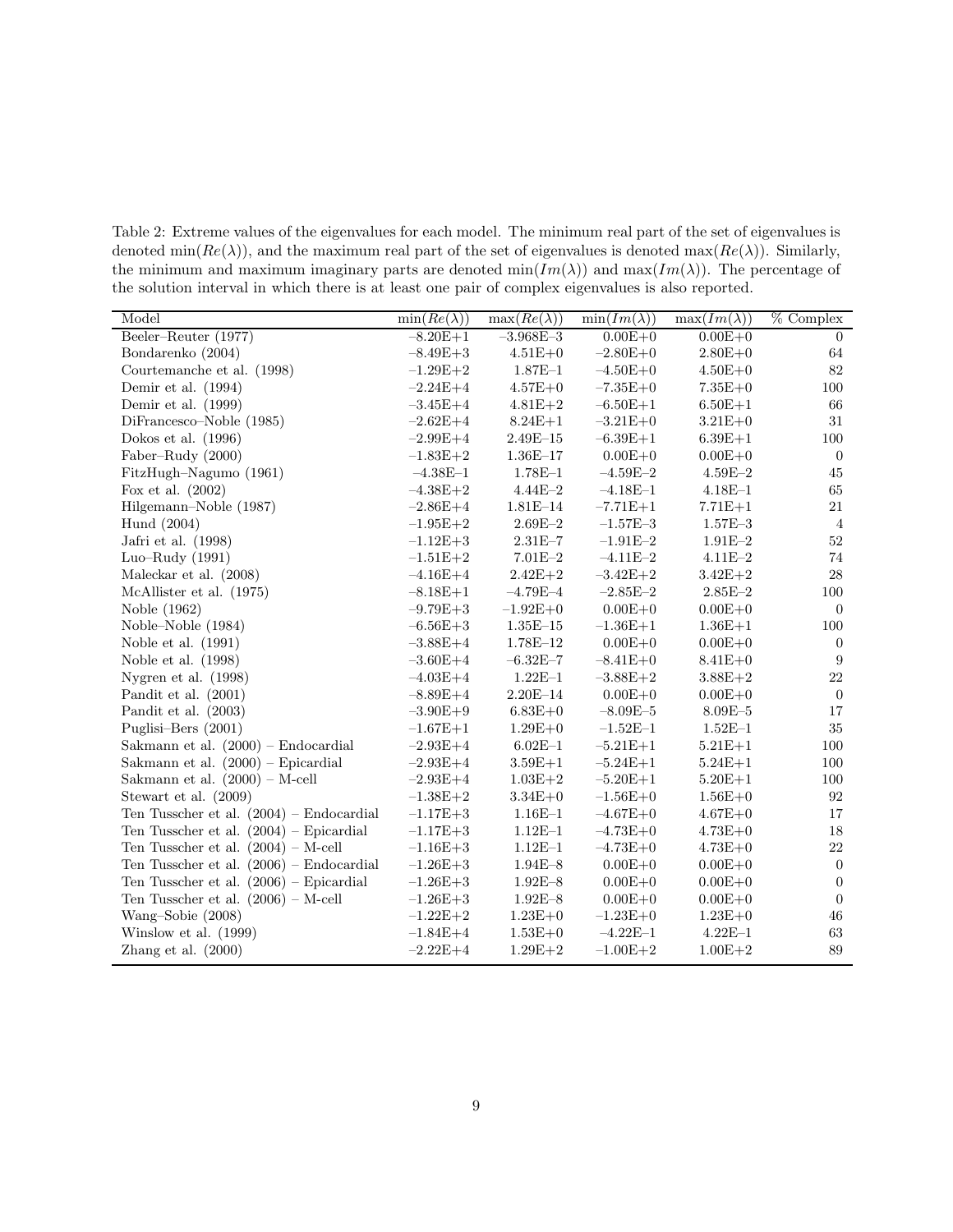Table 2: Extreme values of the eigenvalues for each model. The minimum real part of the set of eigenvalues is denoted $\min(Re(\lambda))$, and the maximum real part of the set of eigenvalues is denoted $\max(Re(\lambda))$. Similarly, the minimum and maximum imaginary parts are denoted $\min(Im(\lambda))$ and $\max(Im(\lambda))$. The percentage of the solution interval in which there is at least one pair of complex eigenvalues is also reported.

| Model | $\min(Re(\lambda))$ | $\max(Re(\lambda))$ | $\min(Im(\lambda))$ | $\max(Im(\lambda))$ | % Complex |
|---|---|---|---|---|---|
| Beeler–Reuter (1977) | −8.20E+1 | −3.968E−3 | 0.00E+0 | 0.00E+0 | 0 |
| Bondarenko (2004) | −8.49E+3 | 4.51E+0 | −2.80E+0 | 2.80E+0 | 64 |
| Courtemanche et al. (1998) | −1.29E+2 | 1.87E−1 | −4.50E+0 | 4.50E+0 | 82 |
| Demir et al. (1994) | −2.24E+4 | 4.57E+0 | −7.35E+0 | 7.35E+0 | 100 |
| Demir et al. (1999) | −3.45E+4 | 4.81E+2 | −6.50E+1 | 6.50E+1 | 66 |
| DiFrancesco–Noble (1985) | −2.62E+4 | 8.24E+1 | −3.21E+0 | 3.21E+0 | 31 |
| Dokos et al. (1996) | −2.99E+4 | 2.49E−15 | −6.39E+1 | 6.39E+1 | 100 |
| Faber–Rudy (2000) | −1.83E+2 | 1.36E−17 | 0.00E+0 | 0.00E+0 | 0 |
| FitzHugh–Nagumo (1961) | −4.38E−1 | 1.78E−1 | −4.59E−2 | 4.59E−2 | 45 |
| Fox et al. (2002) | −4.38E+2 | 4.44E−2 | −4.18E−1 | 4.18E−1 | 65 |
| Hilgemann–Noble (1987) | −2.86E+4 | 1.81E−14 | −7.71E+1 | 7.71E+1 | 21 |
| Hund (2004) | −1.95E+2 | 2.69E−2 | −1.57E−3 | 1.57E−3 | 4 |
| Jafri et al. (1998) | −1.12E+3 | 2.31E−7 | −1.91E−2 | 1.91E−2 | 52 |
| Luo–Rudy (1991) | −1.51E+2 | 7.01E−2 | −4.11E−2 | 4.11E−2 | 74 |
| Maleckar et al. (2008) | −4.16E+4 | 2.42E+2 | −3.42E+2 | 3.42E+2 | 28 |
| McAllister et al. (1975) | −8.18E+1 | −4.79E−4 | −2.85E−2 | 2.85E−2 | 100 |
| Noble (1962) | −9.79E+3 | −1.92E+0 | 0.00E+0 | 0.00E+0 | 0 |
| Noble–Noble (1984) | −6.56E+3 | 1.35E−15 | −1.36E+1 | 1.36E+1 | 100 |
| Noble et al. (1991) | −3.88E+4 | 1.78E−12 | 0.00E+0 | 0.00E+0 | 0 |
| Noble et al. (1998) | −3.60E+4 | −6.32E−7 | −8.41E+0 | 8.41E+0 | 9 |
| Nygren et al. (1998) | −4.03E+4 | 1.22E−1 | −3.88E+2 | 3.88E+2 | 22 |
| Pandit et al. (2001) | −8.89E+4 | 2.20E−14 | 0.00E+0 | 0.00E+0 | 0 |
| Pandit et al. (2003) | −3.90E+9 | 6.83E+0 | −8.09E−5 | 8.09E−5 | 17 |
| Puglisi–Bers (2001) | −1.67E+1 | 1.29E+0 | −1.52E−1 | 1.52E−1 | 35 |
| Sakmann et al. (2000) – Endocardial | −2.93E+4 | 6.02E−1 | −5.21E+1 | 5.21E+1 | 100 |
| Sakmann et al. (2000) – Epicardial | −2.93E+4 | 3.59E+1 | −5.24E+1 | 5.24E+1 | 100 |
| Sakmann et al. (2000) – M-cell | −2.93E+4 | 1.03E+2 | −5.20E+1 | 5.20E+1 | 100 |
| Stewart et al. (2009) | −1.38E+2 | 3.34E+0 | −1.56E+0 | 1.56E+0 | 92 |
| Ten Tusscher et al. (2004) – Endocardial | −1.17E+3 | 1.16E−1 | −4.67E+0 | 4.67E+0 | 17 |
| Ten Tusscher et al. (2004) – Epicardial | −1.17E+3 | 1.12E−1 | −4.73E+0 | 4.73E+0 | 18 |
| Ten Tusscher et al. (2004) – M-cell | −1.16E+3 | 1.12E−1 | −4.73E+0 | 4.73E+0 | 22 |
| Ten Tusscher et al. (2006) – Endocardial | −1.26E+3 | 1.94E−8 | 0.00E+0 | 0.00E+0 | 0 |
| Ten Tusscher et al. (2006) – Epicardial | −1.26E+3 | 1.92E−8 | 0.00E+0 | 0.00E+0 | 0 |
| Ten Tusscher et al. (2006) – M-cell | −1.26E+3 | 1.92E−8 | 0.00E+0 | 0.00E+0 | 0 |
| Wang–Sobie (2008) | −1.22E+2 | 1.23E+0 | −1.23E+0 | 1.23E+0 | 46 |
| Winslow et al. (1999) | −1.84E+4 | 1.53E+0 | −4.22E−1 | 4.22E−1 | 63 |
| Zhang et al. (2000) | −2.22E+4 | 1.29E+2 | −1.00E+2 | 1.00E+2 | 89 |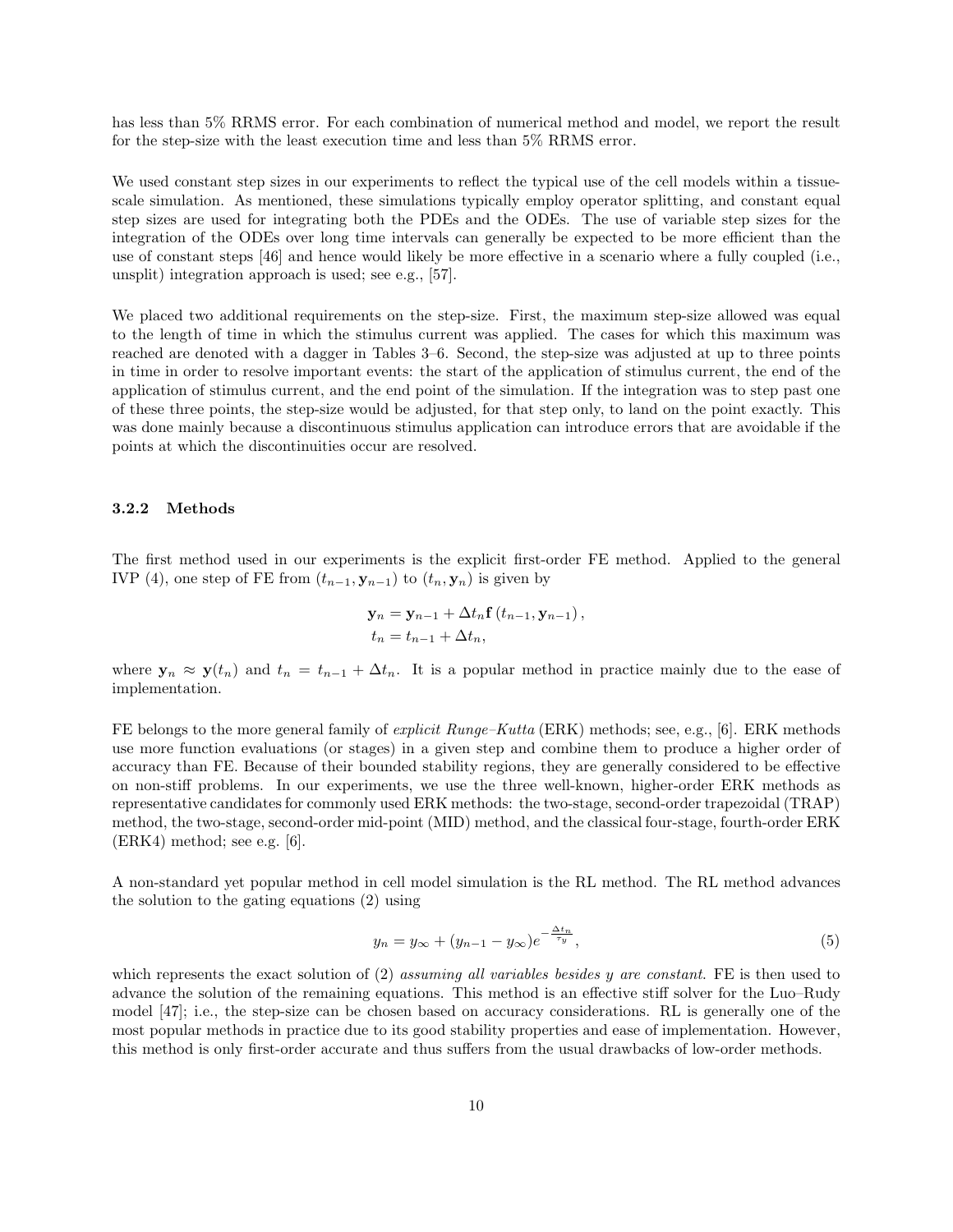has less than 5% RRMS error. For each combination of numerical method and model, we report the result for the step-size with the least execution time and less than 5% RRMS error.

We used constant step sizes in our experiments to reflect the typical use of the cell models within a tissue-scale simulation. As mentioned, these simulations typically employ operator splitting, and constant equal step sizes are used for integrating both the PDEs and the ODEs. The use of variable step sizes for the integration of the ODEs over long time intervals can generally be expected to be more efficient than the use of constant steps [46] and hence would likely be more effective in a scenario where a fully coupled (i.e., unsplit) integration approach is used; see e.g., [57].

We placed two additional requirements on the step-size. First, the maximum step-size allowed was equal to the length of time in which the stimulus current was applied. The cases for which this maximum was reached are denoted with a dagger in Tables 3–6. Second, the step-size was adjusted at up to three points in time in order to resolve important events: the start of the application of stimulus current, the end of the application of stimulus current, and the end point of the simulation. If the integration was to step past one of these three points, the step-size would be adjusted, for that step only, to land on the point exactly. This was done mainly because a discontinuous stimulus application can introduce errors that are avoidable if the points at which the discontinuities occur are resolved.

### 3.2.2 Methods

The first method used in our experiments is the explicit first-order FE method. Applied to the general IVP (4), one step of FE from $(t_{n-1}, \mathbf{y}_{n-1})$ to $(t_n, \mathbf{y}_n)$ is given by

$$
\begin{aligned}
\mathbf{y}_n &= \mathbf{y}_{n-1} + \Delta t_n \mathbf{f}\left(t_{n-1}, \mathbf{y}_{n-1}\right), \\
t_n &= t_{n-1} + \Delta t_n,
\end{aligned}
$$

where $\mathbf{y}_n \approx \mathbf{y}(t_n)$ and $t_n = t_{n-1} + \Delta t_n$. It is a popular method in practice mainly due to the ease of implementation.

FE belongs to the more general family of *explicit Runge–Kutta* (ERK) methods; see, e.g., [6]. ERK methods use more function evaluations (or stages) in a given step and combine them to produce a higher order of accuracy than FE. Because of their bounded stability regions, they are generally considered to be effective on non-stiff problems. In our experiments, we use the three well-known, higher-order ERK methods as representative candidates for commonly used ERK methods: the two-stage, second-order trapezoidal (TRAP) method, the two-stage, second-order mid-point (MID) method, and the classical four-stage, fourth-order ERK (ERK4) method; see e.g. [6].

A non-standard yet popular method in cell model simulation is the RL method. The RL method advances the solution to the gating equations (2) using

$$
y_n = y_\infty + (y_{n-1} - y_\infty) e^{-\frac{\Delta t_n}{\tau_y}}, \tag{5}
$$

which represents the exact solution of (2) *assuming all variables besides y are constant*. FE is then used to advance the solution of the remaining equations. This method is an effective stiff solver for the Luo–Rudy model [47]; i.e., the step-size can be chosen based on accuracy considerations. RL is generally one of the most popular methods in practice due to its good stability properties and ease of implementation. However, this method is only first-order accurate and thus suffers from the usual drawbacks of low-order methods.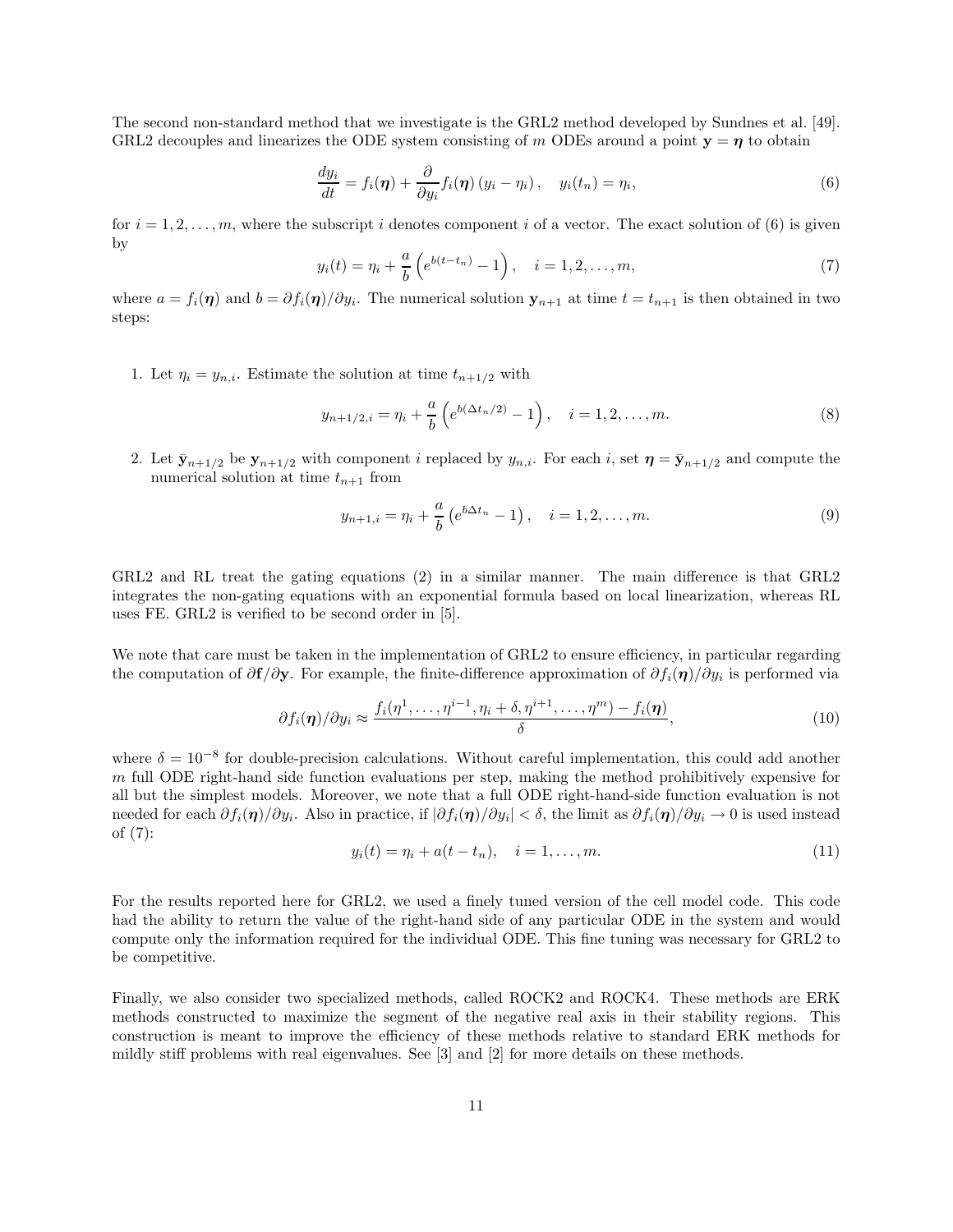The second non-standard method that we investigate is the GRL2 method developed by Sundnes et al. [49]. GRL2 decouples and linearizes the ODE system consisting of $m$ ODEs around a point $\mathbf{y} = \boldsymbol{\eta}$ to obtain

$$\frac{dy_i}{dt} = f_i(\boldsymbol{\eta}) + \frac{\partial}{\partial y_i} f_i(\boldsymbol{\eta})\,(y_i - \eta_i)\,, \quad y_i(t_n) = \eta_i, \tag{6}$$

for $i = 1, 2, \ldots, m$, where the subscript $i$ denotes component $i$ of a vector. The exact solution of (6) is given by

$$y_i(t) = \eta_i + \frac{a}{b}\left(e^{b(t-t_n)} - 1\right), \quad i = 1, 2, \ldots, m, \tag{7}$$

where $a = f_i(\boldsymbol{\eta})$ and $b = \partial f_i(\boldsymbol{\eta})/\partial y_i$. The numerical solution $\mathbf{y}_{n+1}$ at time $t = t_{n+1}$ is then obtained in two steps:

1. Let $\eta_i = y_{n,i}$. Estimate the solution at time $t_{n+1/2}$ with

$$y_{n+1/2,i} = \eta_i + \frac{a}{b}\left(e^{b(\Delta t_n/2)} - 1\right), \quad i = 1, 2, \ldots, m. \tag{8}$$

2. Let $\bar{\mathbf{y}}_{n+1/2}$ be $\mathbf{y}_{n+1/2}$ with component $i$ replaced by $y_{n,i}$. For each $i$, set $\boldsymbol{\eta} = \bar{\mathbf{y}}_{n+1/2}$ and compute the numerical solution at time $t_{n+1}$ from

$$y_{n+1,i} = \eta_i + \frac{a}{b}\left(e^{b\Delta t_n} - 1\right), \quad i = 1, 2, \ldots, m. \tag{9}$$

GRL2 and RL treat the gating equations (2) in a similar manner. The main difference is that GRL2 integrates the non-gating equations with an exponential formula based on local linearization, whereas RL uses FE. GRL2 is verified to be second order in [5].

We note that care must be taken in the implementation of GRL2 to ensure efficiency, in particular regarding the computation of $\partial \mathbf{f}/\partial \mathbf{y}$. For example, the finite-difference approximation of $\partial f_i(\boldsymbol{\eta})/\partial y_i$ is performed via

$$\partial f_i(\boldsymbol{\eta})/\partial y_i \approx \frac{f_i(\eta^1, \ldots, \eta^{i-1}, \eta_i + \delta, \eta^{i+1}, \ldots, \eta^m) - f_i(\boldsymbol{\eta})}{\delta}, \tag{10}$$

where $\delta = 10^{-8}$ for double-precision calculations. Without careful implementation, this could add another $m$ full ODE right-hand side function evaluations per step, making the method prohibitively expensive for all but the simplest models. Moreover, we note that a full ODE right-hand-side function evaluation is not needed for each $\partial f_i(\boldsymbol{\eta})/\partial y_i$. Also in practice, if $|\partial f_i(\boldsymbol{\eta})/\partial y_i| < \delta$, the limit as $\partial f_i(\boldsymbol{\eta})/\partial y_i \to 0$ is used instead of (7):

$$y_i(t) = \eta_i + a(t - t_n), \quad i = 1, \ldots, m. \tag{11}$$

For the results reported here for GRL2, we used a finely tuned version of the cell model code. This code had the ability to return the value of the right-hand side of any particular ODE in the system and would compute only the information required for the individual ODE. This fine tuning was necessary for GRL2 to be competitive.

Finally, we also consider two specialized methods, called ROCK2 and ROCK4. These methods are ERK methods constructed to maximize the segment of the negative real axis in their stability regions. This construction is meant to improve the efficiency of these methods relative to standard ERK methods for mildly stiff problems with real eigenvalues. See [3] and [2] for more details on these methods.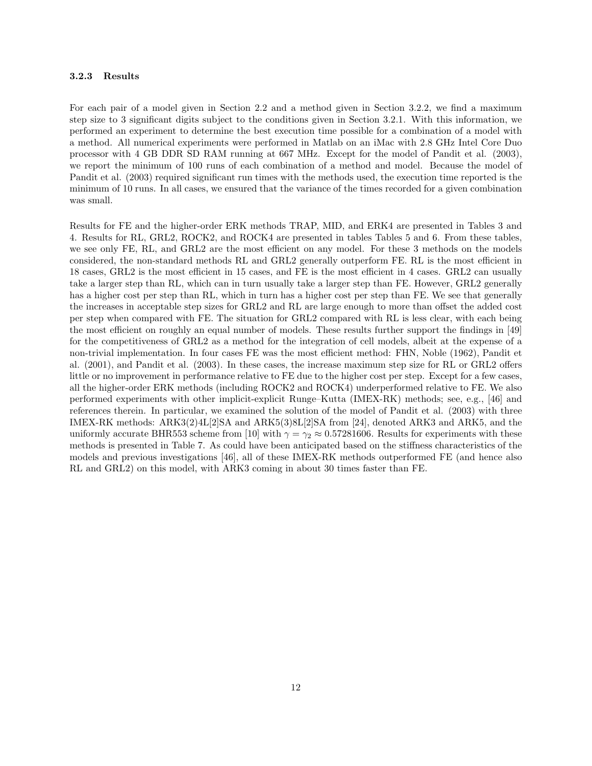### 3.2.3 Results

For each pair of a model given in Section 2.2 and a method given in Section 3.2.2, we find a maximum step size to 3 significant digits subject to the conditions given in Section 3.2.1. With this information, we performed an experiment to determine the best execution time possible for a combination of a model with a method. All numerical experiments were performed in Matlab on an iMac with 2.8 GHz Intel Core Duo processor with 4 GB DDR SD RAM running at 667 MHz. Except for the model of Pandit et al. (2003), we report the minimum of 100 runs of each combination of a method and model. Because the model of Pandit et al. (2003) required significant run times with the methods used, the execution time reported is the minimum of 10 runs. In all cases, we ensured that the variance of the times recorded for a given combination was small.

Results for FE and the higher-order ERK methods TRAP, MID, and ERK4 are presented in Tables 3 and 4. Results for RL, GRL2, ROCK2, and ROCK4 are presented in tables Tables 5 and 6. From these tables, we see only FE, RL, and GRL2 are the most efficient on any model. For these 3 methods on the models considered, the non-standard methods RL and GRL2 generally outperform FE. RL is the most efficient in 18 cases, GRL2 is the most efficient in 15 cases, and FE is the most efficient in 4 cases. GRL2 can usually take a larger step than RL, which can in turn usually take a larger step than FE. However, GRL2 generally has a higher cost per step than RL, which in turn has a higher cost per step than FE. We see that generally the increases in acceptable step sizes for GRL2 and RL are large enough to more than offset the added cost per step when compared with FE. The situation for GRL2 compared with RL is less clear, with each being the most efficient on roughly an equal number of models. These results further support the findings in [49] for the competitiveness of GRL2 as a method for the integration of cell models, albeit at the expense of a non-trivial implementation. In four cases FE was the most efficient method: FHN, Noble (1962), Pandit et al. (2001), and Pandit et al. (2003). In these cases, the increase maximum step size for RL or GRL2 offers little or no improvement in performance relative to FE due to the higher cost per step. Except for a few cases, all the higher-order ERK methods (including ROCK2 and ROCK4) underperformed relative to FE. We also performed experiments with other implicit-explicit Runge–Kutta (IMEX-RK) methods; see, e.g., [46] and references therein. In particular, we examined the solution of the model of Pandit et al. (2003) with three IMEX-RK methods: ARK3(2)4L[2]SA and ARK5(3)8L[2]SA from [24], denoted ARK3 and ARK5, and the uniformly accurate BHR553 scheme from [10] with $\gamma = \gamma_2 \approx 0.57281606$. Results for experiments with these methods is presented in Table 7. As could have been anticipated based on the stiffness characteristics of the models and previous investigations [46], all of these IMEX-RK methods outperformed FE (and hence also RL and GRL2) on this model, with ARK3 coming in about 30 times faster than FE.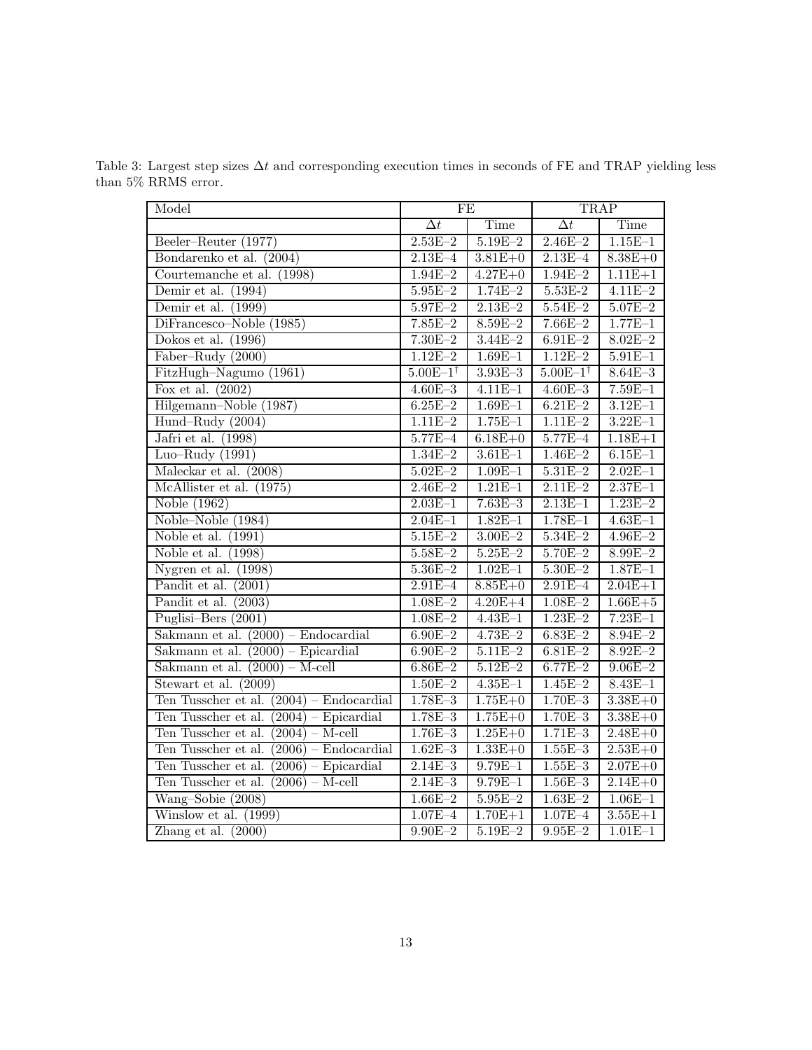Table 3: Largest step sizes $\Delta t$ and corresponding execution times in seconds of FE and TRAP yielding less than 5% RRMS error.

| Model | FE | | TRAP | |
|---|---|---|---|---|
| | $\Delta t$ | Time | $\Delta t$ | Time |
| Beeler–Reuter (1977) | 2.53E–2 | 5.19E–2 | 2.46E–2 | 1.15E–1 |
| Bondarenko et al. (2004) | 2.13E–4 | 3.81E+0 | 2.13E–4 | 8.38E+0 |
| Courtemanche et al. (1998) | 1.94E–2 | 4.27E+0 | 1.94E–2 | 1.11E+1 |
| Demir et al. (1994) | 5.95E–2 | 1.74E–2 | 5.53E-2 | 4.11E–2 |
| Demir et al. (1999) | 5.97E–2 | 2.13E–2 | 5.54E–2 | 5.07E–2 |
| DiFrancesco–Noble (1985) | 7.85E–2 | 8.59E–2 | 7.66E–2 | 1.77E–1 |
| Dokos et al. (1996) | 7.30E–2 | 3.44E–2 | 6.91E–2 | 8.02E–2 |
| Faber–Rudy (2000) | 1.12E–2 | 1.69E–1 | 1.12E–2 | 5.91E–1 |
| FitzHugh–Nagumo (1961) | 5.00E–1[†] | 3.93E–3 | 5.00E–1[†] | 8.64E–3 |
| Fox et al. (2002) | 4.60E–3 | 4.11E–1 | 4.60E–3 | 7.59E–1 |
| Hilgemann–Noble (1987) | 6.25E–2 | 1.69E–1 | 6.21E–2 | 3.12E–1 |
| Hund–Rudy (2004) | 1.11E–2 | 1.75E–1 | 1.11E–2 | 3.22E–1 |
| Jafri et al. (1998) | 5.77E–4 | 6.18E+0 | 5.77E–4 | 1.18E+1 |
| Luo–Rudy (1991) | 1.34E–2 | 3.61E–1 | 1.46E–2 | 6.15E–1 |
| Maleckar et al. (2008) | 5.02E–2 | 1.09E–1 | 5.31E–2 | 2.02E–1 |
| McAllister et al. (1975) | 2.46E–2 | 1.21E–1 | 2.11E–2 | 2.37E–1 |
| Noble (1962) | 2.03E–1 | 7.63E–3 | 2.13E–1 | 1.23E–2 |
| Noble–Noble (1984) | 2.04E–1 | 1.82E–1 | 1.78E–1 | 4.63E–1 |
| Noble et al. (1991) | 5.15E–2 | 3.00E–2 | 5.34E–2 | 4.96E–2 |
| Noble et al. (1998) | 5.58E–2 | 5.25E–2 | 5.70E–2 | 8.99E–2 |
| Nygren et al. (1998) | 5.36E–2 | 1.02E–1 | 5.30E–2 | 1.87E–1 |
| Pandit et al. (2001) | 2.91E–4 | 8.85E+0 | 2.91E–4 | 2.04E+1 |
| Pandit et al. (2003) | 1.08E–2 | 4.20E+4 | 1.08E–2 | 1.66E+5 |
| Puglisi–Bers (2001) | 1.08E–2 | 4.43E–1 | 1.23E–2 | 7.23E–1 |
| Sakmann et al. (2000) – Endocardial | 6.90E–2 | 4.73E–2 | 6.83E–2 | 8.94E–2 |
| Sakmann et al. (2000) – Epicardial | 6.90E–2 | 5.11E–2 | 6.81E–2 | 8.92E–2 |
| Sakmann et al. (2000) – M-cell | 6.86E–2 | 5.12E–2 | 6.77E–2 | 9.06E–2 |
| Stewart et al. (2009) | 1.50E–2 | 4.35E–1 | 1.45E–2 | 8.43E–1 |
| Ten Tusscher et al. (2004) – Endocardial | 1.78E–3 | 1.75E+0 | 1.70E–3 | 3.38E+0 |
| Ten Tusscher et al. (2004) – Epicardial | 1.78E–3 | 1.75E+0 | 1.70E–3 | 3.38E+0 |
| Ten Tusscher et al. (2004) – M-cell | 1.76E–3 | 1.25E+0 | 1.71E–3 | 2.48E+0 |
| Ten Tusscher et al. (2006) – Endocardial | 1.62E–3 | 1.33E+0 | 1.55E–3 | 2.53E+0 |
| Ten Tusscher et al. (2006) – Epicardial | 2.14E–3 | 9.79E–1 | 1.55E–3 | 2.07E+0 |
| Ten Tusscher et al. (2006) – M-cell | 2.14E–3 | 9.79E–1 | 1.56E–3 | 2.14E+0 |
| Wang–Sobie (2008) | 1.66E–2 | 5.95E–2 | 1.63E–2 | 1.06E–1 |
| Winslow et al. (1999) | 1.07E–4 | 1.70E+1 | 1.07E–4 | 3.55E+1 |
| Zhang et al. (2000) | 9.90E–2 | 5.19E–2 | 9.95E–2 | 1.01E–1 |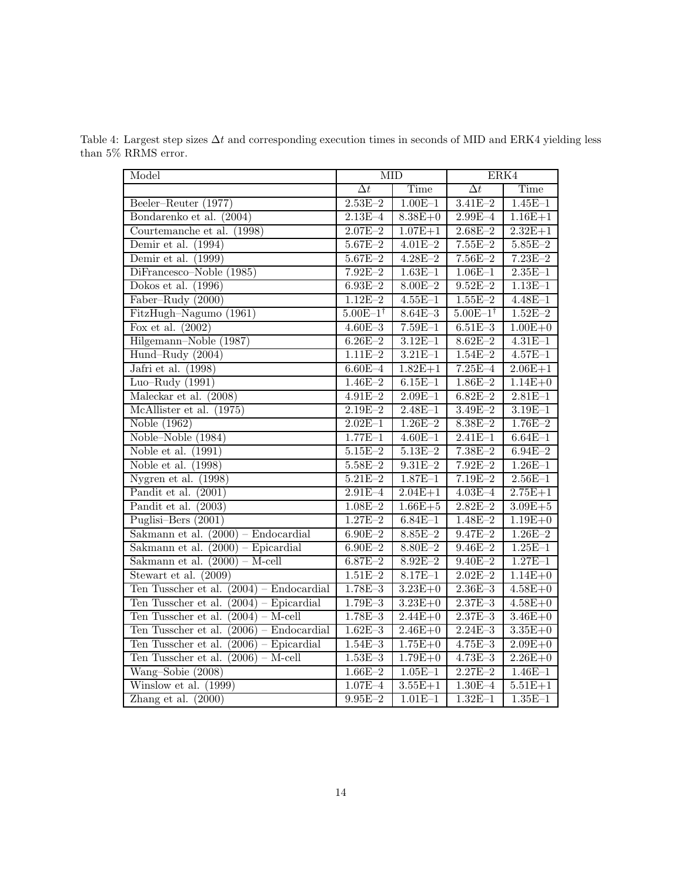Table 4: Largest step sizes $\Delta t$ and corresponding execution times in seconds of MID and ERK4 yielding less than 5% RRMS error.

| Model | MID | | ERK4 | |
|---|---|---|---|---|
| | $\Delta t$ | Time | $\Delta t$ | Time |
| Beeler–Reuter (1977) | 2.53E−2 | 1.00E−1 | 3.41E−2 | 1.45E−1 |
| Bondarenko et al. (2004) | 2.13E−4 | 8.38E+0 | 2.99E−4 | 1.16E+1 |
| Courtemanche et al. (1998) | 2.07E−2 | 1.07E+1 | 2.68E−2 | 2.32E+1 |
| Demir et al. (1994) | 5.67E−2 | 4.01E−2 | 7.55E−2 | 5.85E−2 |
| Demir et al. (1999) | 5.67E−2 | 4.28E−2 | 7.56E−2 | 7.23E−2 |
| DiFrancesco–Noble (1985) | 7.92E−2 | 1.63E−1 | 1.06E−1 | 2.35E−1 |
| Dokos et al. (1996) | 6.93E−2 | 8.00E−2 | 9.52E−2 | 1.13E−1 |
| Faber–Rudy (2000) | 1.12E−2 | 4.55E−1 | 1.55E−2 | 4.48E−1 |
| FitzHugh–Nagumo (1961) | 5.00E−1[†] | 8.64E−3 | 5.00E−1[†] | 1.52E−2 |
| Fox et al. (2002) | 4.60E−3 | 7.59E−1 | 6.51E−3 | 1.00E+0 |
| Hilgemann–Noble (1987) | 6.26E−2 | 3.12E−1 | 8.62E−2 | 4.31E−1 |
| Hund–Rudy (2004) | 1.11E−2 | 3.21E−1 | 1.54E−2 | 4.57E−1 |
| Jafri et al. (1998) | 6.60E−4 | 1.82E+1 | 7.25E−4 | 2.06E+1 |
| Luo–Rudy (1991) | 1.46E−2 | 6.15E−1 | 1.86E−2 | 1.14E+0 |
| Maleckar et al. (2008) | 4.91E−2 | 2.09E−1 | 6.82E−2 | 2.81E−1 |
| McAllister et al. (1975) | 2.19E−2 | 2.48E−1 | 3.49E−2 | 3.19E−1 |
| Noble (1962) | 2.02E−1 | 1.26E−2 | 8.38E−2 | 1.76E−2 |
| Noble–Noble (1984) | 1.77E−1 | 4.60E−1 | 2.41E−1 | 6.64E−1 |
| Noble et al. (1991) | 5.15E−2 | 5.13E−2 | 7.38E−2 | 6.94E−2 |
| Noble et al. (1998) | 5.58E−2 | 9.31E−2 | 7.92E−2 | 1.26E−1 |
| Nygren et al. (1998) | 5.21E−2 | 1.87E−1 | 7.19E−2 | 2.56E−1 |
| Pandit et al. (2001) | 2.91E−4 | 2.04E+1 | 4.03E−4 | 2.75E+1 |
| Pandit et al. (2003) | 1.08E−2 | 1.66E+5 | 2.82E−2 | 3.09E+5 |
| Puglisi–Bers (2001) | 1.27E−2 | 6.84E−1 | 1.48E−2 | 1.19E+0 |
| Sakmann et al. (2000) – Endocardial | 6.90E−2 | 8.85E−2 | 9.47E−2 | 1.26E−2 |
| Sakmann et al. (2000) – Epicardial | 6.90E−2 | 8.80E−2 | 9.46E−2 | 1.25E−1 |
| Sakmann et al. (2000) – M-cell | 6.87E−2 | 8.92E−2 | 9.40E−2 | 1.27E−1 |
| Stewart et al. (2009) | 1.51E−2 | 8.17E−1 | 2.02E−2 | 1.14E+0 |
| Ten Tusscher et al. (2004) – Endocardial | 1.78E−3 | 3.23E+0 | 2.36E−3 | 4.58E+0 |
| Ten Tusscher et al. (2004) – Epicardial | 1.79E−3 | 3.23E+0 | 2.37E−3 | 4.58E+0 |
| Ten Tusscher et al. (2004) – M-cell | 1.78E−3 | 2.44E+0 | 2.37E−3 | 3.46E+0 |
| Ten Tusscher et al. (2006) – Endocardial | 1.62E−3 | 2.46E+0 | 2.24E−3 | 3.35E+0 |
| Ten Tusscher et al. (2006) – Epicardial | 1.54E−3 | 1.75E+0 | 4.75E−3 | 2.09E+0 |
| Ten Tusscher et al. (2006) – M-cell | 1.53E−3 | 1.79E+0 | 4.73E−3 | 2.26E+0 |
| Wang–Sobie (2008) | 1.66E−2 | 1.05E−1 | 2.27E−2 | 1.46E−1 |
| Winslow et al. (1999) | 1.07E−4 | 3.55E+1 | 1.30E−4 | 5.51E+1 |
| Zhang et al. (2000) | 9.95E−2 | 1.01E−1 | 1.32E−1 | 1.35E−1 |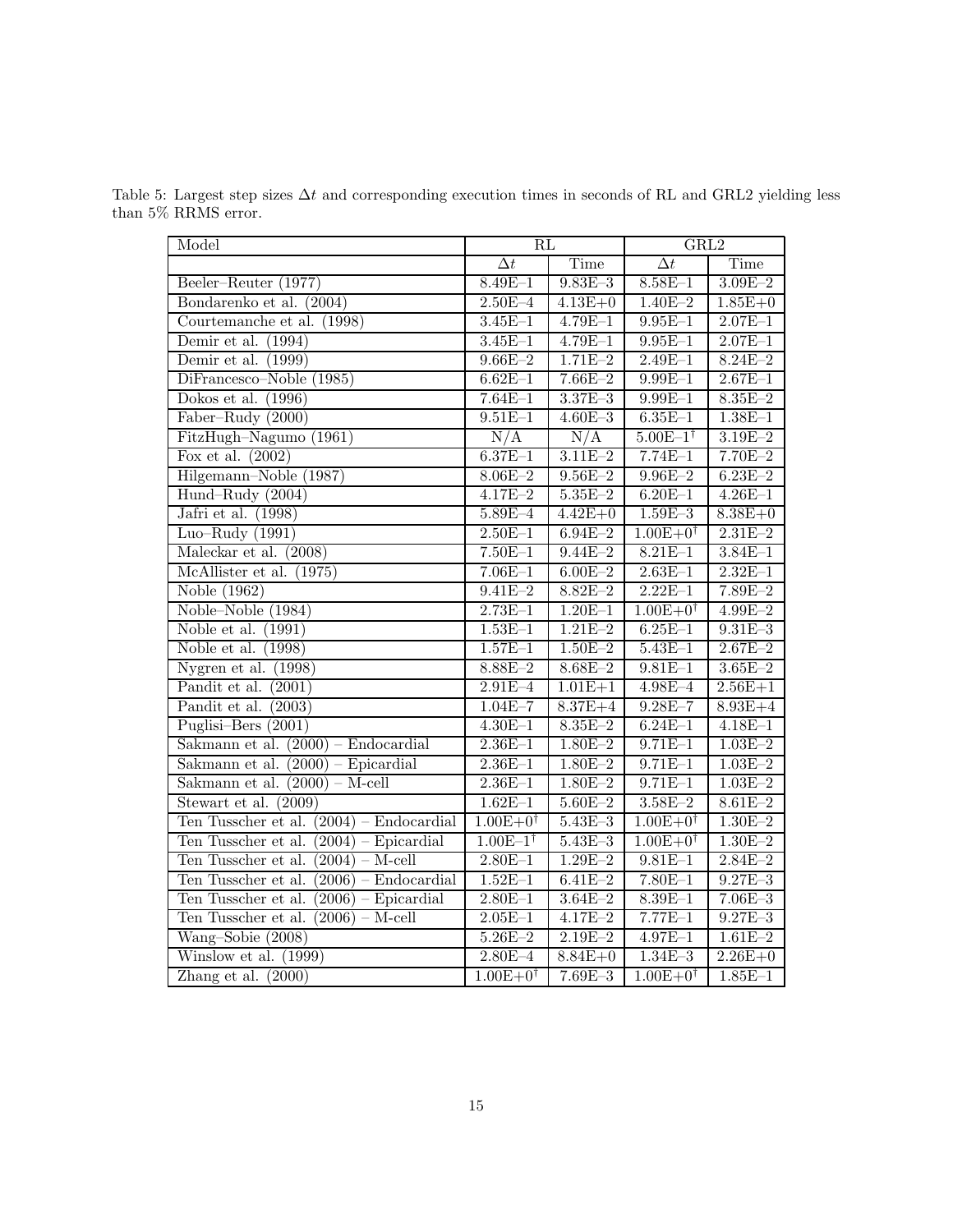Table 5: Largest step sizes $\Delta t$ and corresponding execution times in seconds of RL and GRL2 yielding less than 5% RRMS error.

| Model | RL | | GRL2 | |
|---|---|---|---|---|
| | $\Delta t$ | Time | $\Delta t$ | Time |
| Beeler–Reuter (1977) | 8.49E–1 | 9.83E–3 | 8.58E–1 | 3.09E–2 |
| Bondarenko et al. (2004) | 2.50E–4 | 4.13E+0 | 1.40E–2 | 1.85E+0 |
| Courtemanche et al. (1998) | 3.45E–1 | 4.79E–1 | 9.95E–1 | 2.07E–1 |
| Demir et al. (1994) | 3.45E–1 | 4.79E–1 | 9.95E–1 | 2.07E–1 |
| Demir et al. (1999) | 9.66E–2 | 1.71E–2 | 2.49E–1 | 8.24E–2 |
| DiFrancesco–Noble (1985) | 6.62E–1 | 7.66E–2 | 9.99E–1 | 2.67E–1 |
| Dokos et al. (1996) | 7.64E–1 | 3.37E–3 | 9.99E–1 | 8.35E–2 |
| Faber–Rudy (2000) | 9.51E–1 | 4.60E–3 | 6.35E–1 | 1.38E–1 |
| FitzHugh–Nagumo (1961) | N/A | N/A | 5.00E–1[†] | 3.19E–2 |
| Fox et al. (2002) | 6.37E–1 | 3.11E–2 | 7.74E–1 | 7.70E–2 |
| Hilgemann–Noble (1987) | 8.06E–2 | 9.56E–2 | 9.96E–2 | 6.23E–2 |
| Hund–Rudy (2004) | 4.17E–2 | 5.35E–2 | 6.20E–1 | 4.26E–1 |
| Jafri et al. (1998) | 5.89E–4 | 4.42E+0 | 1.59E–3 | 8.38E+0 |
| Luo–Rudy (1991) | 2.50E–1 | 6.94E–2 | 1.00E+0[†] | 2.31E–2 |
| Maleckar et al. (2008) | 7.50E–1 | 9.44E–2 | 8.21E–1 | 3.84E–1 |
| McAllister et al. (1975) | 7.06E–1 | 6.00E–2 | 2.63E–1 | 2.32E–1 |
| Noble (1962) | 9.41E–2 | 8.82E–2 | 2.22E–1 | 7.89E–2 |
| Noble–Noble (1984) | 2.73E–1 | 1.20E–1 | 1.00E+0[†] | 4.99E–2 |
| Noble et al. (1991) | 1.53E–1 | 1.21E–2 | 6.25E–1 | 9.31E–3 |
| Noble et al. (1998) | 1.57E–1 | 1.50E–2 | 5.43E–1 | 2.67E–2 |
| Nygren et al. (1998) | 8.88E–2 | 8.68E–2 | 9.81E–1 | 3.65E–2 |
| Pandit et al. (2001) | 2.91E–4 | 1.01E+1 | 4.98E–4 | 2.56E+1 |
| Pandit et al. (2003) | 1.04E–7 | 8.37E+4 | 9.28E–7 | 8.93E+4 |
| Puglisi–Bers (2001) | 4.30E–1 | 8.35E–2 | 6.24E–1 | 4.18E–1 |
| Sakmann et al. (2000) – Endocardial | 2.36E–1 | 1.80E–2 | 9.71E–1 | 1.03E–2 |
| Sakmann et al. (2000) – Epicardial | 2.36E–1 | 1.80E–2 | 9.71E–1 | 1.03E–2 |
| Sakmann et al. (2000) – M-cell | 2.36E–1 | 1.80E–2 | 9.71E–1 | 1.03E–2 |
| Stewart et al. (2009) | 1.62E–1 | 5.60E–2 | 3.58E–2 | 8.61E–2 |
| Ten Tusscher et al. (2004) – Endocardial | 1.00E+0[†] | 5.43E–3 | 1.00E+0[†] | 1.30E–2 |
| Ten Tusscher et al. (2004) – Epicardial | 1.00E–1[†] | 5.43E–3 | 1.00E+0[†] | 1.30E–2 |
| Ten Tusscher et al. (2004) – M-cell | 2.80E–1 | 1.29E–2 | 9.81E–1 | 2.84E–2 |
| Ten Tusscher et al. (2006) – Endocardial | 1.52E–1 | 6.41E–2 | 7.80E–1 | 9.27E–3 |
| Ten Tusscher et al. (2006) – Epicardial | 2.80E–1 | 3.64E–2 | 8.39E–1 | 7.06E–3 |
| Ten Tusscher et al. (2006) – M-cell | 2.05E–1 | 4.17E–2 | 7.77E–1 | 9.27E–3 |
| Wang–Sobie (2008) | 5.26E–2 | 2.19E–2 | 4.97E–1 | 1.61E–2 |
| Winslow et al. (1999) | 2.80E–4 | 8.84E+0 | 1.34E–3 | 2.26E+0 |
| Zhang et al. (2000) | 1.00E+0[†] | 7.69E–3 | 1.00E+0[†] | 1.85E–1 |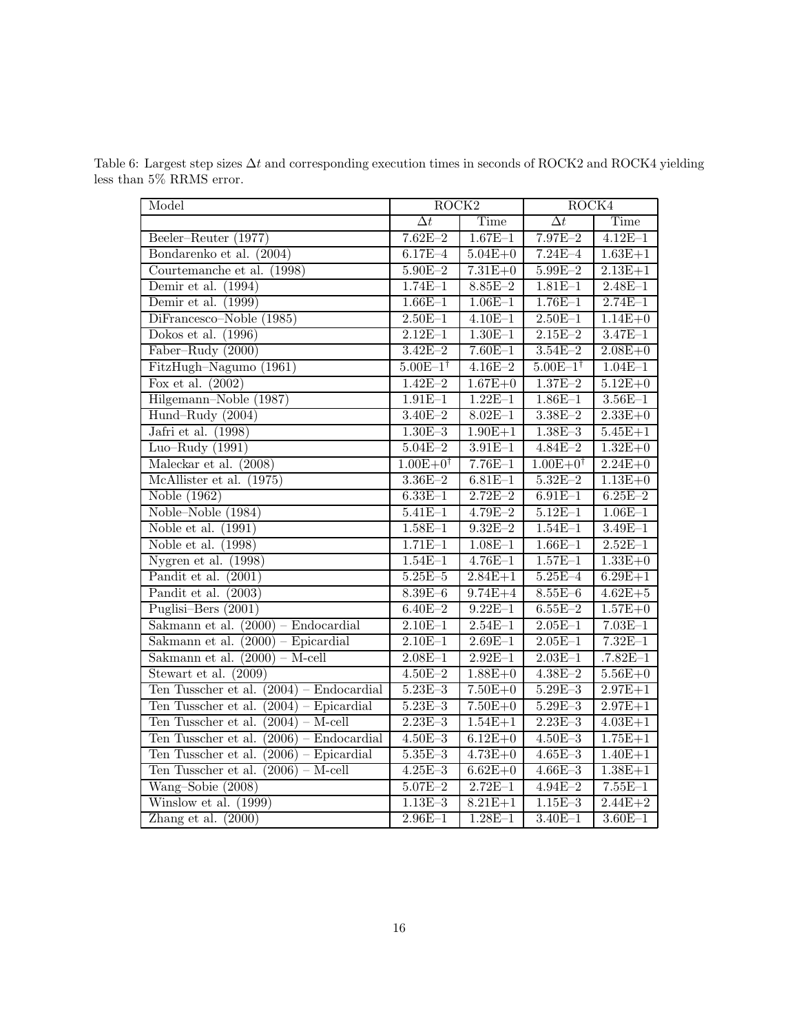Table 6: Largest step sizes $\Delta t$ and corresponding execution times in seconds of ROCK2 and ROCK4 yielding less than 5% RRMS error.

| Model | ROCK2 | | ROCK4 | |
|---|---|---|---|---|
| | $\Delta t$ | Time | $\Delta t$ | Time |
| Beeler–Reuter (1977) | 7.62E−2 | 1.67E−1 | 7.97E−2 | 4.12E−1 |
| Bondarenko et al. (2004) | 6.17E−4 | 5.04E+0 | 7.24E−4 | 1.63E+1 |
| Courtemanche et al. (1998) | 5.90E−2 | 7.31E+0 | 5.99E−2 | 2.13E+1 |
| Demir et al. (1994) | 1.74E−1 | 8.85E−2 | 1.81E−1 | 2.48E−1 |
| Demir et al. (1999) | 1.66E−1 | 1.06E−1 | 1.76E−1 | 2.74E−1 |
| DiFrancesco–Noble (1985) | 2.50E−1 | 4.10E−1 | 2.50E−1 | 1.14E+0 |
| Dokos et al. (1996) | 2.12E−1 | 1.30E−1 | 2.15E−2 | 3.47E−1 |
| Faber–Rudy (2000) | 3.42E−2 | 7.60E−1 | 3.54E−2 | 2.08E+0 |
| FitzHugh–Nagumo (1961) | 5.00E−1[†] | 4.16E−2 | 5.00E−1[†] | 1.04E−1 |
| Fox et al. (2002) | 1.42E−2 | 1.67E+0 | 1.37E−2 | 5.12E+0 |
| Hilgemann–Noble (1987) | 1.91E−1 | 1.22E−1 | 1.86E−1 | 3.56E−1 |
| Hund–Rudy (2004) | 3.40E−2 | 8.02E−1 | 3.38E−2 | 2.33E+0 |
| Jafri et al. (1998) | 1.30E−3 | 1.90E+1 | 1.38E−3 | 5.45E+1 |
| Luo–Rudy (1991) | 5.04E−2 | 3.91E−1 | 4.84E−2 | 1.32E+0 |
| Maleckar et al. (2008) | 1.00E+0[†] | 7.76E−1 | 1.00E+0[†] | 2.24E+0 |
| McAllister et al. (1975) | 3.36E−2 | 6.81E−1 | 5.32E−2 | 1.13E+0 |
| Noble (1962) | 6.33E−1 | 2.72E−2 | 6.91E−1 | 6.25E−2 |
| Noble–Noble (1984) | 5.41E−1 | 4.79E−2 | 5.12E−1 | 1.06E−1 |
| Noble et al. (1991) | 1.58E−1 | 9.32E−2 | 1.54E−1 | 3.49E−1 |
| Noble et al. (1998) | 1.71E−1 | 1.08E−1 | 1.66E−1 | 2.52E−1 |
| Nygren et al. (1998) | 1.54E−1 | 4.76E−1 | 1.57E−1 | 1.33E+0 |
| Pandit et al. (2001) | 5.25E−5 | 2.84E+1 | 5.25E−4 | 6.29E+1 |
| Pandit et al. (2003) | 8.39E−6 | 9.74E+4 | 8.55E−6 | 4.62E+5 |
| Puglisi–Bers (2001) | 6.40E−2 | 9.22E−1 | 6.55E−2 | 1.57E+0 |
| Sakmann et al. (2000) – Endocardial | 2.10E−1 | 2.54E−1 | 2.05E−1 | 7.03E−1 |
| Sakmann et al. (2000) – Epicardial | 2.10E−1 | 2.69E−1 | 2.05E−1 | 7.32E−1 |
| Sakmann et al. (2000) – M-cell | 2.08E−1 | 2.92E−1 | 2.03E−1 | .7.82E−1 |
| Stewart et al. (2009) | 4.50E−2 | 1.88E+0 | 4.38E−2 | 5.56E+0 |
| Ten Tusscher et al. (2004) – Endocardial | 5.23E−3 | 7.50E+0 | 5.29E−3 | 2.97E+1 |
| Ten Tusscher et al. (2004) – Epicardial | 5.23E−3 | 7.50E+0 | 5.29E−3 | 2.97E+1 |
| Ten Tusscher et al. (2004) – M-cell | 2.23E−3 | 1.54E+1 | 2.23E−3 | 4.03E+1 |
| Ten Tusscher et al. (2006) – Endocardial | 4.50E−3 | 6.12E+0 | 4.50E−3 | 1.75E+1 |
| Ten Tusscher et al. (2006) – Epicardial | 5.35E−3 | 4.73E+0 | 4.65E−3 | 1.40E+1 |
| Ten Tusscher et al. (2006) – M-cell | 4.25E−3 | 6.62E+0 | 4.66E−3 | 1.38E+1 |
| Wang–Sobie (2008) | 5.07E−2 | 2.72E−1 | 4.94E−2 | 7.55E−1 |
| Winslow et al. (1999) | 1.13E−3 | 8.21E+1 | 1.15E−3 | 2.44E+2 |
| Zhang et al. (2000) | 2.96E−1 | 1.28E−1 | 3.40E−1 | 3.60E−1 |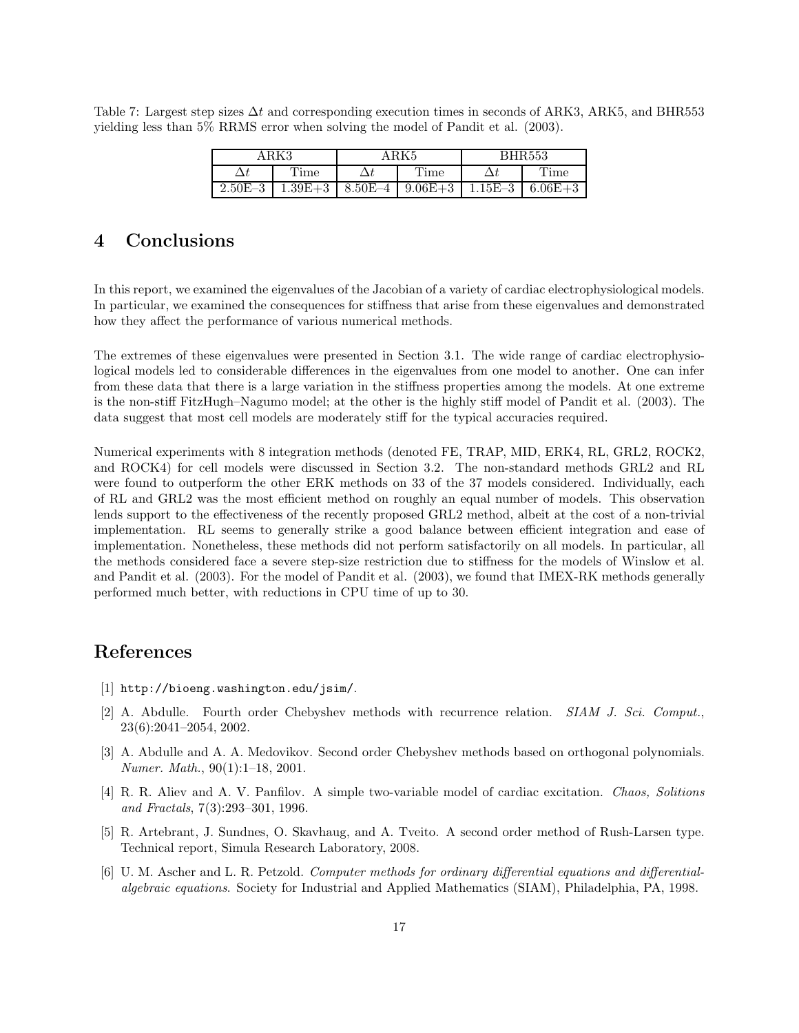Table 7: Largest step sizes $\Delta t$ and corresponding execution times in seconds of ARK3, ARK5, and BHR553 yielding less than 5% RRMS error when solving the model of Pandit et al. (2003).

| ARK3 | | ARK5 | | BHR553 | |
|---|---|---|---|---|---|
| $\Delta t$ | Time | $\Delta t$ | Time | $\Delta t$ | Time |
| 2.50E–3 | 1.39E+3 | 8.50E–4 | 9.06E+3 | 1.15E–3 | 6.06E+3 |

## 4 Conclusions

In this report, we examined the eigenvalues of the Jacobian of a variety of cardiac electrophysiological models. In particular, we examined the consequences for stiffness that arise from these eigenvalues and demonstrated how they affect the performance of various numerical methods.

The extremes of these eigenvalues were presented in Section 3.1. The wide range of cardiac electrophysiological models led to considerable differences in the eigenvalues from one model to another. One can infer from these data that there is a large variation in the stiffness properties among the models. At one extreme is the non-stiff FitzHugh–Nagumo model; at the other is the highly stiff model of Pandit et al. (2003). The data suggest that most cell models are moderately stiff for the typical accuracies required.

Numerical experiments with 8 integration methods (denoted FE, TRAP, MID, ERK4, RL, GRL2, ROCK2, and ROCK4) for cell models were discussed in Section 3.2. The non-standard methods GRL2 and RL were found to outperform the other ERK methods on 33 of the 37 models considered. Individually, each of RL and GRL2 was the most efficient method on roughly an equal number of models. This observation lends support to the effectiveness of the recently proposed GRL2 method, albeit at the cost of a non-trivial implementation. RL seems to generally strike a good balance between efficient integration and ease of implementation. Nonetheless, these methods did not perform satisfactorily on all models. In particular, all the methods considered face a severe step-size restriction due to stiffness for the models of Winslow et al. and Pandit et al. (2003). For the model of Pandit et al. (2003), we found that IMEX-RK methods generally performed much better, with reductions in CPU time of up to 30.

## References

[1] http://bioeng.washington.edu/jsim/.

[2] A. Abdulle. Fourth order Chebyshev methods with recurrence relation. *SIAM J. Sci. Comput.*, 23(6):2041–2054, 2002.

[3] A. Abdulle and A. A. Medovikov. Second order Chebyshev methods based on orthogonal polynomials. *Numer. Math.*, 90(1):1–18, 2001.

[4] R. R. Aliev and A. V. Panfilov. A simple two-variable model of cardiac excitation. *Chaos, Solitions and Fractals*, 7(3):293–301, 1996.

[5] R. Artebrant, J. Sundnes, O. Skavhaug, and A. Tveito. A second order method of Rush-Larsen type. Technical report, Simula Research Laboratory, 2008.

[6] U. M. Ascher and L. R. Petzold. *Computer methods for ordinary differential equations and differential-algebraic equations.* Society for Industrial and Applied Mathematics (SIAM), Philadelphia, PA, 1998.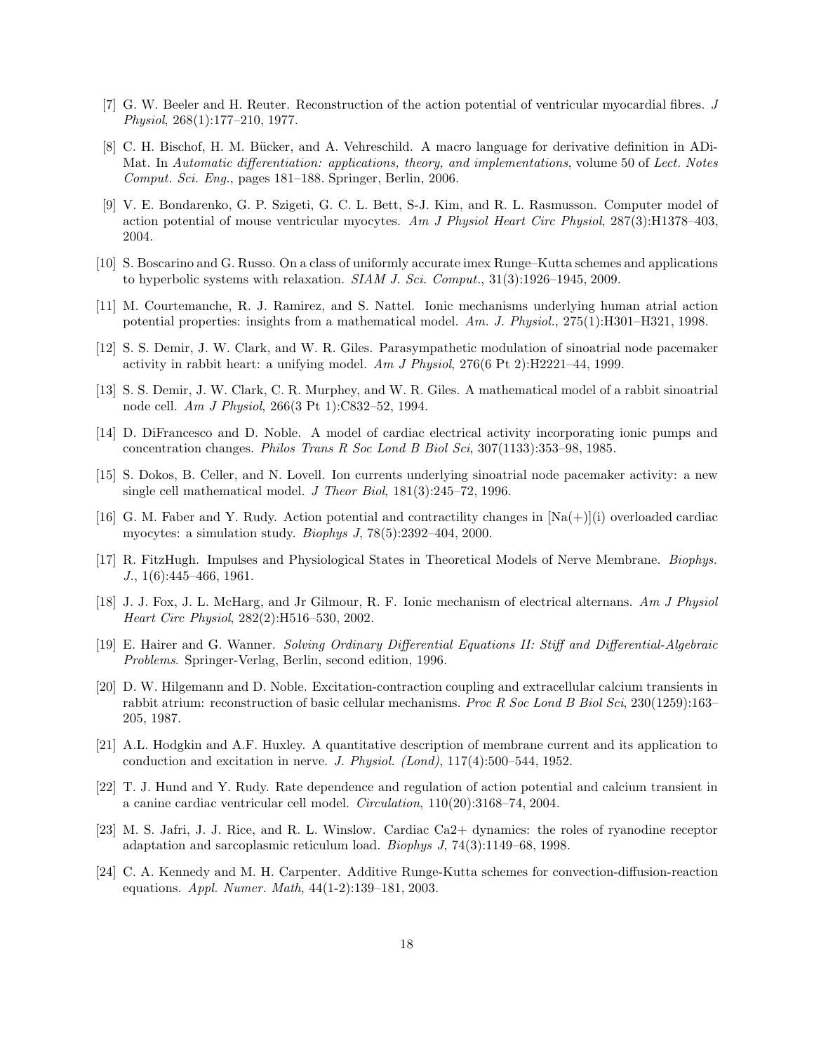[7] G. W. Beeler and H. Reuter. Reconstruction of the action potential of ventricular myocardial fibres. *J Physiol*, 268(1):177–210, 1977.

[8] C. H. Bischof, H. M. Bücker, and A. Vehreschild. A macro language for derivative definition in ADiMat. In *Automatic differentiation: applications, theory, and implementations*, volume 50 of *Lect. Notes Comput. Sci. Eng.*, pages 181–188. Springer, Berlin, 2006.

[9] V. E. Bondarenko, G. P. Szigeti, G. C. L. Bett, S-J. Kim, and R. L. Rasmusson. Computer model of action potential of mouse ventricular myocytes. *Am J Physiol Heart Circ Physiol*, 287(3):H1378–403, 2004.

[10] S. Boscarino and G. Russo. On a class of uniformly accurate imex Runge–Kutta schemes and applications to hyperbolic systems with relaxation. *SIAM J. Sci. Comput.*, 31(3):1926–1945, 2009.

[11] M. Courtemanche, R. J. Ramirez, and S. Nattel. Ionic mechanisms underlying human atrial action potential properties: insights from a mathematical model. *Am. J. Physiol.*, 275(1):H301–H321, 1998.

[12] S. S. Demir, J. W. Clark, and W. R. Giles. Parasympathetic modulation of sinoatrial node pacemaker activity in rabbit heart: a unifying model. *Am J Physiol*, 276(6 Pt 2):H2221–44, 1999.

[13] S. S. Demir, J. W. Clark, C. R. Murphey, and W. R. Giles. A mathematical model of a rabbit sinoatrial node cell. *Am J Physiol*, 266(3 Pt 1):C832–52, 1994.

[14] D. DiFrancesco and D. Noble. A model of cardiac electrical activity incorporating ionic pumps and concentration changes. *Philos Trans R Soc Lond B Biol Sci*, 307(1133):353–98, 1985.

[15] S. Dokos, B. Celler, and N. Lovell. Ion currents underlying sinoatrial node pacemaker activity: a new single cell mathematical model. *J Theor Biol*, 181(3):245–72, 1996.

[16] G. M. Faber and Y. Rudy. Action potential and contractility changes in [Na(+)](i) overloaded cardiac myocytes: a simulation study. *Biophys J*, 78(5):2392–404, 2000.

[17] R. FitzHugh. Impulses and Physiological States in Theoretical Models of Nerve Membrane. *Biophys. J.*, 1(6):445–466, 1961.

[18] J. J. Fox, J. L. McHarg, and Jr Gilmour, R. F. Ionic mechanism of electrical alternans. *Am J Physiol Heart Circ Physiol*, 282(2):H516–530, 2002.

[19] E. Hairer and G. Wanner. *Solving Ordinary Differential Equations II: Stiff and Differential-Algebraic Problems*. Springer-Verlag, Berlin, second edition, 1996.

[20] D. W. Hilgemann and D. Noble. Excitation-contraction coupling and extracellular calcium transients in rabbit atrium: reconstruction of basic cellular mechanisms. *Proc R Soc Lond B Biol Sci*, 230(1259):163–205, 1987.

[21] A.L. Hodgkin and A.F. Huxley. A quantitative description of membrane current and its application to conduction and excitation in nerve. *J. Physiol. (Lond)*, 117(4):500–544, 1952.

[22] T. J. Hund and Y. Rudy. Rate dependence and regulation of action potential and calcium transient in a canine cardiac ventricular cell model. *Circulation*, 110(20):3168–74, 2004.

[23] M. S. Jafri, J. J. Rice, and R. L. Winslow. Cardiac Ca2+ dynamics: the roles of ryanodine receptor adaptation and sarcoplasmic reticulum load. *Biophys J*, 74(3):1149–68, 1998.

[24] C. A. Kennedy and M. H. Carpenter. Additive Runge-Kutta schemes for convection-diffusion-reaction equations. *Appl. Numer. Math*, 44(1-2):139–181, 2003.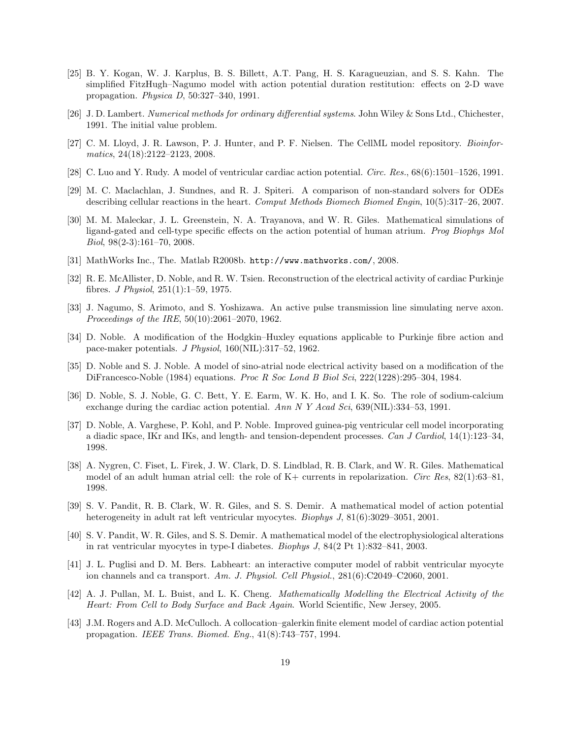[25] B. Y. Kogan, W. J. Karplus, B. S. Billett, A.T. Pang, H. S. Karagueuzian, and S. S. Kahn. The simplified FitzHugh–Nagumo model with action potential duration restitution: effects on 2-D wave propagation. *Physica D*, 50:327–340, 1991.

[26] J. D. Lambert. *Numerical methods for ordinary differential systems*. John Wiley & Sons Ltd., Chichester, 1991. The initial value problem.

[27] C. M. Lloyd, J. R. Lawson, P. J. Hunter, and P. F. Nielsen. The CellML model repository. *Bioinformatics*, 24(18):2122–2123, 2008.

[28] C. Luo and Y. Rudy. A model of ventricular cardiac action potential. *Circ. Res.*, 68(6):1501–1526, 1991.

[29] M. C. Maclachlan, J. Sundnes, and R. J. Spiteri. A comparison of non-standard solvers for ODEs describing cellular reactions in the heart. *Comput Methods Biomech Biomed Engin*, 10(5):317–26, 2007.

[30] M. M. Maleckar, J. L. Greenstein, N. A. Trayanova, and W. R. Giles. Mathematical simulations of ligand-gated and cell-type specific effects on the action potential of human atrium. *Prog Biophys Mol Biol*, 98(2-3):161–70, 2008.

[31] MathWorks Inc., The. Matlab R2008b. `http://www.mathworks.com/`, 2008.

[32] R. E. McAllister, D. Noble, and R. W. Tsien. Reconstruction of the electrical activity of cardiac Purkinje fibres. *J Physiol*, 251(1):1–59, 1975.

[33] J. Nagumo, S. Arimoto, and S. Yoshizawa. An active pulse transmission line simulating nerve axon. *Proceedings of the IRE*, 50(10):2061–2070, 1962.

[34] D. Noble. A modification of the Hodgkin–Huxley equations applicable to Purkinje fibre action and pace-maker potentials. *J Physiol*, 160(NIL):317–52, 1962.

[35] D. Noble and S. J. Noble. A model of sino-atrial node electrical activity based on a modification of the DiFrancesco-Noble (1984) equations. *Proc R Soc Lond B Biol Sci*, 222(1228):295–304, 1984.

[36] D. Noble, S. J. Noble, G. C. Bett, Y. E. Earm, W. K. Ho, and I. K. So. The role of sodium-calcium exchange during the cardiac action potential. *Ann N Y Acad Sci*, 639(NIL):334–53, 1991.

[37] D. Noble, A. Varghese, P. Kohl, and P. Noble. Improved guinea-pig ventricular cell model incorporating a diadic space, IKr and IKs, and length- and tension-dependent processes. *Can J Cardiol*, 14(1):123–34, 1998.

[38] A. Nygren, C. Fiset, L. Firek, J. W. Clark, D. S. Lindblad, R. B. Clark, and W. R. Giles. Mathematical model of an adult human atrial cell: the role of K+ currents in repolarization. *Circ Res*, 82(1):63–81, 1998.

[39] S. V. Pandit, R. B. Clark, W. R. Giles, and S. S. Demir. A mathematical model of action potential heterogeneity in adult rat left ventricular myocytes. *Biophys J*, 81(6):3029–3051, 2001.

[40] S. V. Pandit, W. R. Giles, and S. S. Demir. A mathematical model of the electrophysiological alterations in rat ventricular myocytes in type-I diabetes. *Biophys J*, 84(2 Pt 1):832–841, 2003.

[41] J. L. Puglisi and D. M. Bers. Labheart: an interactive computer model of rabbit ventricular myocyte ion channels and ca transport. *Am. J. Physiol. Cell Physiol.*, 281(6):C2049–C2060, 2001.

[42] A. J. Pullan, M. L. Buist, and L. K. Cheng. *Mathematically Modelling the Electrical Activity of the Heart: From Cell to Body Surface and Back Again*. World Scientific, New Jersey, 2005.

[43] J.M. Rogers and A.D. McCulloch. A collocation–galerkin finite element model of cardiac action potential propagation. *IEEE Trans. Biomed. Eng.*, 41(8):743–757, 1994.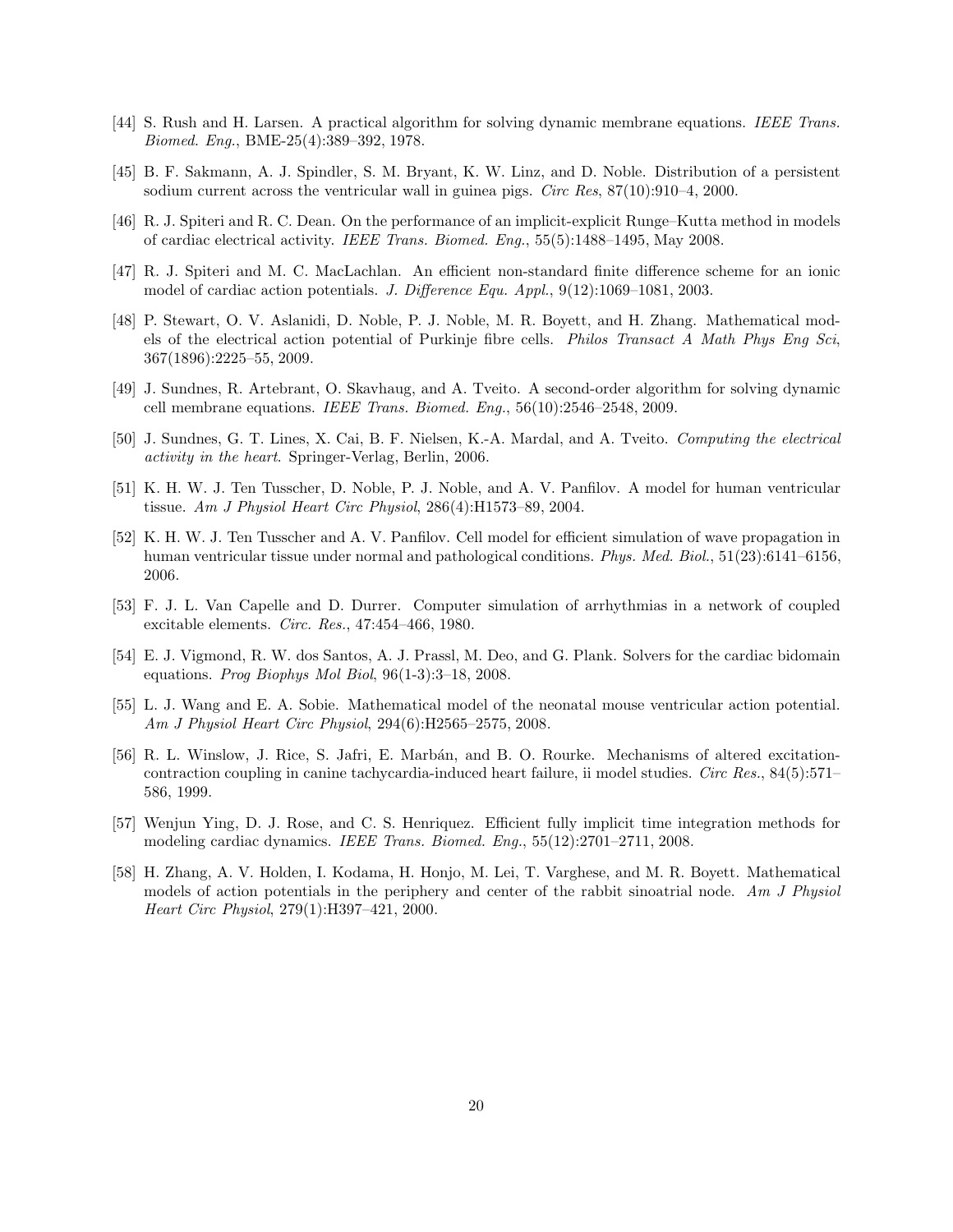[44] S. Rush and H. Larsen. A practical algorithm for solving dynamic membrane equations. *IEEE Trans. Biomed. Eng.*, BME-25(4):389–392, 1978.

[45] B. F. Sakmann, A. J. Spindler, S. M. Bryant, K. W. Linz, and D. Noble. Distribution of a persistent sodium current across the ventricular wall in guinea pigs. *Circ Res*, 87(10):910–4, 2000.

[46] R. J. Spiteri and R. C. Dean. On the performance of an implicit-explicit Runge–Kutta method in models of cardiac electrical activity. *IEEE Trans. Biomed. Eng.*, 55(5):1488–1495, May 2008.

[47] R. J. Spiteri and M. C. MacLachlan. An efficient non-standard finite difference scheme for an ionic model of cardiac action potentials. *J. Difference Equ. Appl.*, 9(12):1069–1081, 2003.

[48] P. Stewart, O. V. Aslanidi, D. Noble, P. J. Noble, M. R. Boyett, and H. Zhang. Mathematical models of the electrical action potential of Purkinje fibre cells. *Philos Transact A Math Phys Eng Sci*, 367(1896):2225–55, 2009.

[49] J. Sundnes, R. Artebrant, O. Skavhaug, and A. Tveito. A second-order algorithm for solving dynamic cell membrane equations. *IEEE Trans. Biomed. Eng.*, 56(10):2546–2548, 2009.

[50] J. Sundnes, G. T. Lines, X. Cai, B. F. Nielsen, K.-A. Mardal, and A. Tveito. *Computing the electrical activity in the heart*. Springer-Verlag, Berlin, 2006.

[51] K. H. W. J. Ten Tusscher, D. Noble, P. J. Noble, and A. V. Panfilov. A model for human ventricular tissue. *Am J Physiol Heart Circ Physiol*, 286(4):H1573–89, 2004.

[52] K. H. W. J. Ten Tusscher and A. V. Panfilov. Cell model for efficient simulation of wave propagation in human ventricular tissue under normal and pathological conditions. *Phys. Med. Biol.*, 51(23):6141–6156, 2006.

[53] F. J. L. Van Capelle and D. Durrer. Computer simulation of arrhythmias in a network of coupled excitable elements. *Circ. Res.*, 47:454–466, 1980.

[54] E. J. Vigmond, R. W. dos Santos, A. J. Prassl, M. Deo, and G. Plank. Solvers for the cardiac bidomain equations. *Prog Biophys Mol Biol*, 96(1-3):3–18, 2008.

[55] L. J. Wang and E. A. Sobie. Mathematical model of the neonatal mouse ventricular action potential. *Am J Physiol Heart Circ Physiol*, 294(6):H2565–2575, 2008.

[56] R. L. Winslow, J. Rice, S. Jafri, E. Marbán, and B. O. Rourke. Mechanisms of altered excitation-contraction coupling in canine tachycardia-induced heart failure, ii model studies. *Circ Res.*, 84(5):571–586, 1999.

[57] Wenjun Ying, D. J. Rose, and C. S. Henriquez. Efficient fully implicit time integration methods for modeling cardiac dynamics. *IEEE Trans. Biomed. Eng.*, 55(12):2701–2711, 2008.

[58] H. Zhang, A. V. Holden, I. Kodama, H. Honjo, M. Lei, T. Varghese, and M. R. Boyett. Mathematical models of action potentials in the periphery and center of the rabbit sinoatrial node. *Am J Physiol Heart Circ Physiol*, 279(1):H397–421, 2000.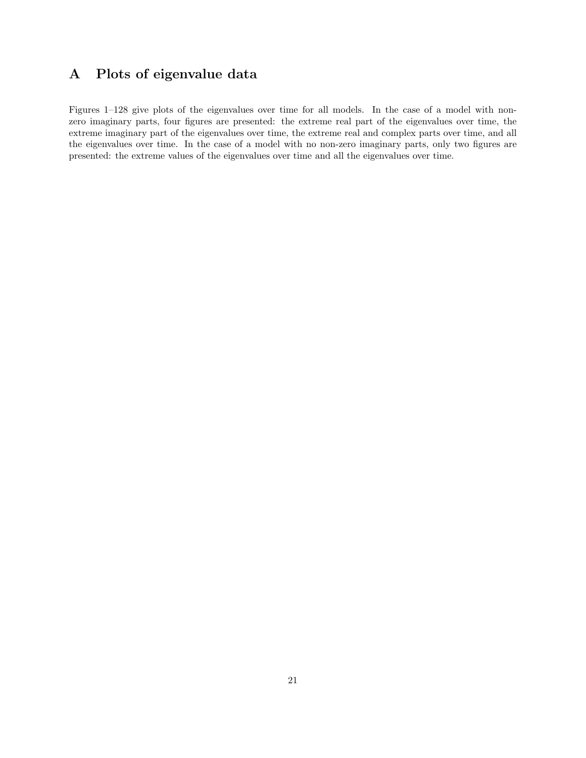# A Plots of eigenvalue data

Figures 1–128 give plots of the eigenvalues over time for all models. In the case of a model with non-zero imaginary parts, four figures are presented: the extreme real part of the eigenvalues over time, the extreme imaginary part of the eigenvalues over time, the extreme real and complex parts over time, and all the eigenvalues over time. In the case of a model with no non-zero imaginary parts, only two figures are presented: the extreme values of the eigenvalues over time and all the eigenvalues over time.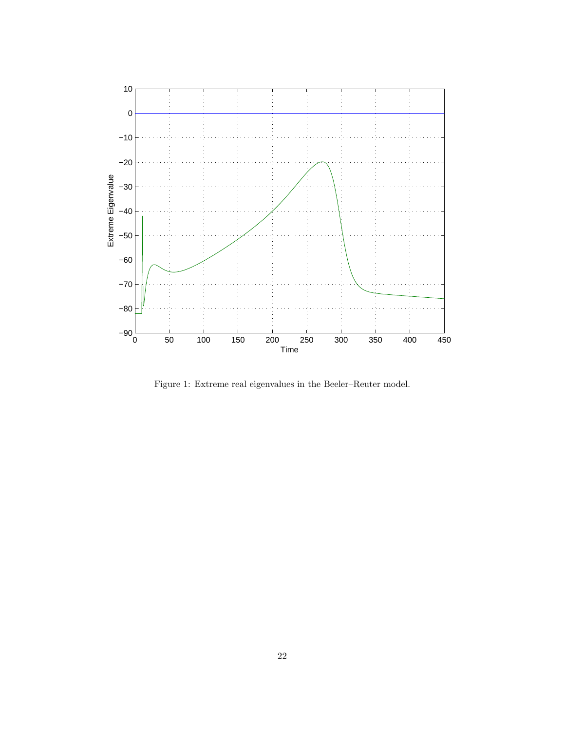Figure 1: Extreme real eigenvalues in the Beeler–Reuter model.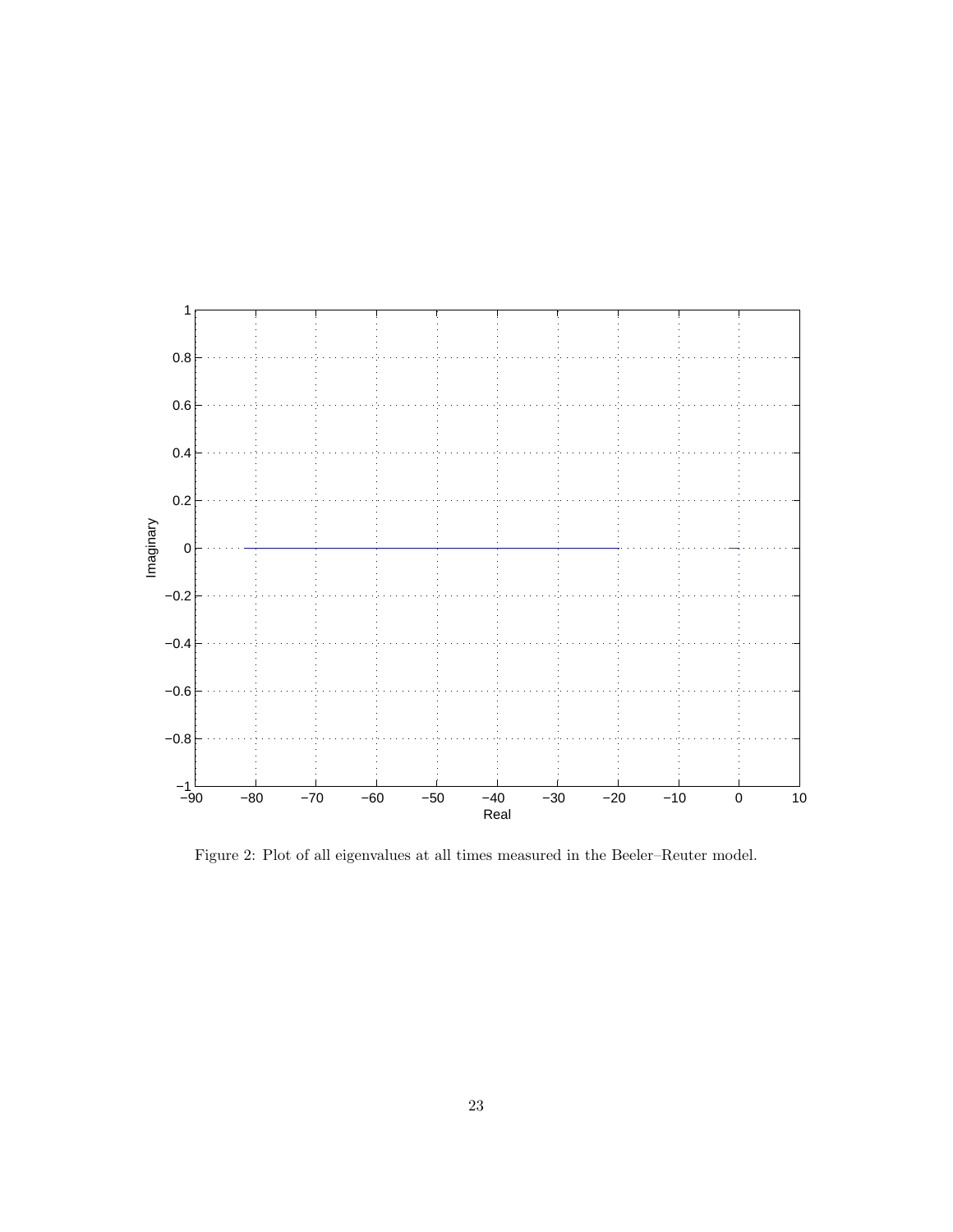Figure 2: Plot of all eigenvalues at all times measured in the Beeler–Reuter model.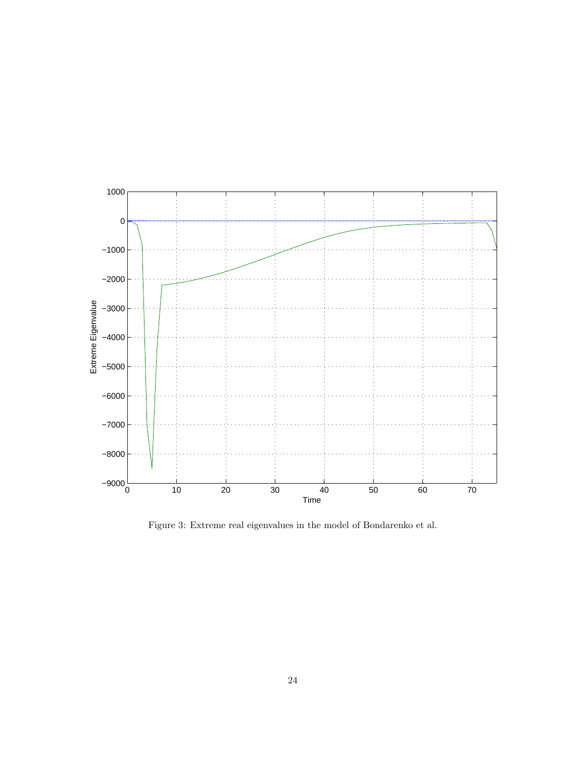Figure 3: Extreme real eigenvalues in the model of Bondarenko et al.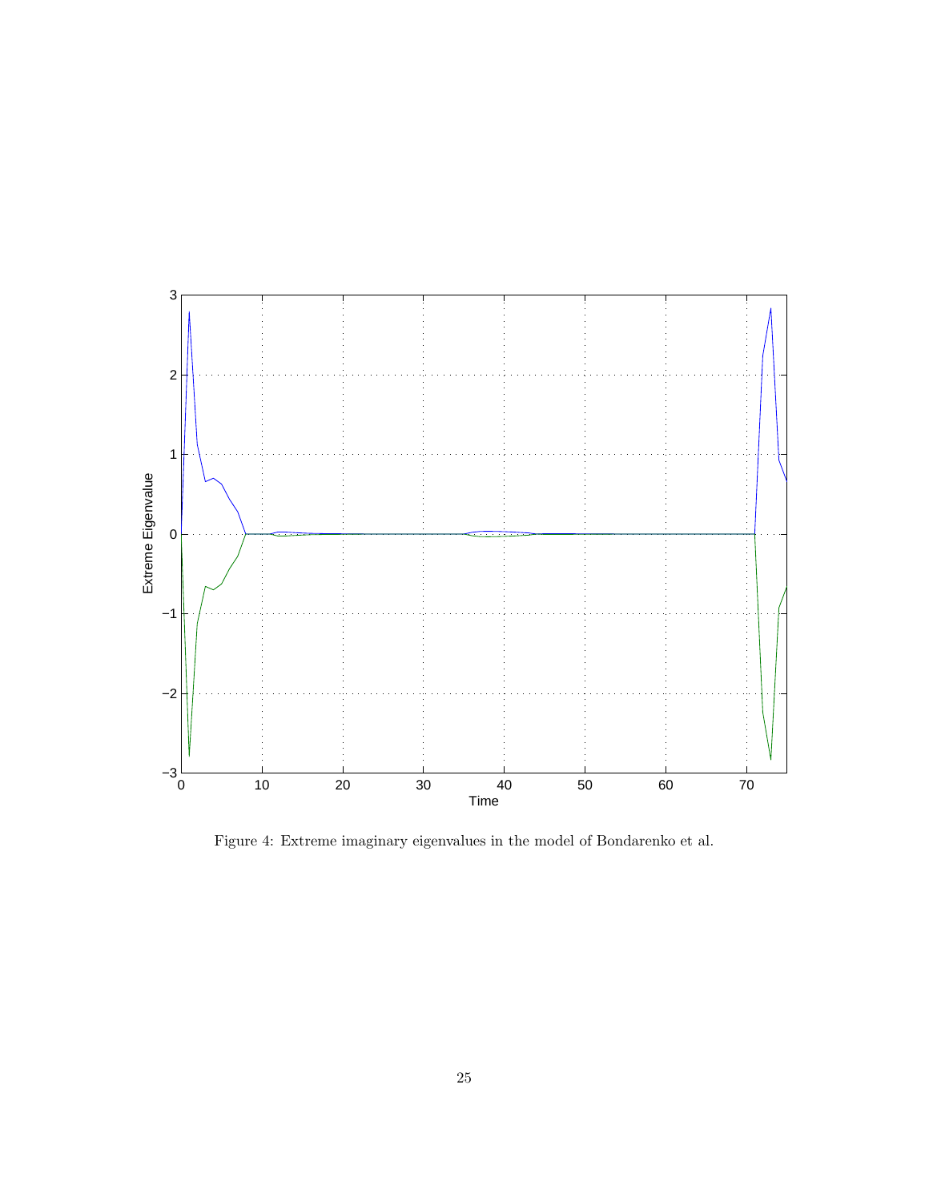Figure 4: Extreme imaginary eigenvalues in the model of Bondarenko et al.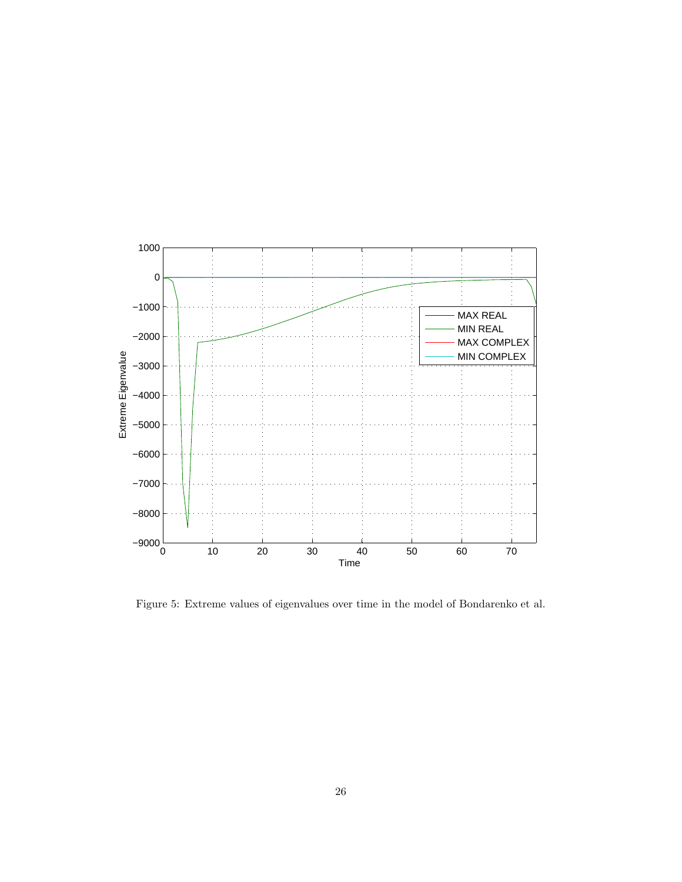Figure 5: Extreme values of eigenvalues over time in the model of Bondarenko et al.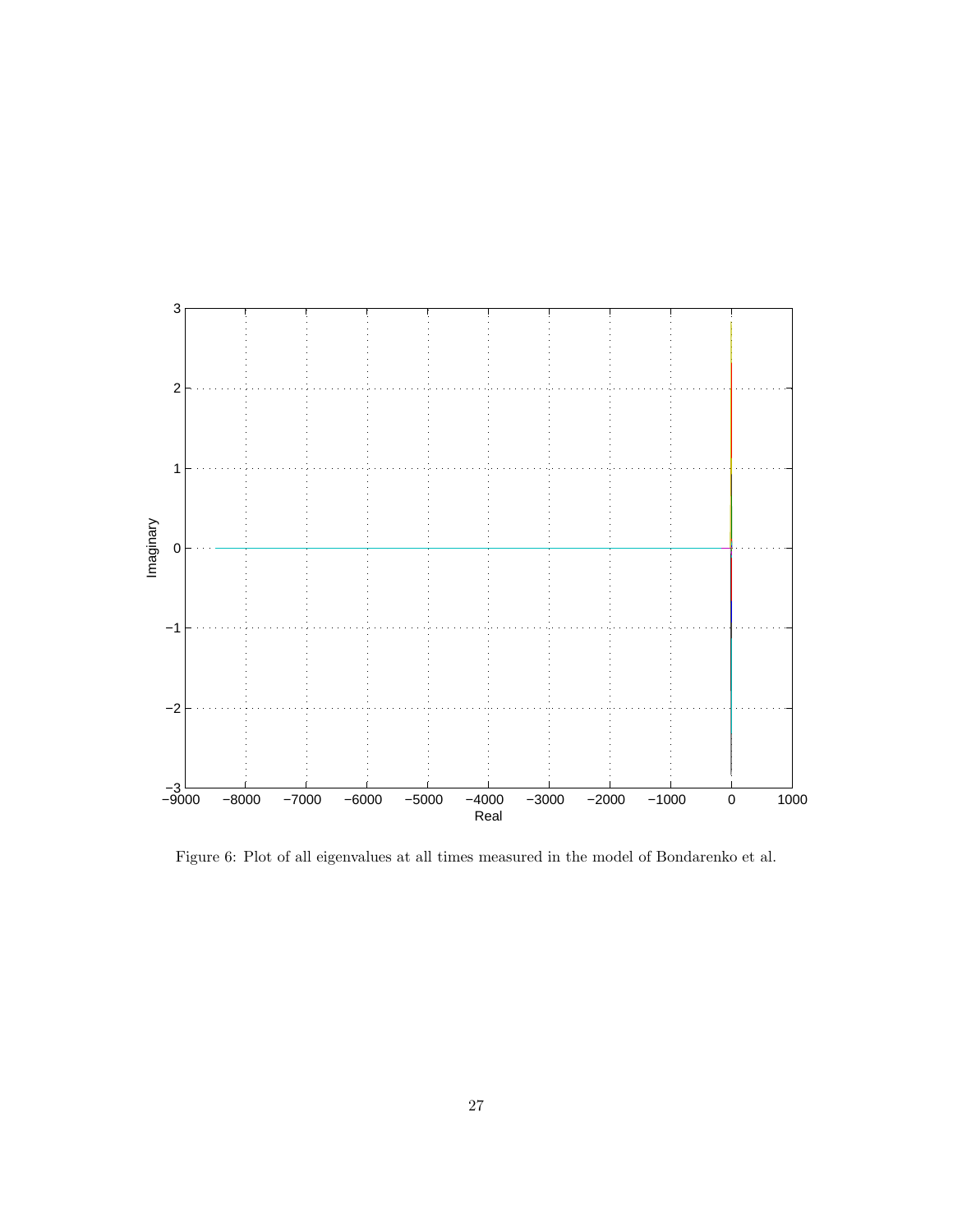Figure 6: Plot of all eigenvalues at all times measured in the model of Bondarenko et al.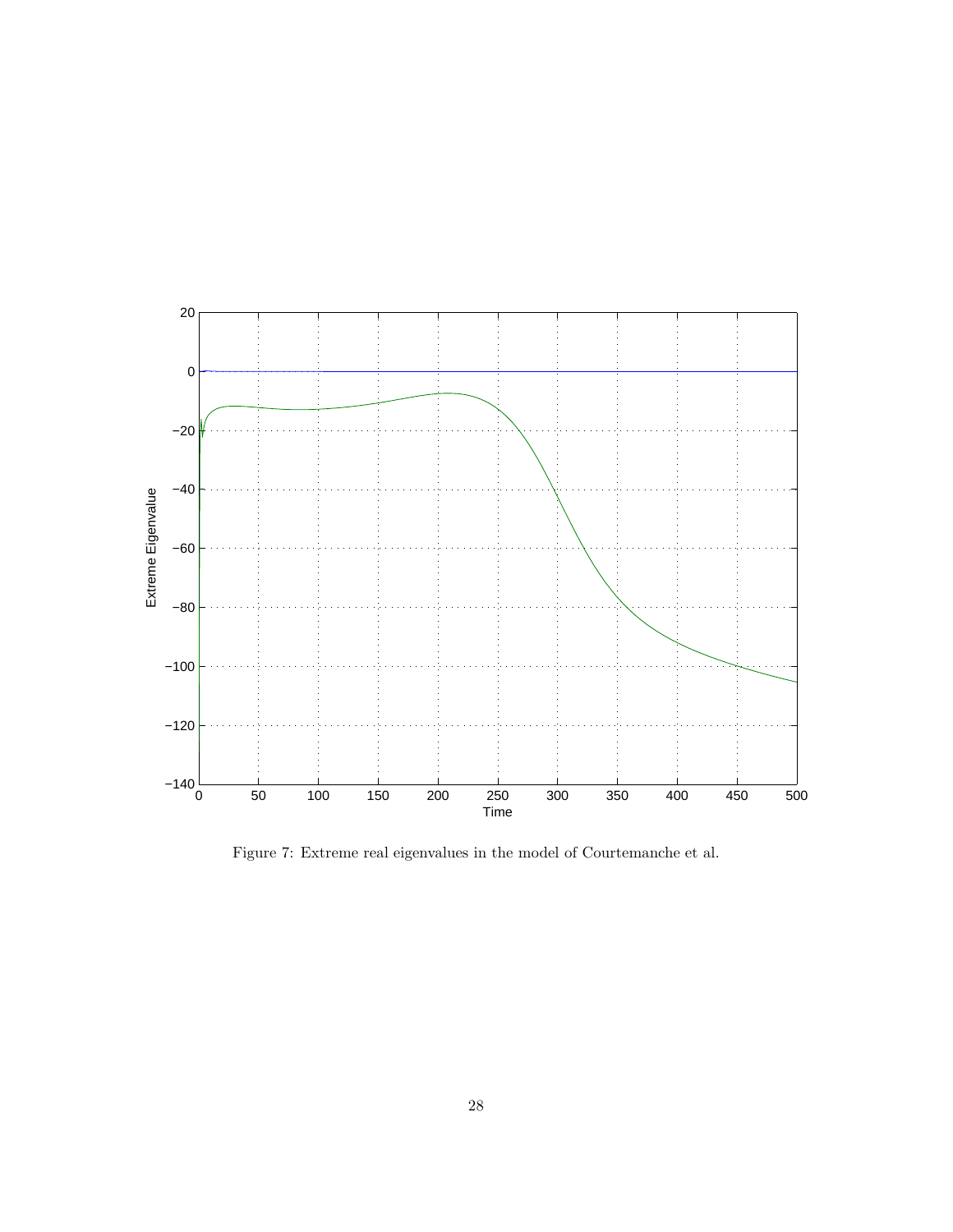Figure 7: Extreme real eigenvalues in the model of Courtemanche et al.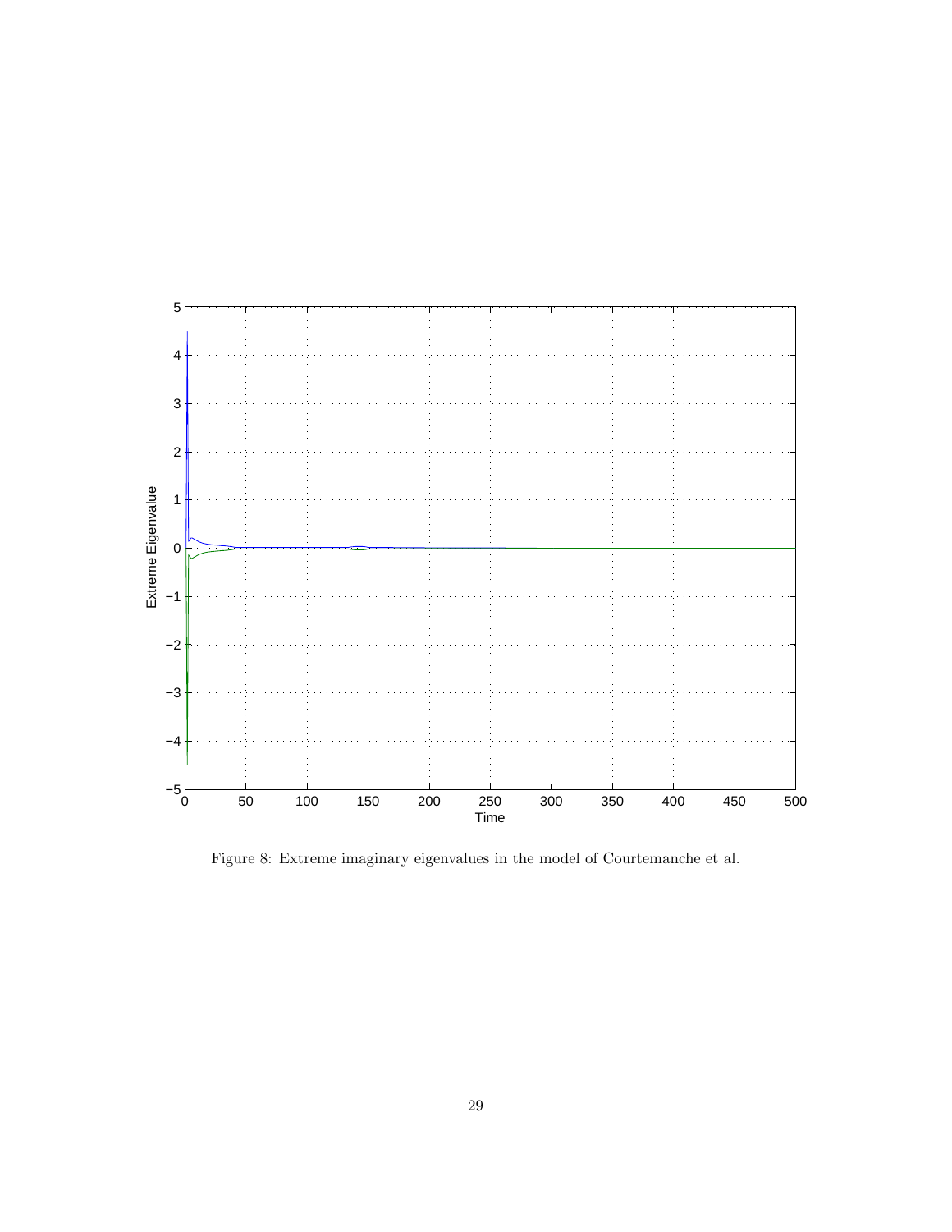Figure 8: Extreme imaginary eigenvalues in the model of Courtemanche et al.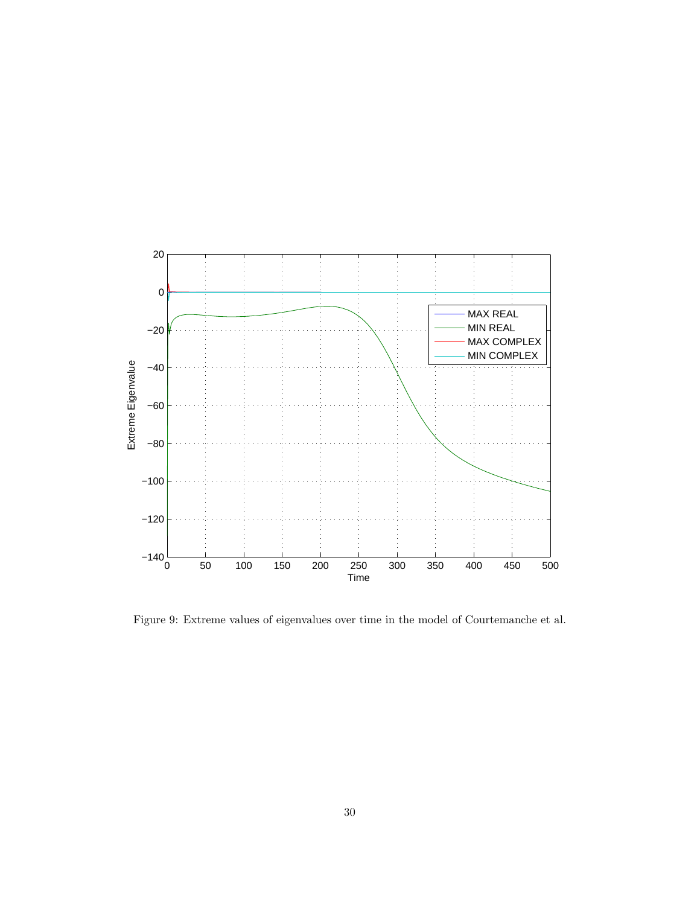Figure 9: Extreme values of eigenvalues over time in the model of Courtemanche et al.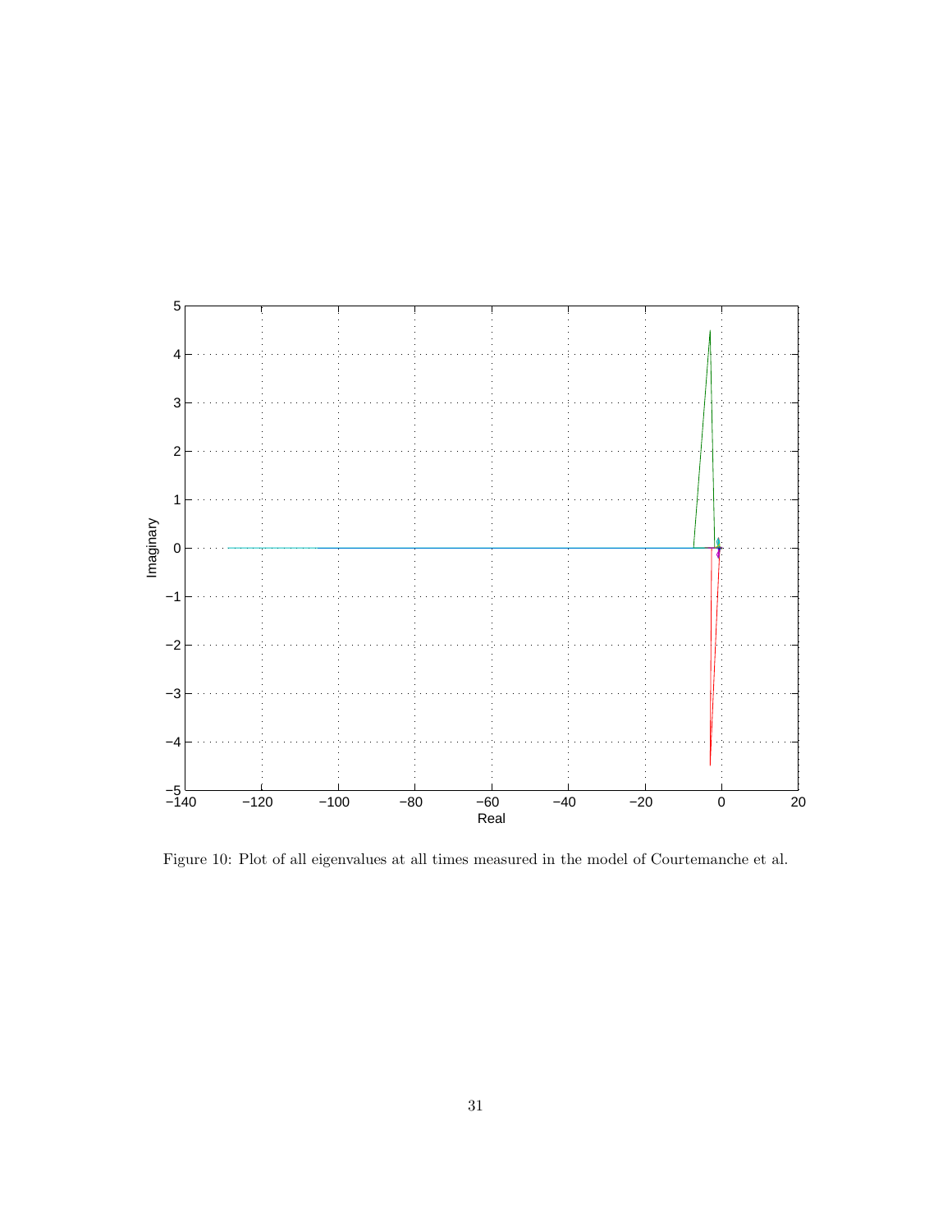Figure 10: Plot of all eigenvalues at all times measured in the model of Courtemanche et al.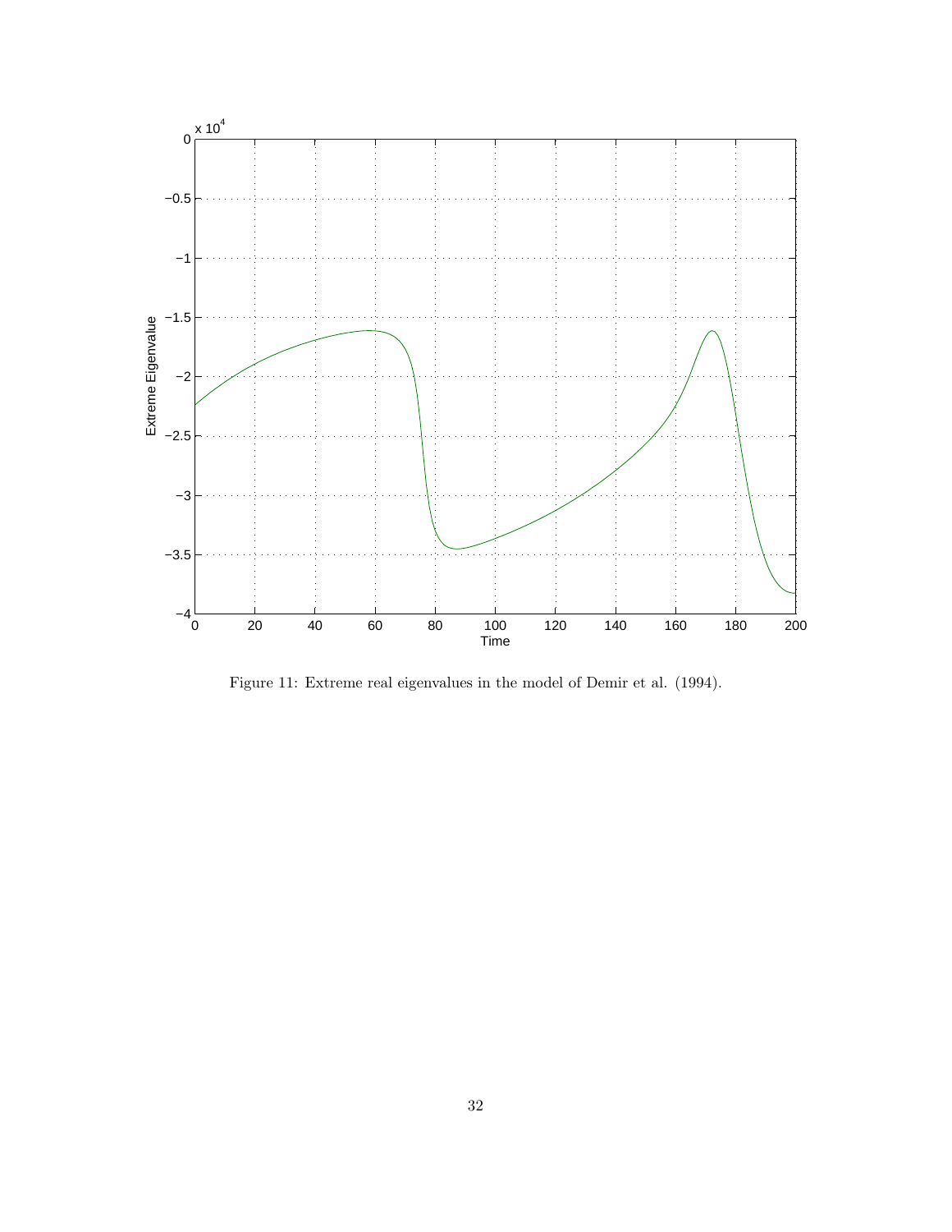Figure 11: Extreme real eigenvalues in the model of Demir et al. (1994).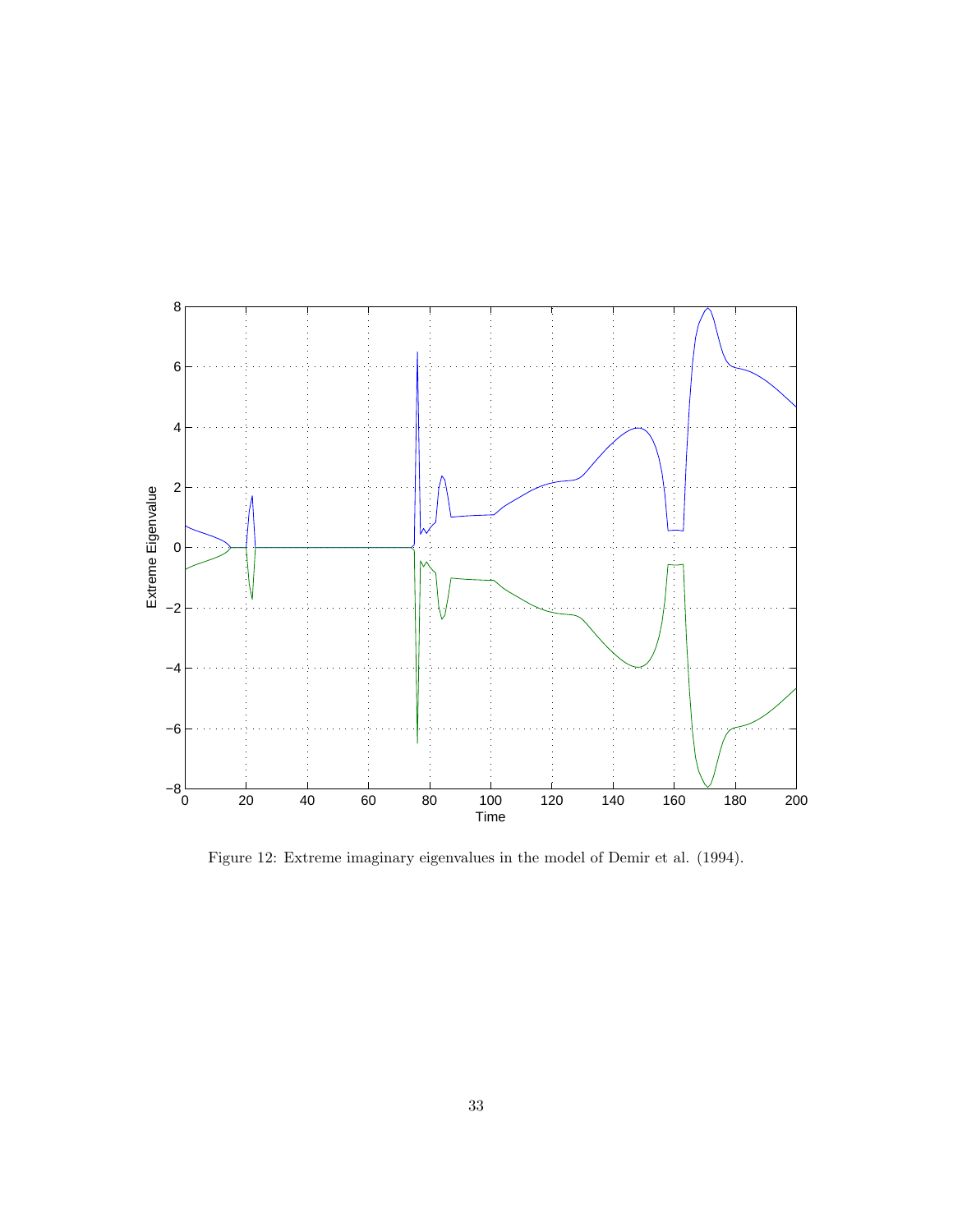Figure 12: Extreme imaginary eigenvalues in the model of Demir et al. (1994).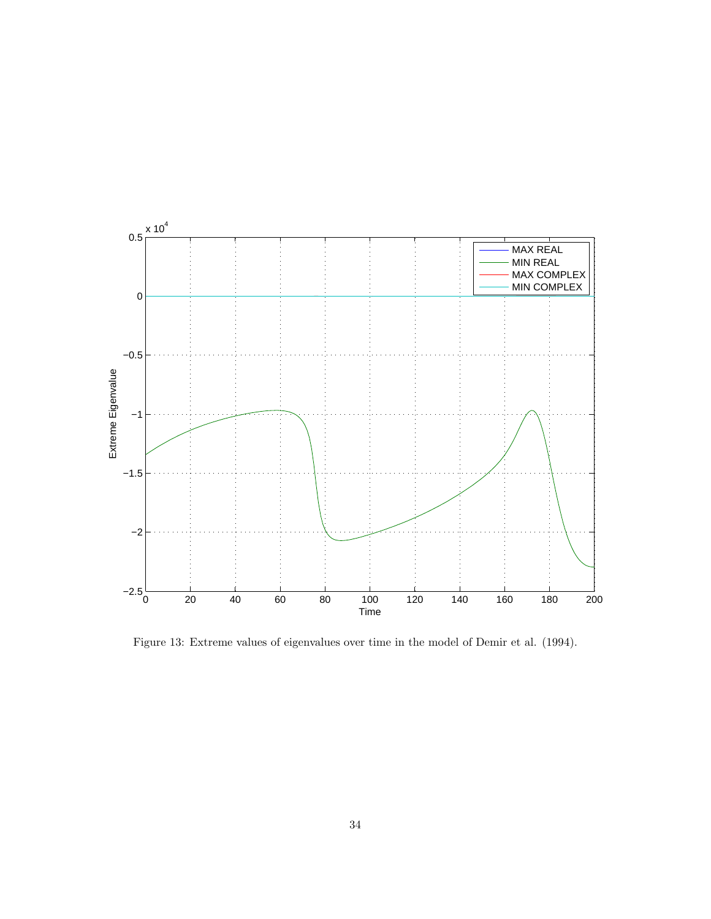Figure 13: Extreme values of eigenvalues over time in the model of Demir et al. (1994).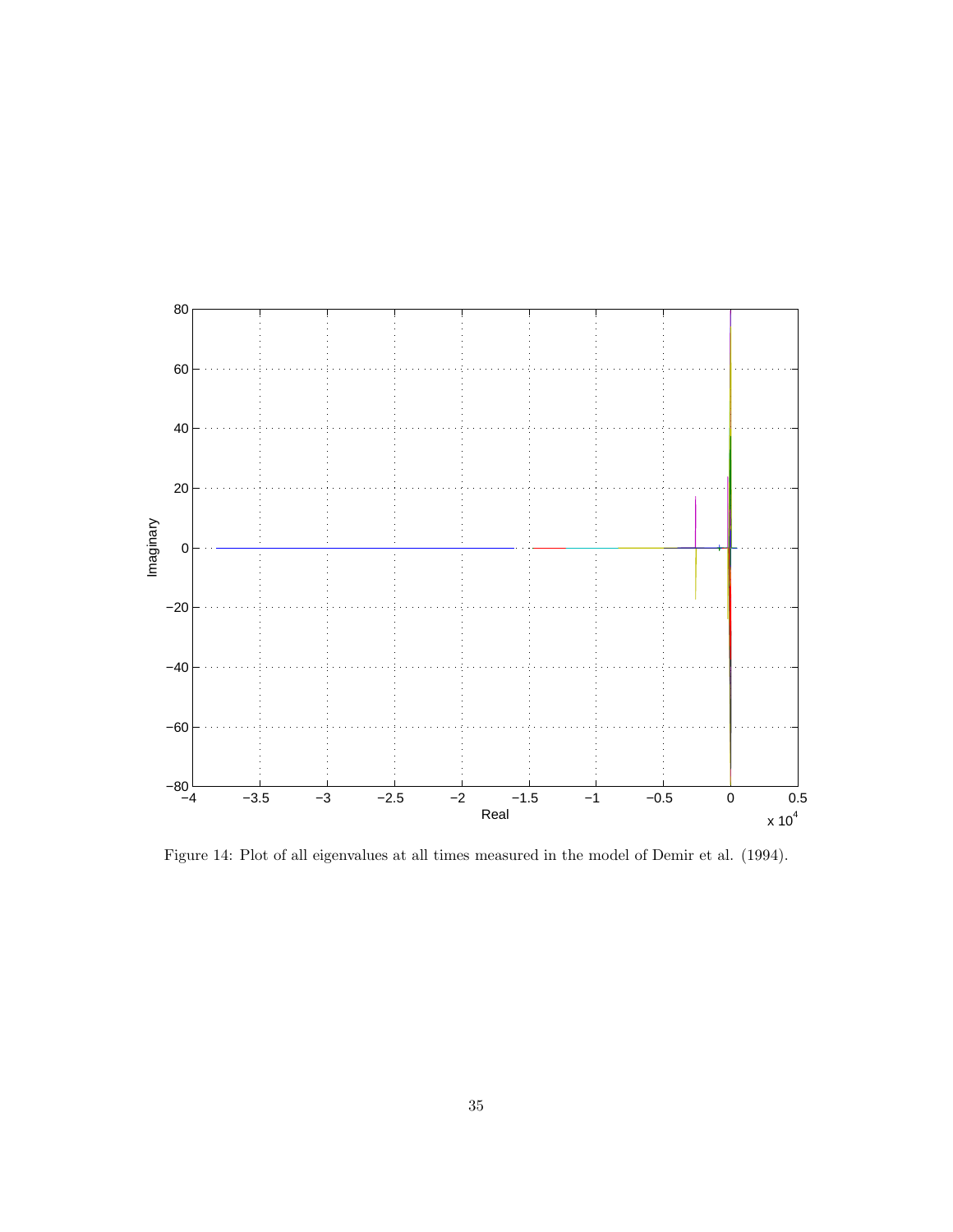Figure 14: Plot of all eigenvalues at all times measured in the model of Demir et al. (1994).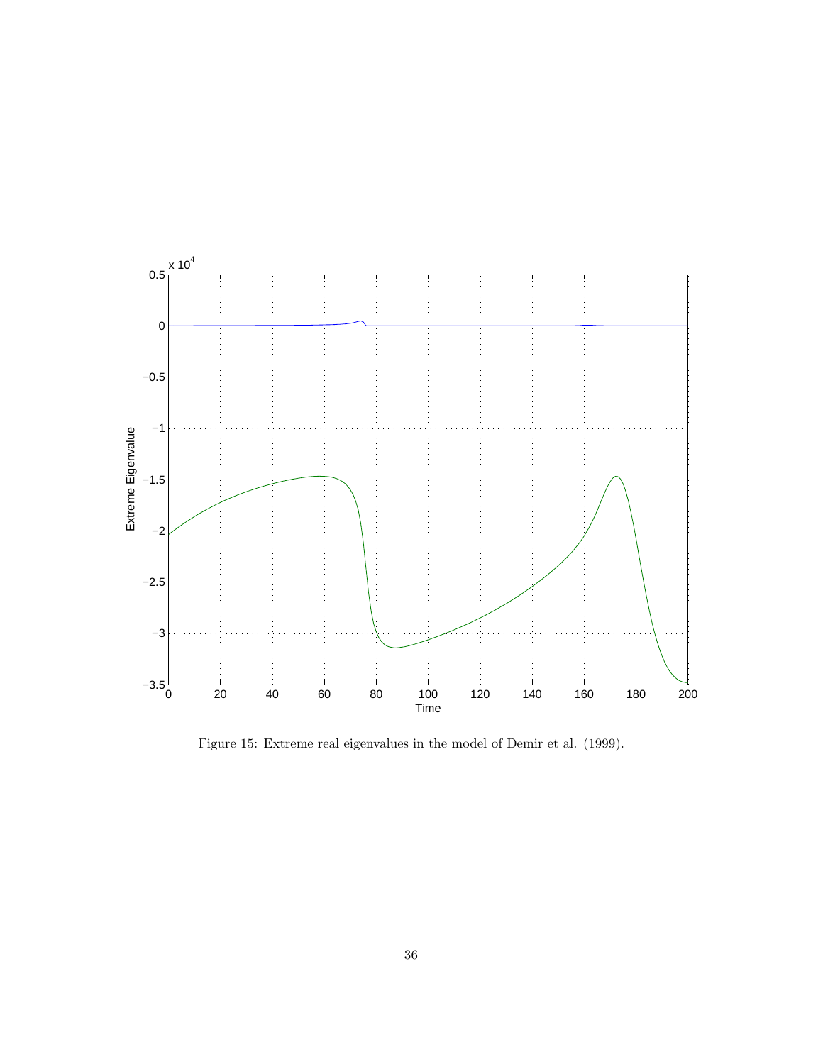Figure 15: Extreme real eigenvalues in the model of Demir et al. (1999).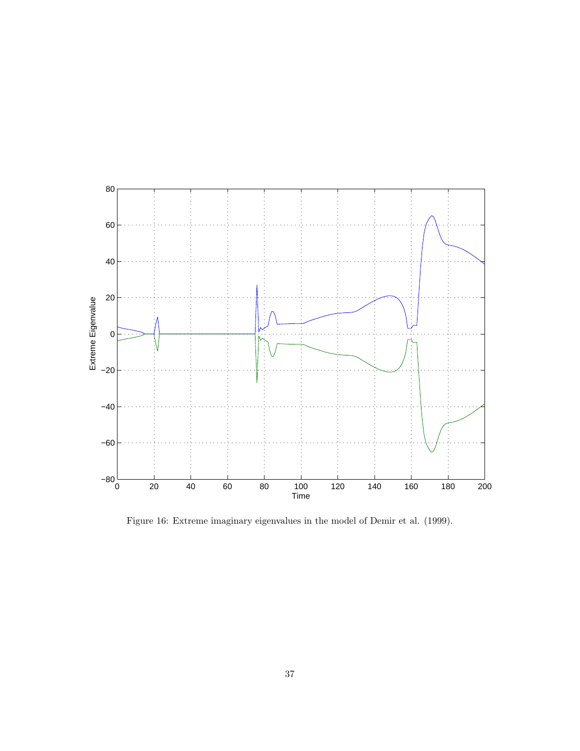Figure 16: Extreme imaginary eigenvalues in the model of Demir et al. (1999).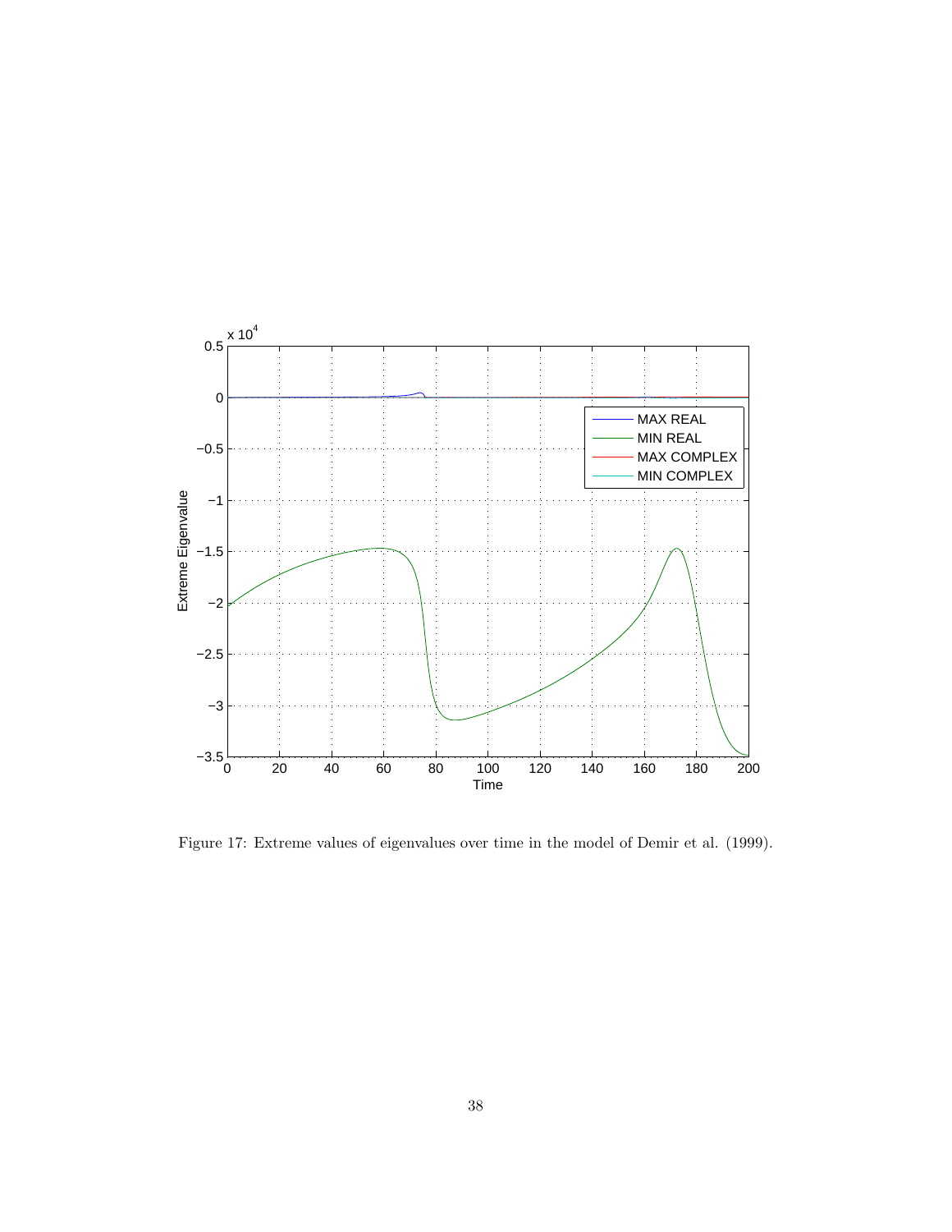Figure 17: Extreme values of eigenvalues over time in the model of Demir et al. (1999).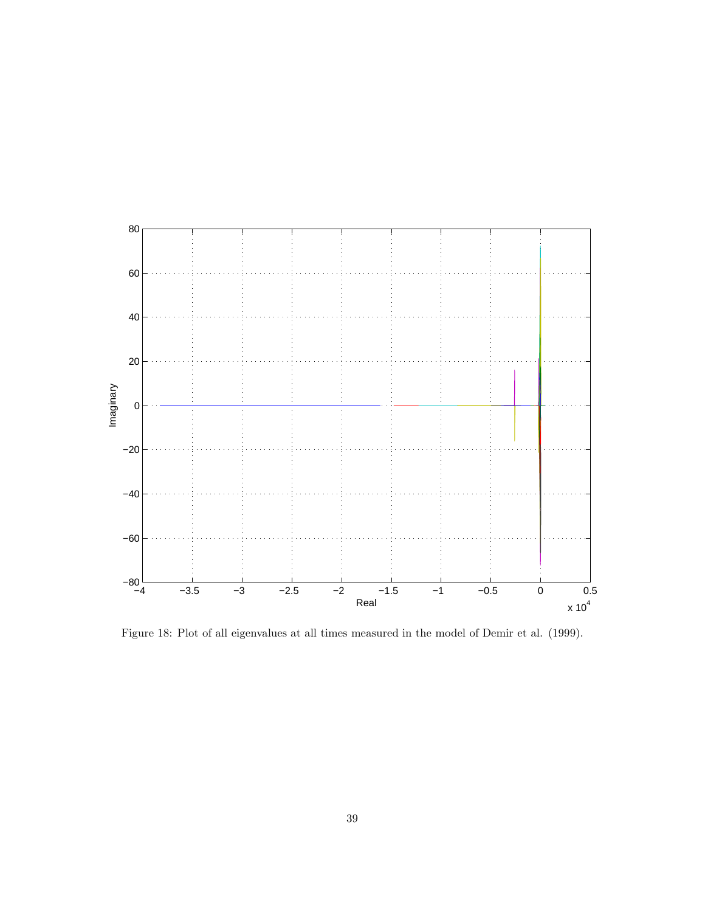Figure 18: Plot of all eigenvalues at all times measured in the model of Demir et al. (1999).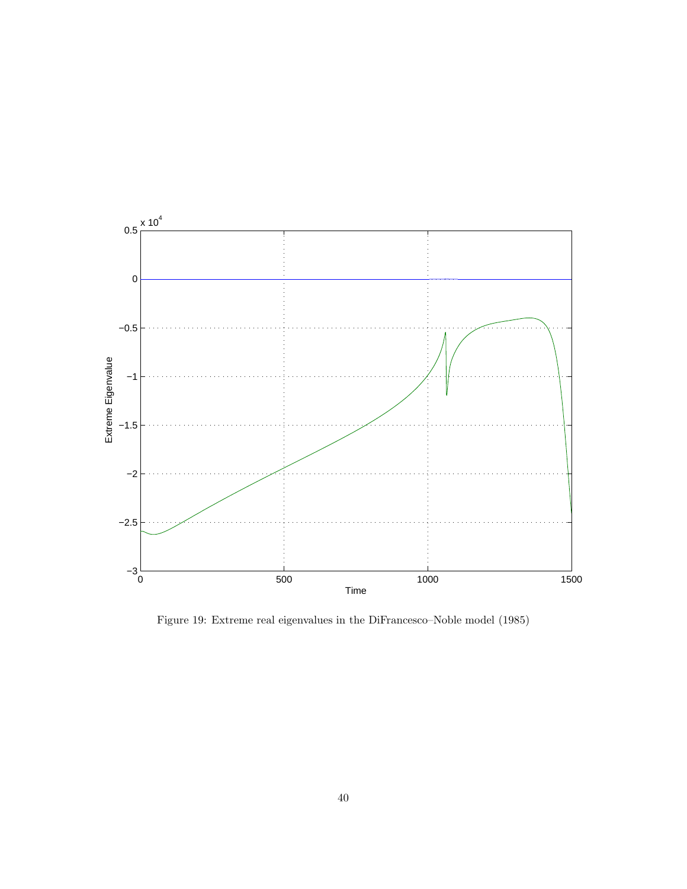Figure 19: Extreme real eigenvalues in the DiFrancesco–Noble model (1985)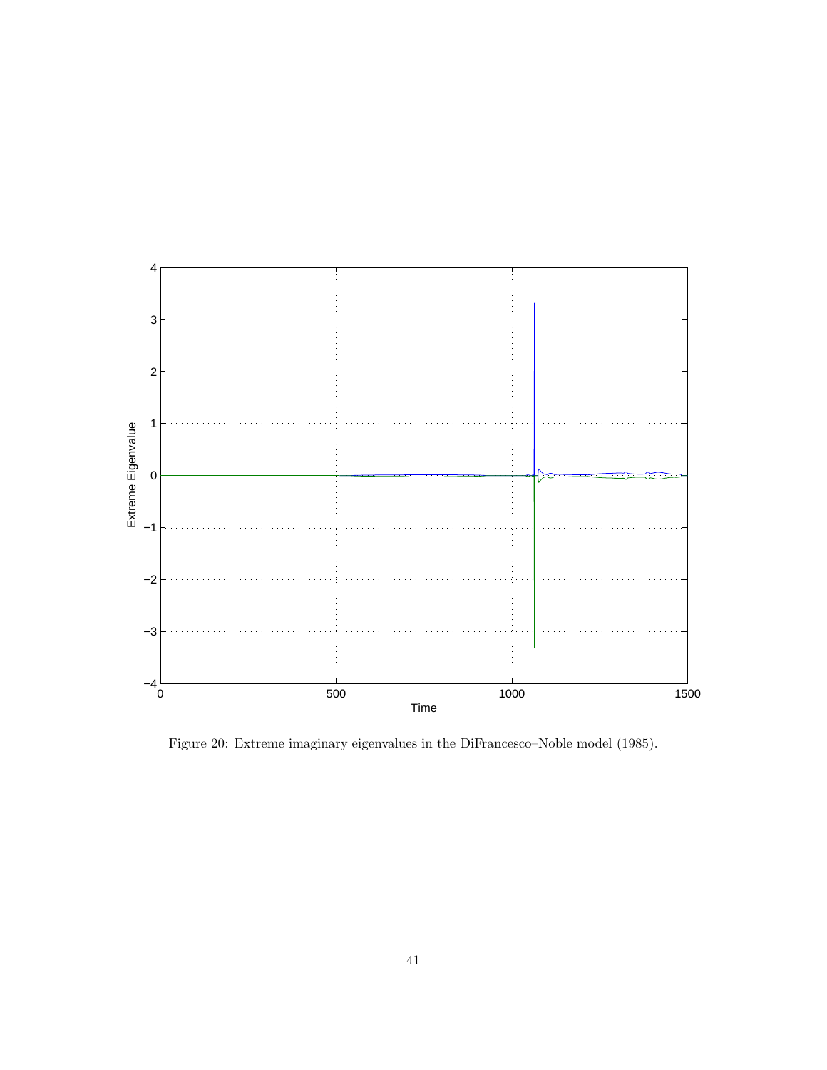Figure 20: Extreme imaginary eigenvalues in the DiFrancesco–Noble model (1985).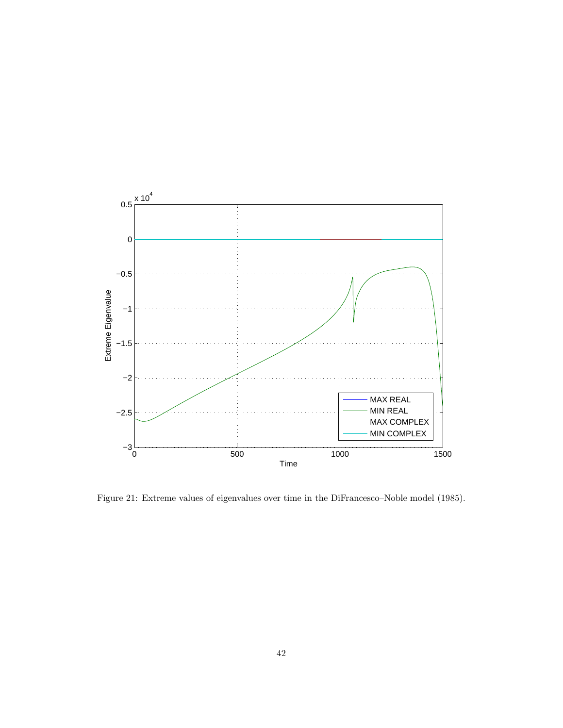Figure 21: Extreme values of eigenvalues over time in the DiFrancesco–Noble model (1985).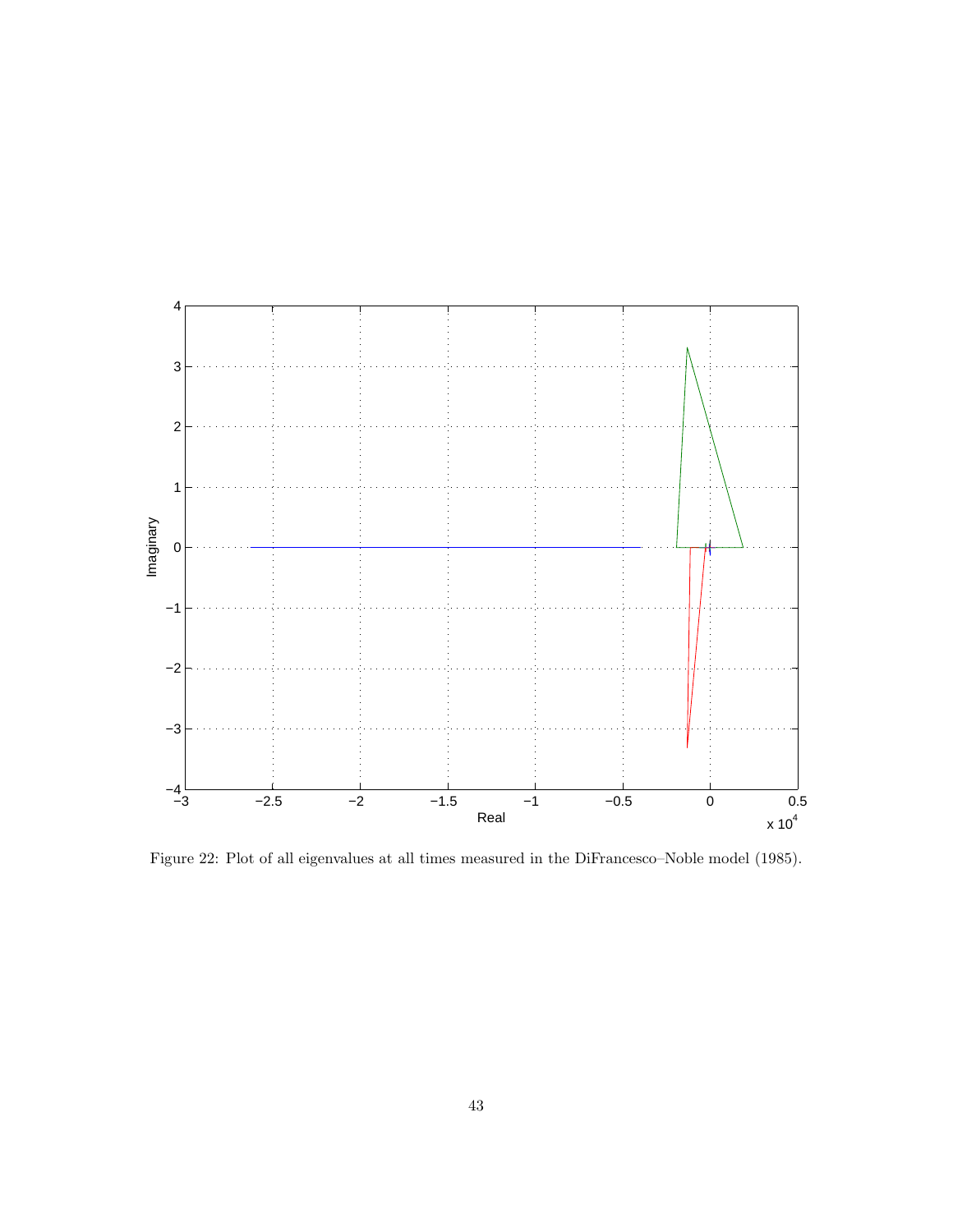Figure 22: Plot of all eigenvalues at all times measured in the DiFrancesco–Noble model (1985).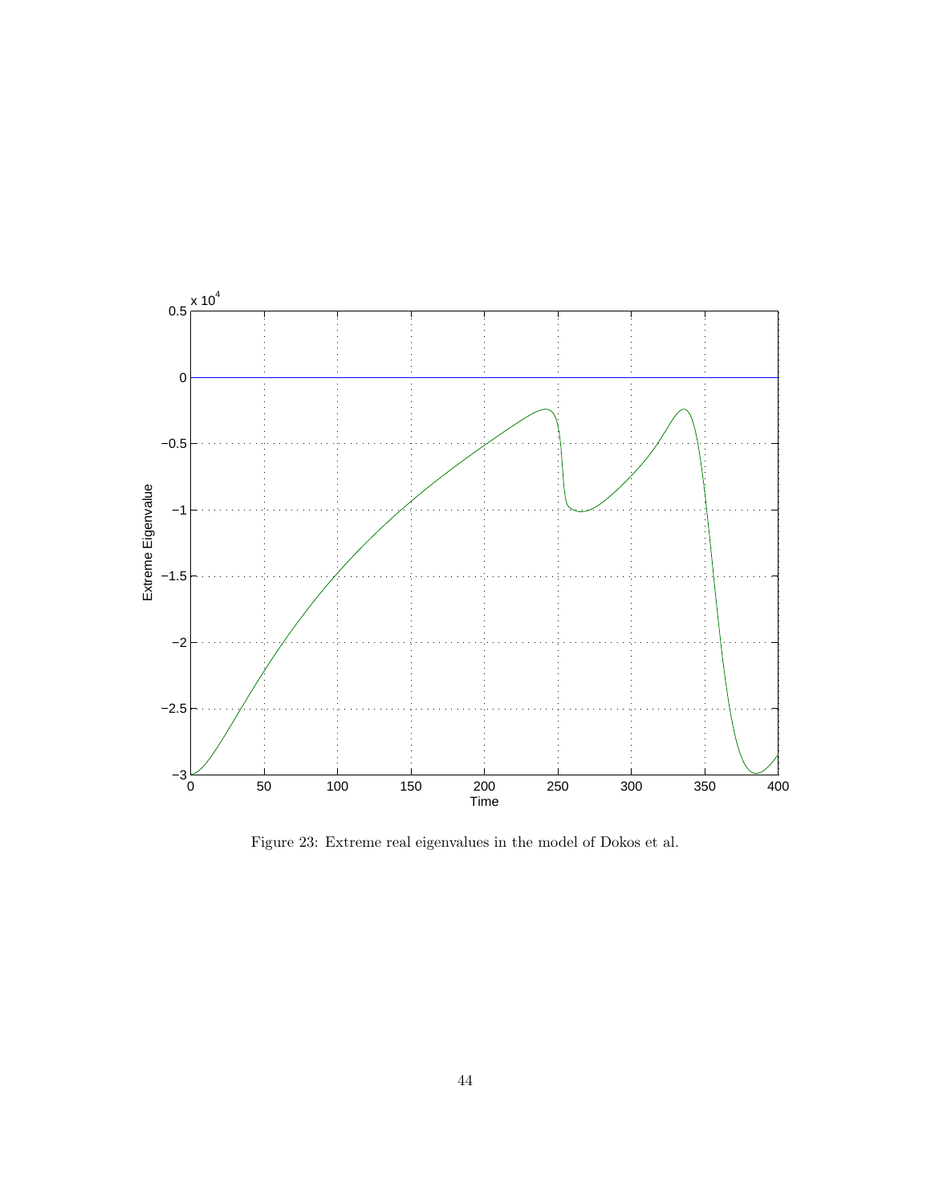Figure 23: Extreme real eigenvalues in the model of Dokos et al.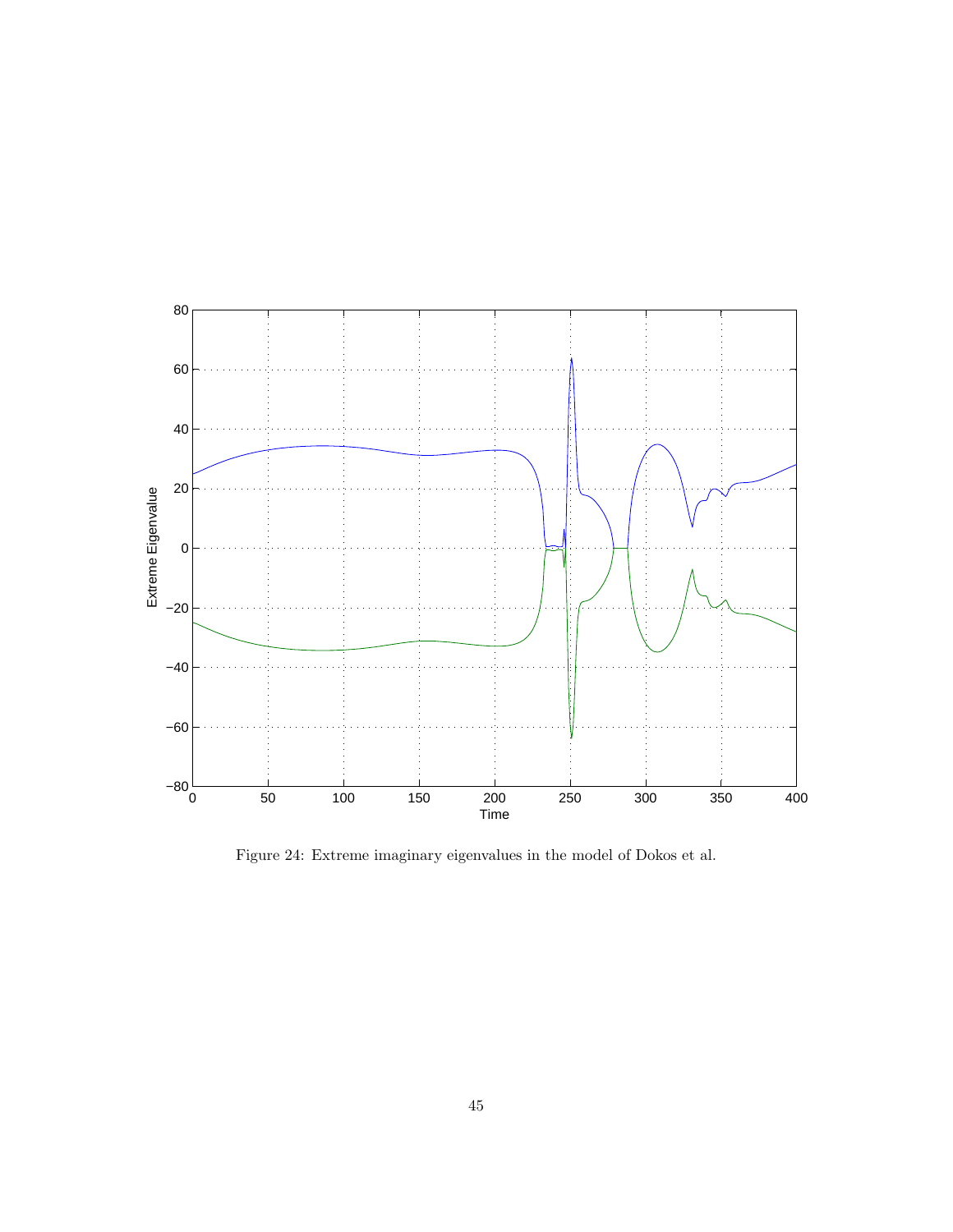Figure 24: Extreme imaginary eigenvalues in the model of Dokos et al.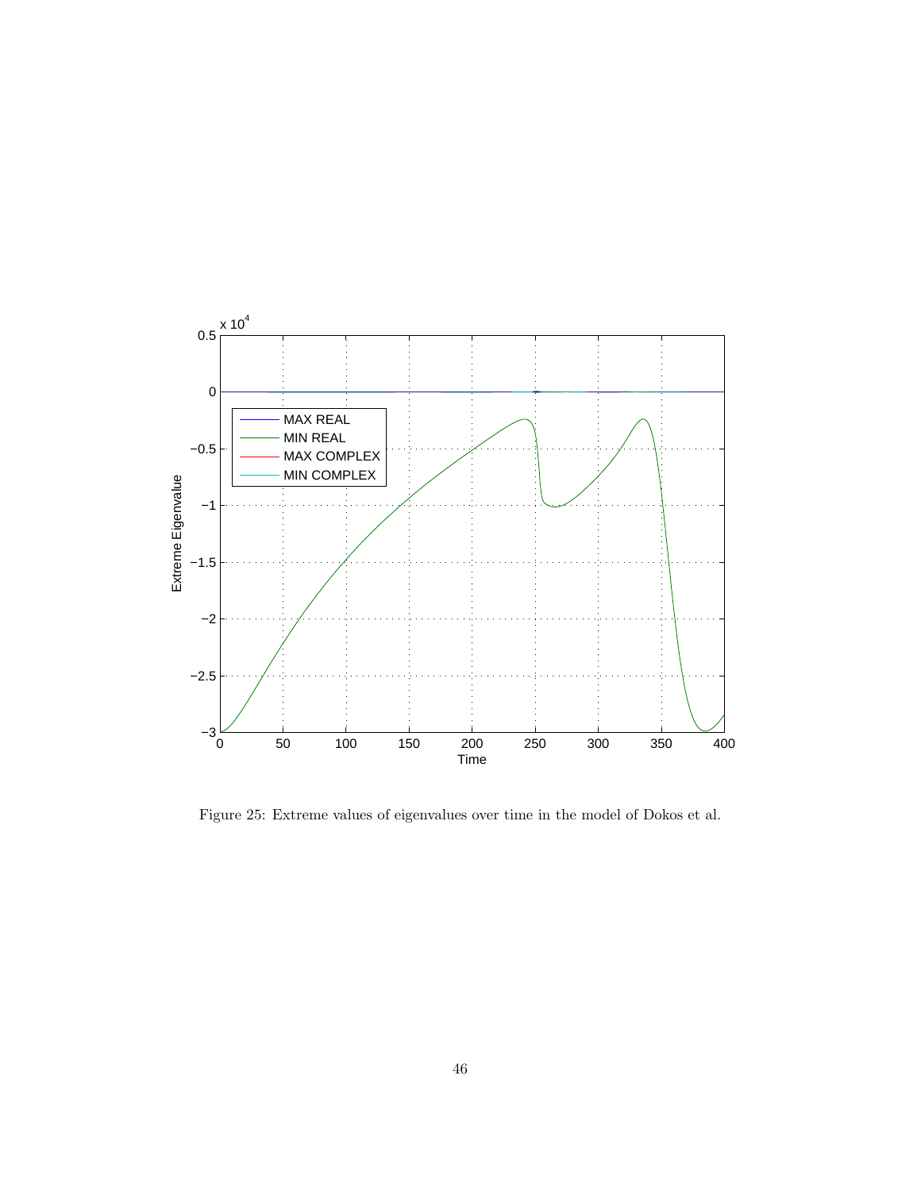Figure 25: Extreme values of eigenvalues over time in the model of Dokos et al.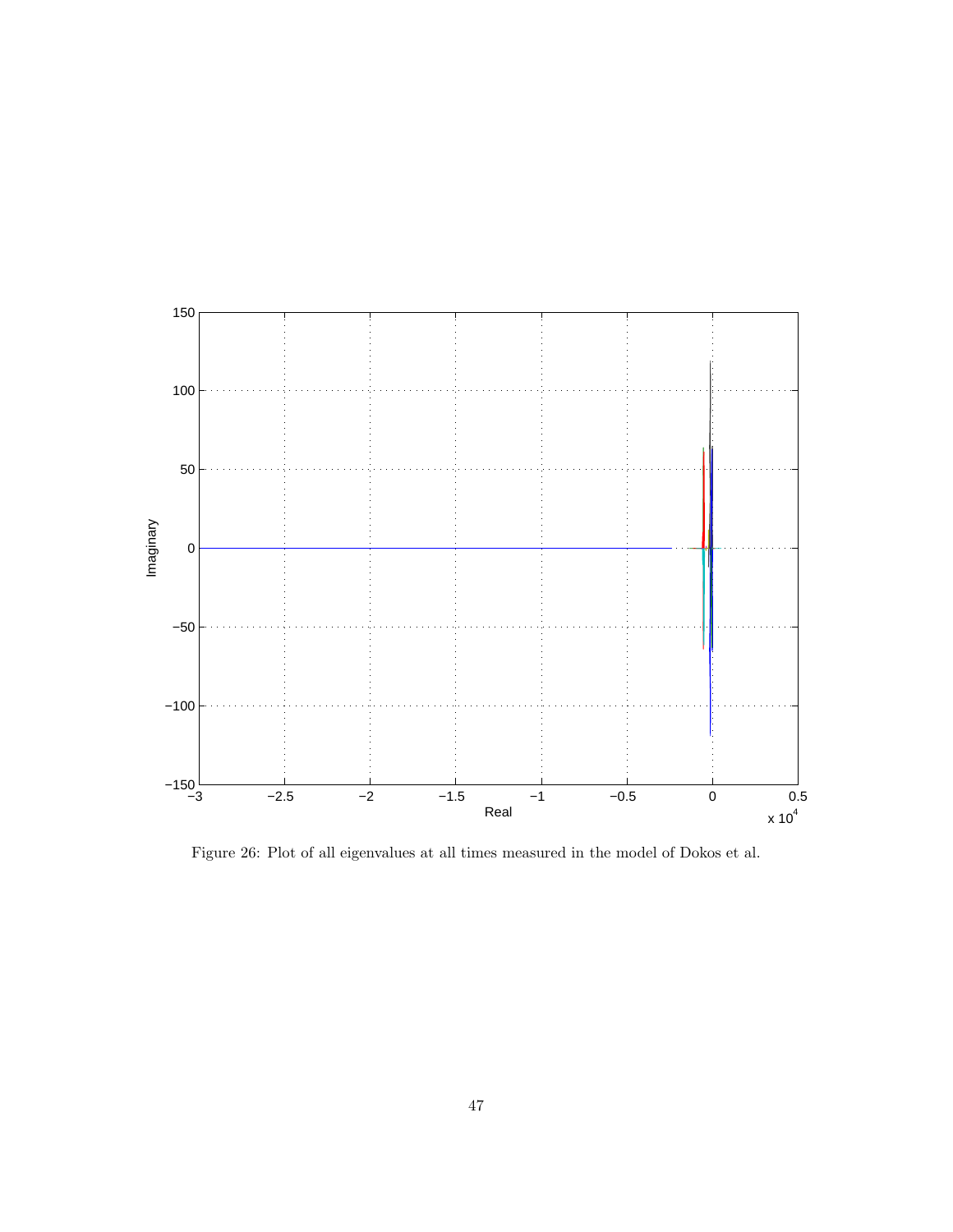Figure 26: Plot of all eigenvalues at all times measured in the model of Dokos et al.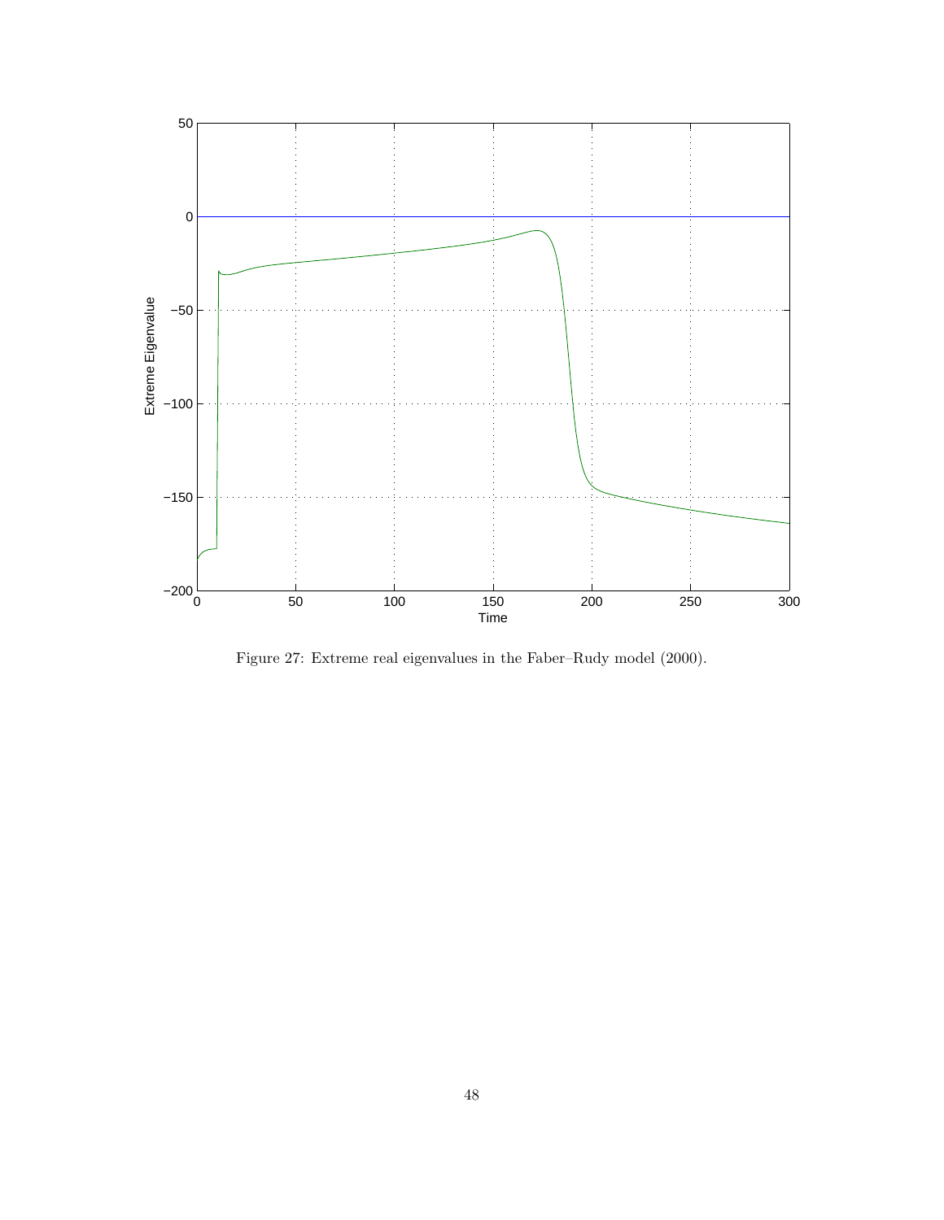Figure 27: Extreme real eigenvalues in the Faber–Rudy model (2000).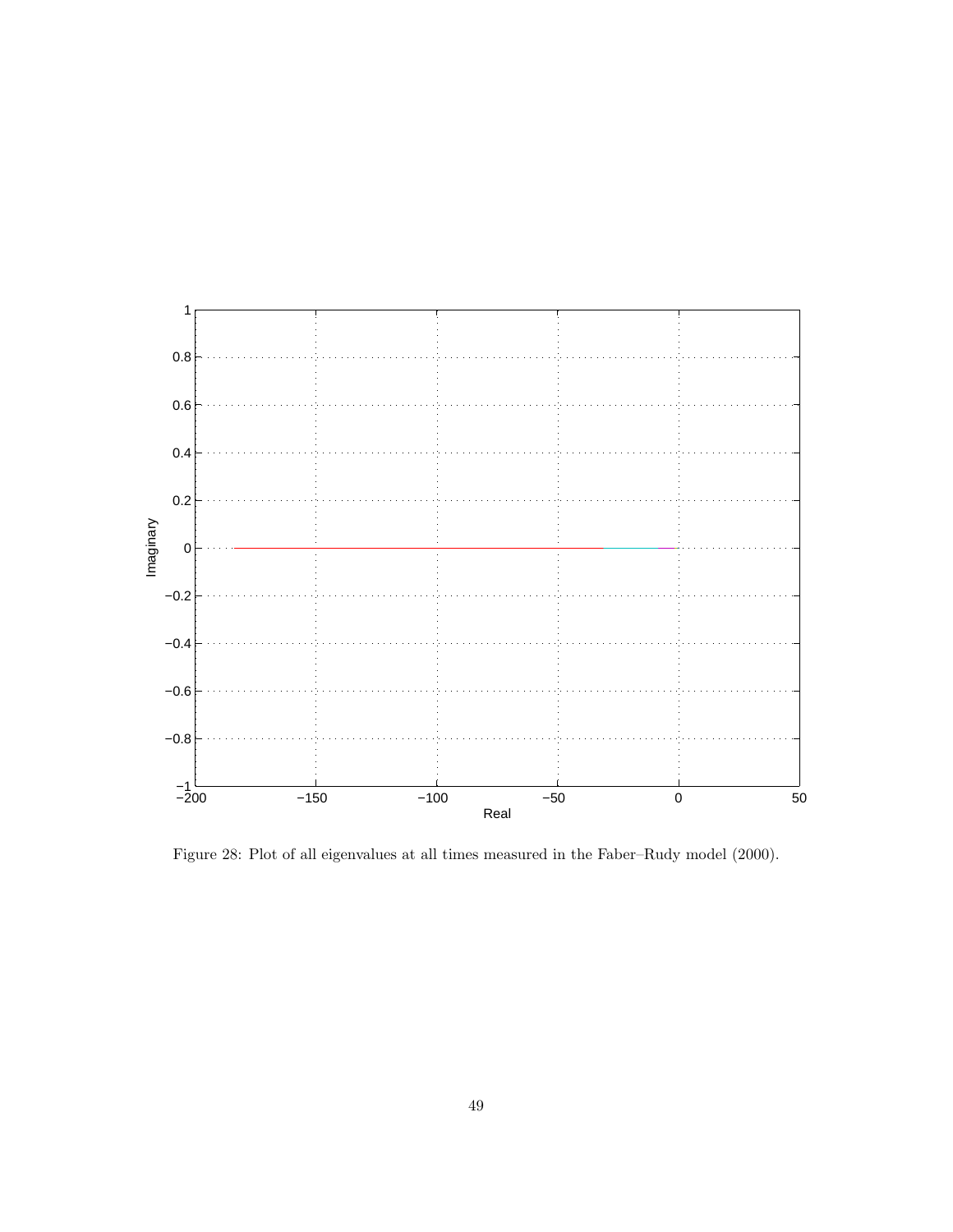Figure 28: Plot of all eigenvalues at all times measured in the Faber–Rudy model (2000).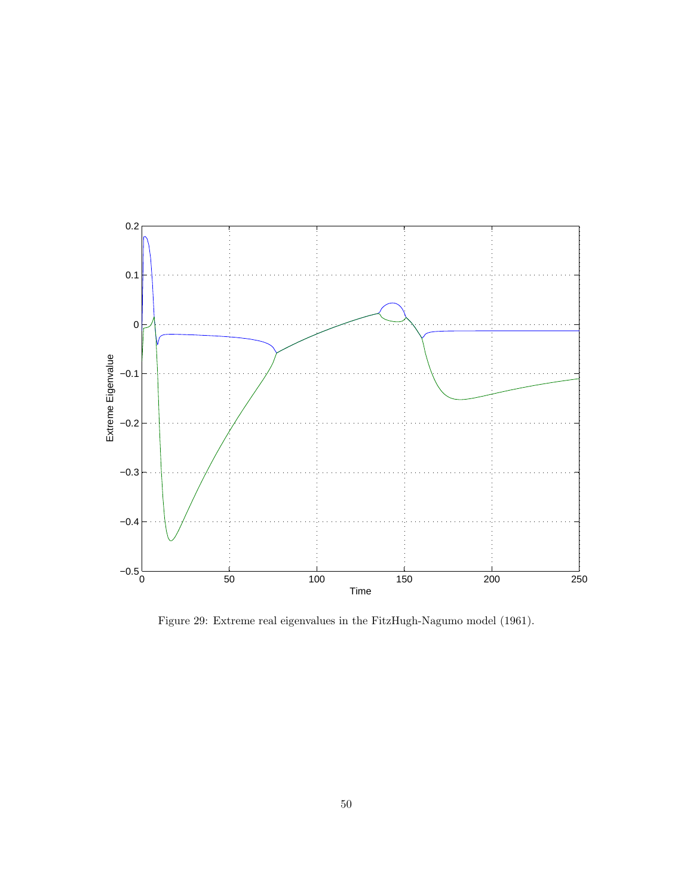Figure 29: Extreme real eigenvalues in the FitzHugh-Nagumo model (1961).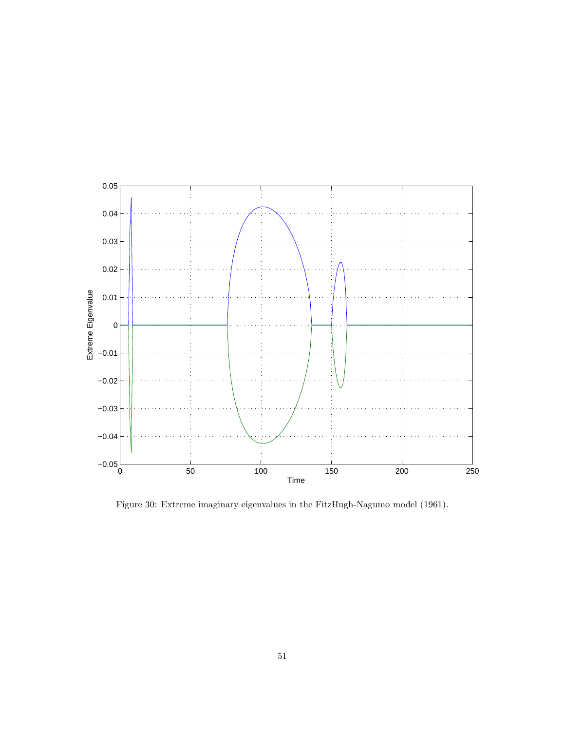Figure 30: Extreme imaginary eigenvalues in the FitzHugh-Nagumo model (1961).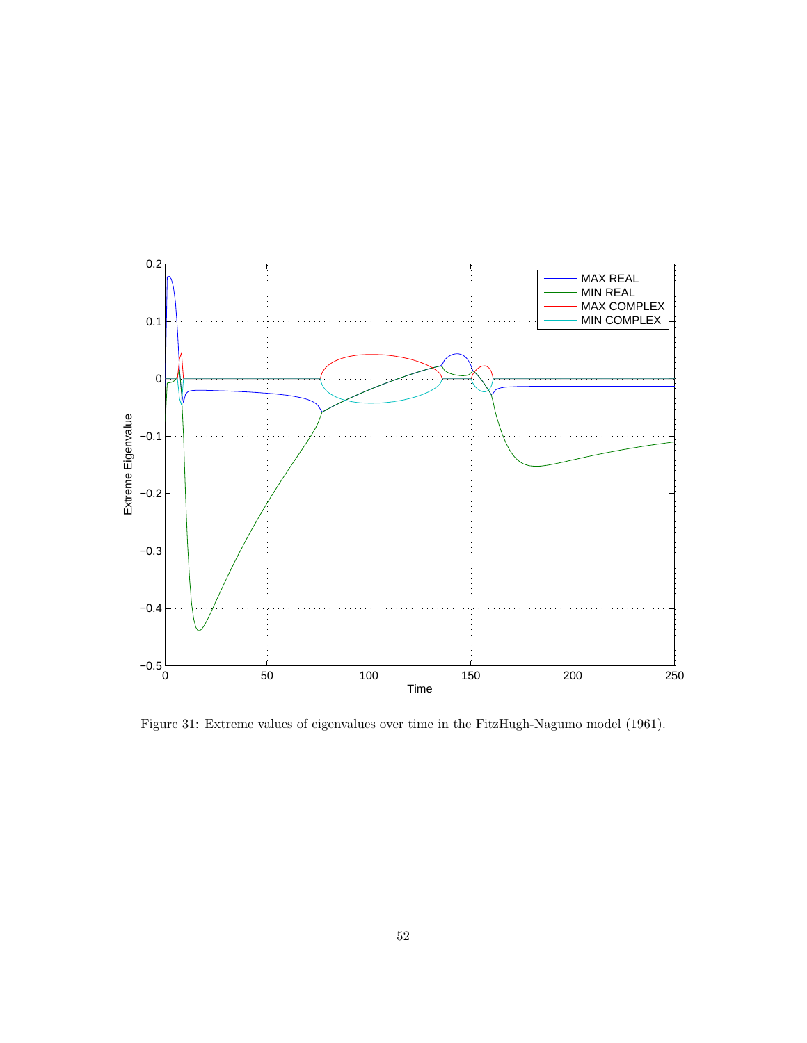Figure 31: Extreme values of eigenvalues over time in the FitzHugh-Nagumo model (1961).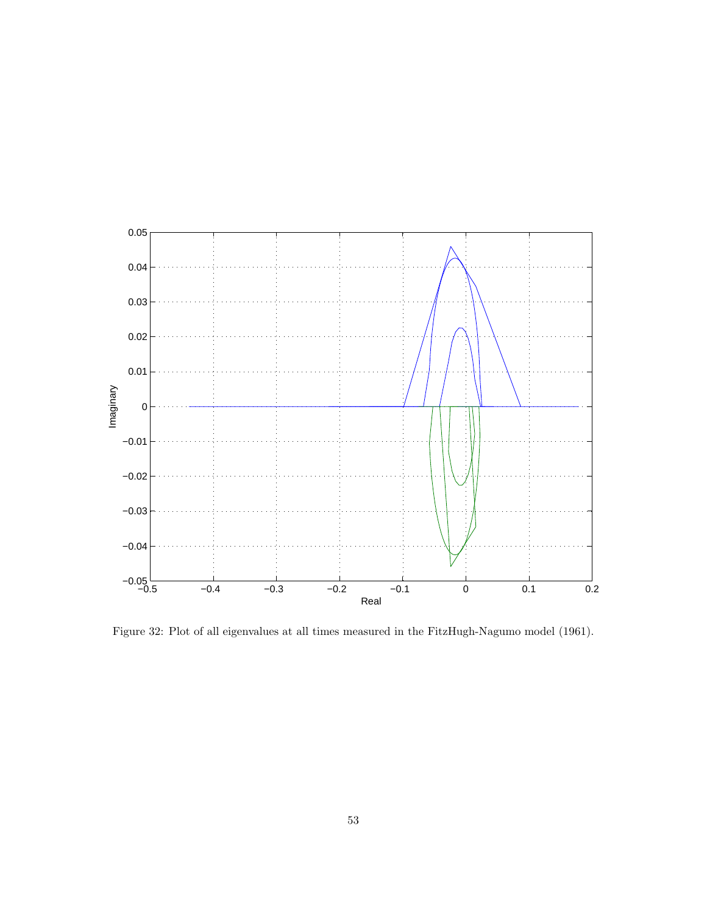Figure 32: Plot of all eigenvalues at all times measured in the FitzHugh-Nagumo model (1961).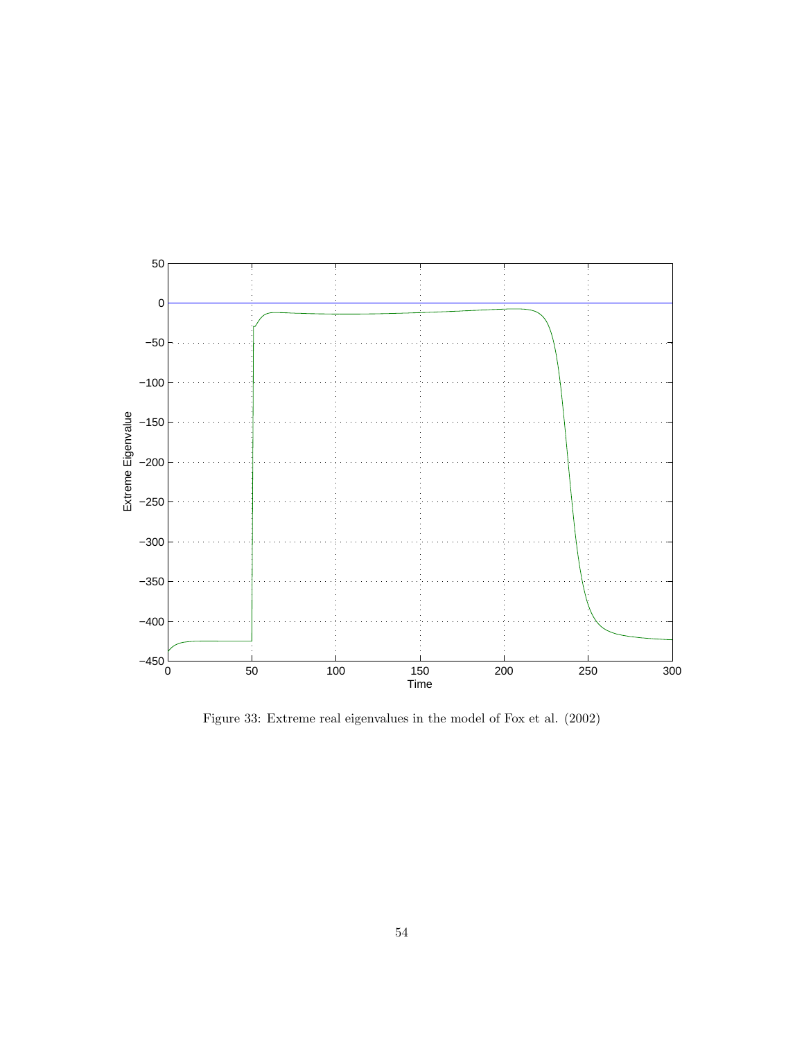Figure 33: Extreme real eigenvalues in the model of Fox et al. (2002)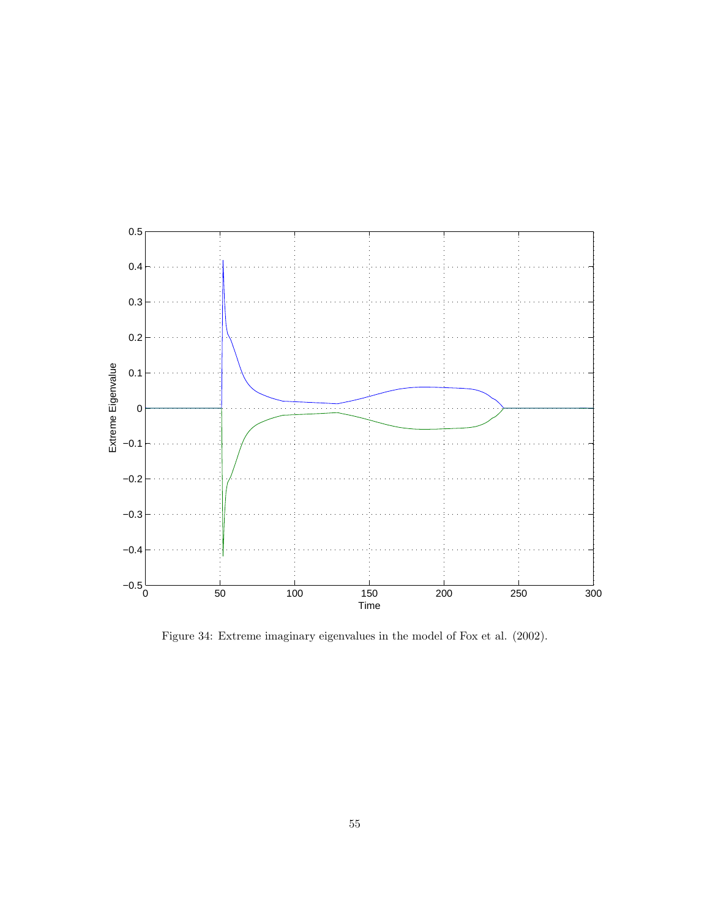Figure 34: Extreme imaginary eigenvalues in the model of Fox et al. (2002).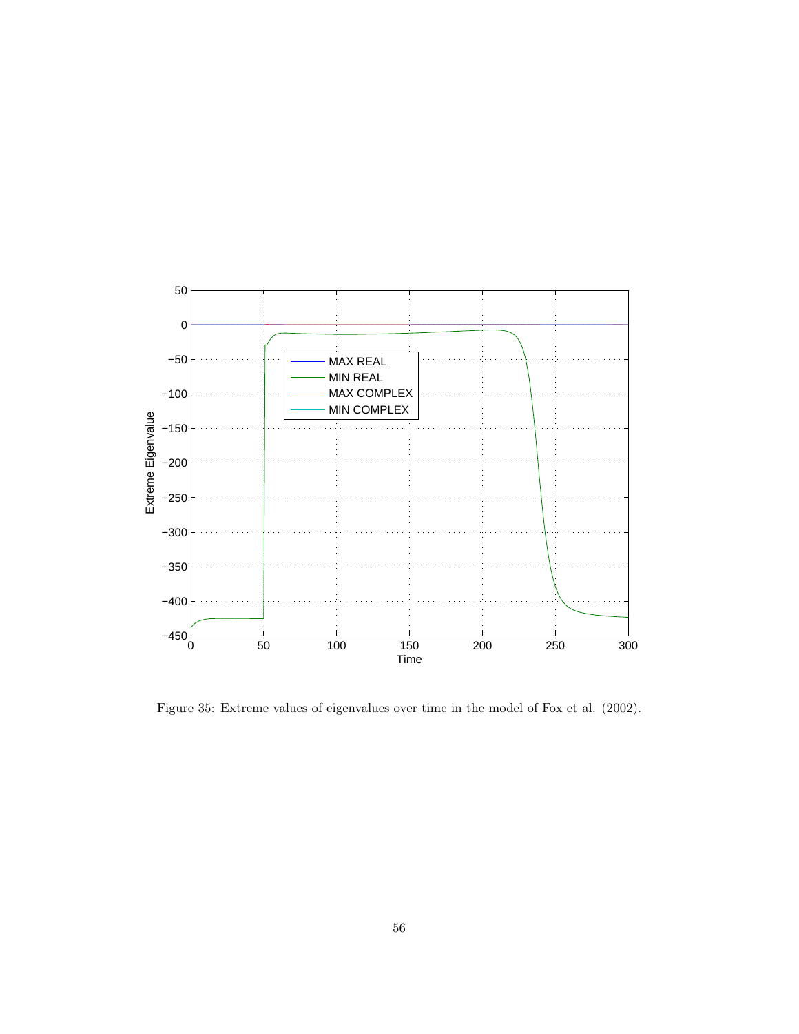Figure 35: Extreme values of eigenvalues over time in the model of Fox et al. (2002).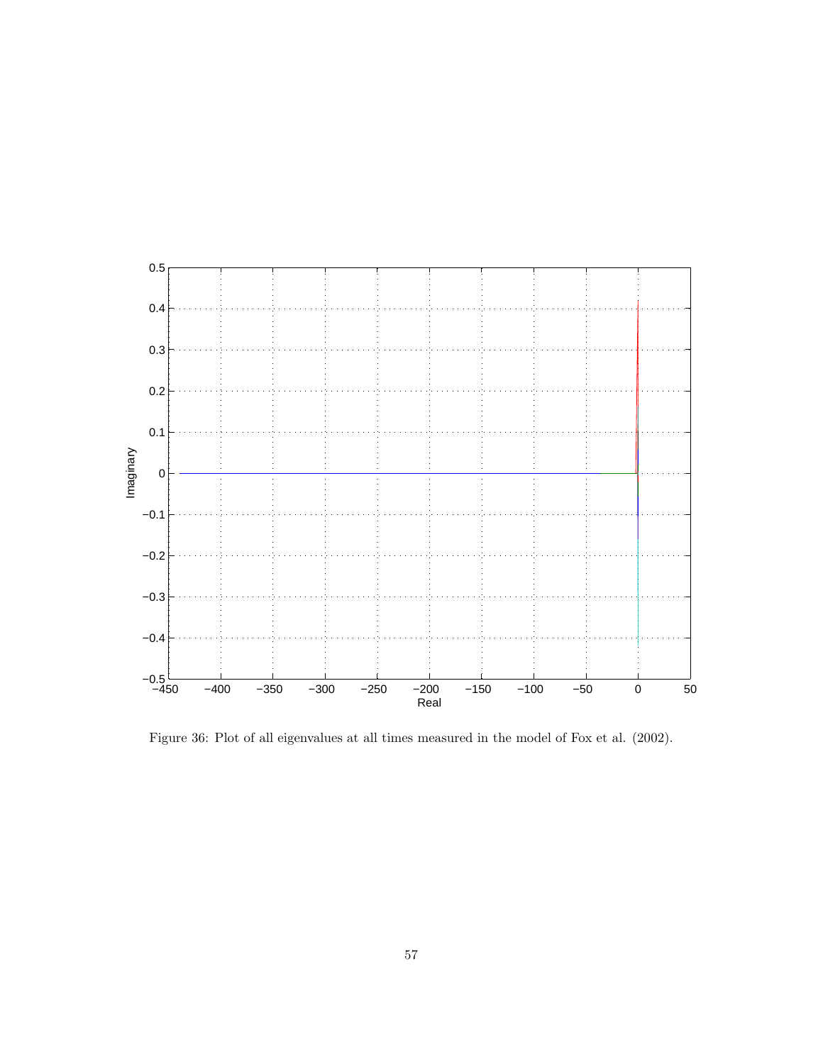Figure 36: Plot of all eigenvalues at all times measured in the model of Fox et al. (2002).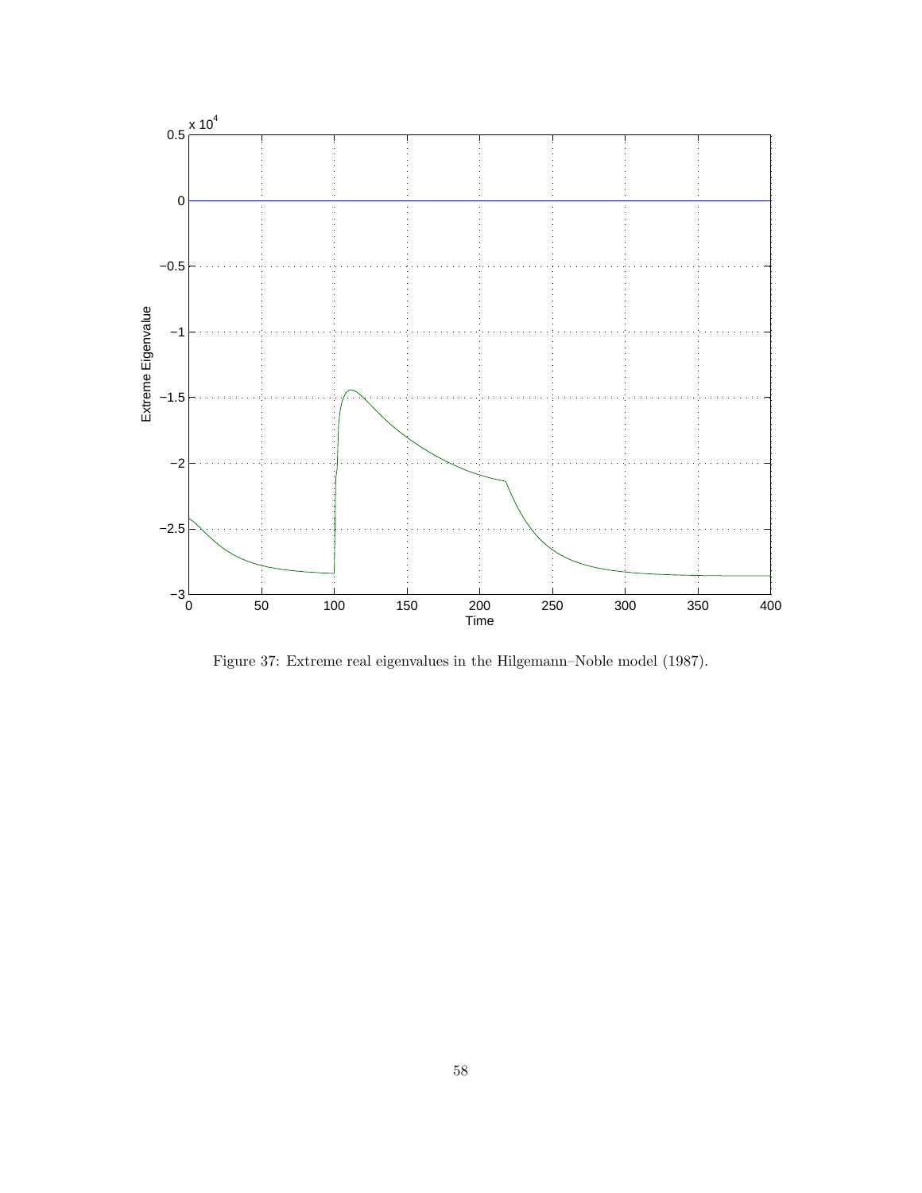Figure 37: Extreme real eigenvalues in the Hilgemann–Noble model (1987).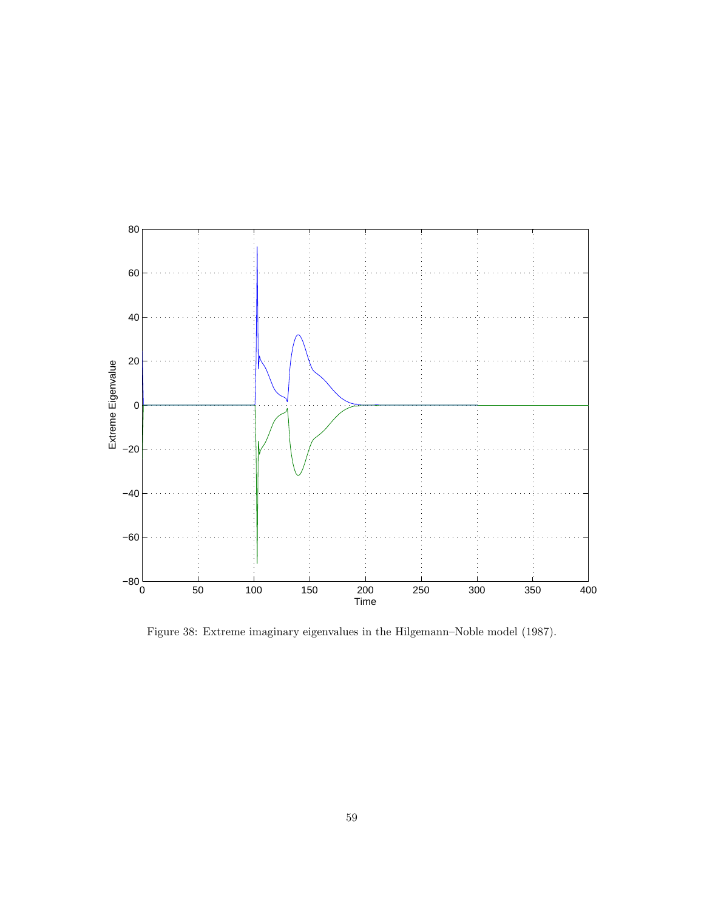Figure 38: Extreme imaginary eigenvalues in the Hilgemann–Noble model (1987).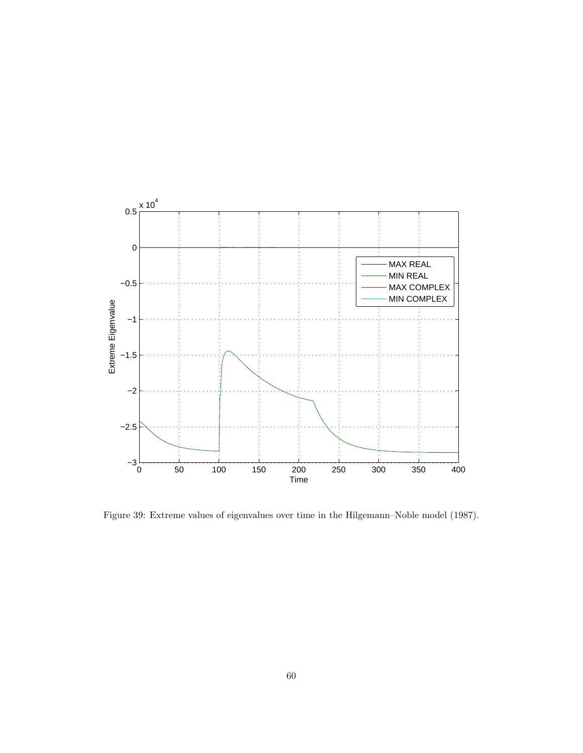Figure 39: Extreme values of eigenvalues over time in the Hilgemann–Noble model (1987).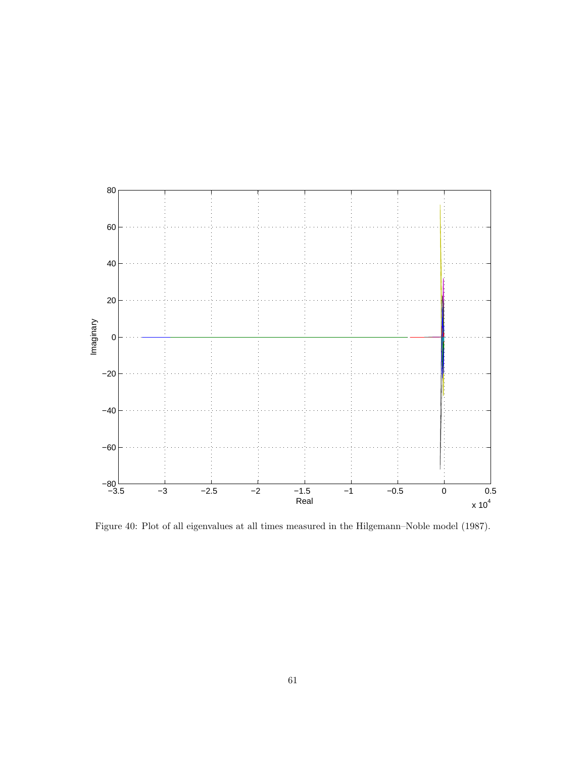Figure 40: Plot of all eigenvalues at all times measured in the Hilgemann–Noble model (1987).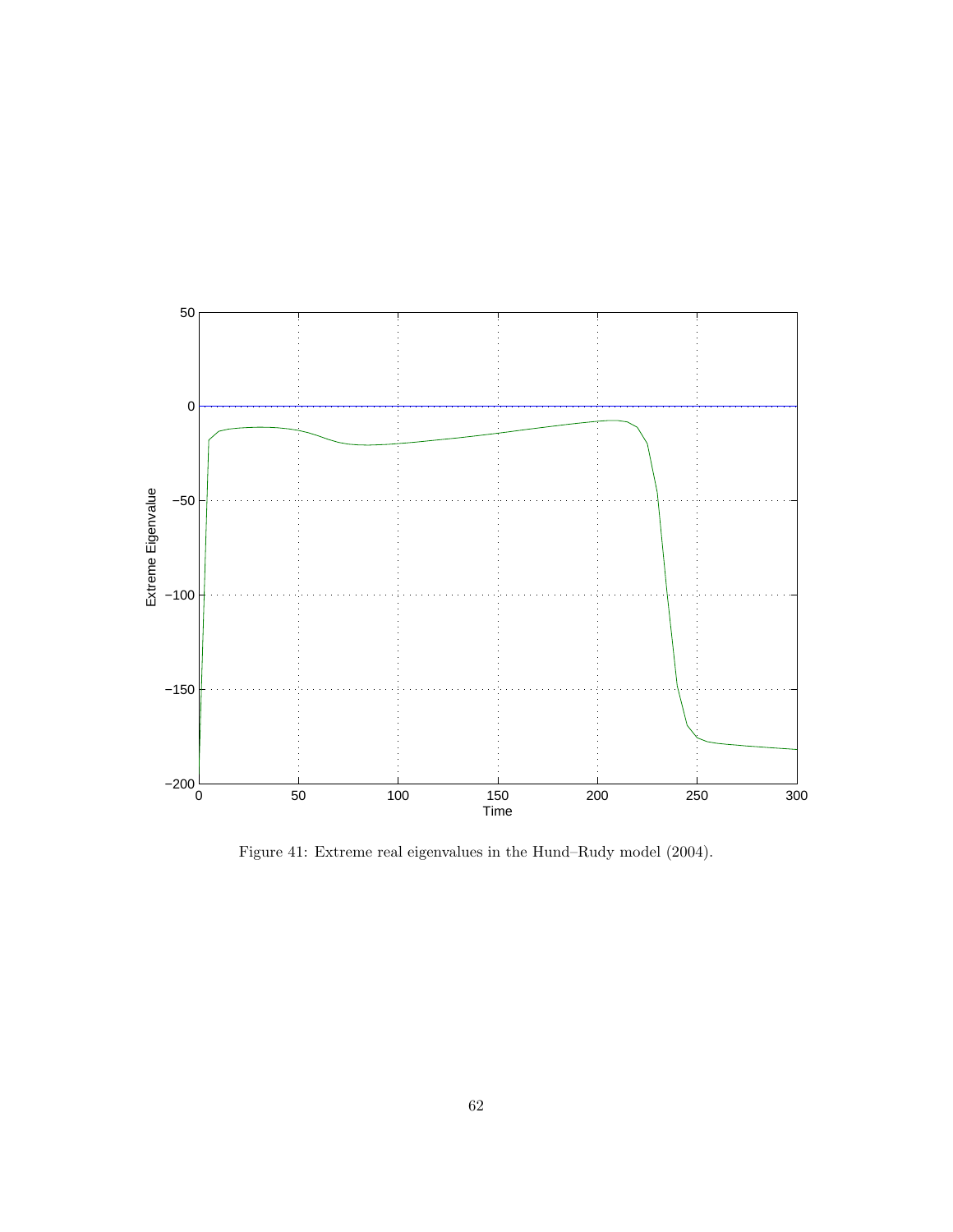Figure 41: Extreme real eigenvalues in the Hund–Rudy model (2004).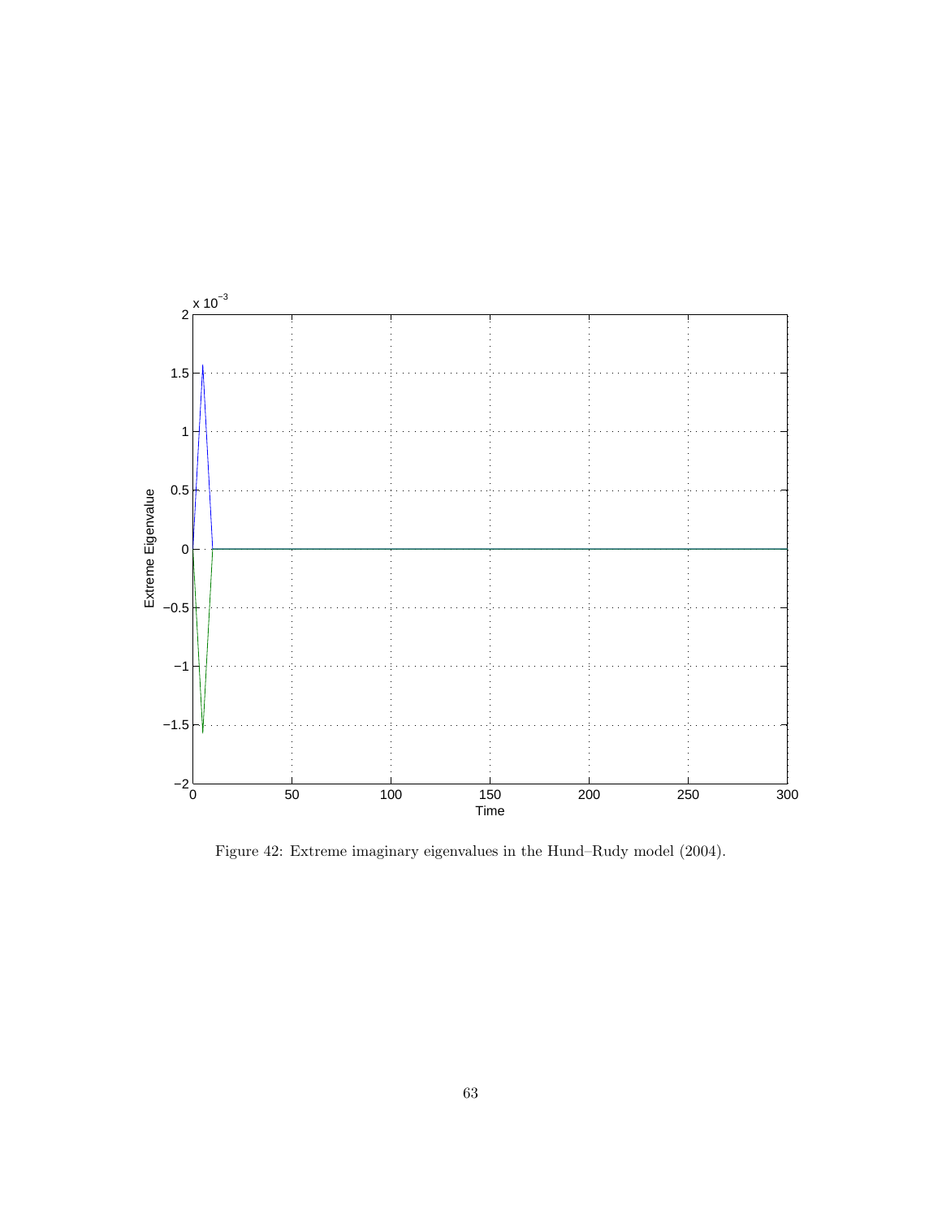Figure 42: Extreme imaginary eigenvalues in the Hund–Rudy model (2004).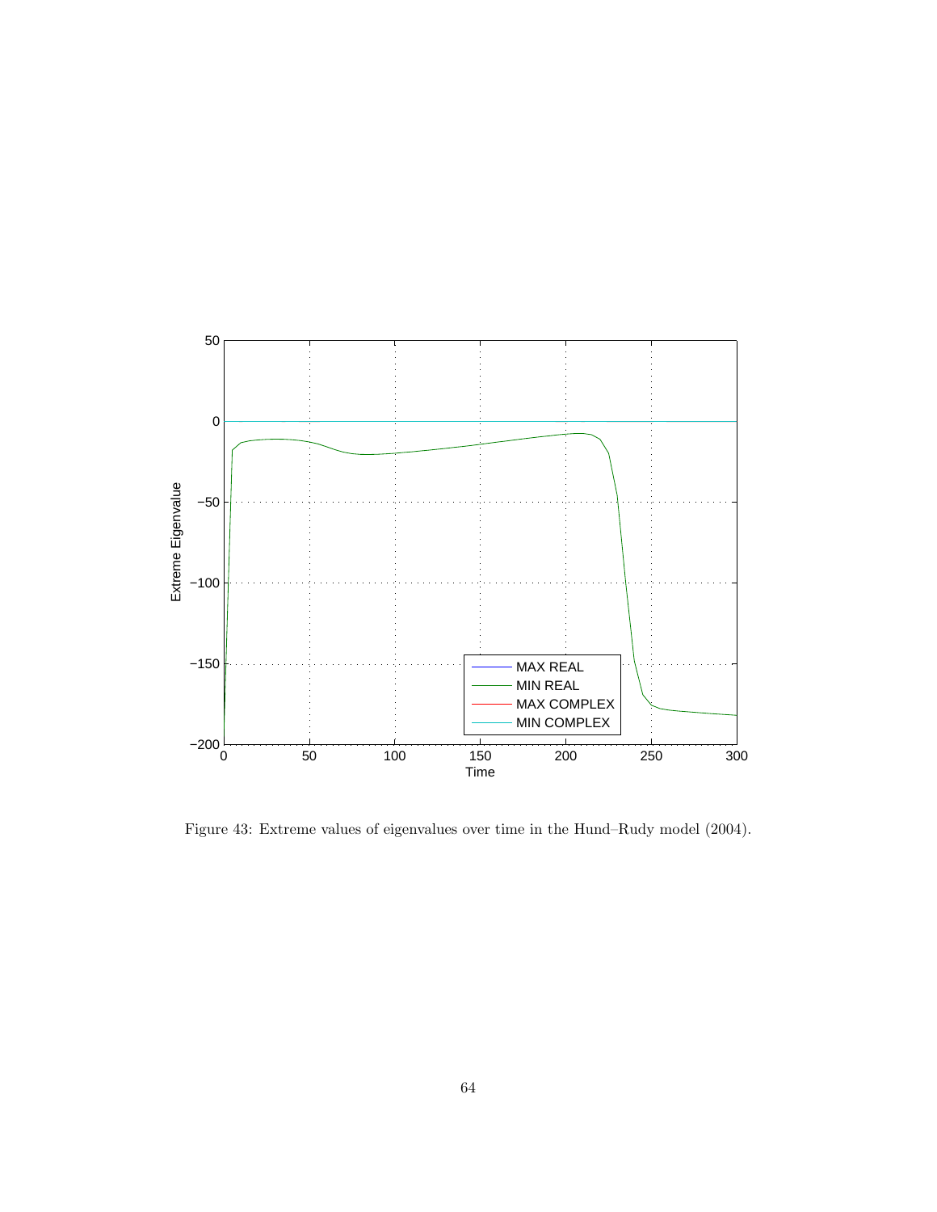Figure 43: Extreme values of eigenvalues over time in the Hund–Rudy model (2004).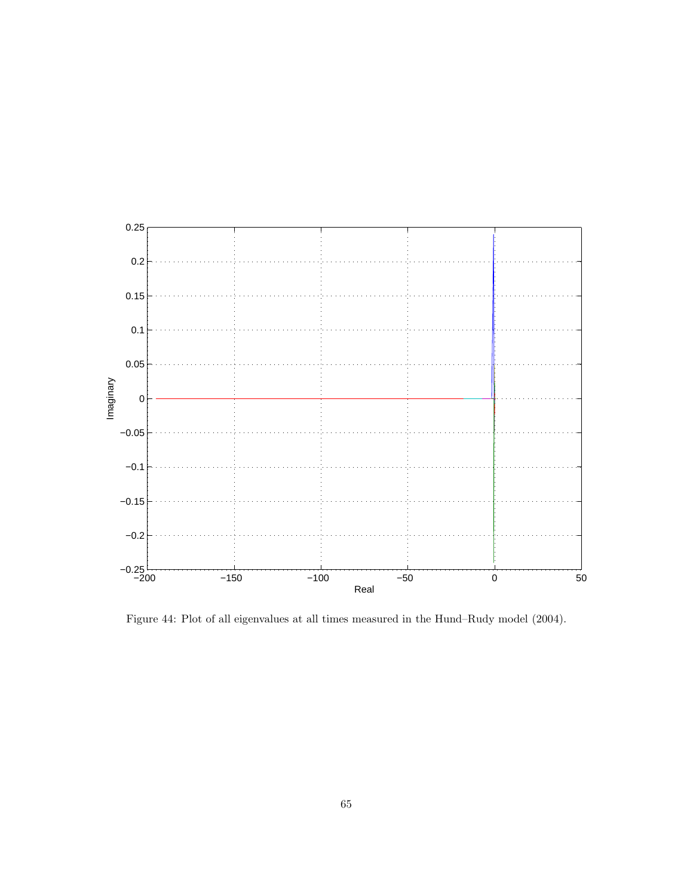Figure 44: Plot of all eigenvalues at all times measured in the Hund–Rudy model (2004).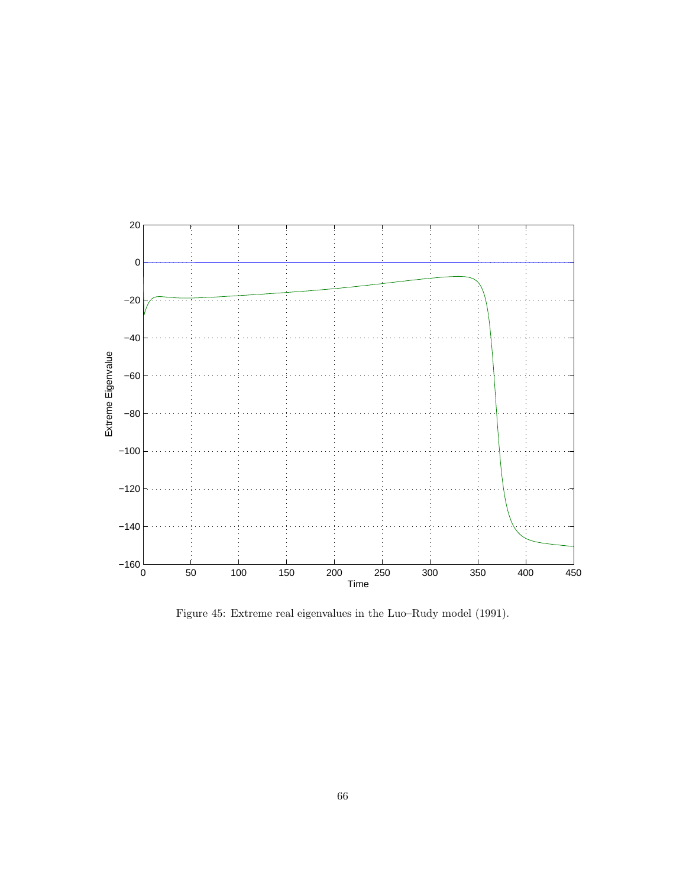Figure 45: Extreme real eigenvalues in the Luo–Rudy model (1991).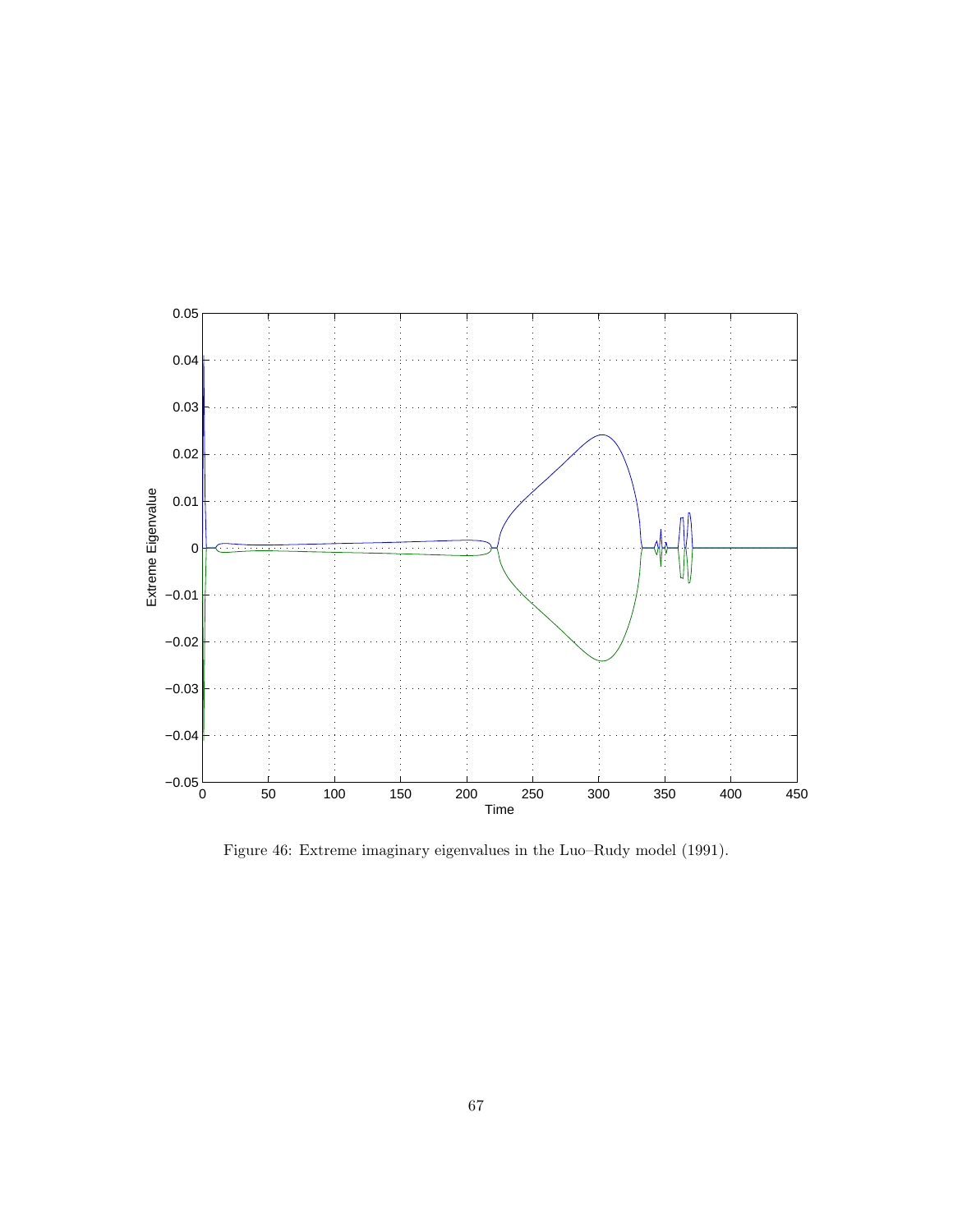Figure 46: Extreme imaginary eigenvalues in the Luo–Rudy model (1991).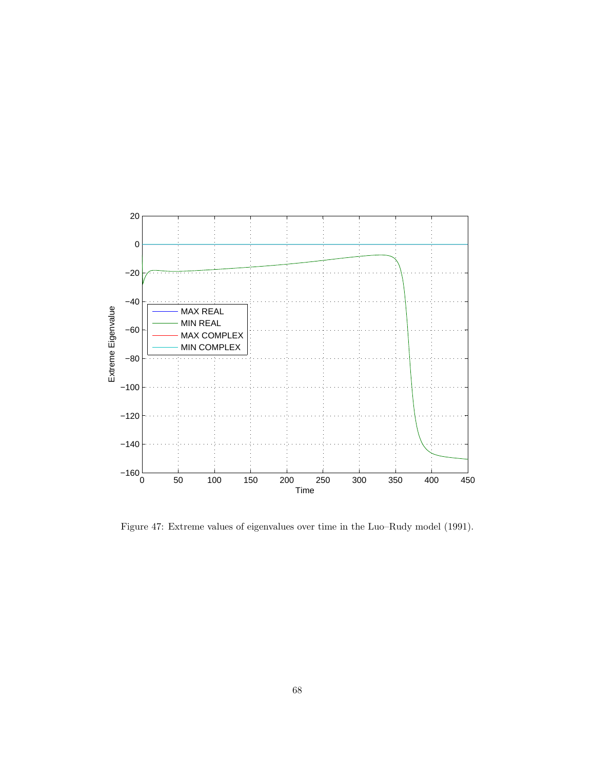Figure 47: Extreme values of eigenvalues over time in the Luo–Rudy model (1991).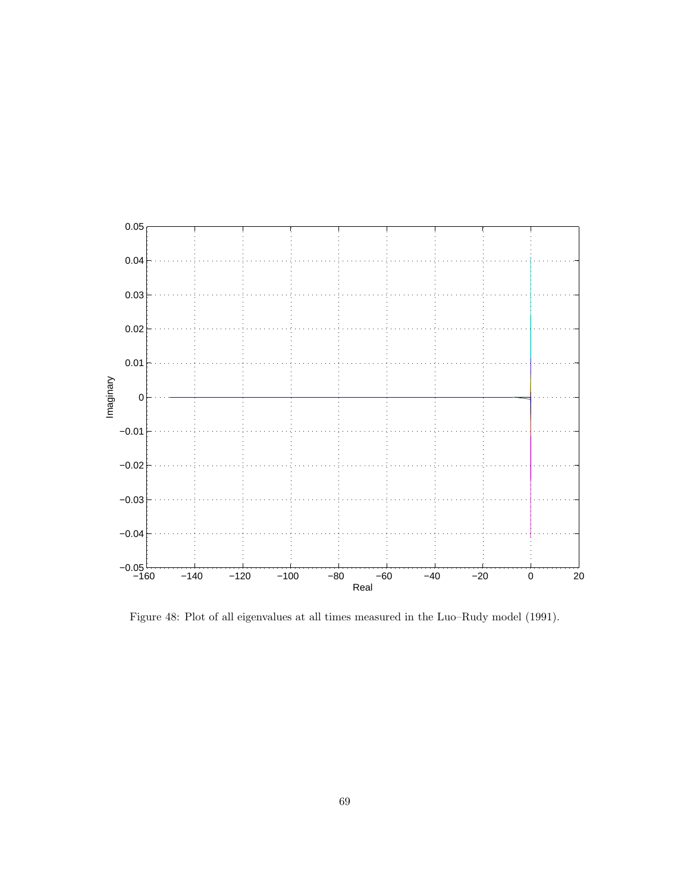Figure 48: Plot of all eigenvalues at all times measured in the Luo–Rudy model (1991).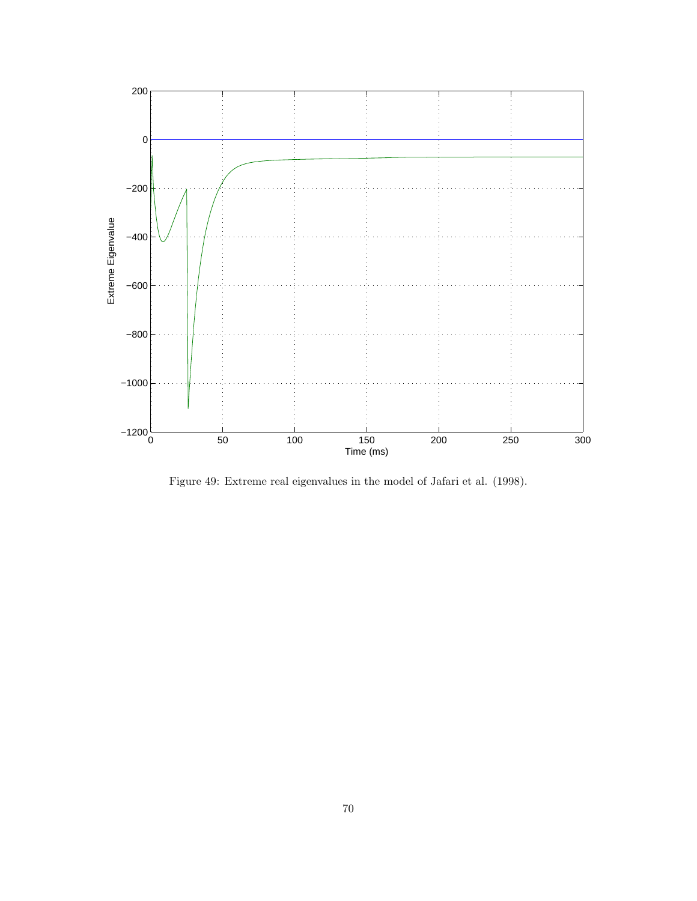Figure 49: Extreme real eigenvalues in the model of Jafari et al. (1998).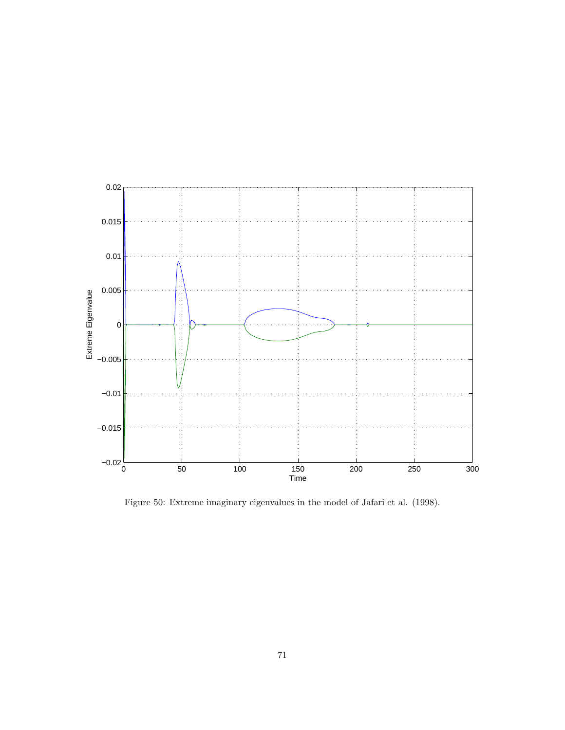Figure 50: Extreme imaginary eigenvalues in the model of Jafari et al. (1998).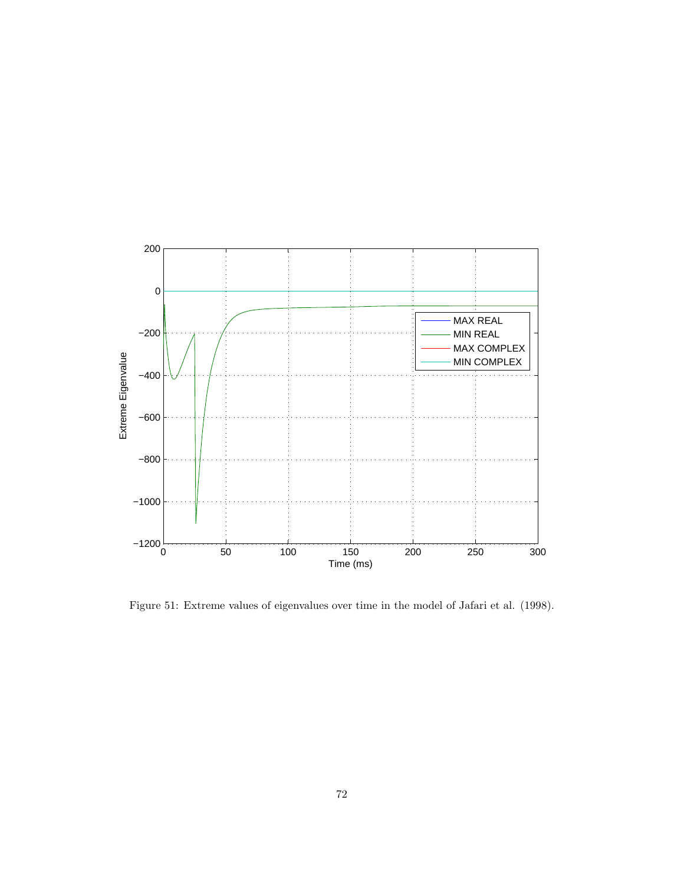Figure 51: Extreme values of eigenvalues over time in the model of Jafari et al. (1998).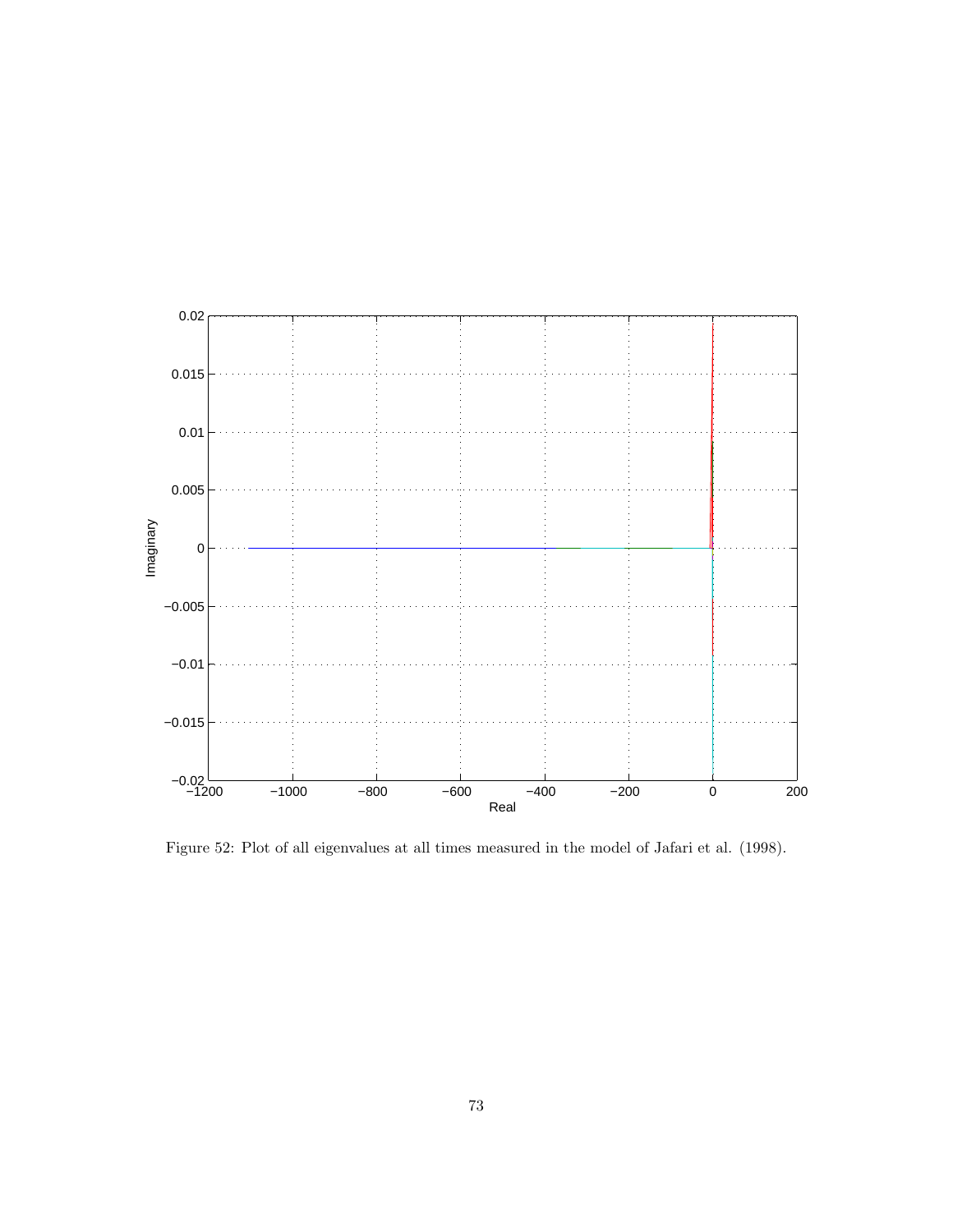Figure 52: Plot of all eigenvalues at all times measured in the model of Jafari et al. (1998).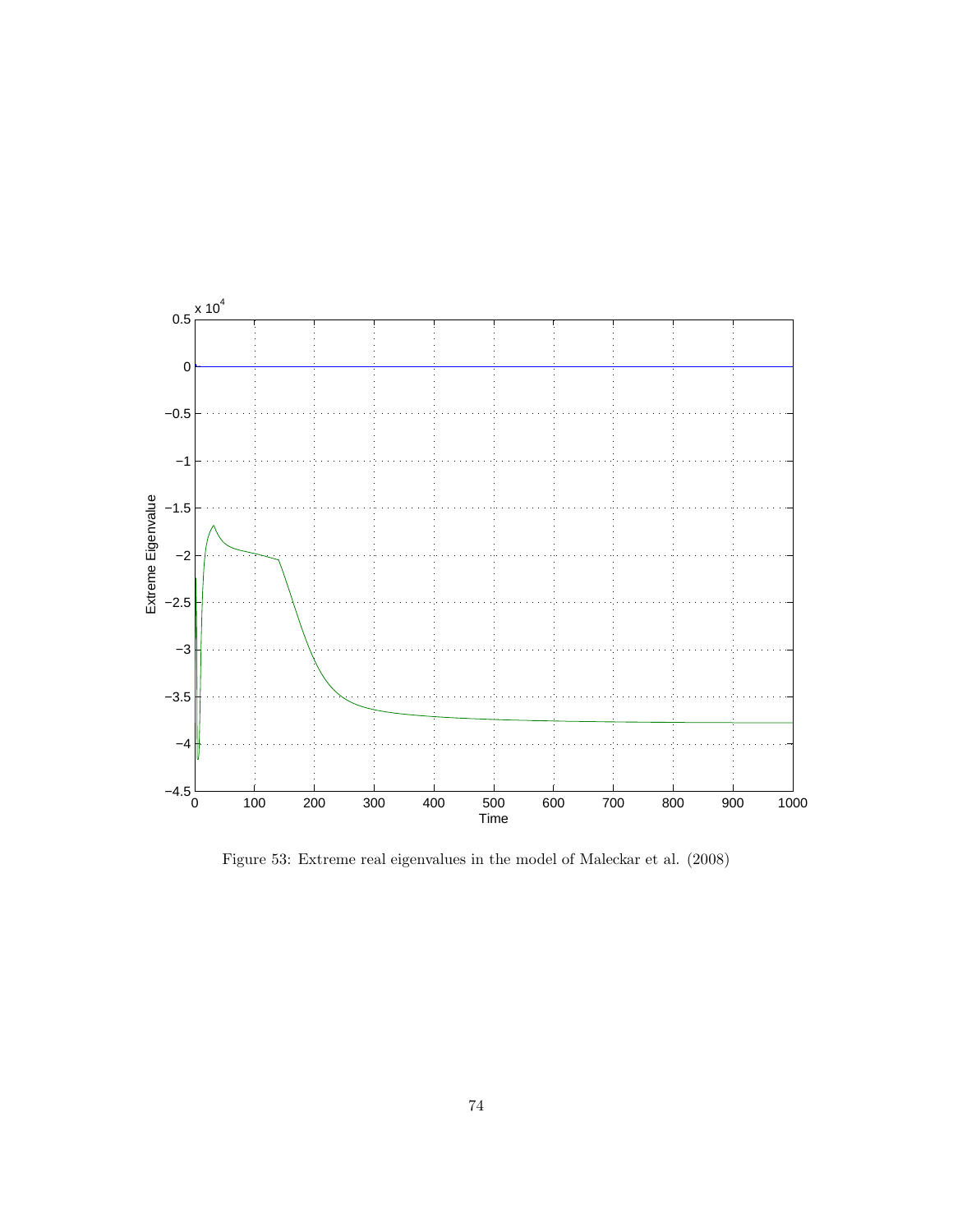Figure 53: Extreme real eigenvalues in the model of Maleckar et al. (2008)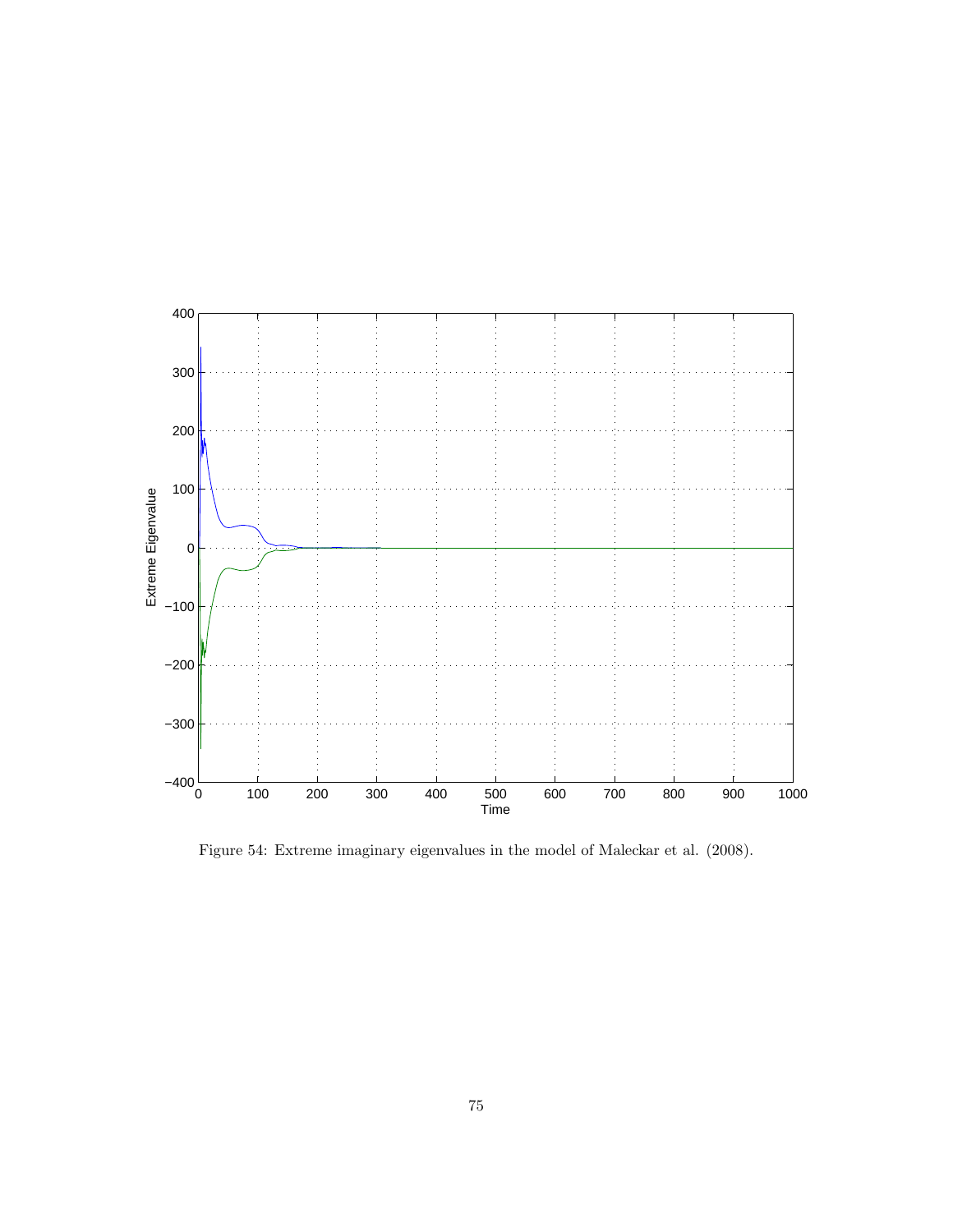Figure 54: Extreme imaginary eigenvalues in the model of Maleckar et al. (2008).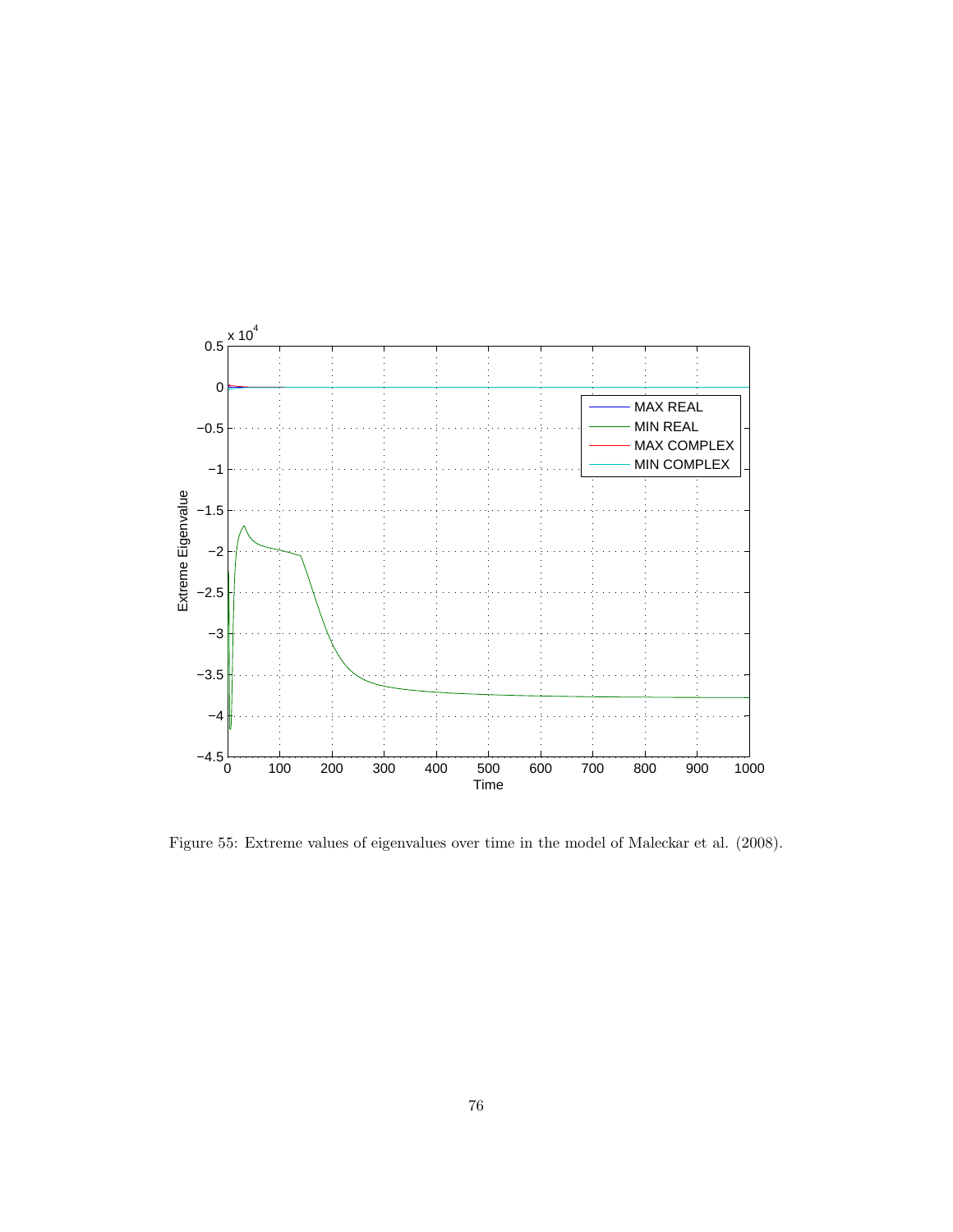Figure 55: Extreme values of eigenvalues over time in the model of Maleckar et al. (2008).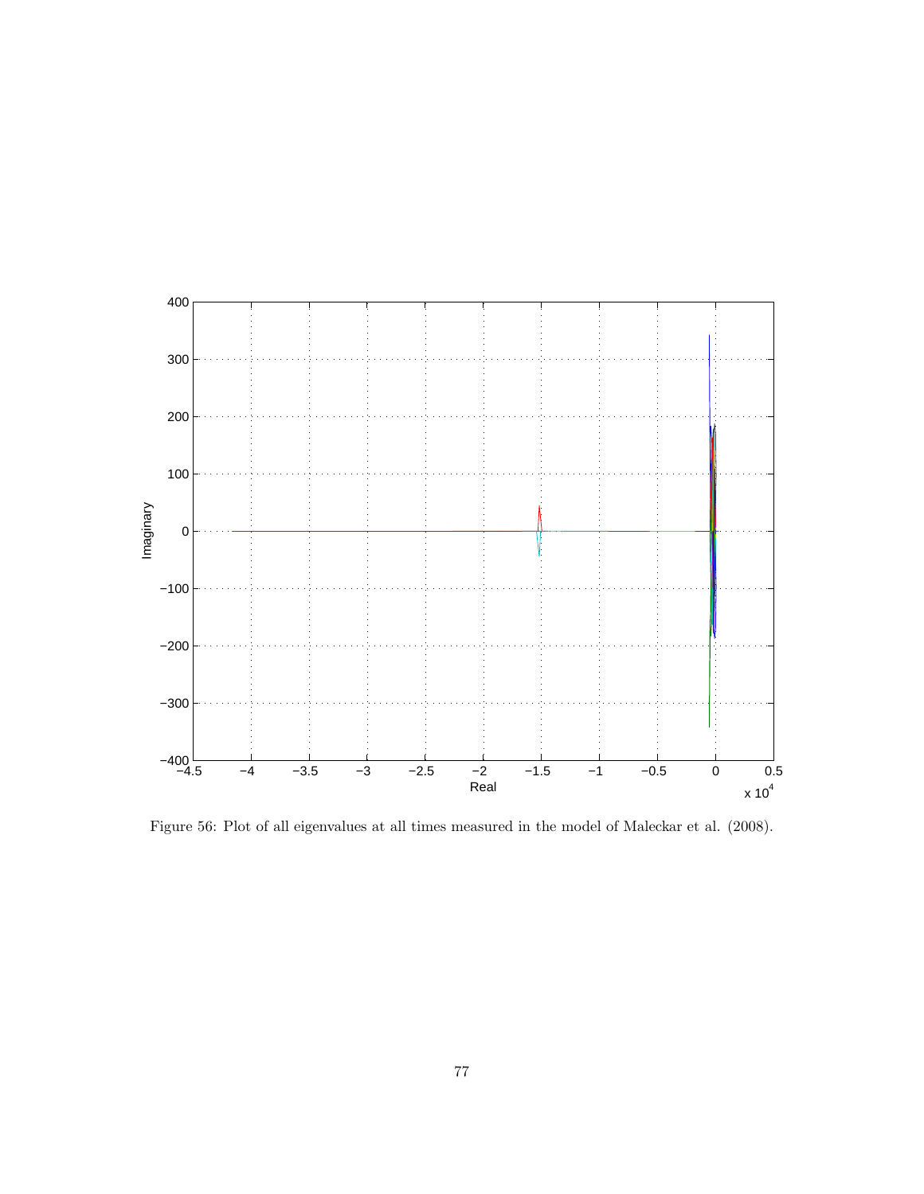Figure 56: Plot of all eigenvalues at all times measured in the model of Maleckar et al. (2008).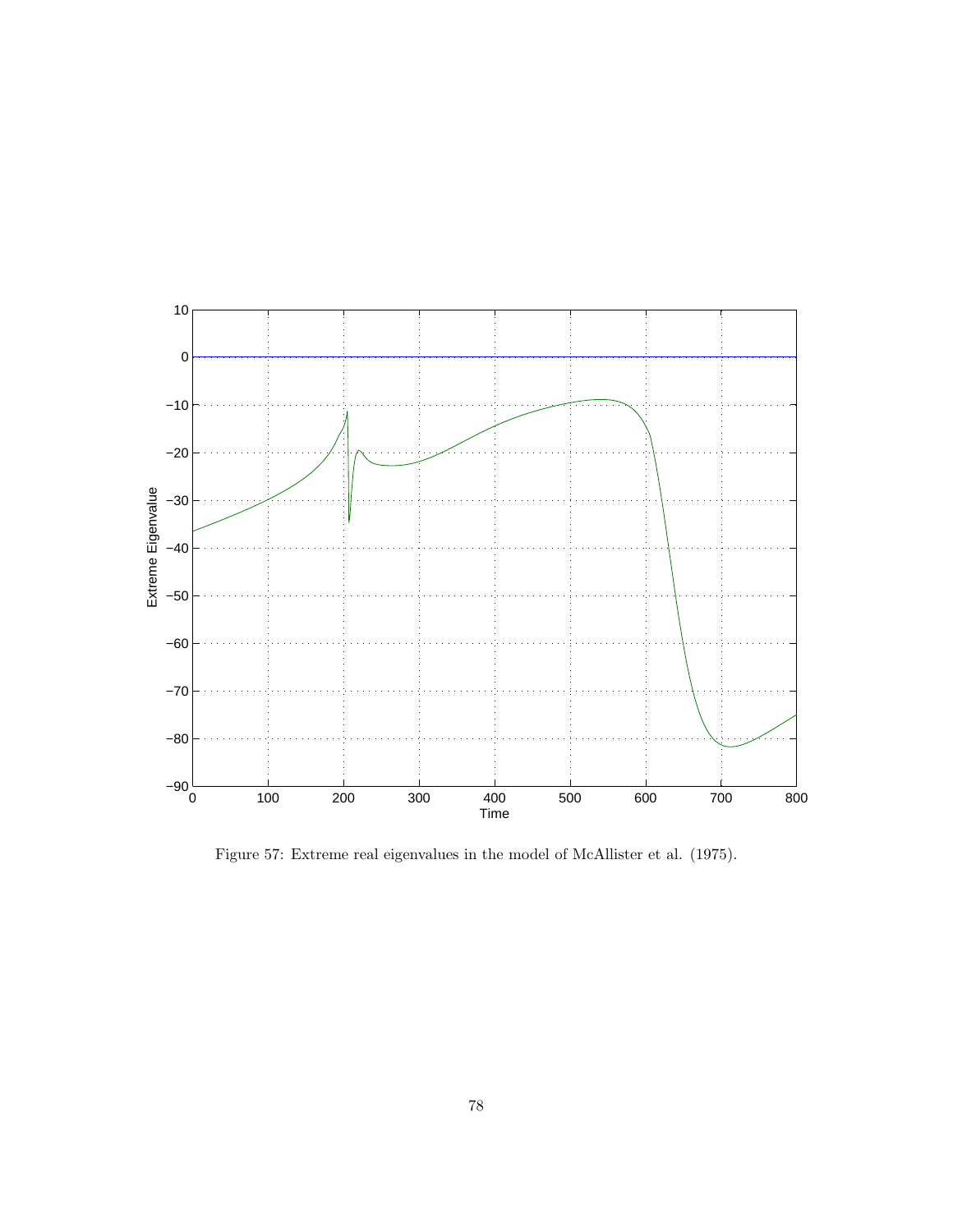Figure 57: Extreme real eigenvalues in the model of McAllister et al. (1975).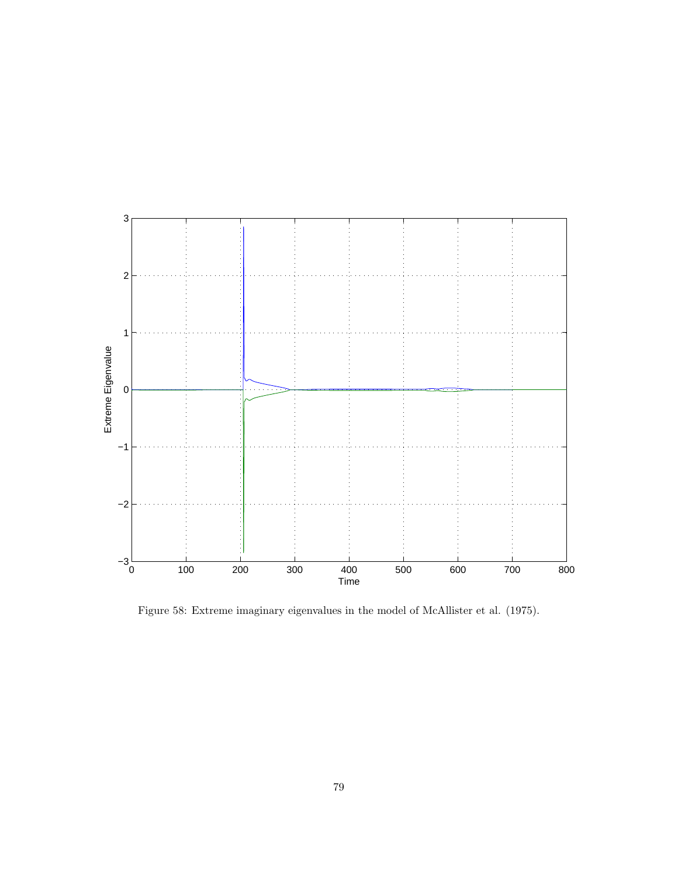Figure 58: Extreme imaginary eigenvalues in the model of McAllister et al. (1975).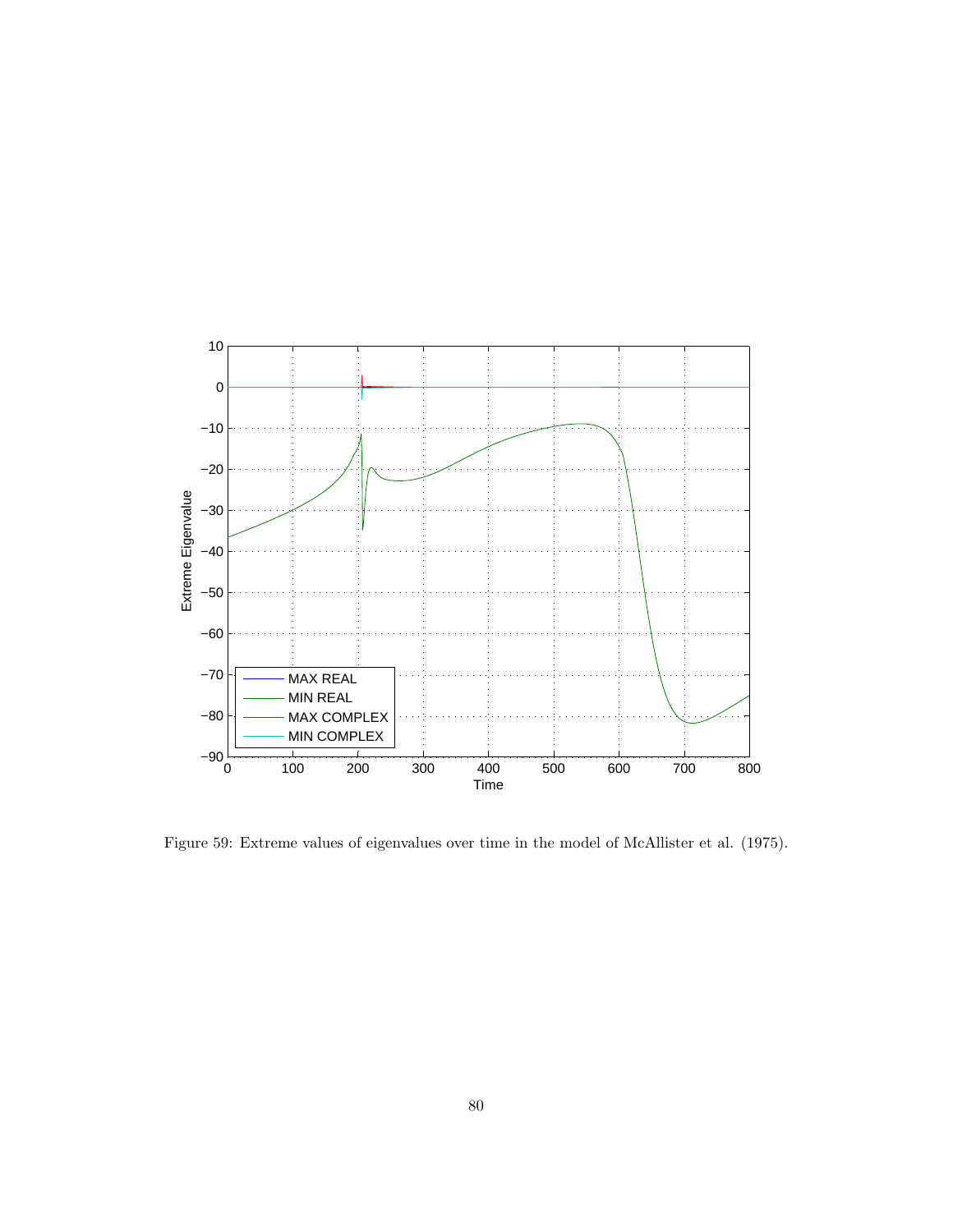Figure 59: Extreme values of eigenvalues over time in the model of McAllister et al. (1975).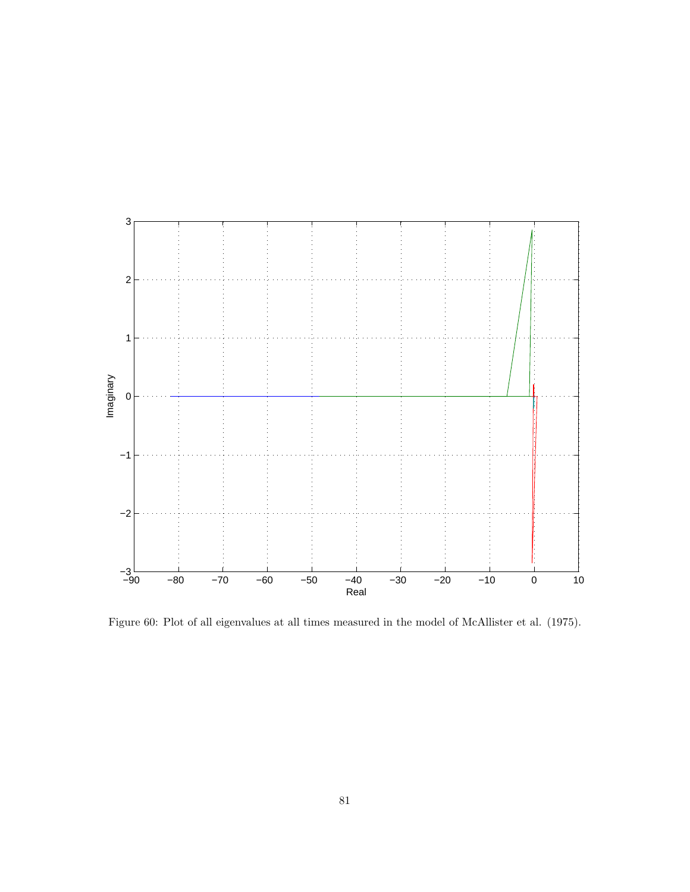Figure 60: Plot of all eigenvalues at all times measured in the model of McAllister et al. (1975).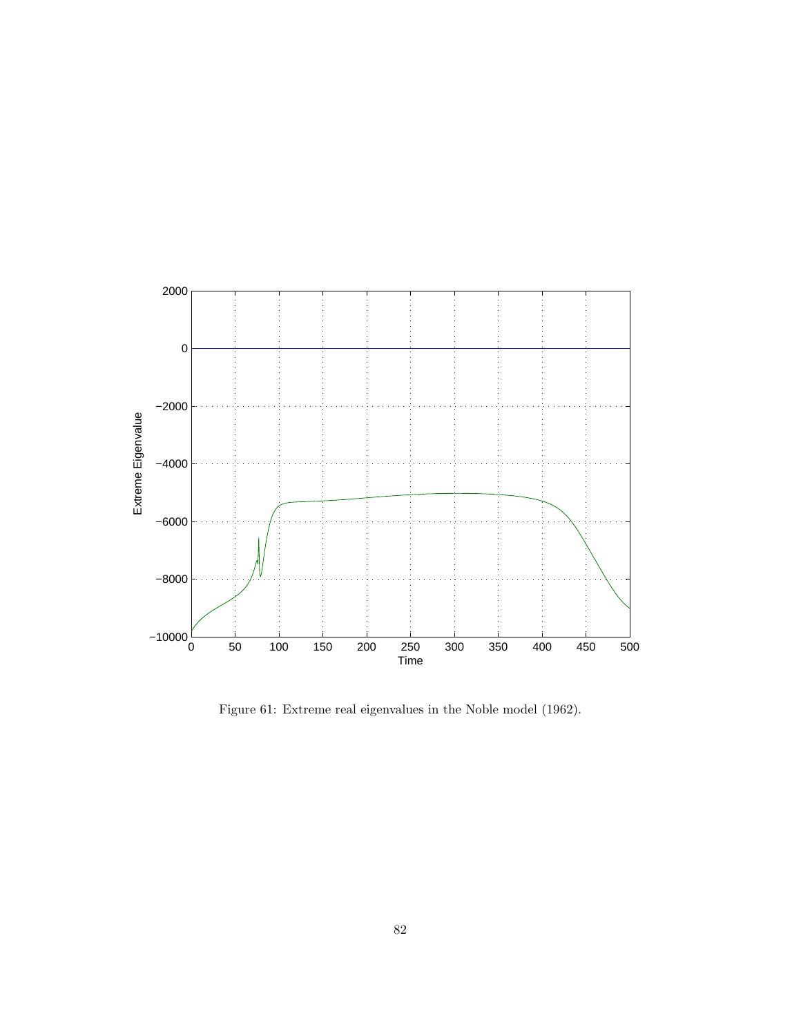Figure 61: Extreme real eigenvalues in the Noble model (1962).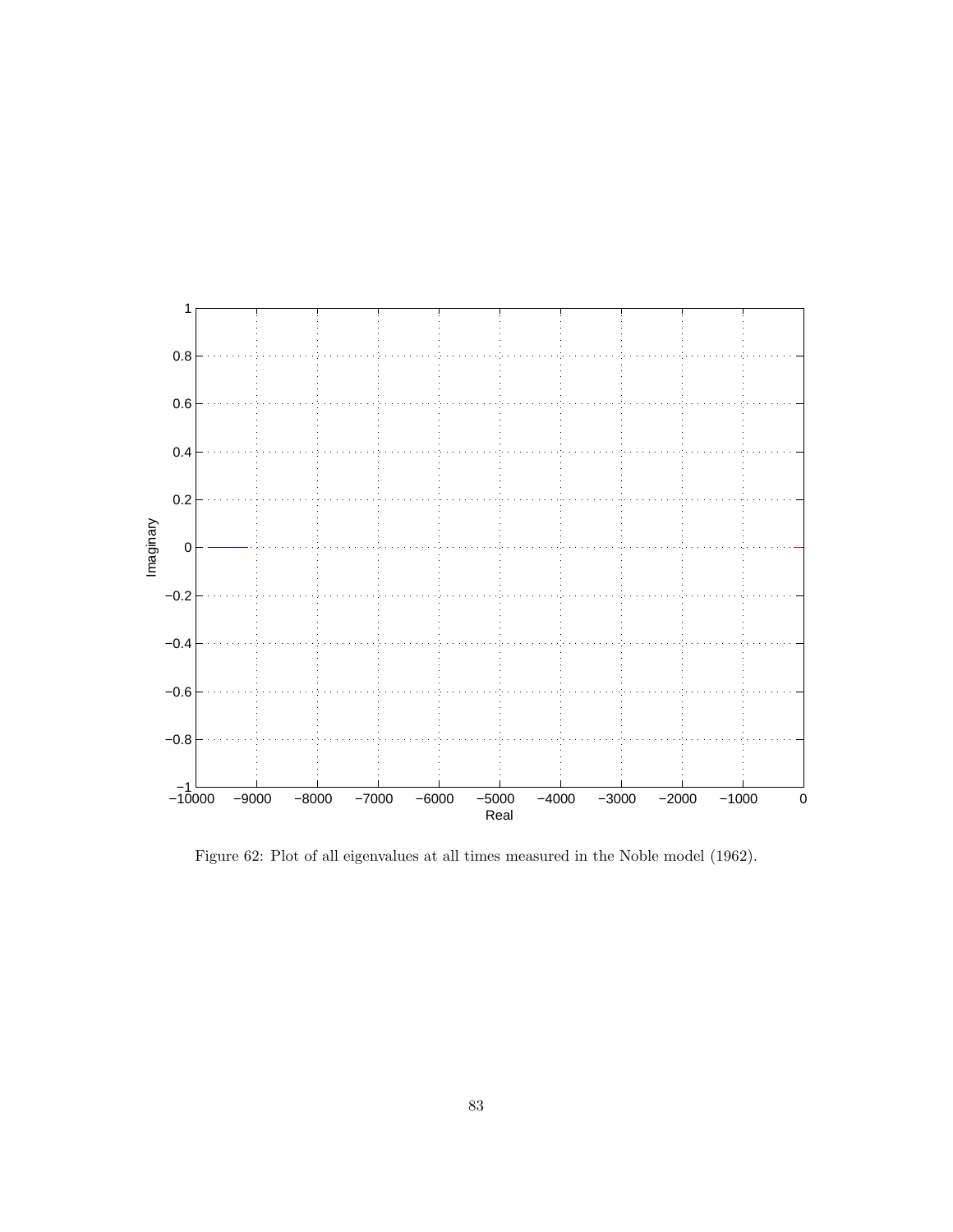Figure 62: Plot of all eigenvalues at all times measured in the Noble model (1962).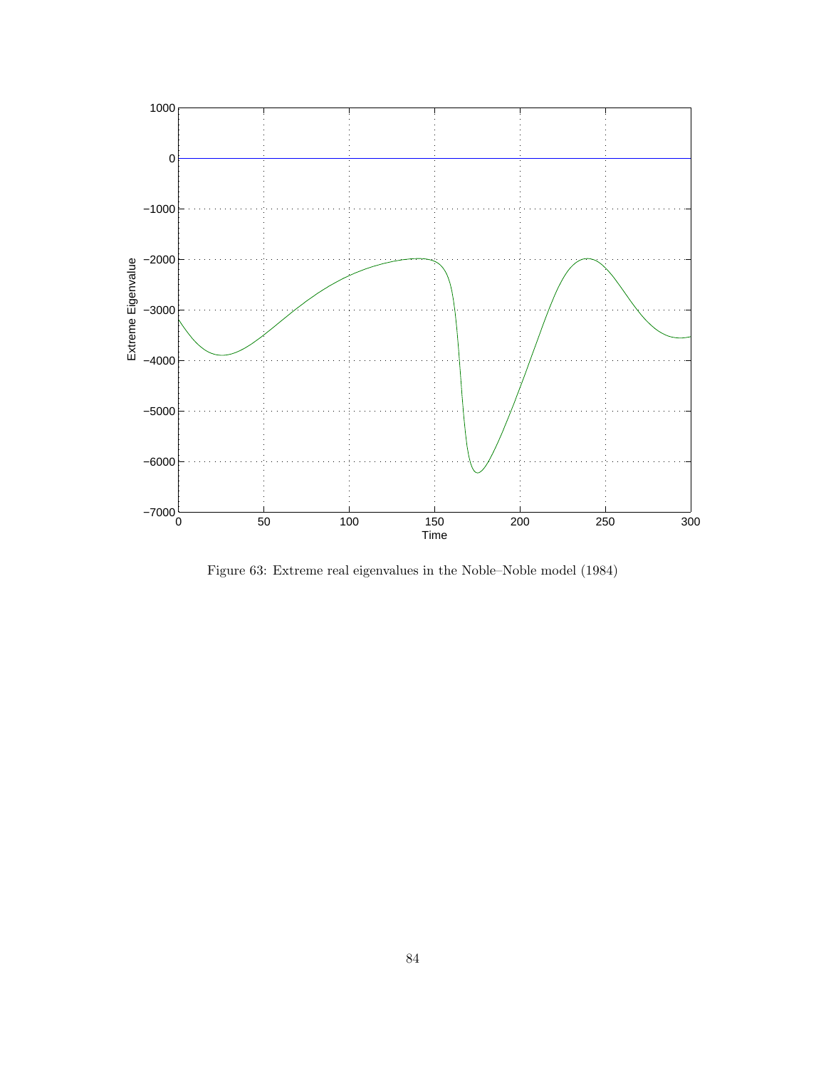Figure 63: Extreme real eigenvalues in the Noble–Noble model (1984)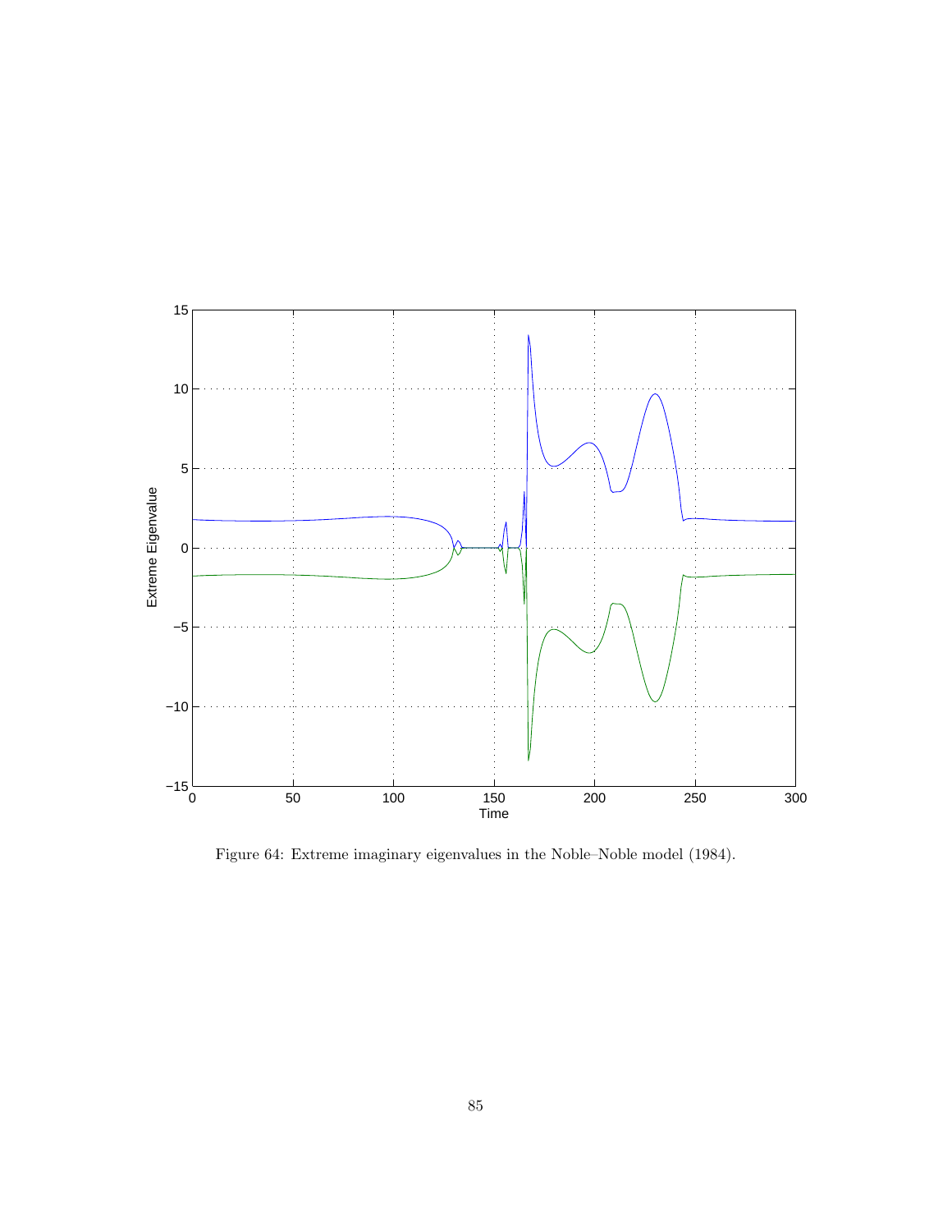Figure 64: Extreme imaginary eigenvalues in the Noble–Noble model (1984).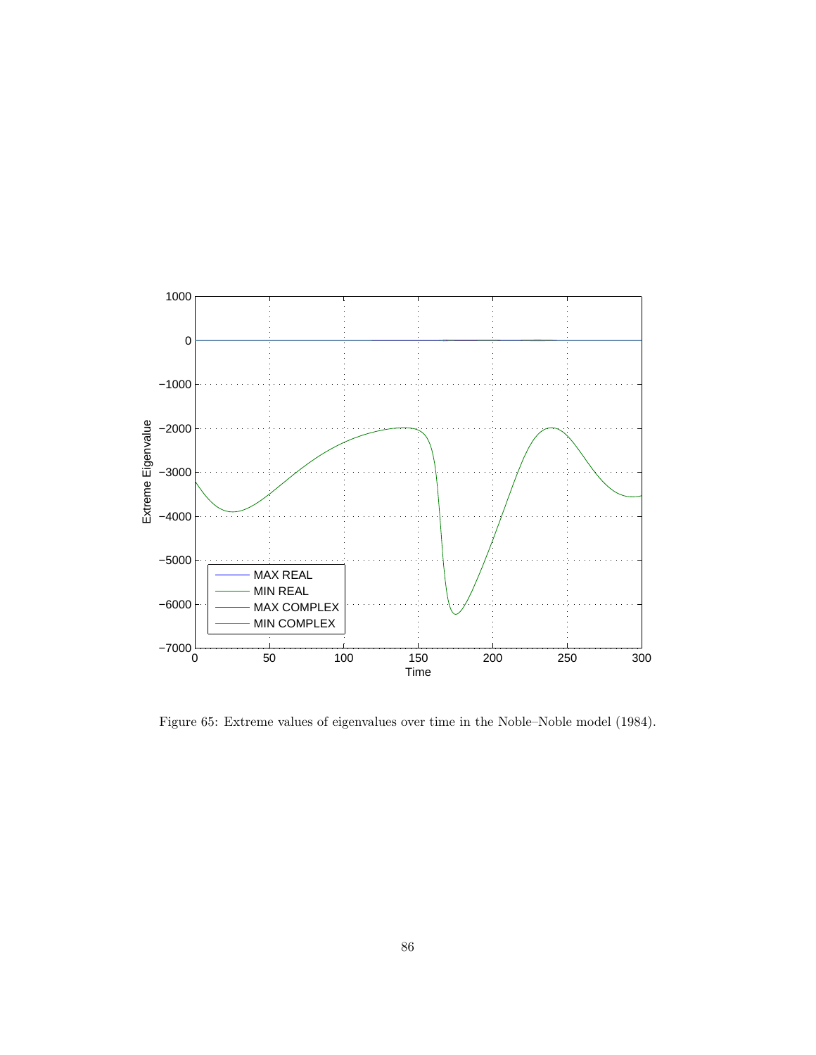Figure 65: Extreme values of eigenvalues over time in the Noble–Noble model (1984).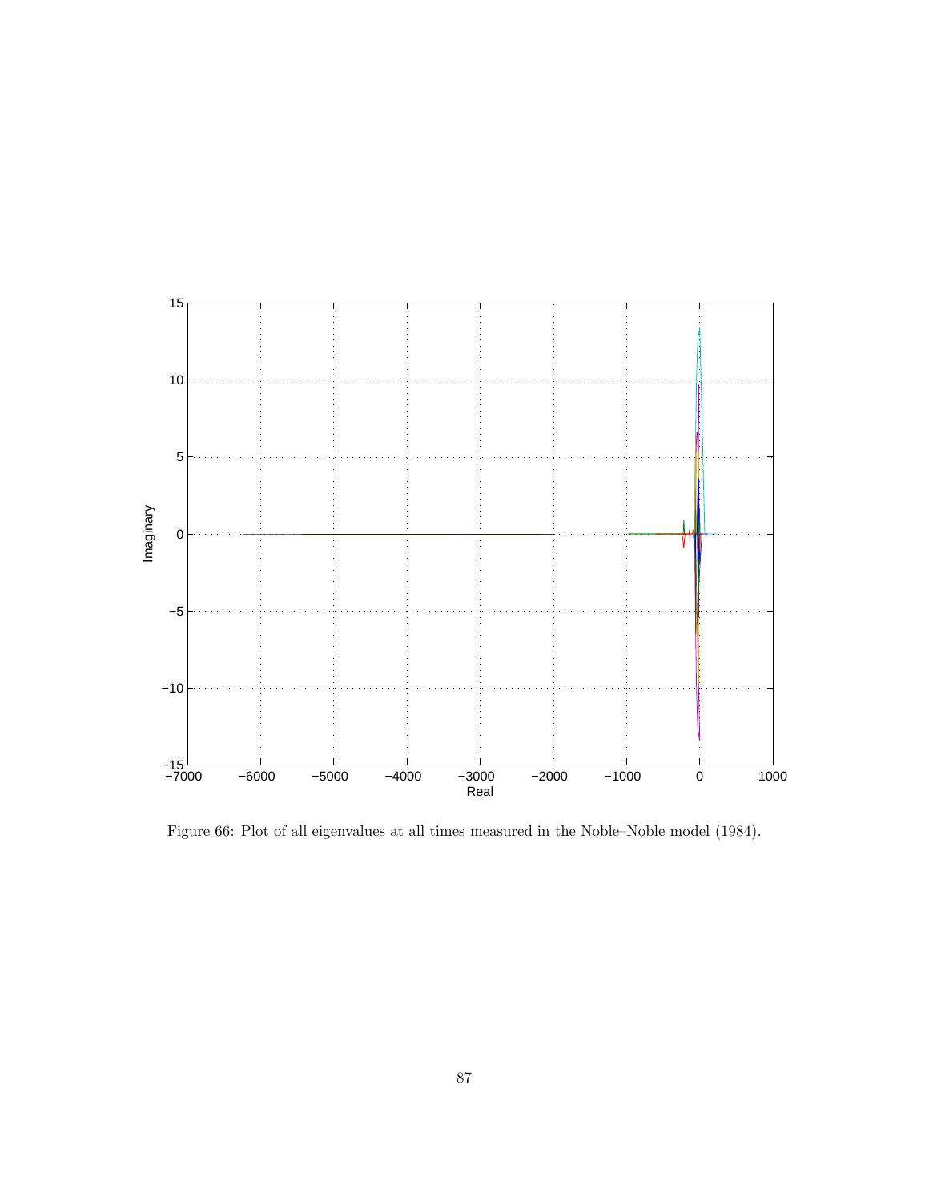Figure 66: Plot of all eigenvalues at all times measured in the Noble–Noble model (1984).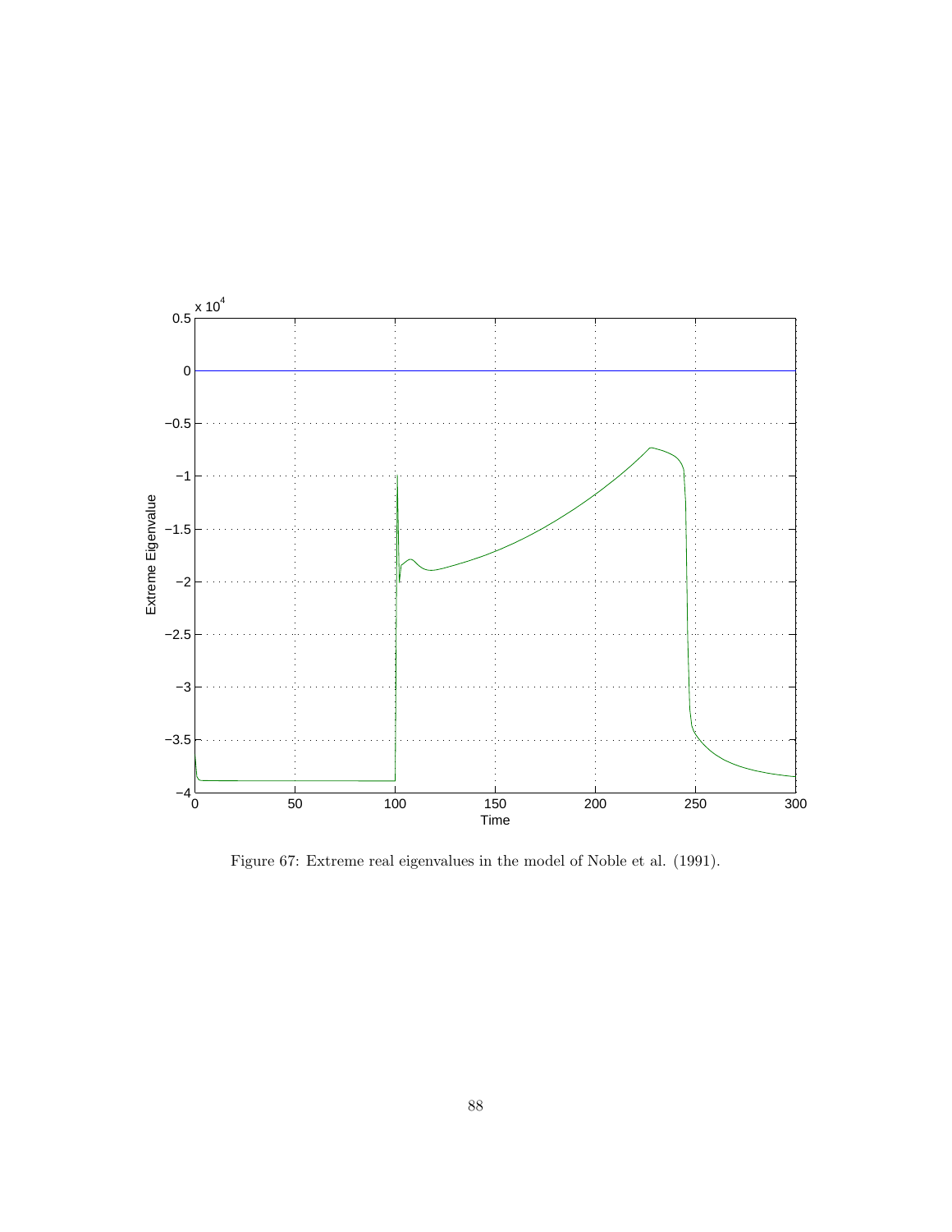Figure 67: Extreme real eigenvalues in the model of Noble et al. (1991).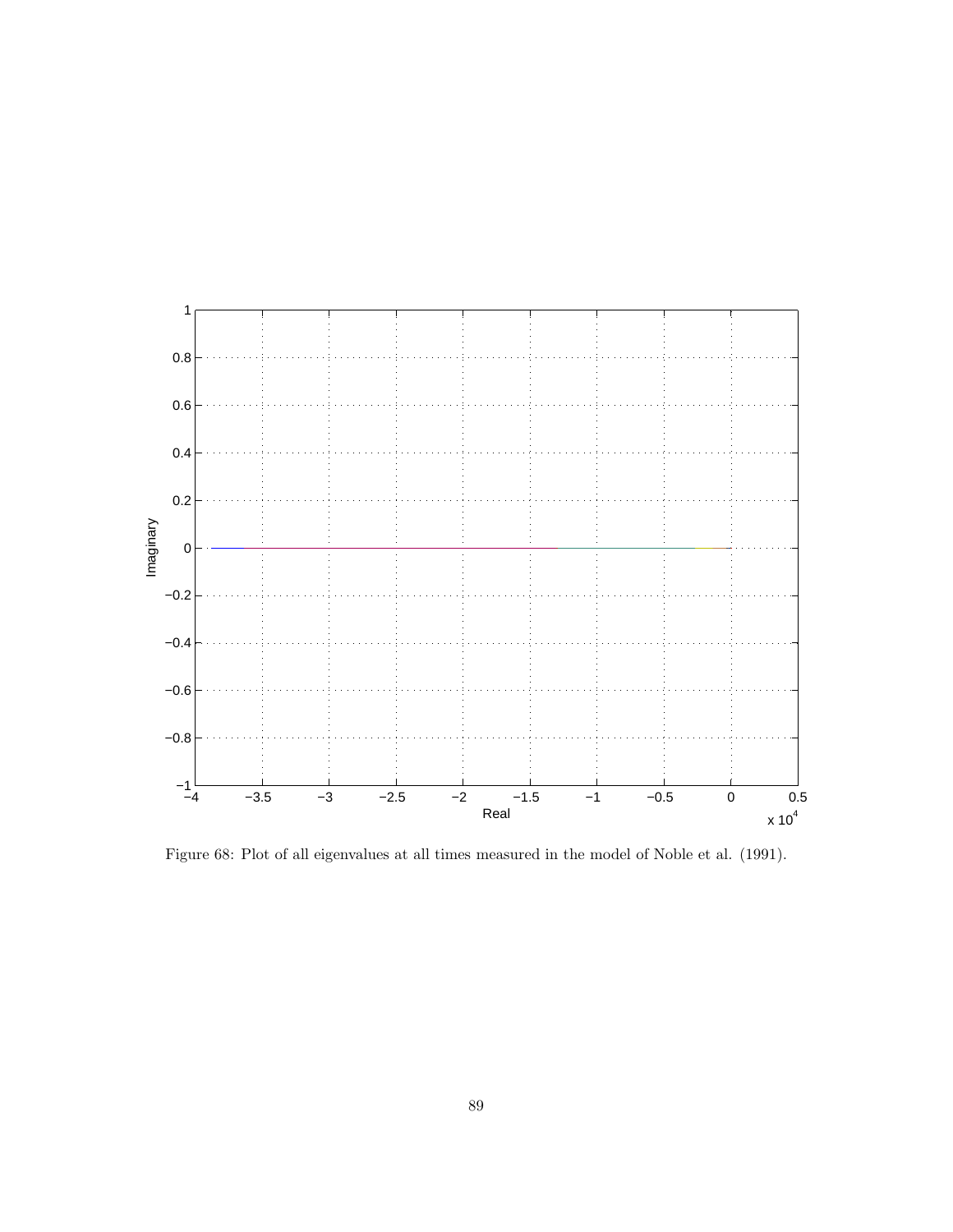Figure 68: Plot of all eigenvalues at all times measured in the model of Noble et al. (1991).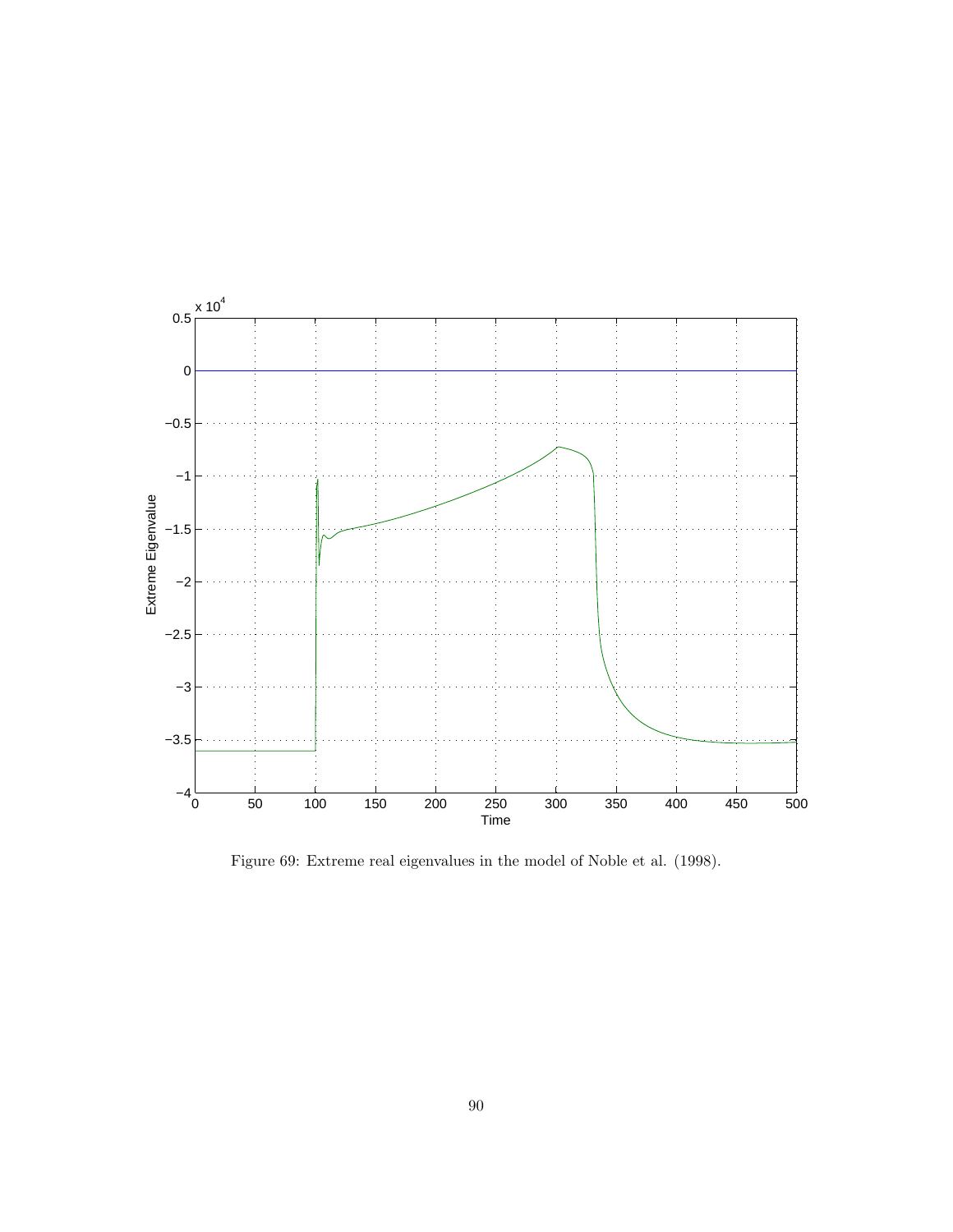Figure 69: Extreme real eigenvalues in the model of Noble et al. (1998).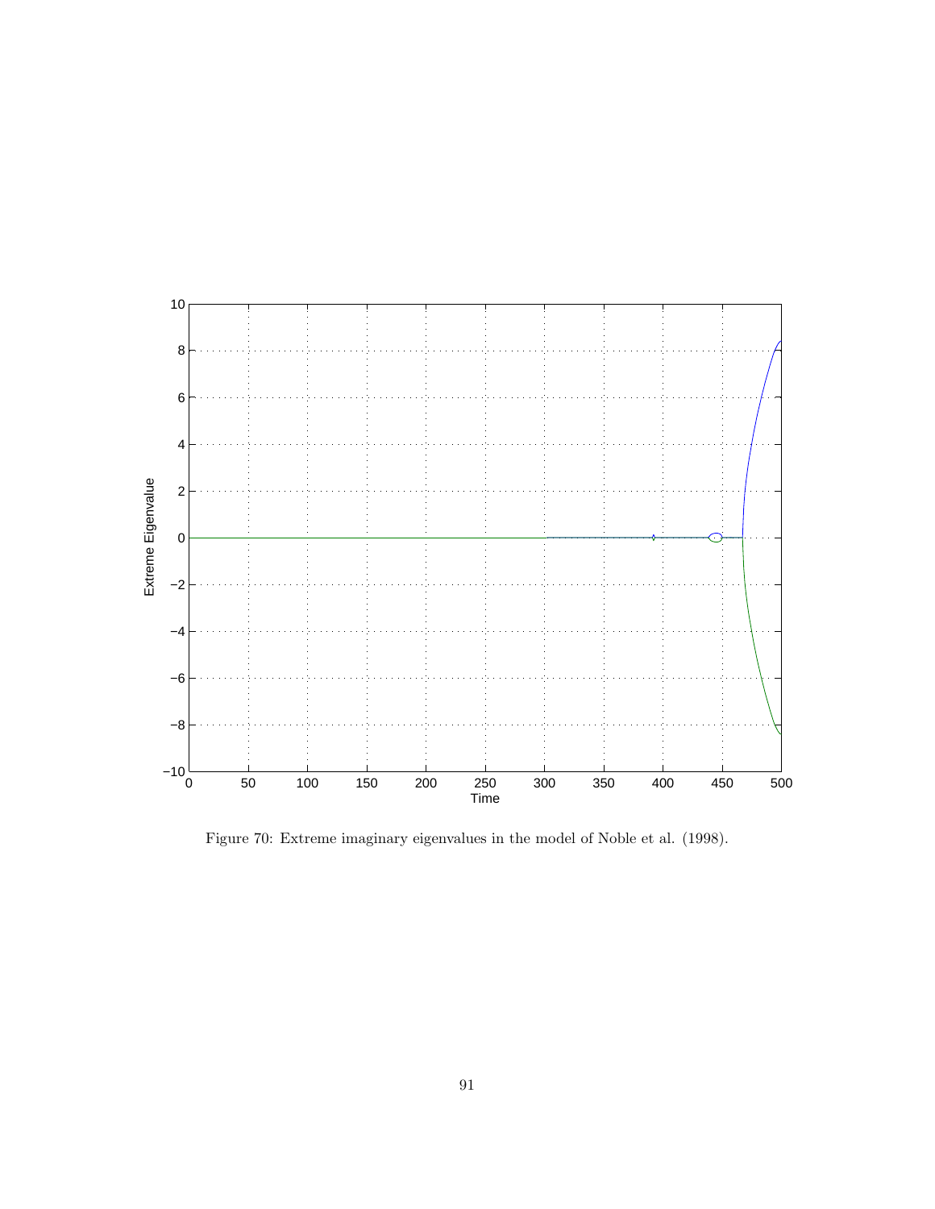Figure 70: Extreme imaginary eigenvalues in the model of Noble et al. (1998).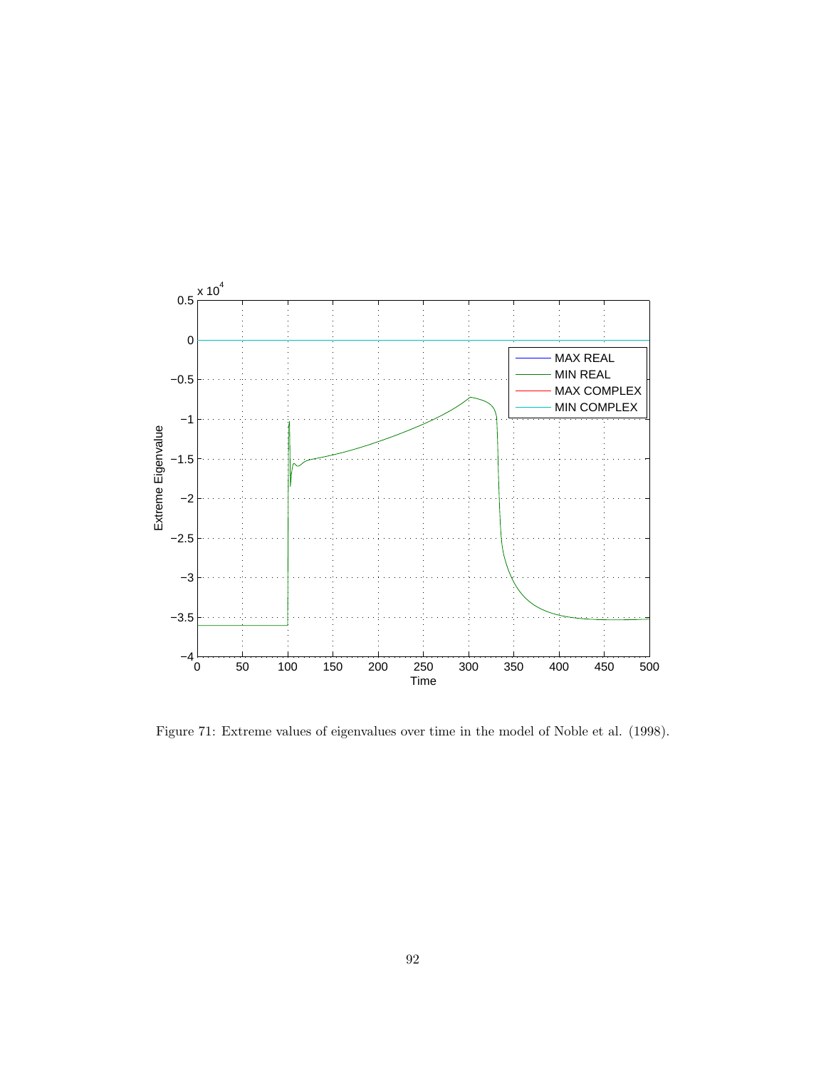Figure 71: Extreme values of eigenvalues over time in the model of Noble et al. (1998).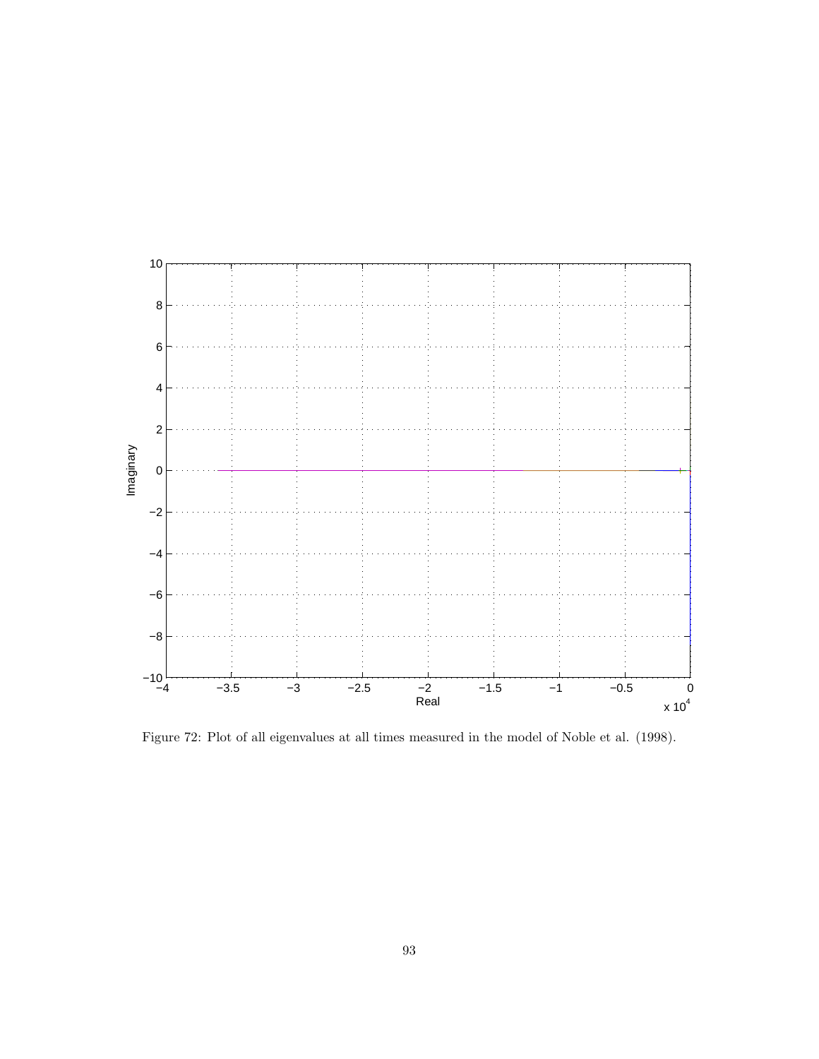Figure 72: Plot of all eigenvalues at all times measured in the model of Noble et al. (1998).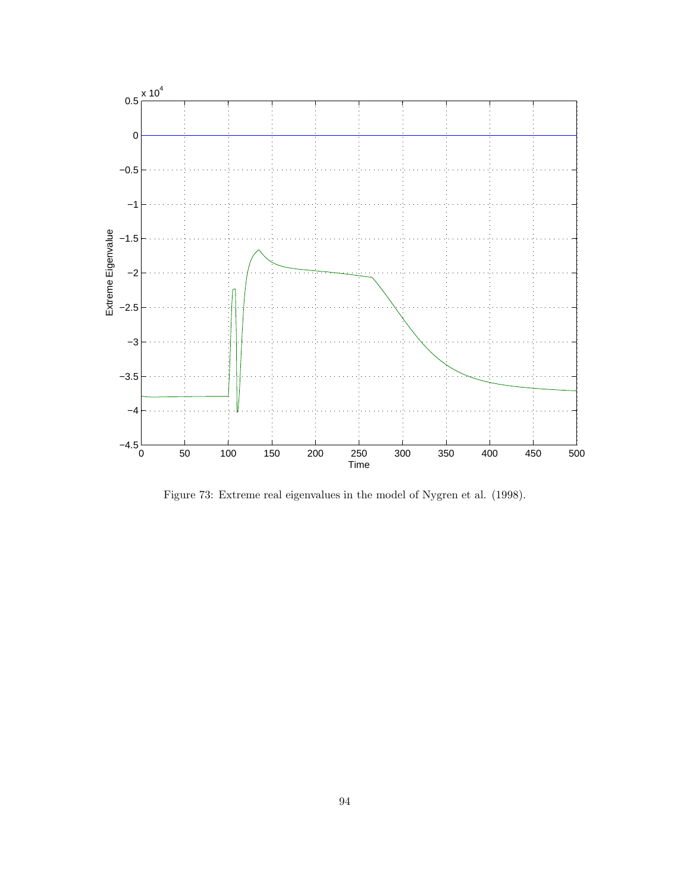Figure 73: Extreme real eigenvalues in the model of Nygren et al. (1998).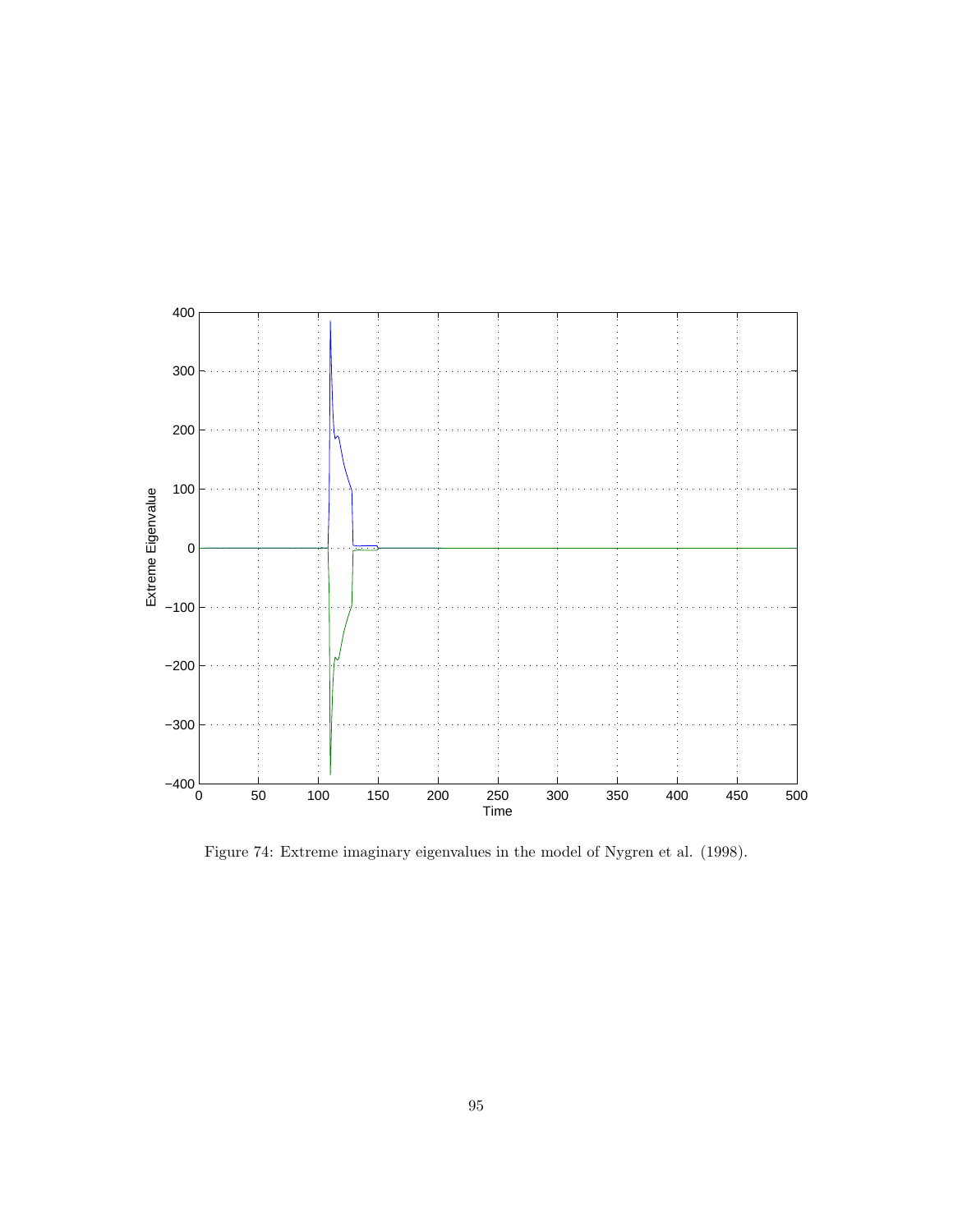Figure 74: Extreme imaginary eigenvalues in the model of Nygren et al. (1998).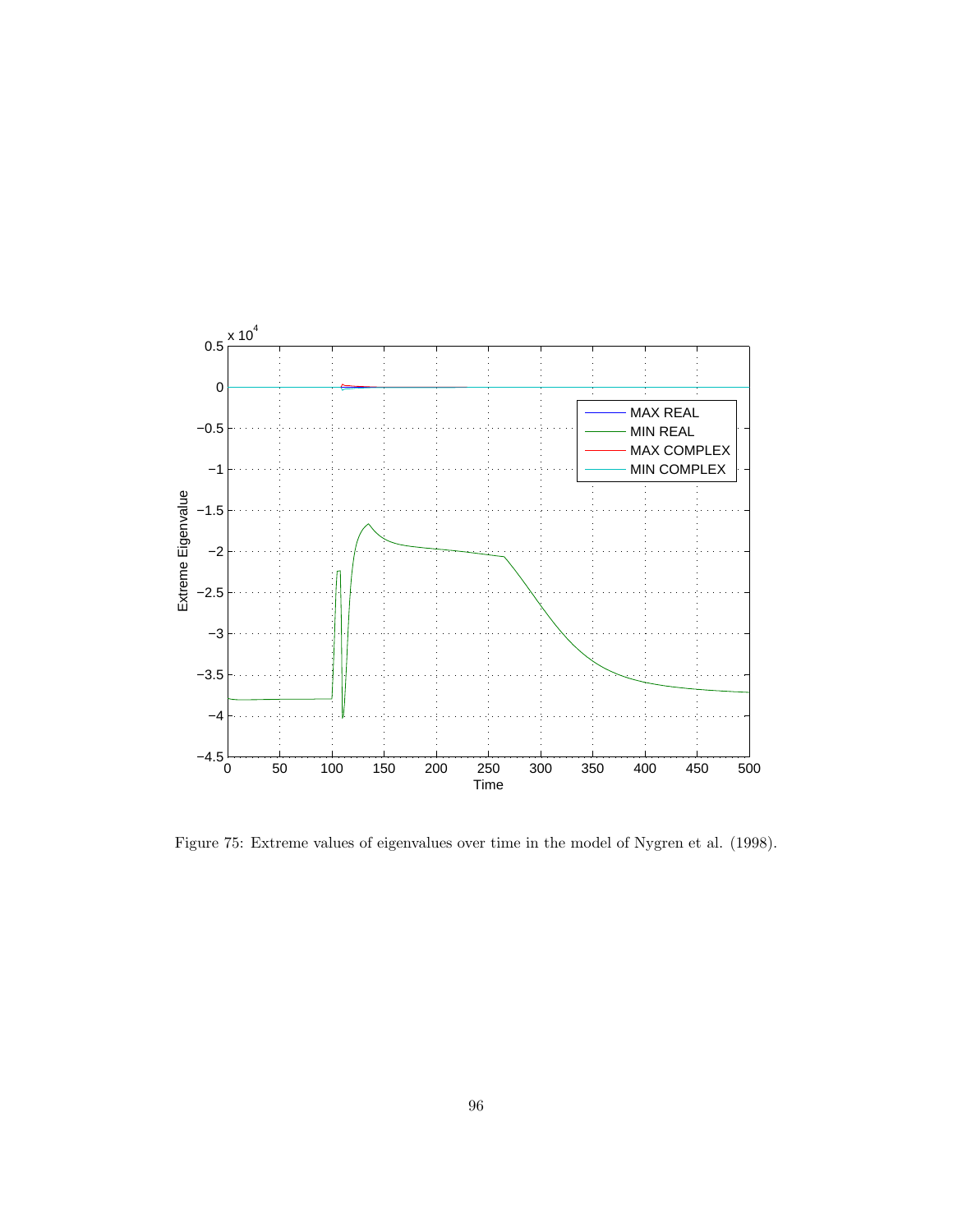Figure 75: Extreme values of eigenvalues over time in the model of Nygren et al. (1998).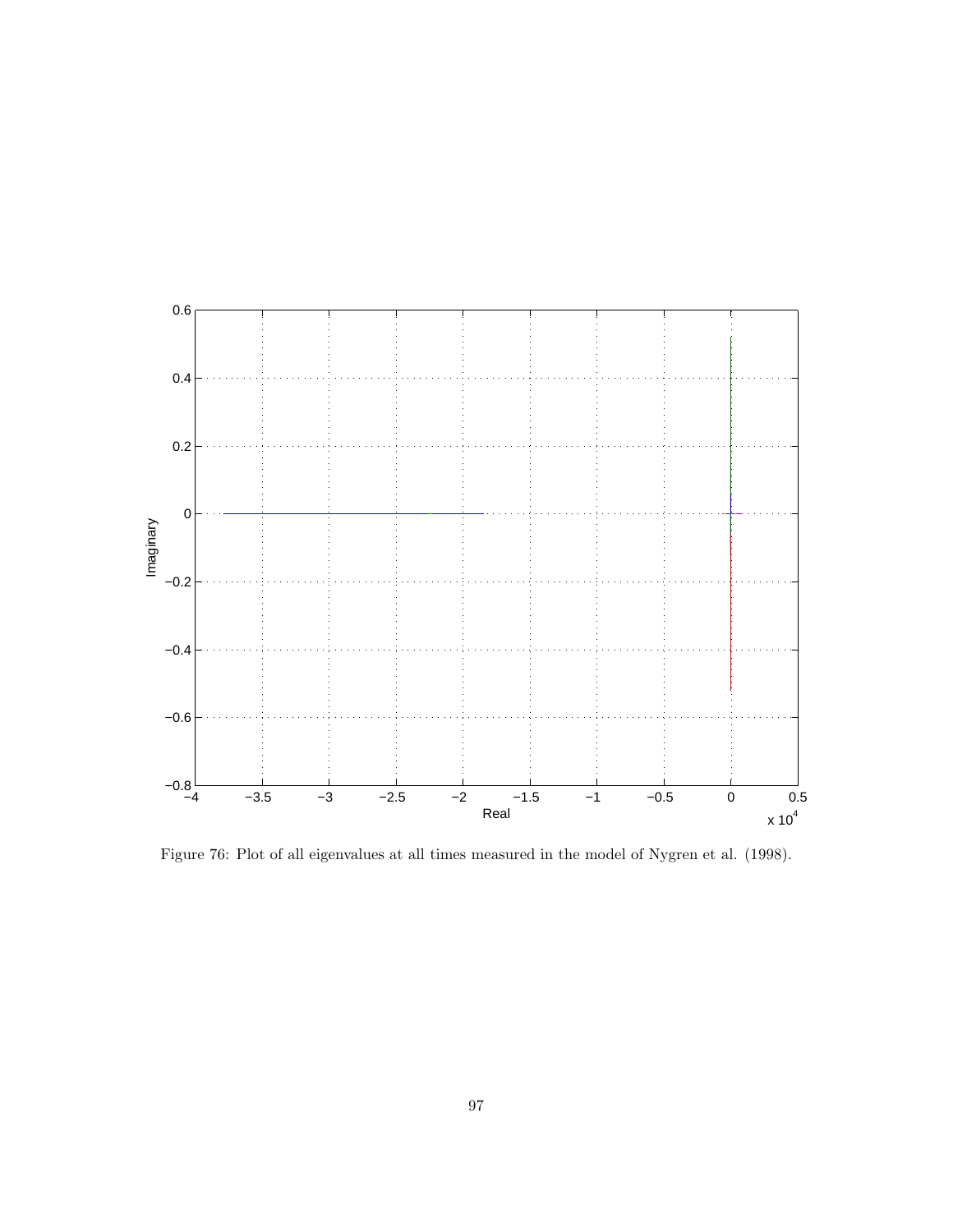Figure 76: Plot of all eigenvalues at all times measured in the model of Nygren et al. (1998).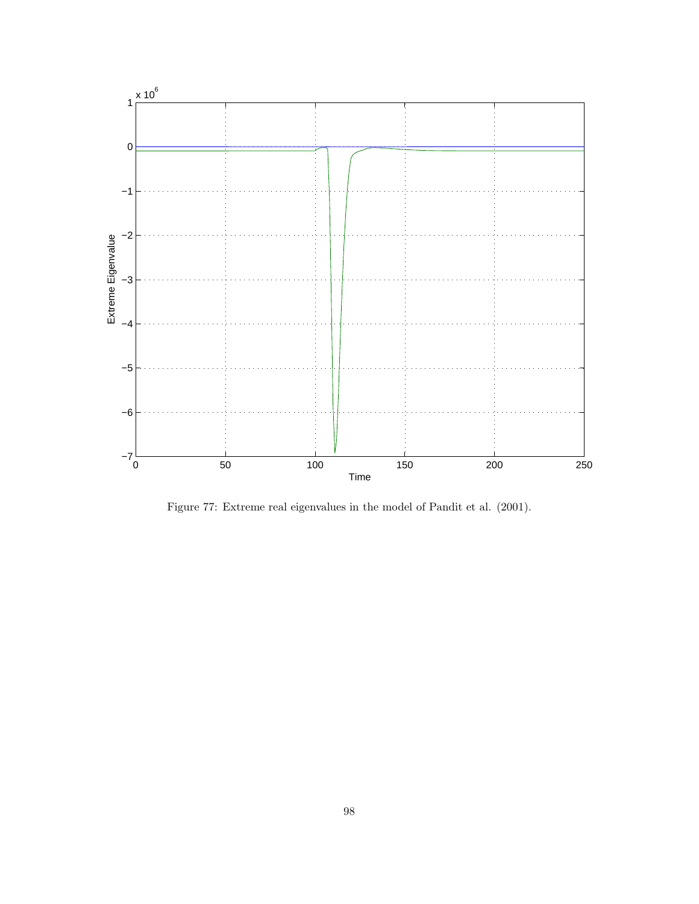Figure 77: Extreme real eigenvalues in the model of Pandit et al. (2001).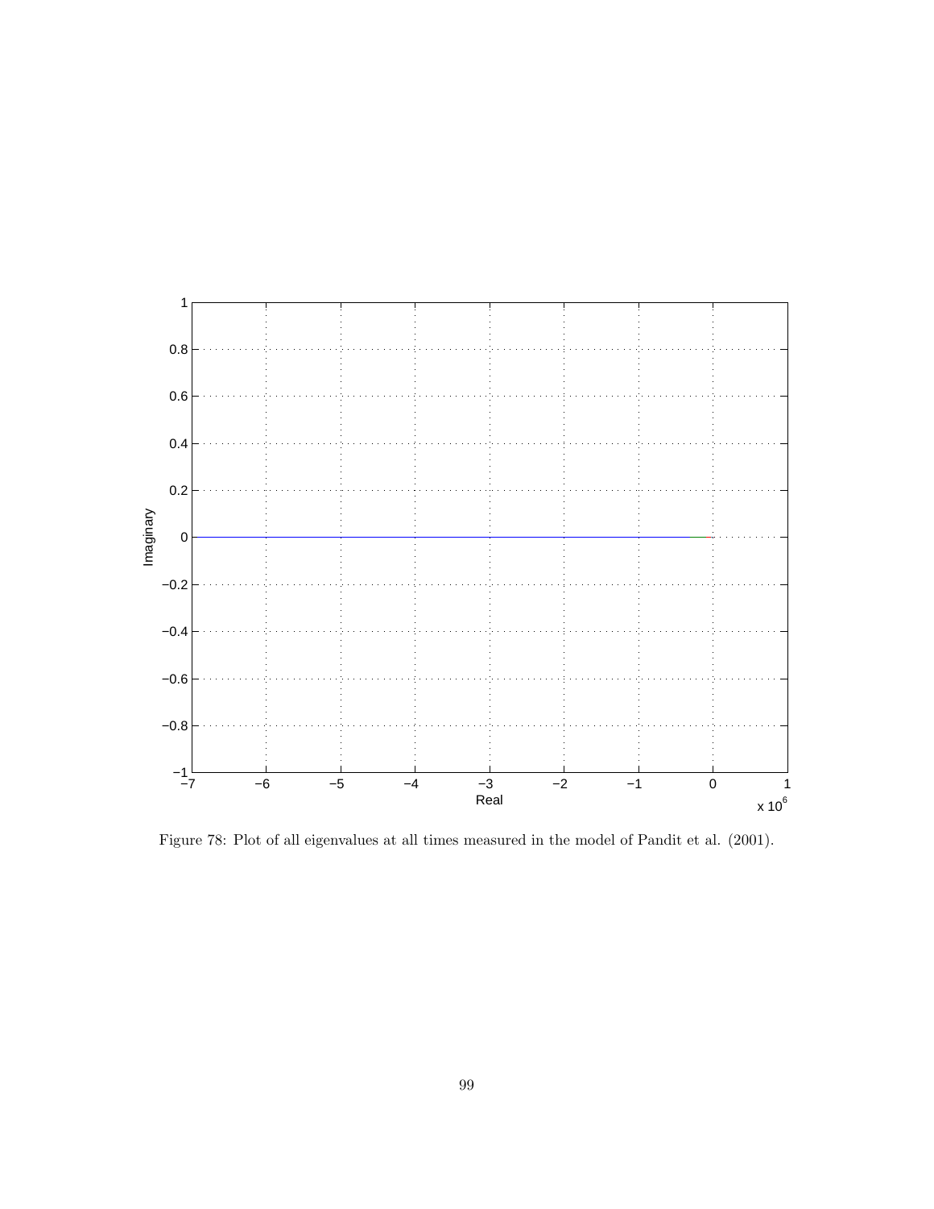Figure 78: Plot of all eigenvalues at all times measured in the model of Pandit et al. (2001).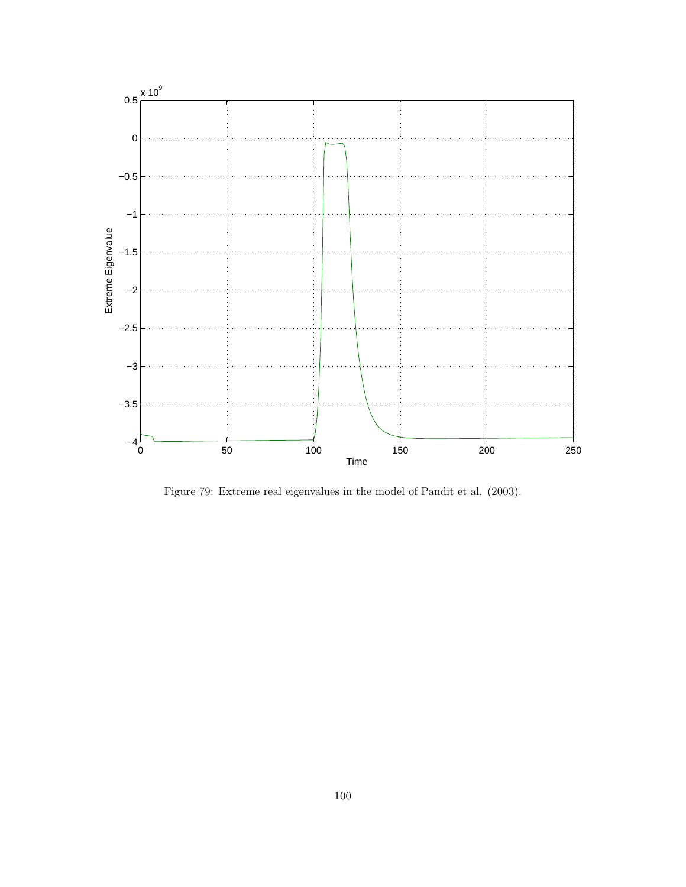Figure 79: Extreme real eigenvalues in the model of Pandit et al. (2003).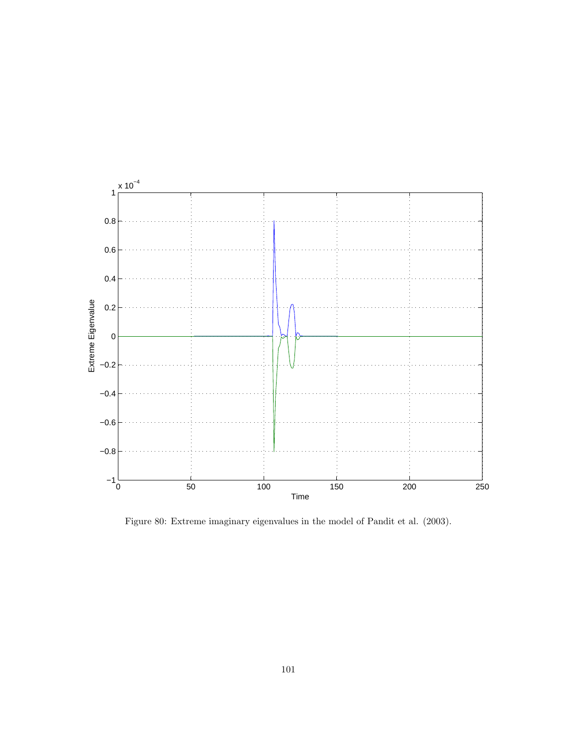Figure 80: Extreme imaginary eigenvalues in the model of Pandit et al. (2003).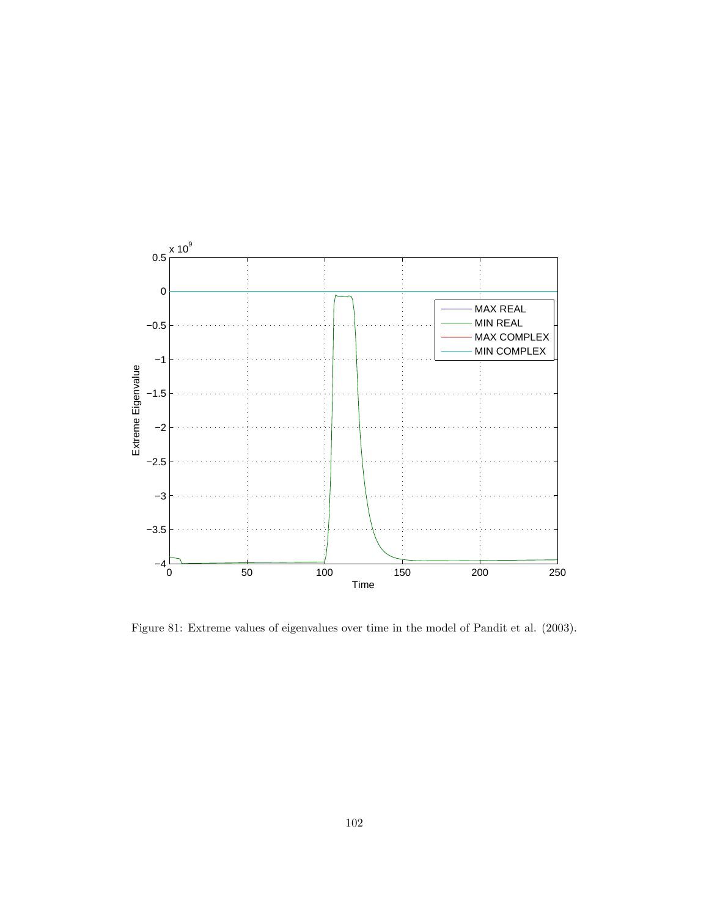Figure 81: Extreme values of eigenvalues over time in the model of Pandit et al. (2003).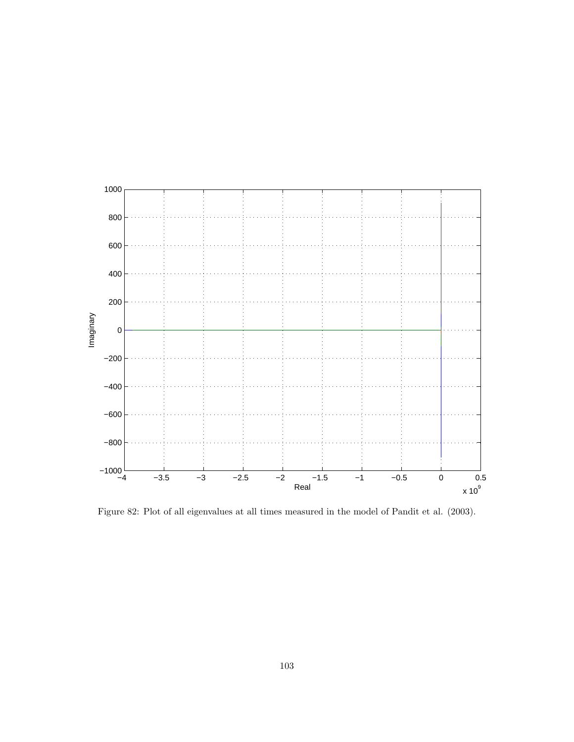Figure 82: Plot of all eigenvalues at all times measured in the model of Pandit et al. (2003).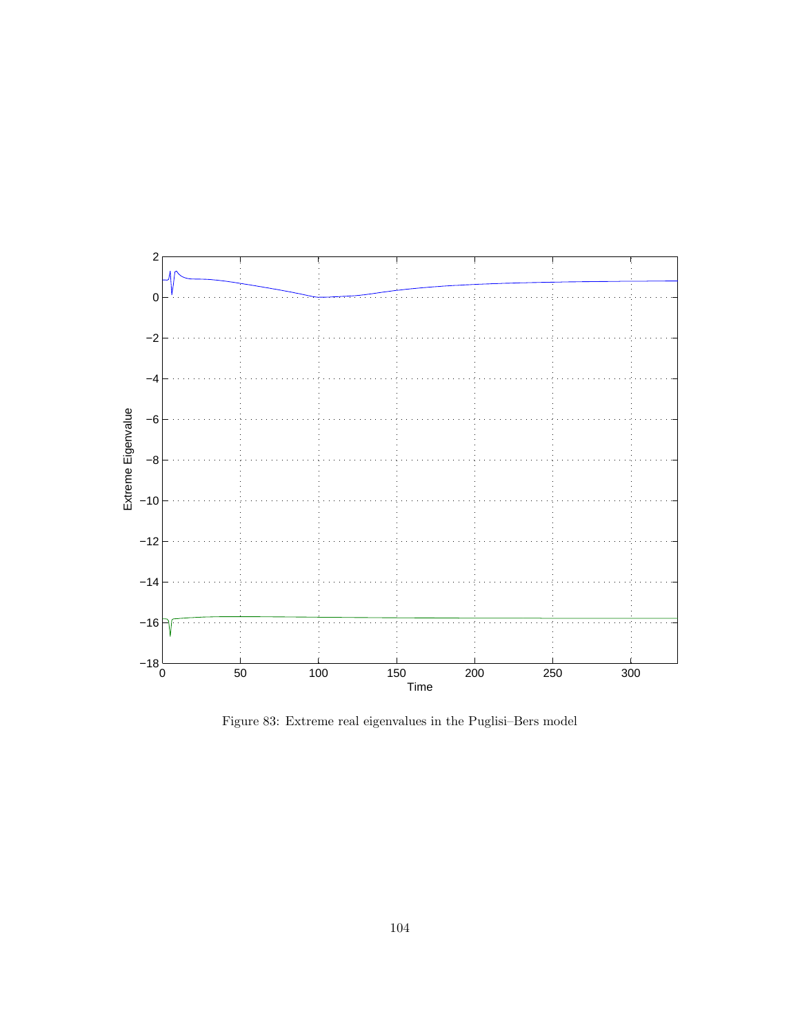Figure 83: Extreme real eigenvalues in the Puglisi–Bers model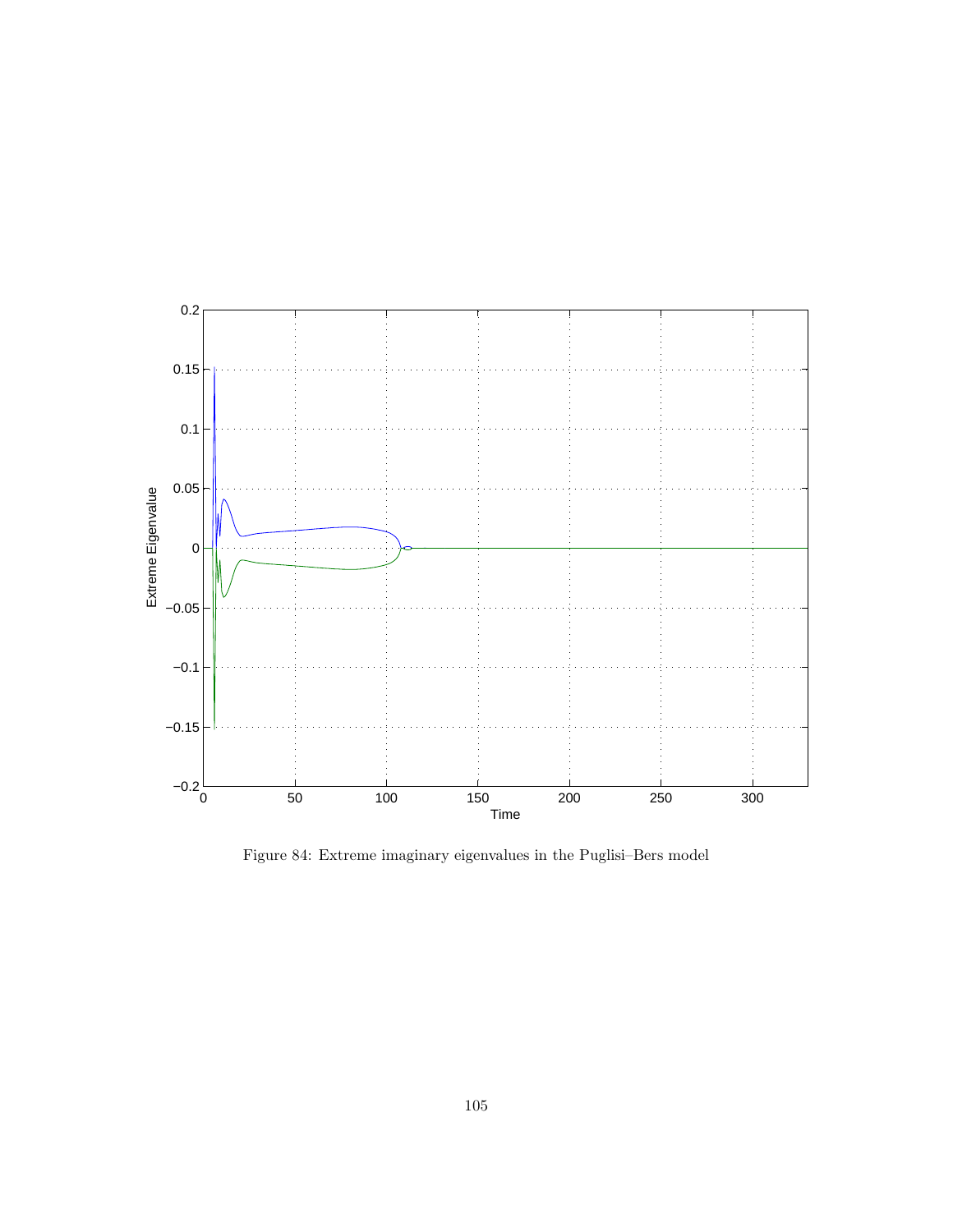Figure 84: Extreme imaginary eigenvalues in the Puglisi–Bers model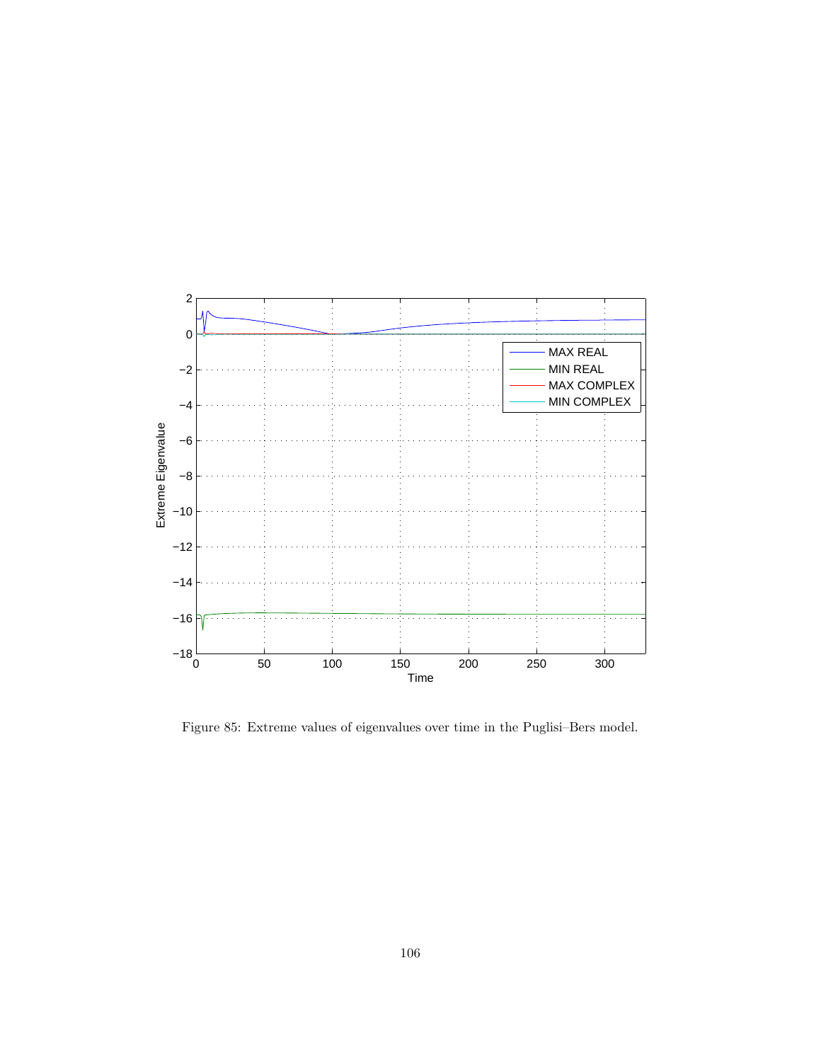Figure 85: Extreme values of eigenvalues over time in the Puglisi–Bers model.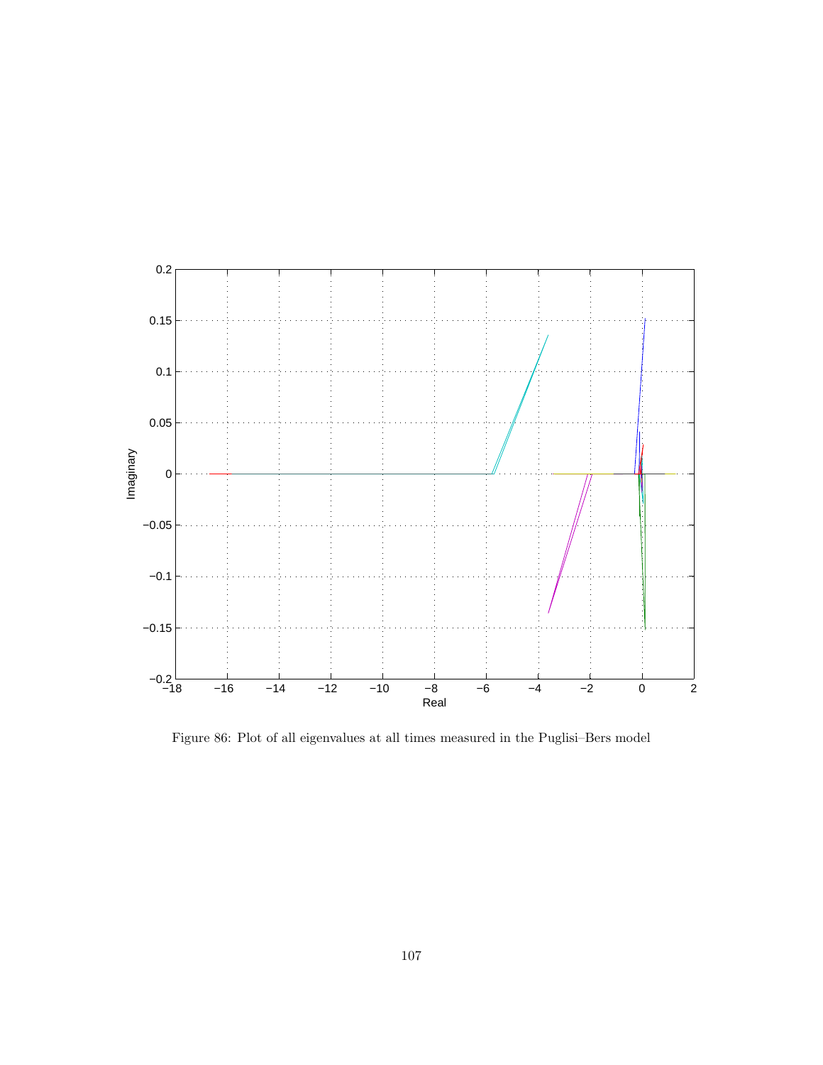Figure 86: Plot of all eigenvalues at all times measured in the Puglisi–Bers model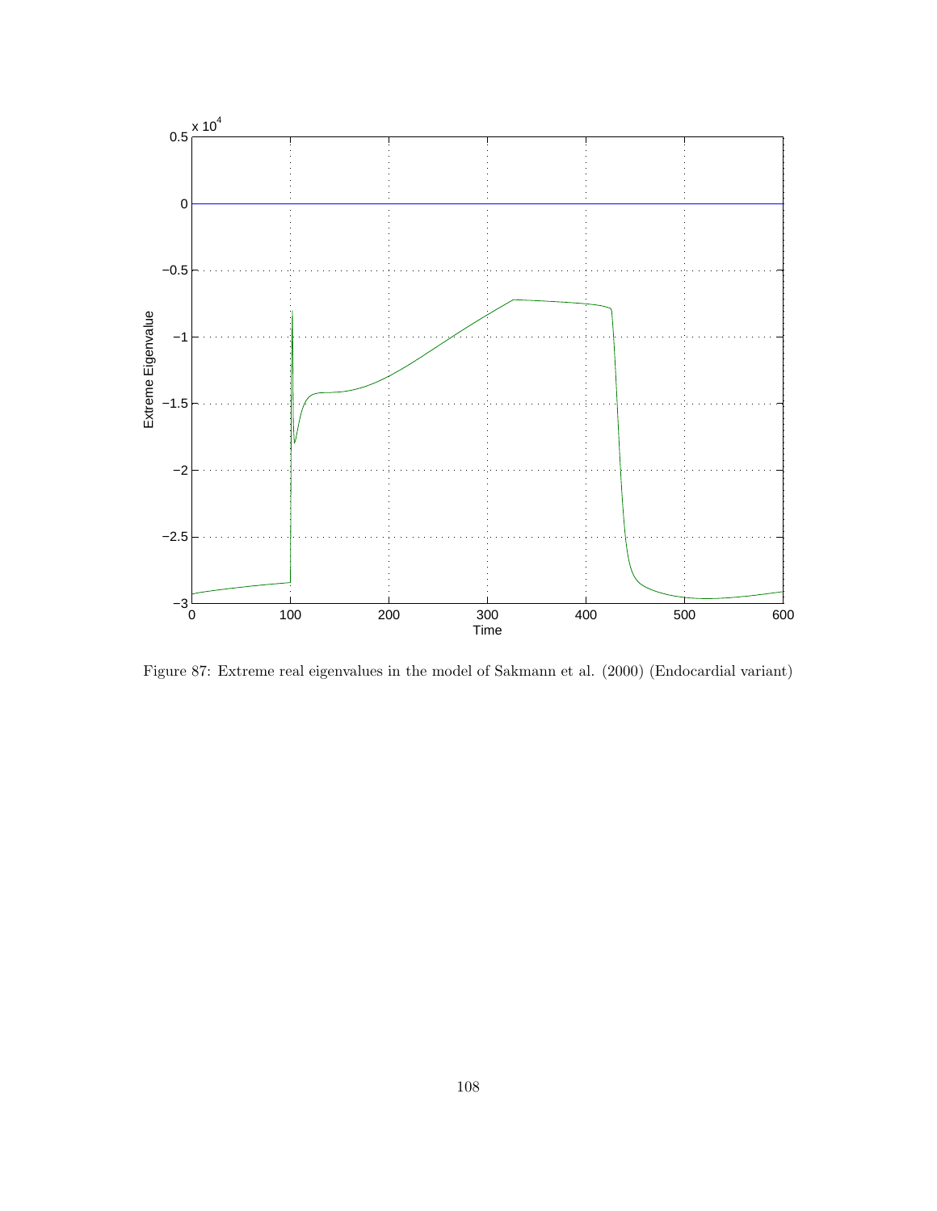Figure 87: Extreme real eigenvalues in the model of Sakmann et al. (2000) (Endocardial variant)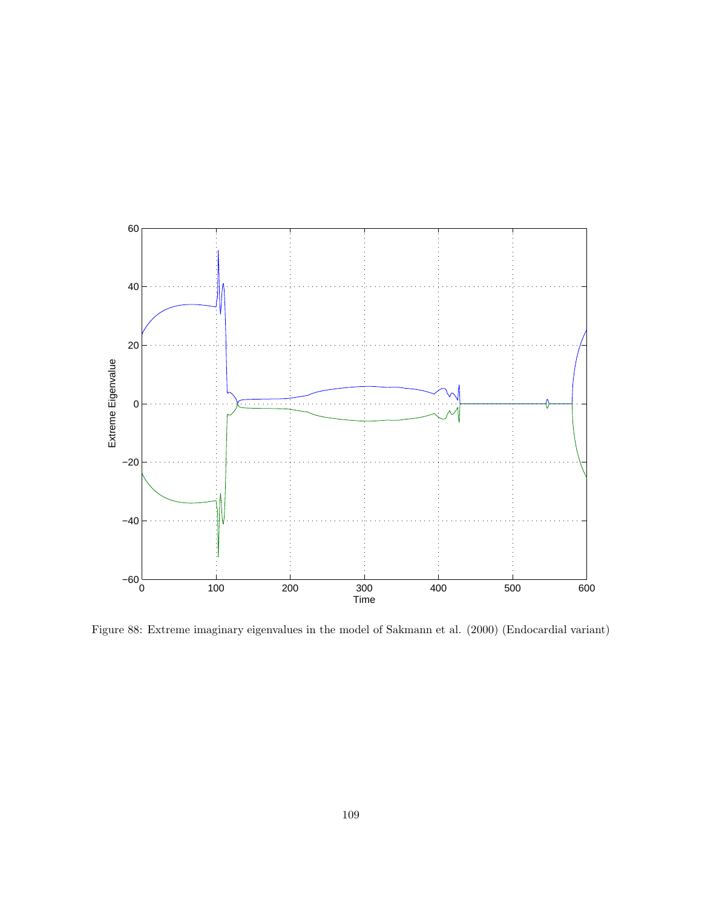Figure 88: Extreme imaginary eigenvalues in the model of Sakmann et al. (2000) (Endocardial variant)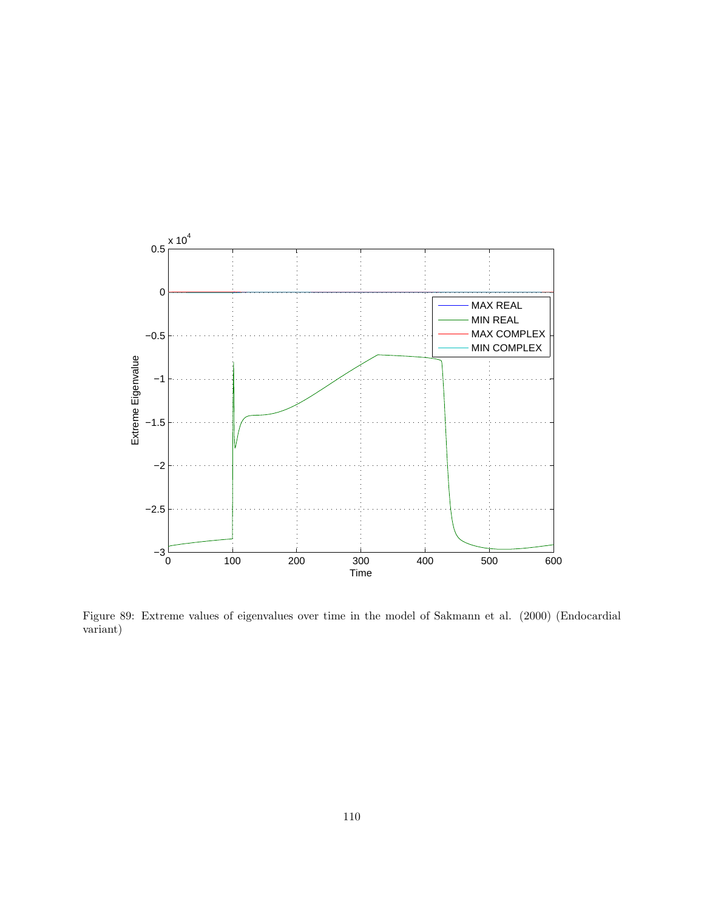Figure 89: Extreme values of eigenvalues over time in the model of Sakmann et al. (2000) (Endocardial variant)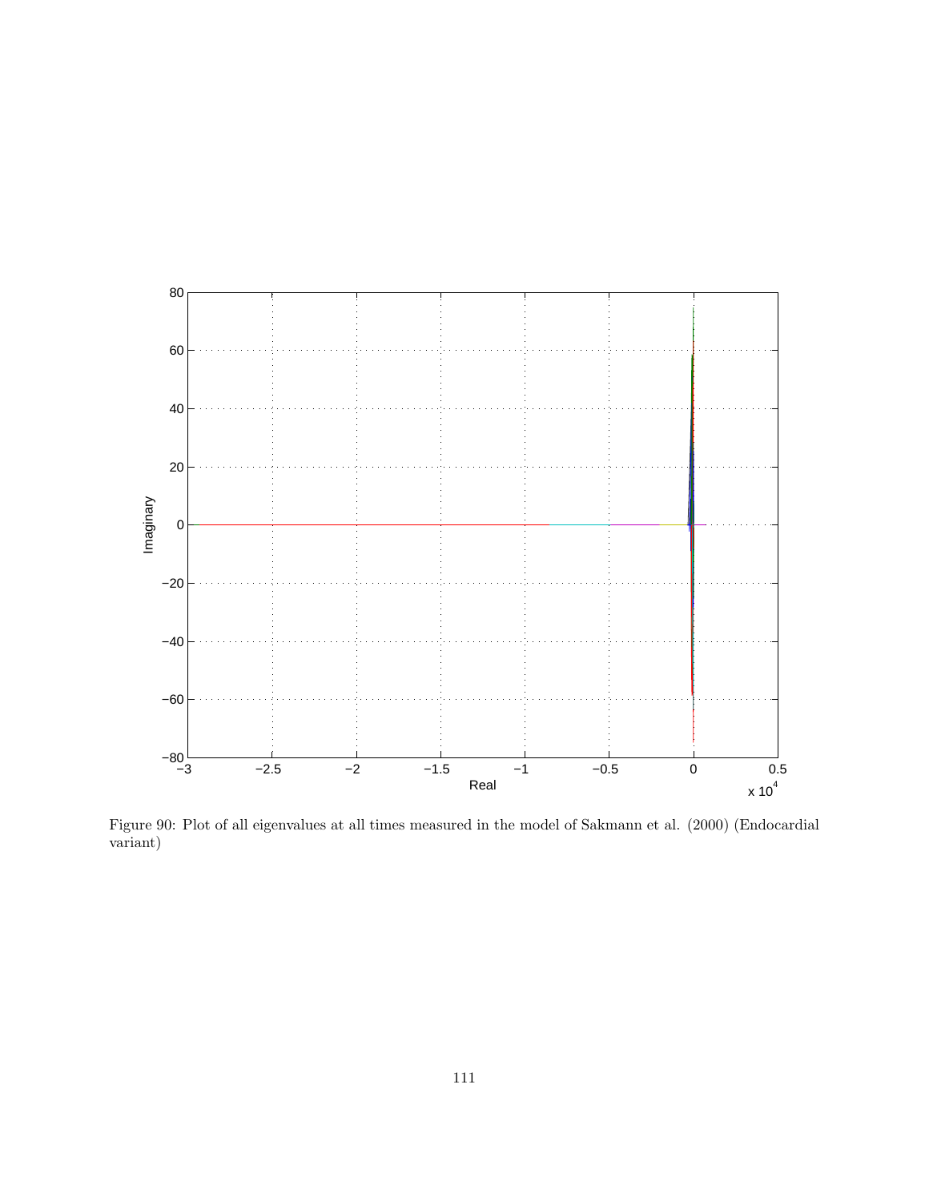Figure 90: Plot of all eigenvalues at all times measured in the model of Sakmann et al. (2000) (Endocardial variant)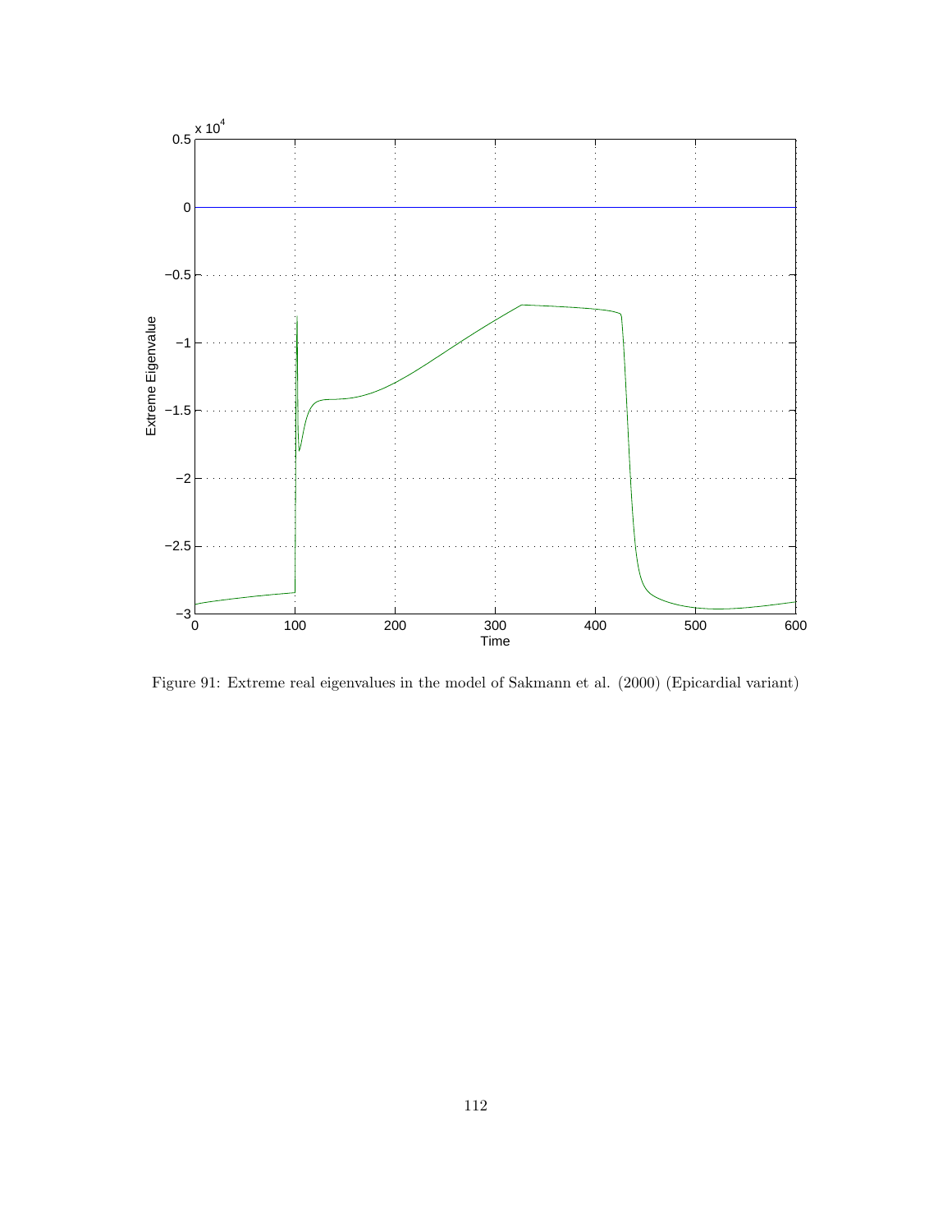Figure 91: Extreme real eigenvalues in the model of Sakmann et al. (2000) (Epicardial variant)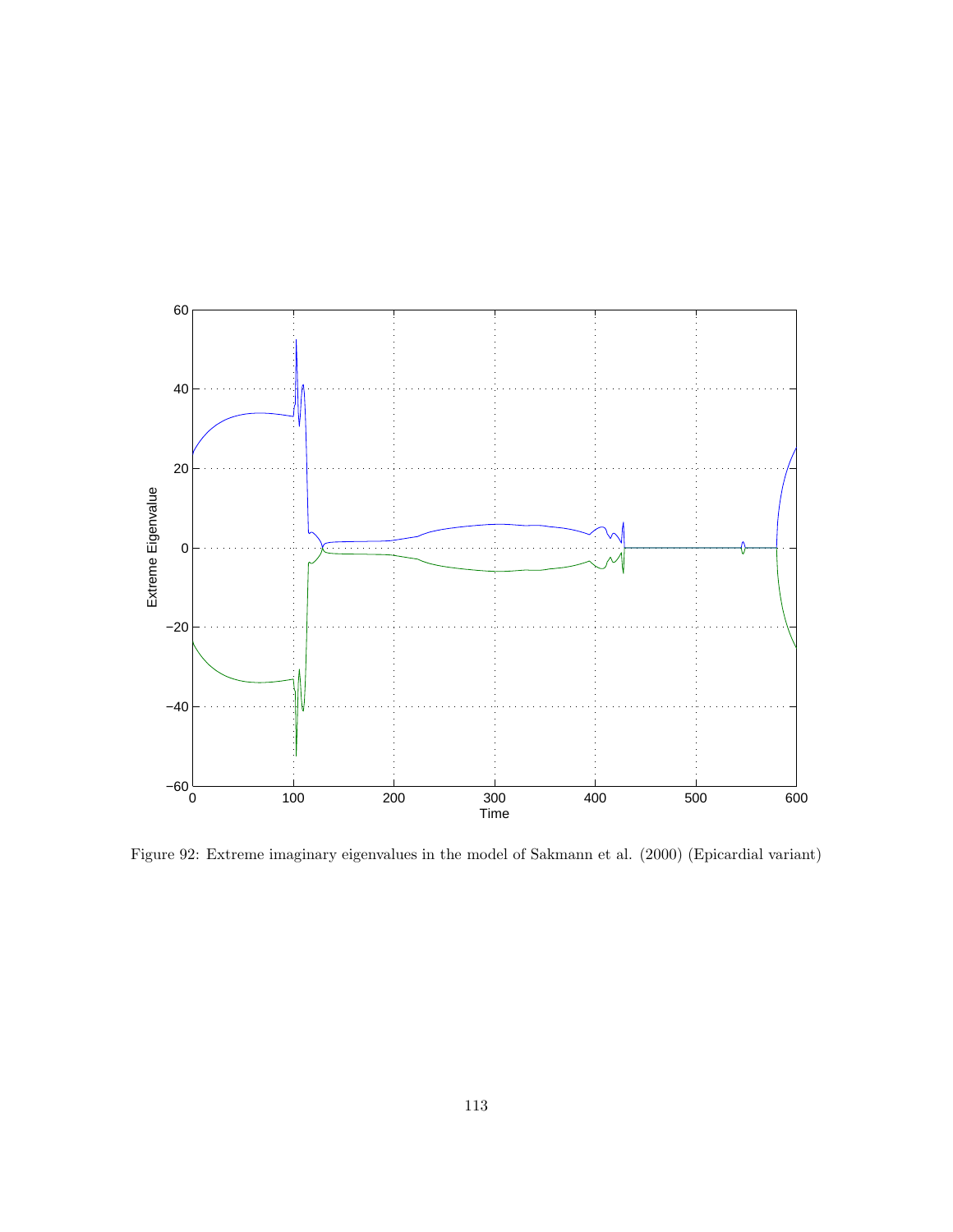Figure 92: Extreme imaginary eigenvalues in the model of Sakmann et al. (2000) (Epicardial variant)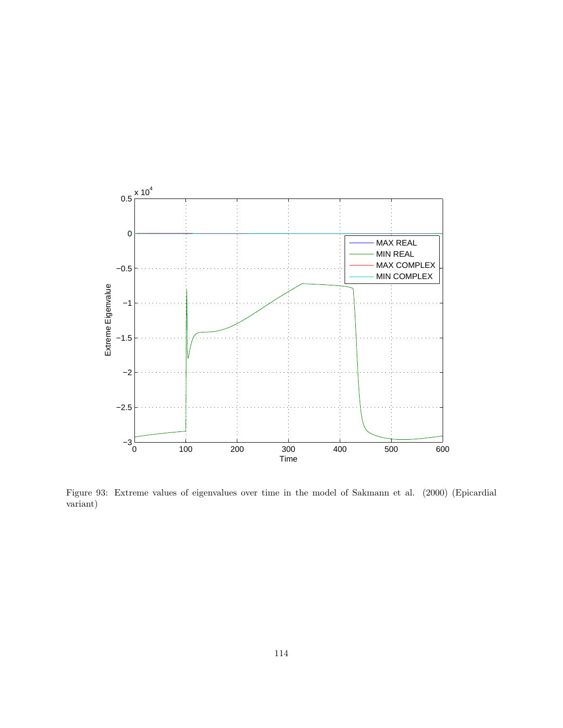Figure 93: Extreme values of eigenvalues over time in the model of Sakmann et al. (2000) (Epicardial variant)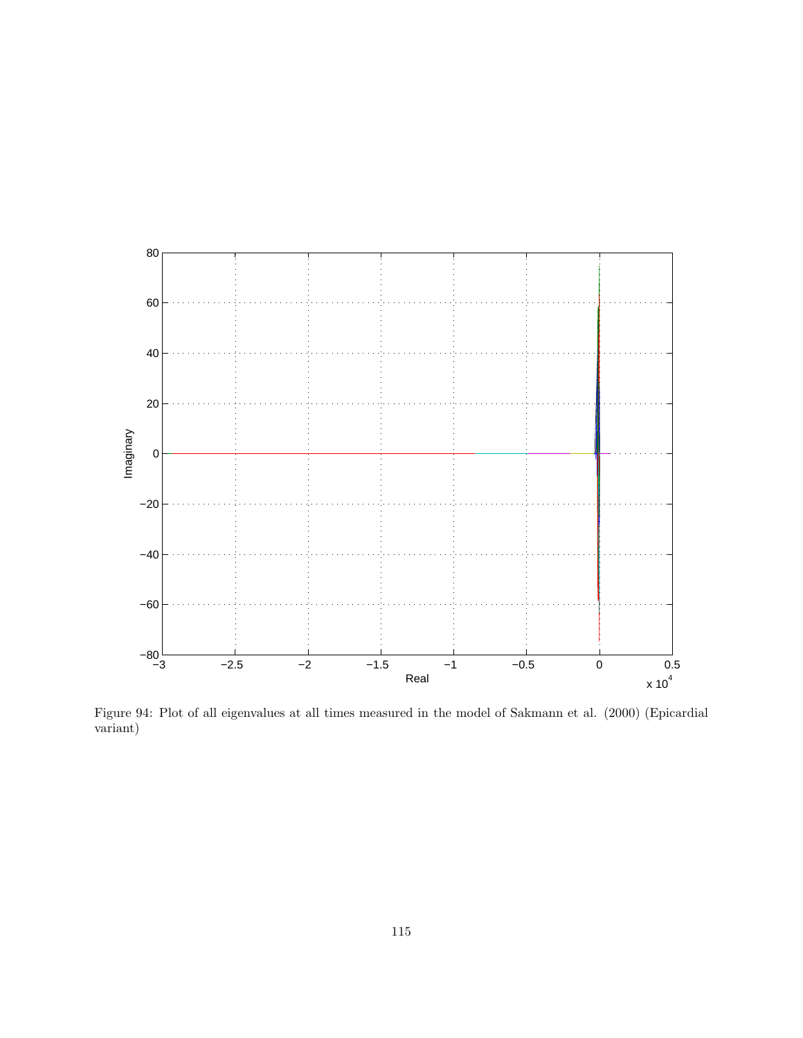Figure 94: Plot of all eigenvalues at all times measured in the model of Sakmann et al. (2000) (Epicardial variant)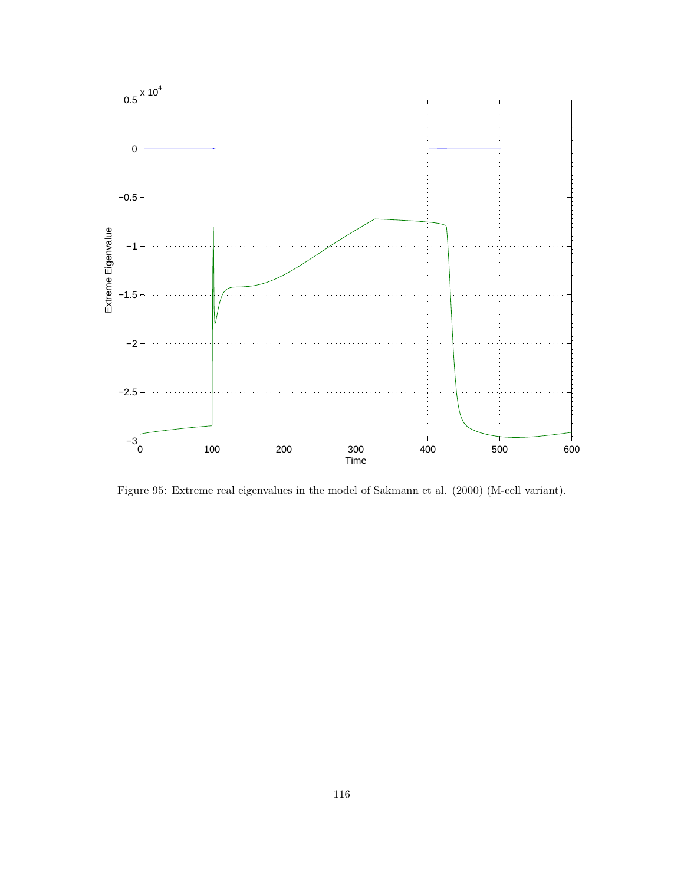Figure 95: Extreme real eigenvalues in the model of Sakmann et al. (2000) (M-cell variant).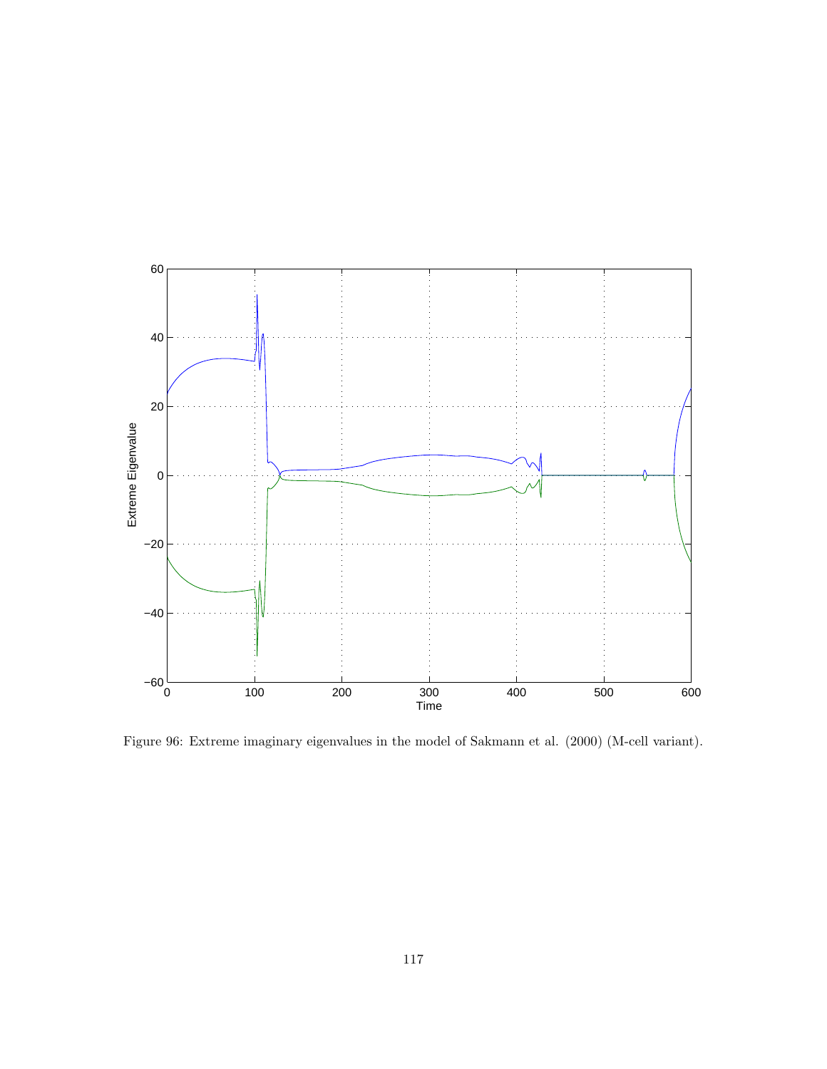Figure 96: Extreme imaginary eigenvalues in the model of Sakmann et al. (2000) (M-cell variant).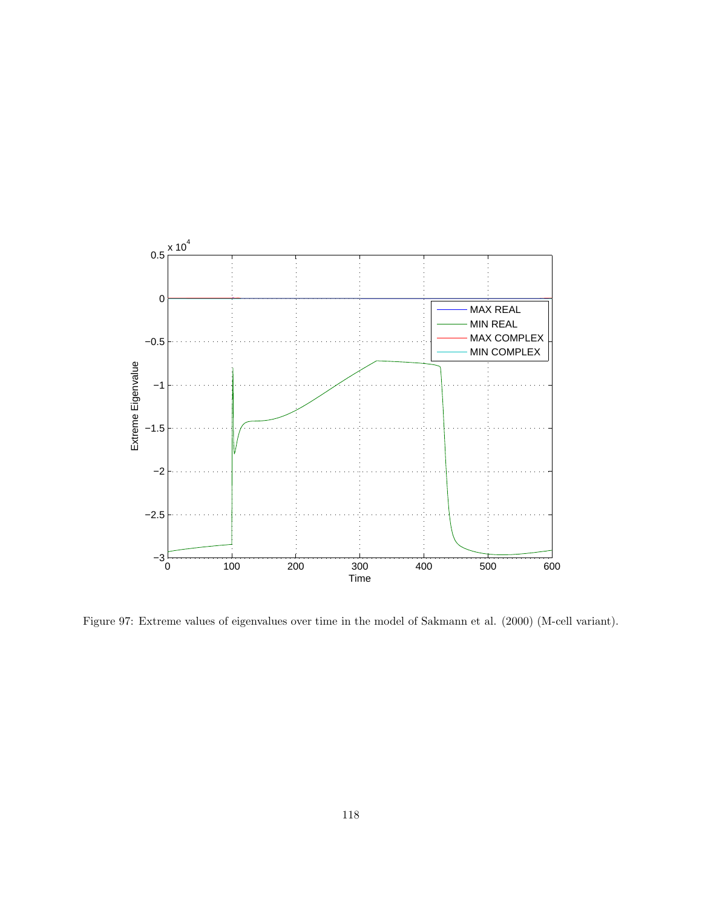Figure 97: Extreme values of eigenvalues over time in the model of Sakmann et al. (2000) (M-cell variant).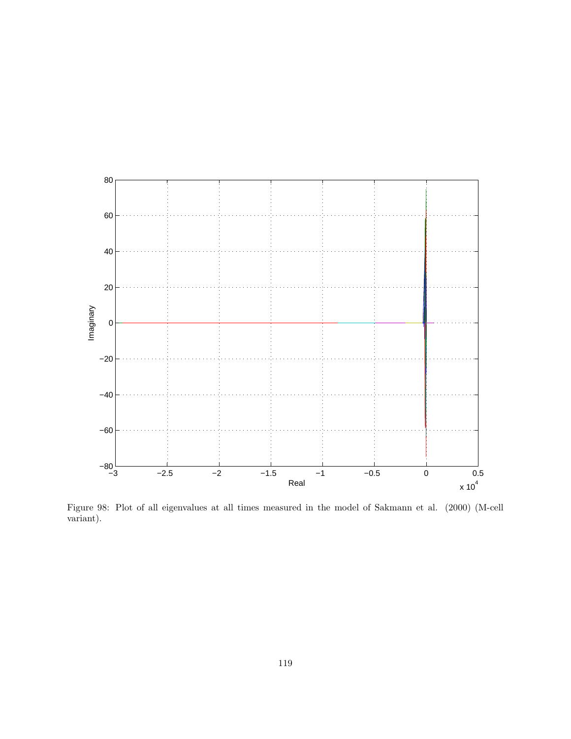Figure 98: Plot of all eigenvalues at all times measured in the model of Sakmann et al. (2000) (M-cell variant).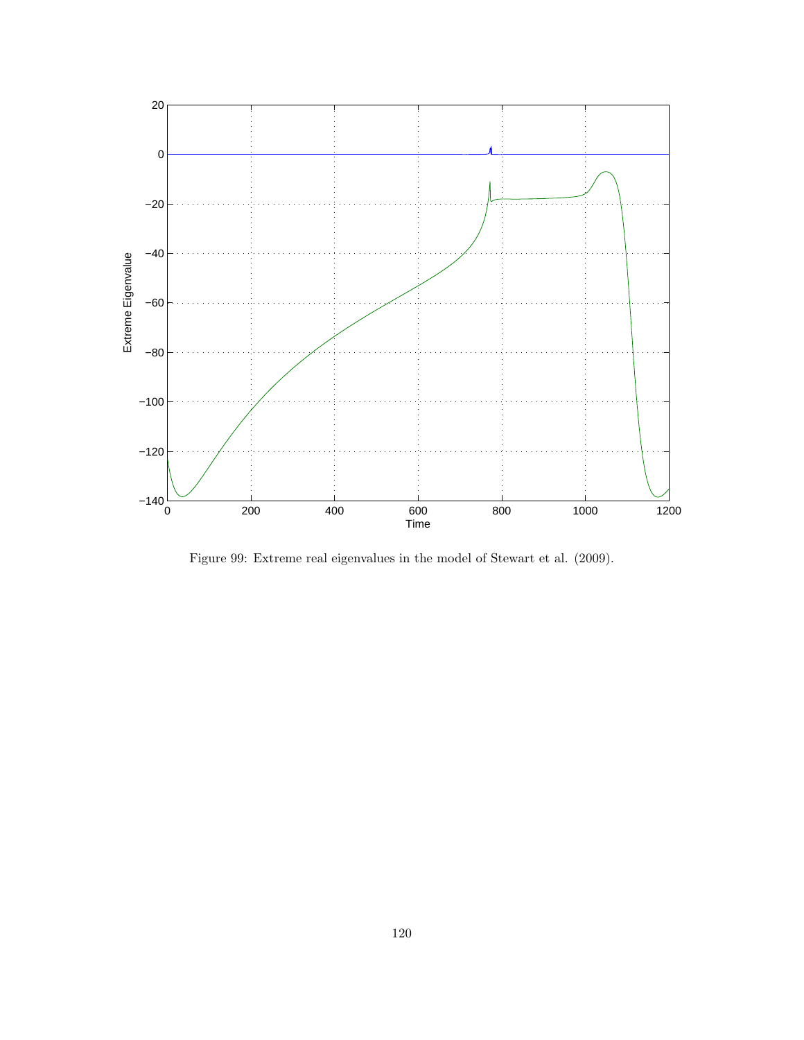Figure 99: Extreme real eigenvalues in the model of Stewart et al. (2009).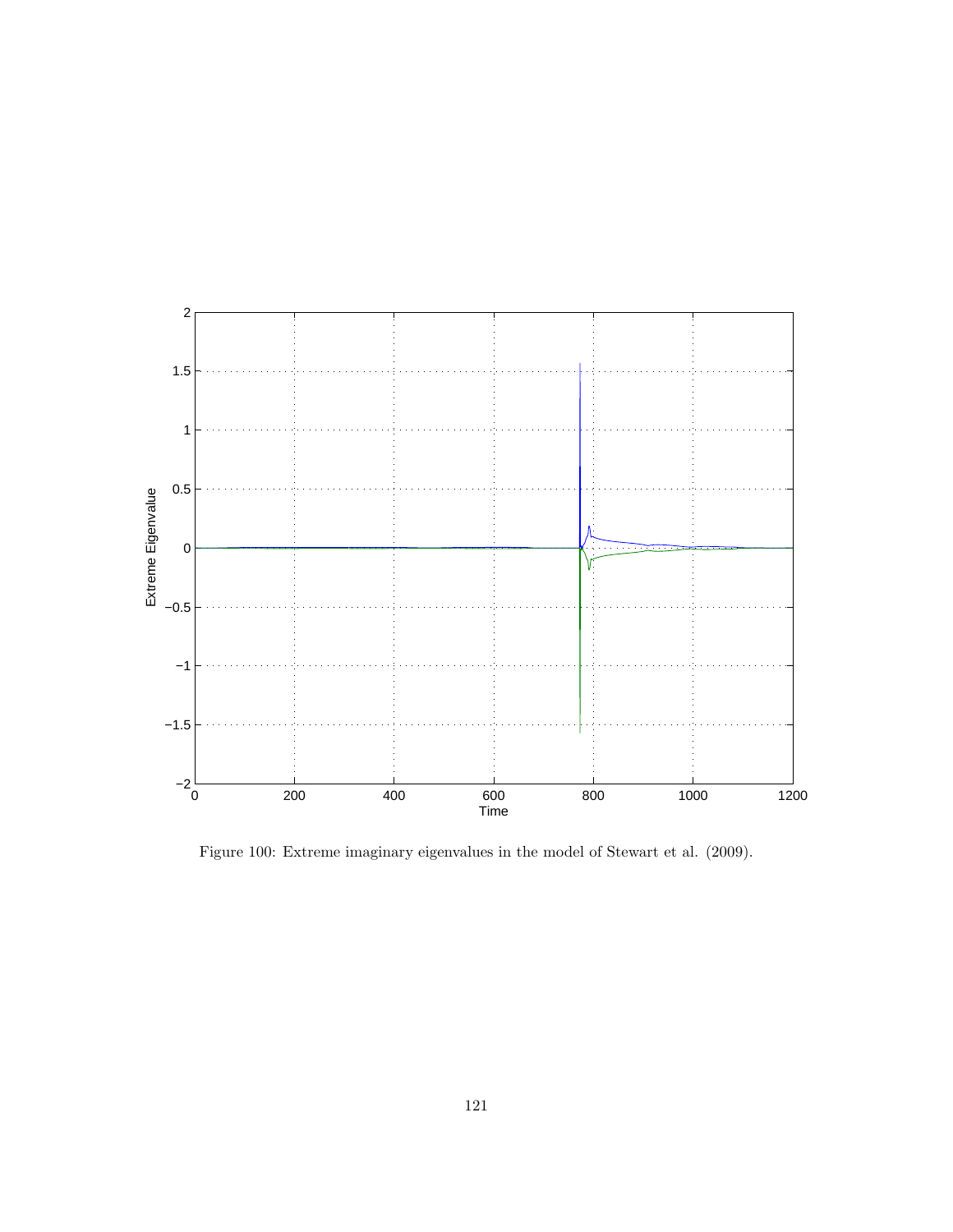Figure 100: Extreme imaginary eigenvalues in the model of Stewart et al. (2009).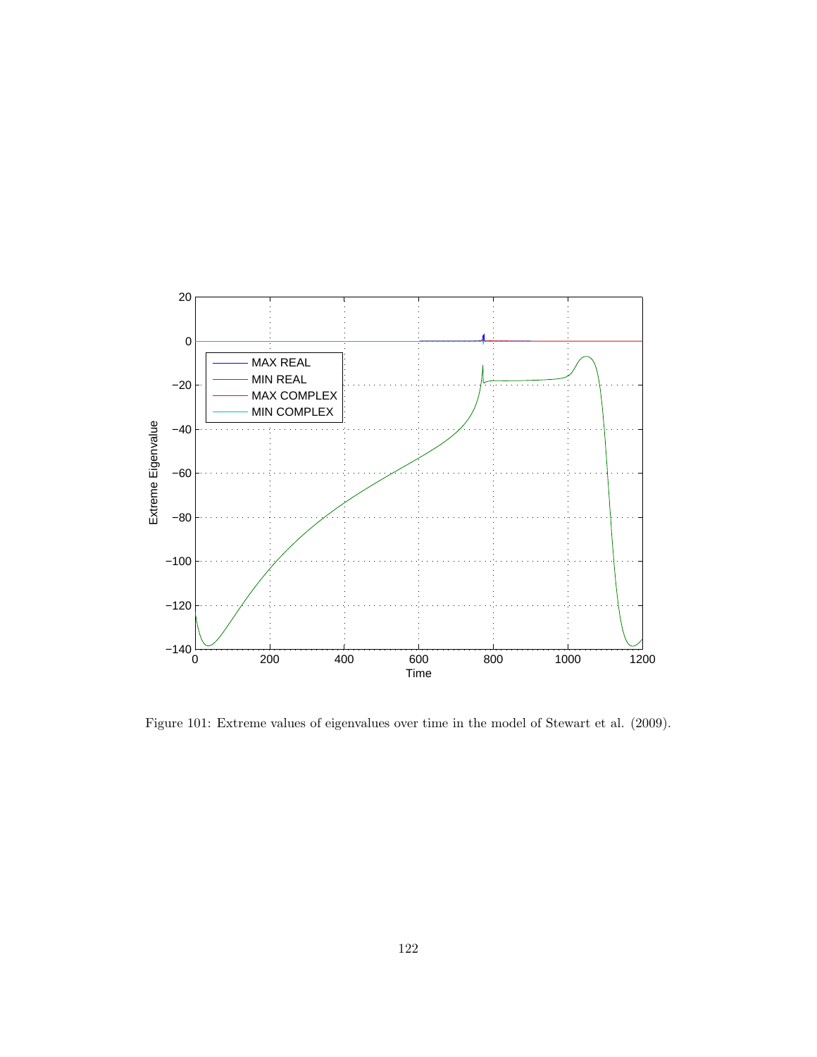Figure 101: Extreme values of eigenvalues over time in the model of Stewart et al. (2009).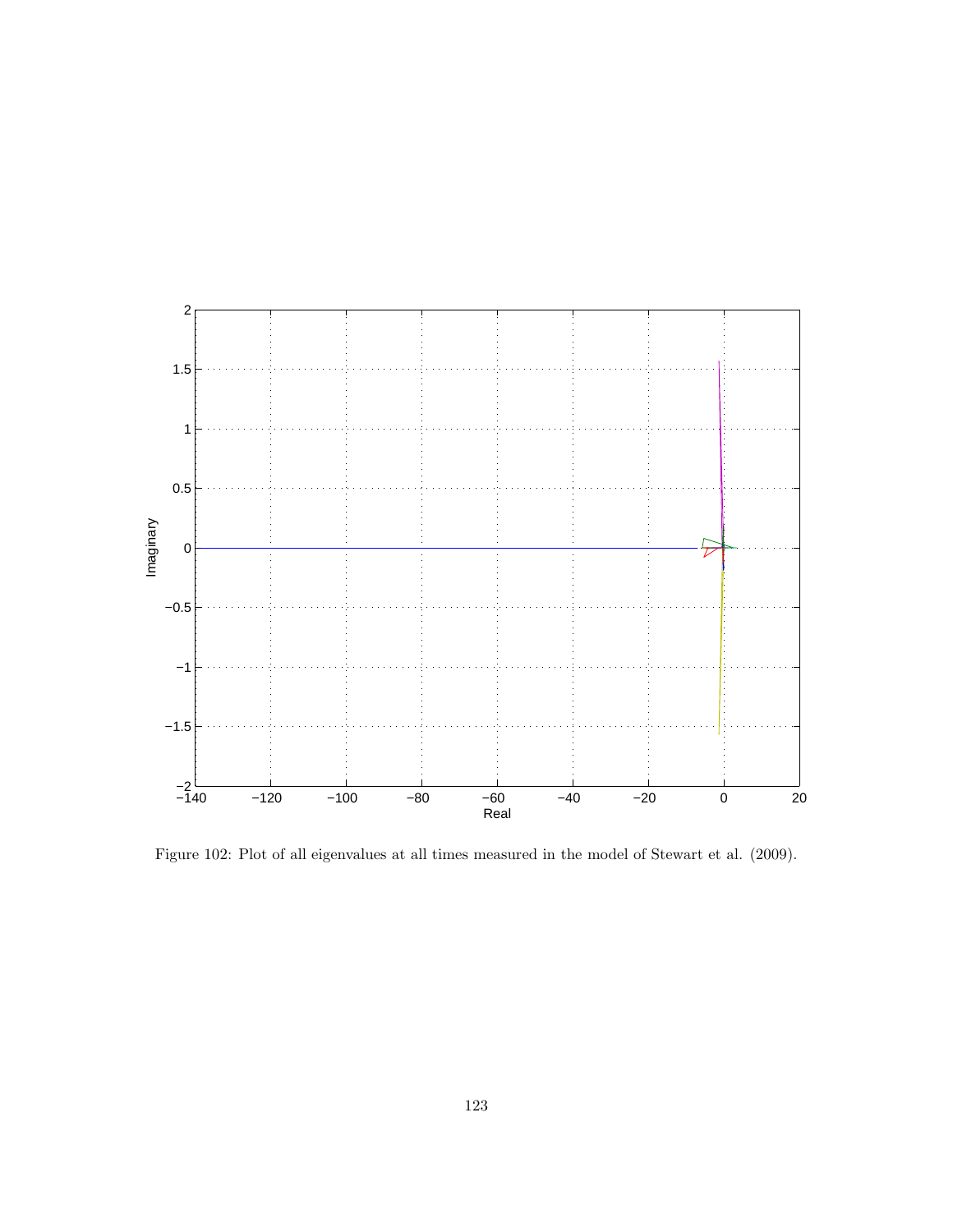Figure 102: Plot of all eigenvalues at all times measured in the model of Stewart et al. (2009).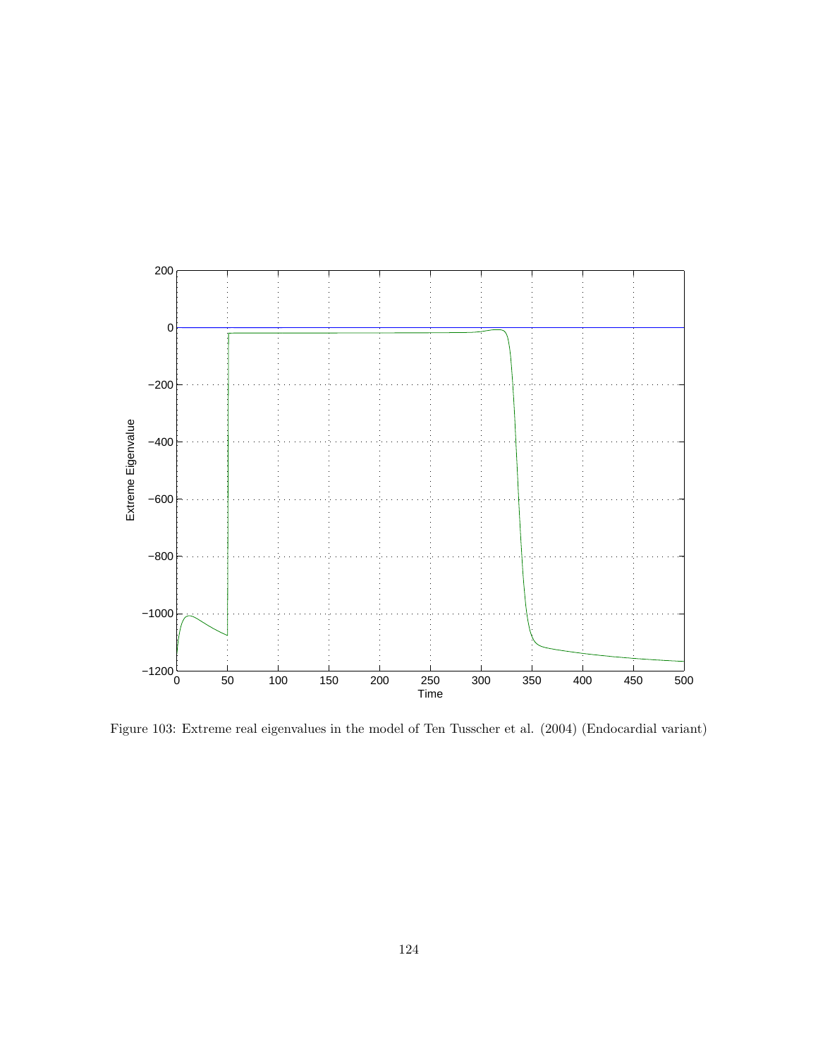Figure 103: Extreme real eigenvalues in the model of Ten Tusscher et al. (2004) (Endocardial variant)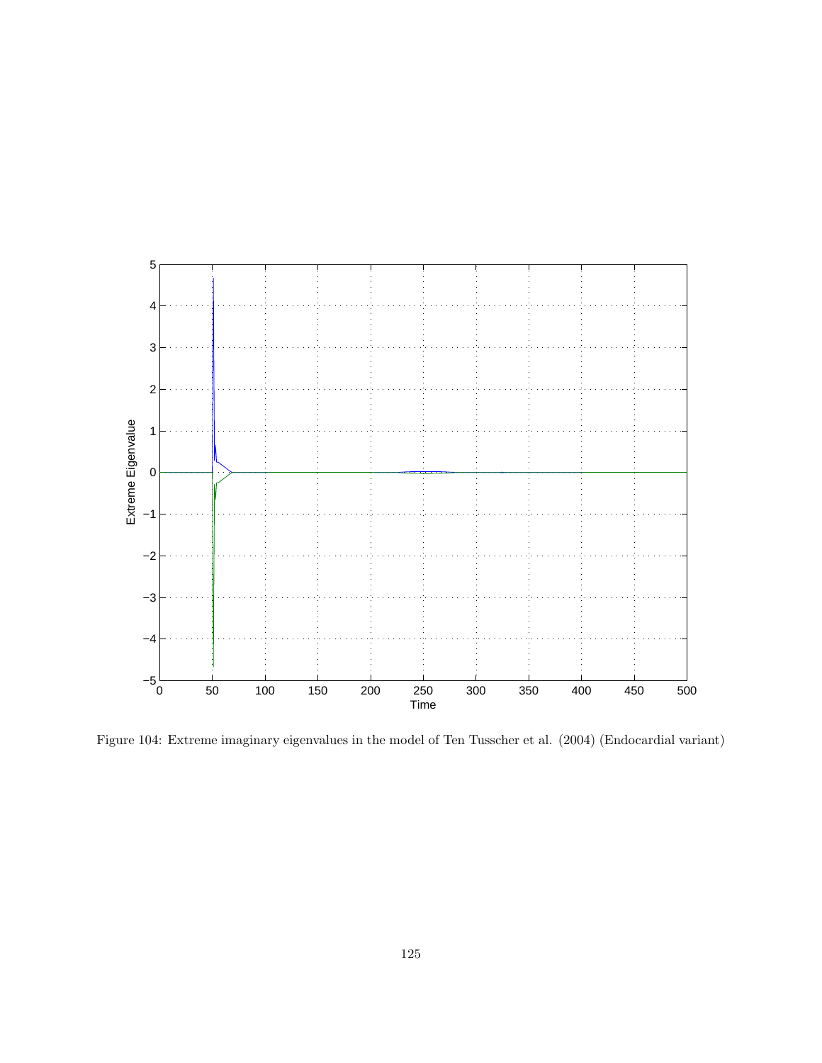Figure 104: Extreme imaginary eigenvalues in the model of Ten Tusscher et al. (2004) (Endocardial variant)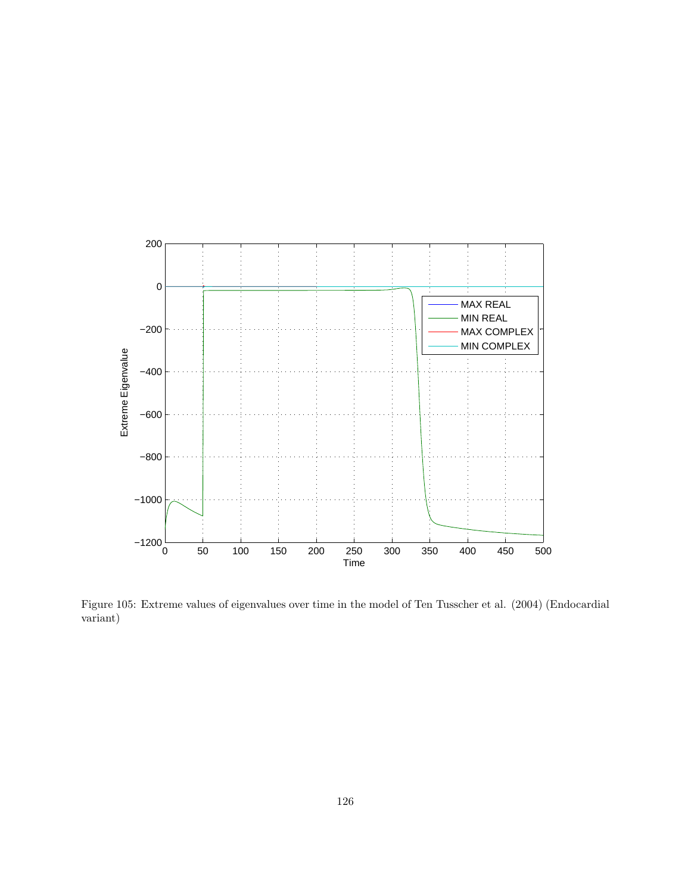Figure 105: Extreme values of eigenvalues over time in the model of Ten Tusscher et al. (2004) (Endocardial variant)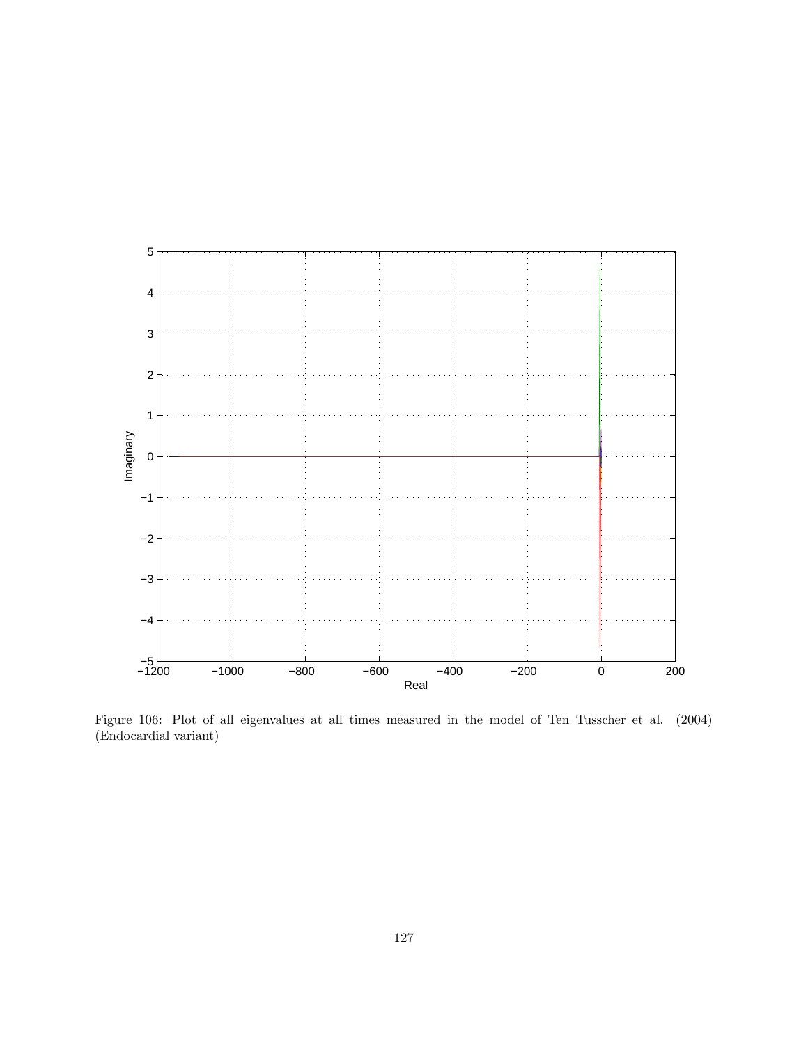Figure 106: Plot of all eigenvalues at all times measured in the model of Ten Tusscher et al. (2004) (Endocardial variant)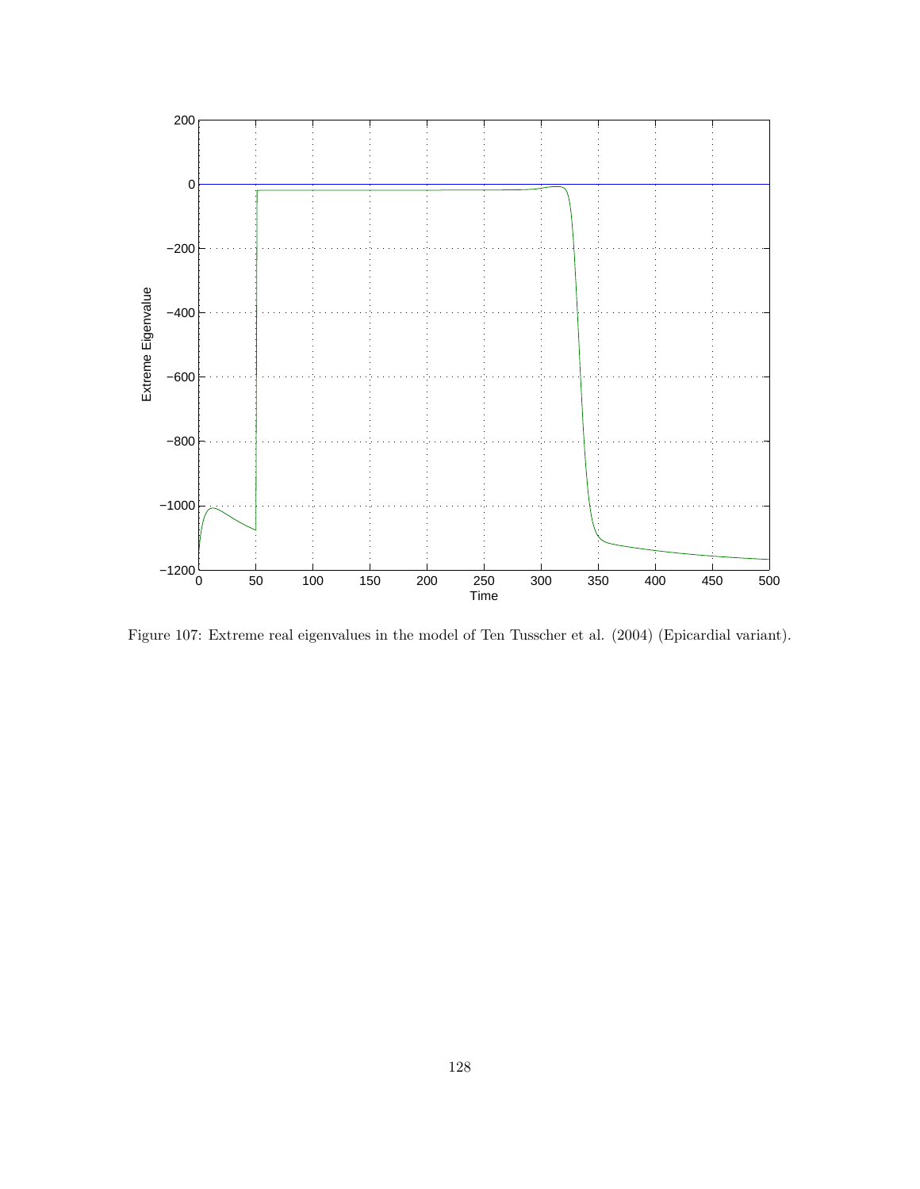Figure 107: Extreme real eigenvalues in the model of Ten Tusscher et al. (2004) (Epicardial variant).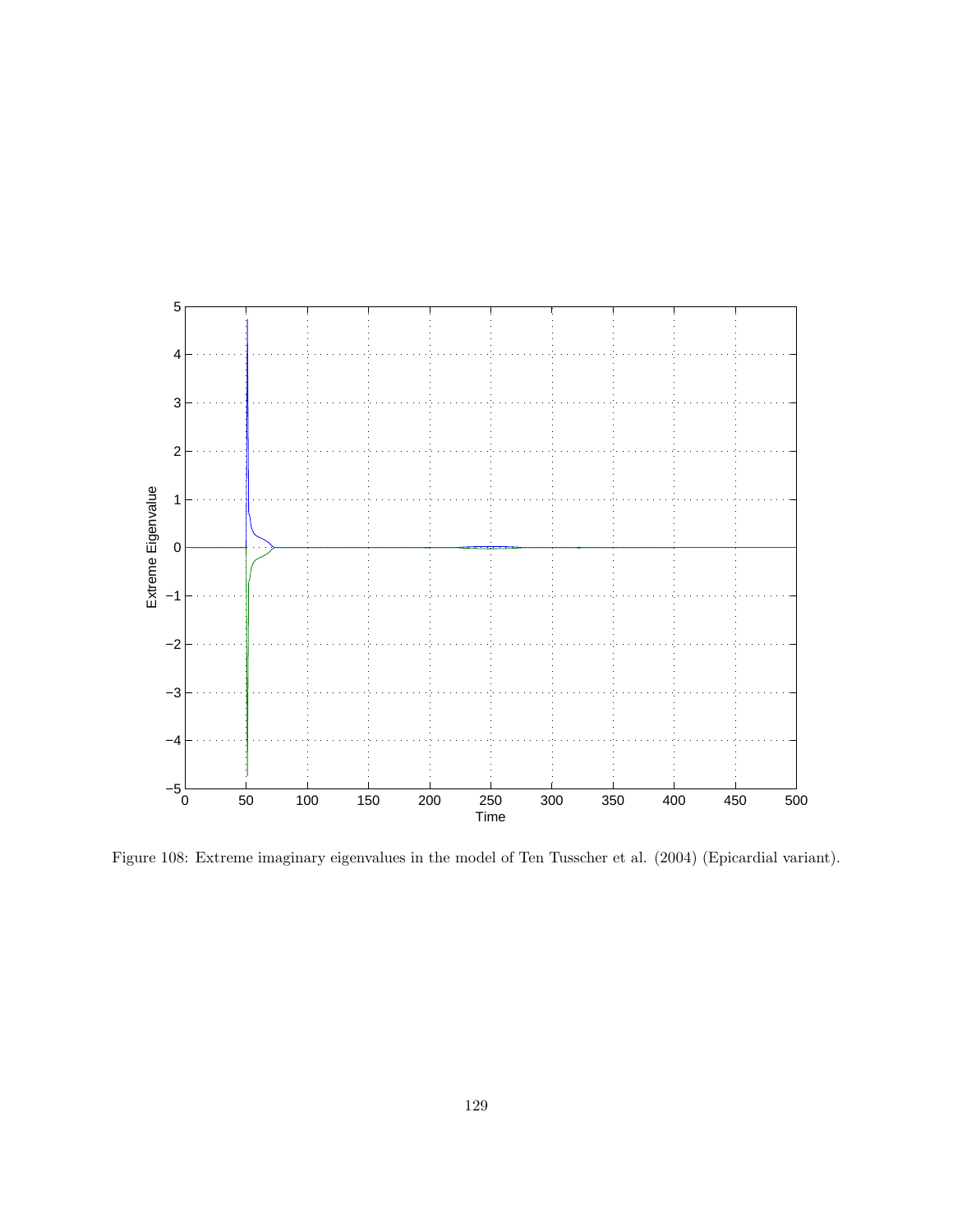Figure 108: Extreme imaginary eigenvalues in the model of Ten Tusscher et al. (2004) (Epicardial variant).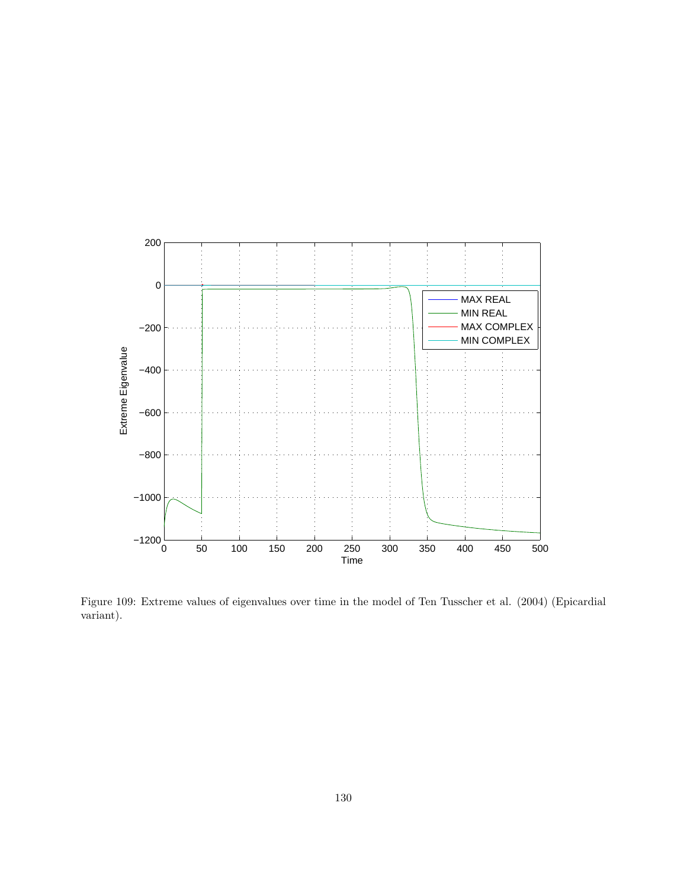Figure 109: Extreme values of eigenvalues over time in the model of Ten Tusscher et al. (2004) (Epicardial variant).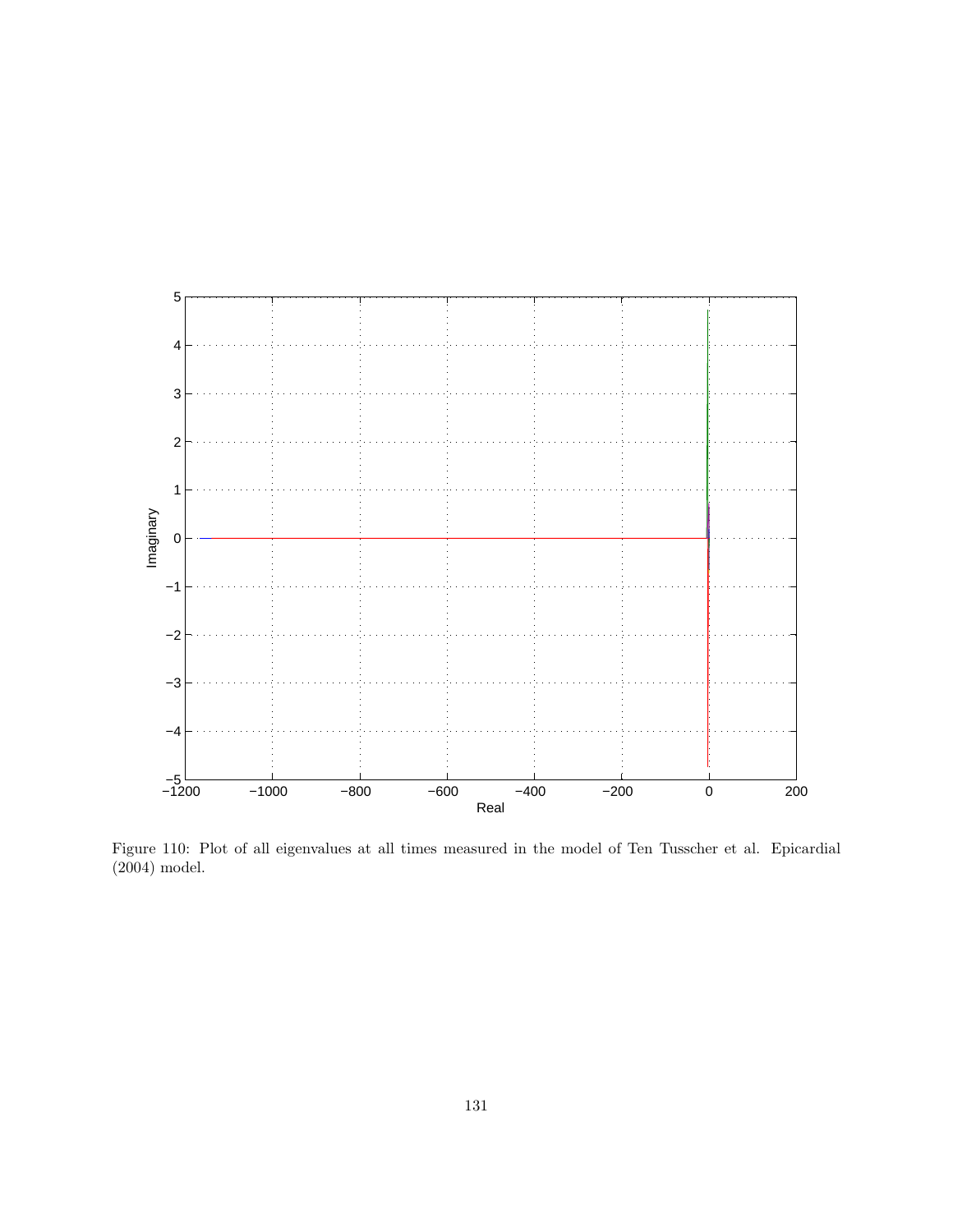Figure 110: Plot of all eigenvalues at all times measured in the model of Ten Tusscher et al. Epicardial (2004) model.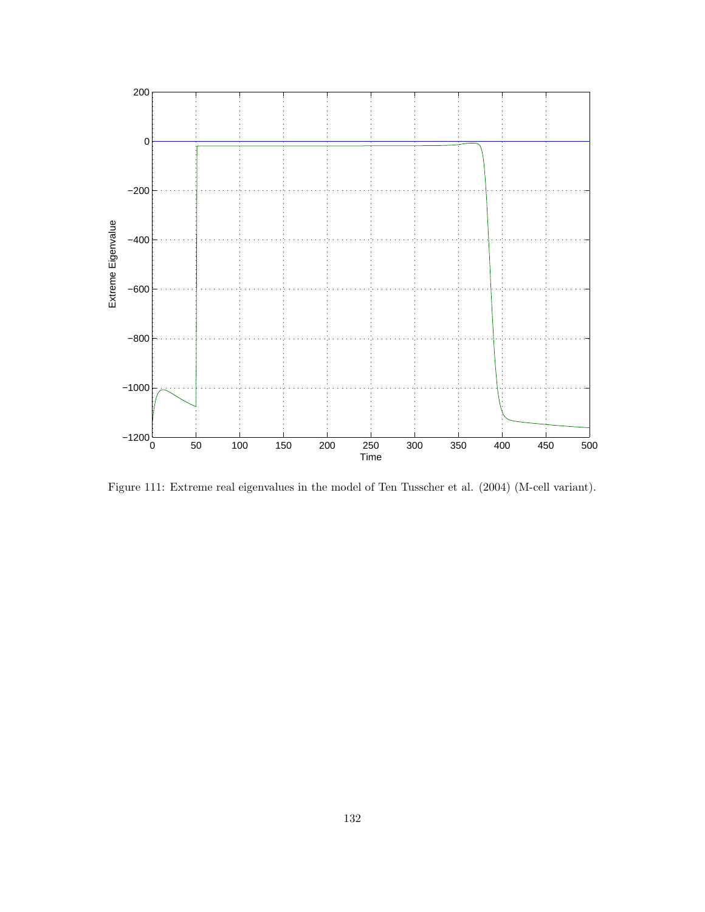Figure 111: Extreme real eigenvalues in the model of Ten Tusscher et al. (2004) (M-cell variant).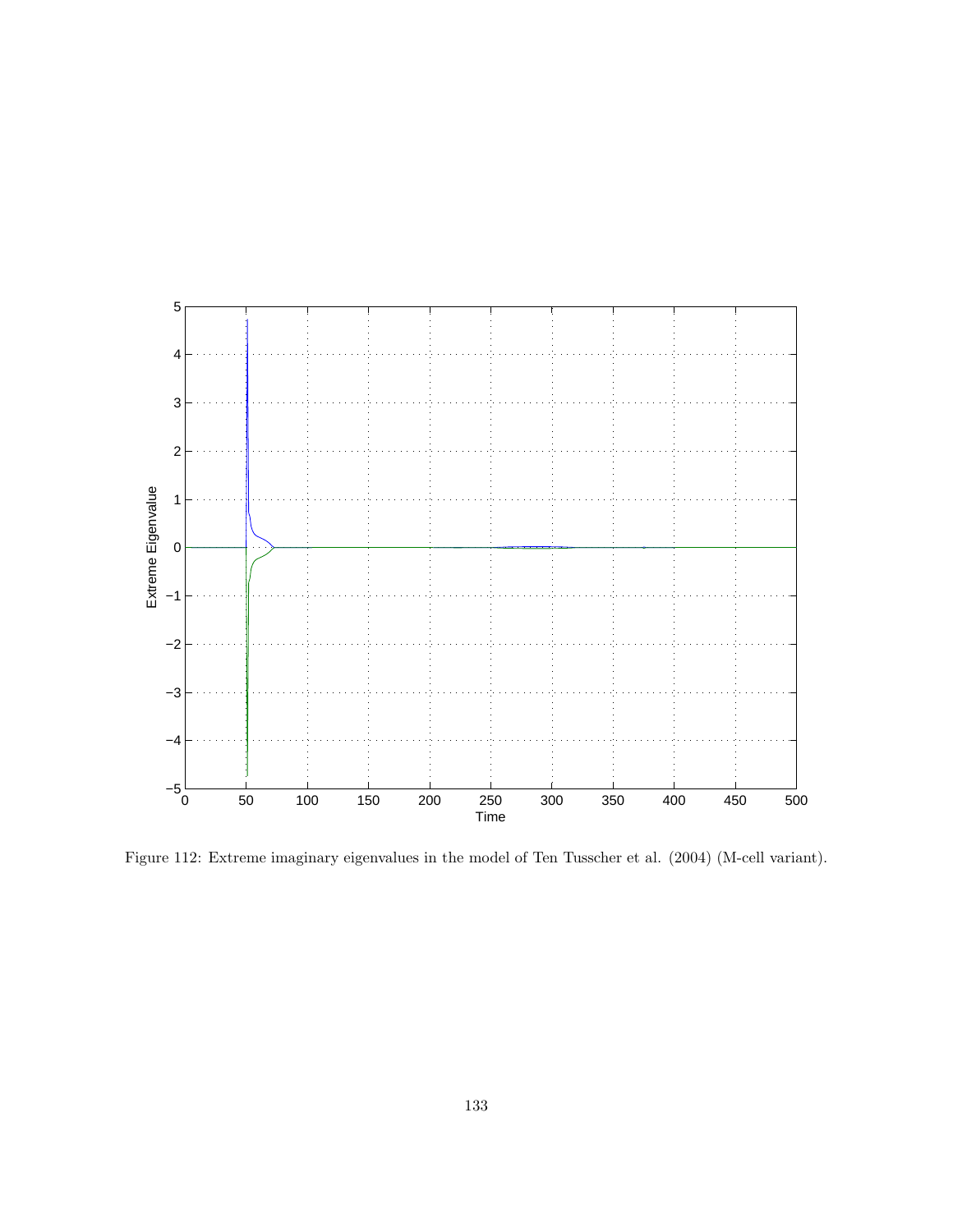Figure 112: Extreme imaginary eigenvalues in the model of Ten Tusscher et al. (2004) (M-cell variant).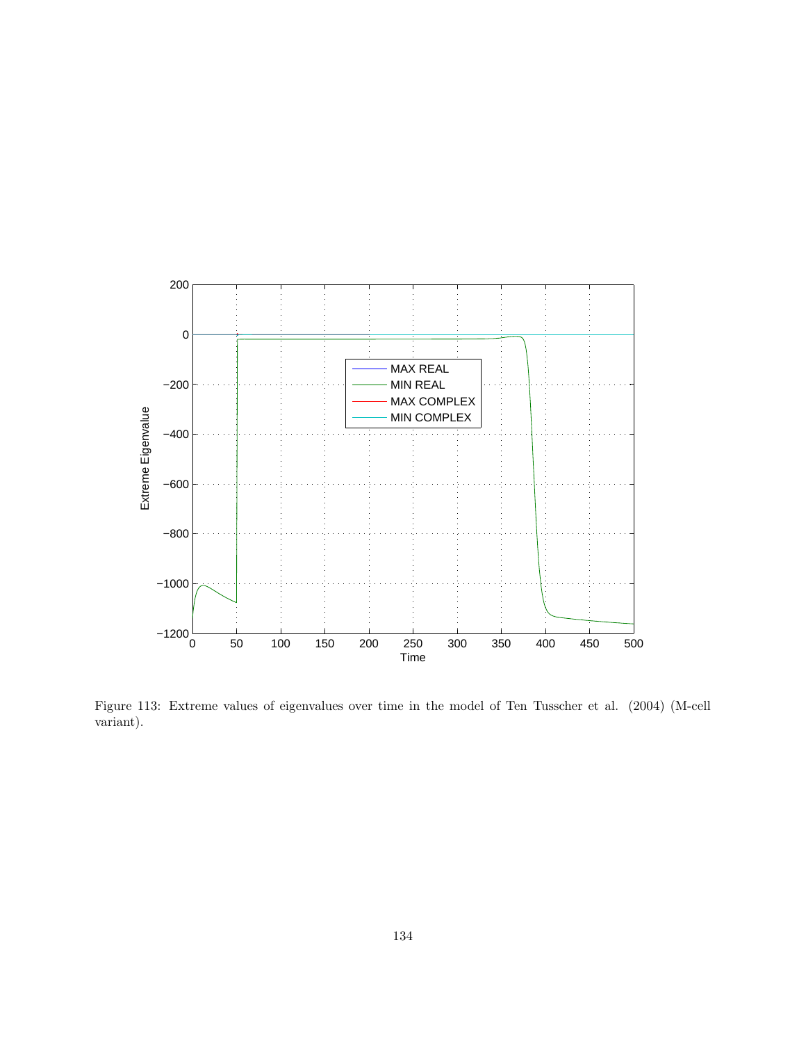Figure 113: Extreme values of eigenvalues over time in the model of Ten Tusscher et al. (2004) (M-cell variant).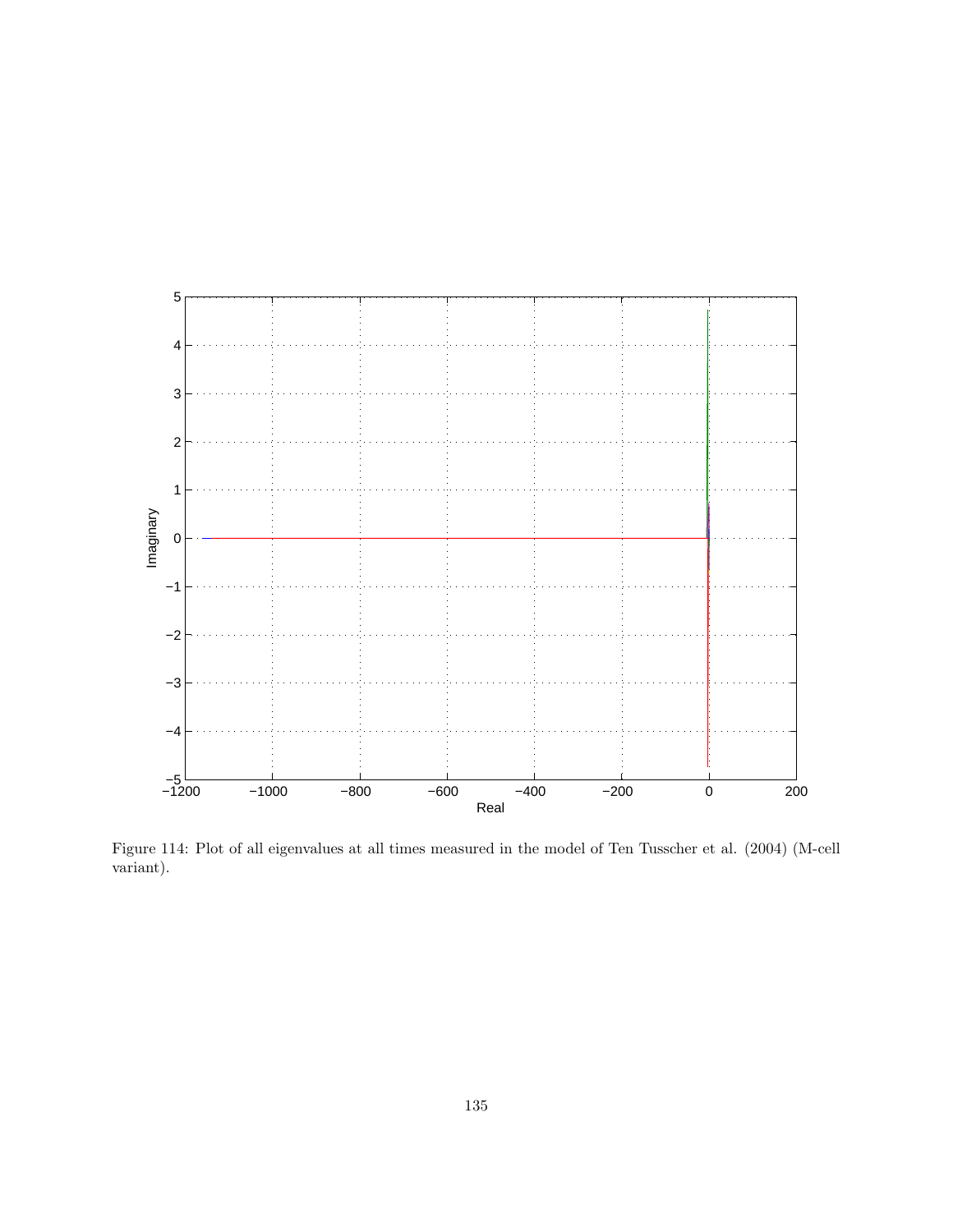Figure 114: Plot of all eigenvalues at all times measured in the model of Ten Tusscher et al. (2004) (M-cell variant).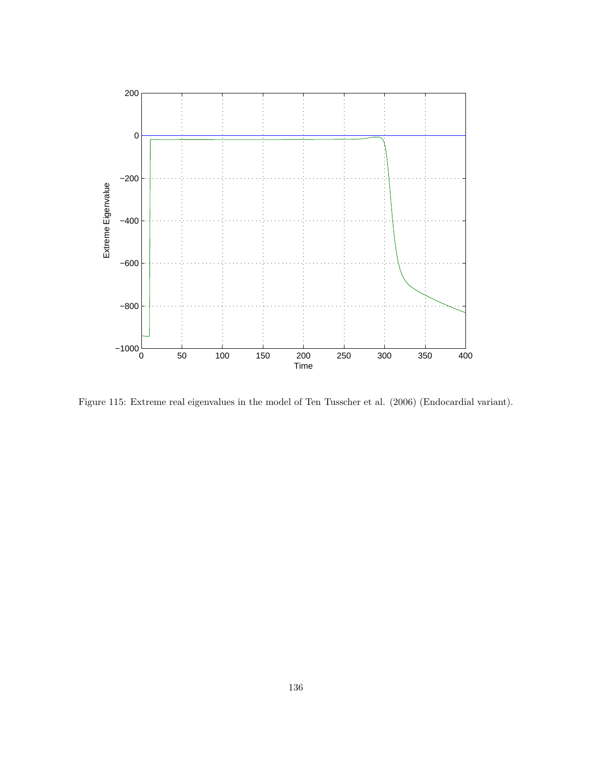Figure 115: Extreme real eigenvalues in the model of Ten Tusscher et al. (2006) (Endocardial variant).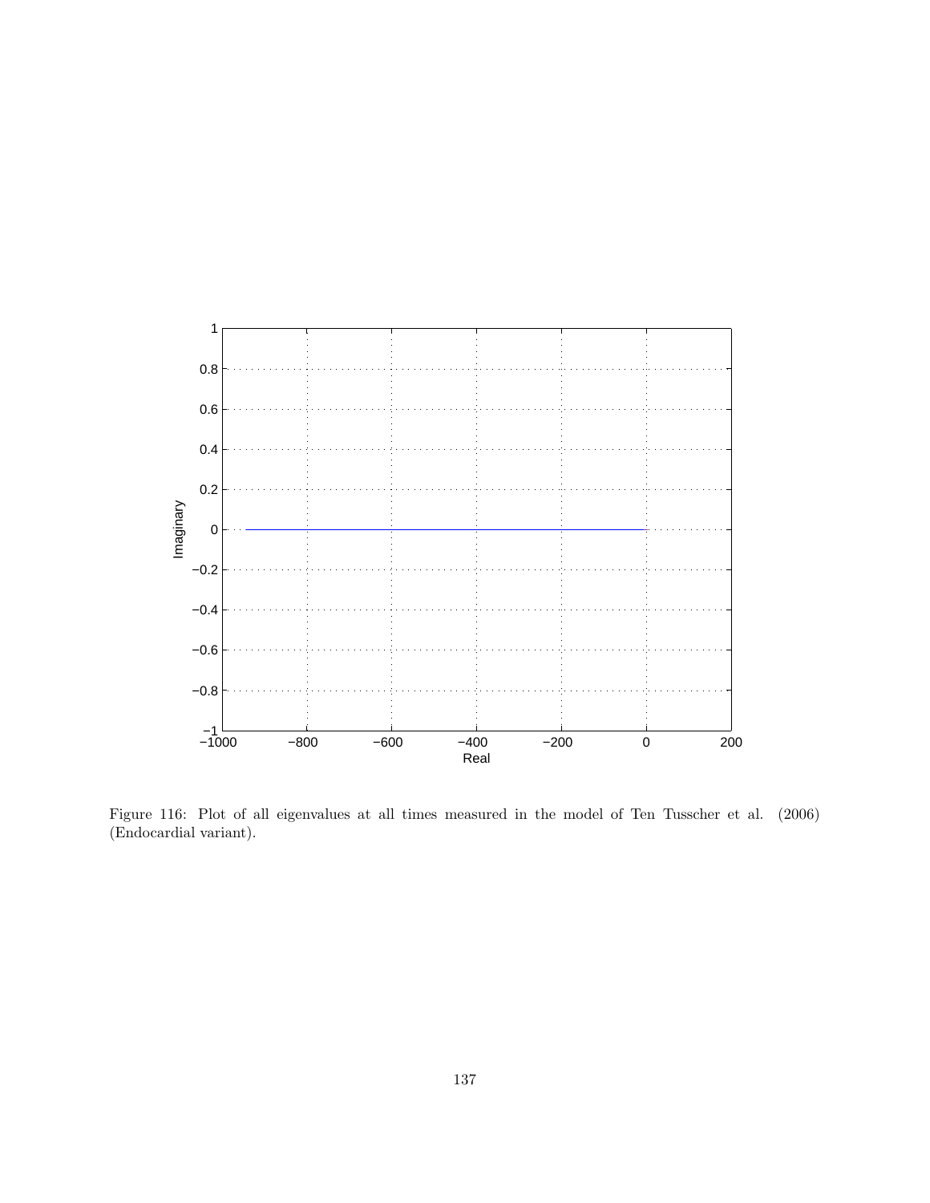Figure 116: Plot of all eigenvalues at all times measured in the model of Ten Tusscher et al. (2006) (Endocardial variant).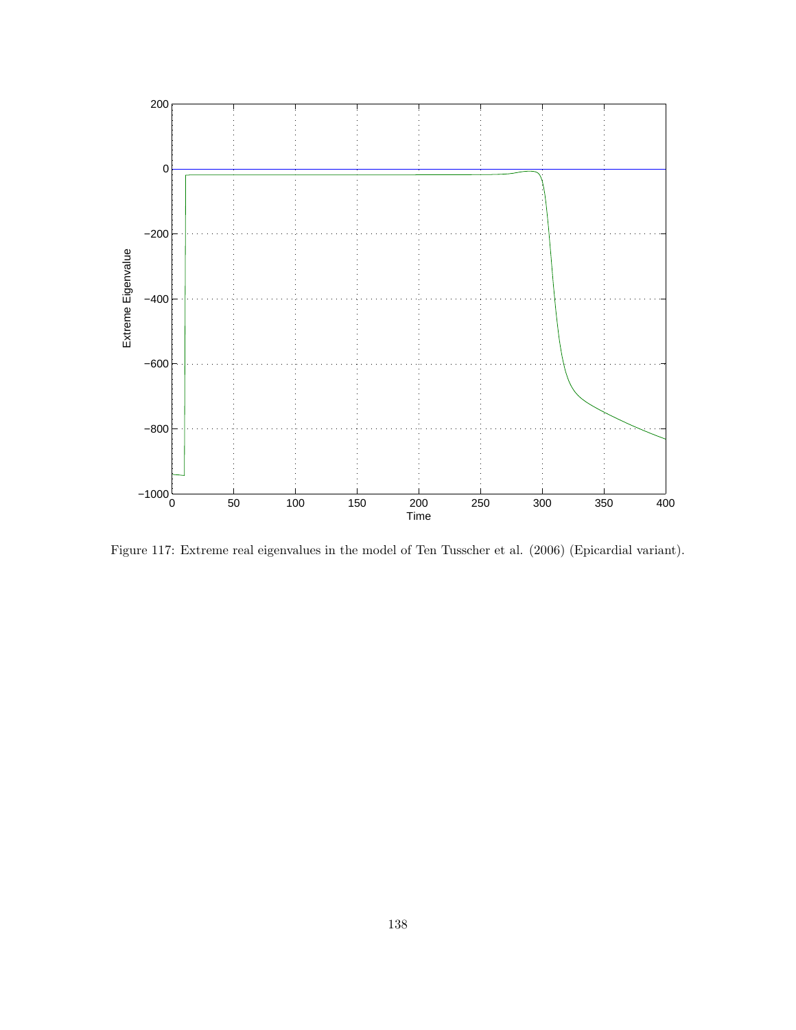Figure 117: Extreme real eigenvalues in the model of Ten Tusscher et al. (2006) (Epicardial variant).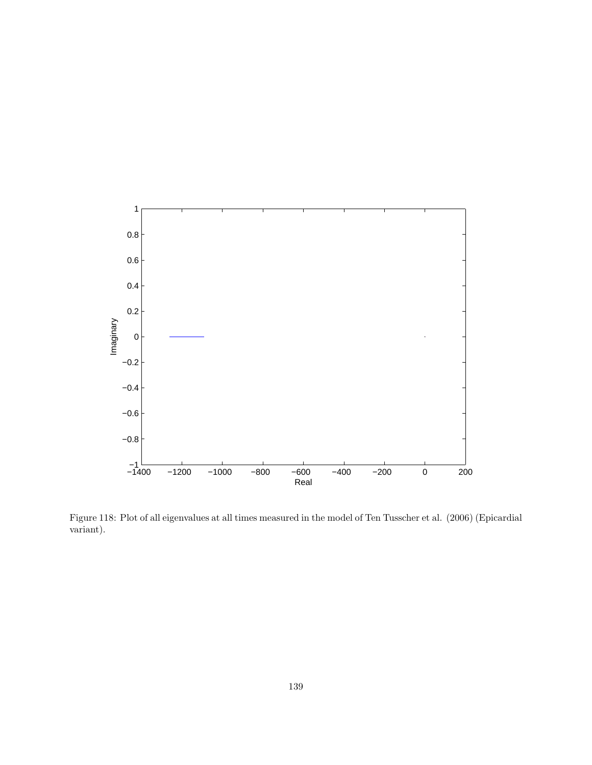Figure 118: Plot of all eigenvalues at all times measured in the model of Ten Tusscher et al. (2006) (Epicardial variant).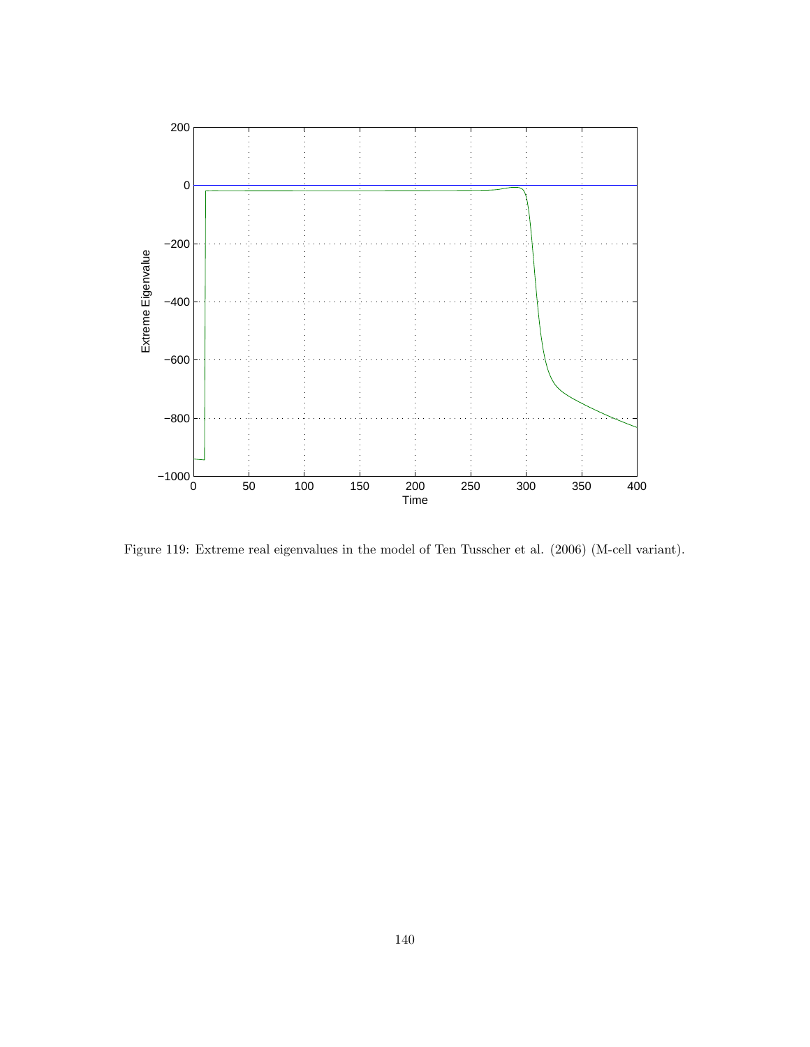Figure 119: Extreme real eigenvalues in the model of Ten Tusscher et al. (2006) (M-cell variant).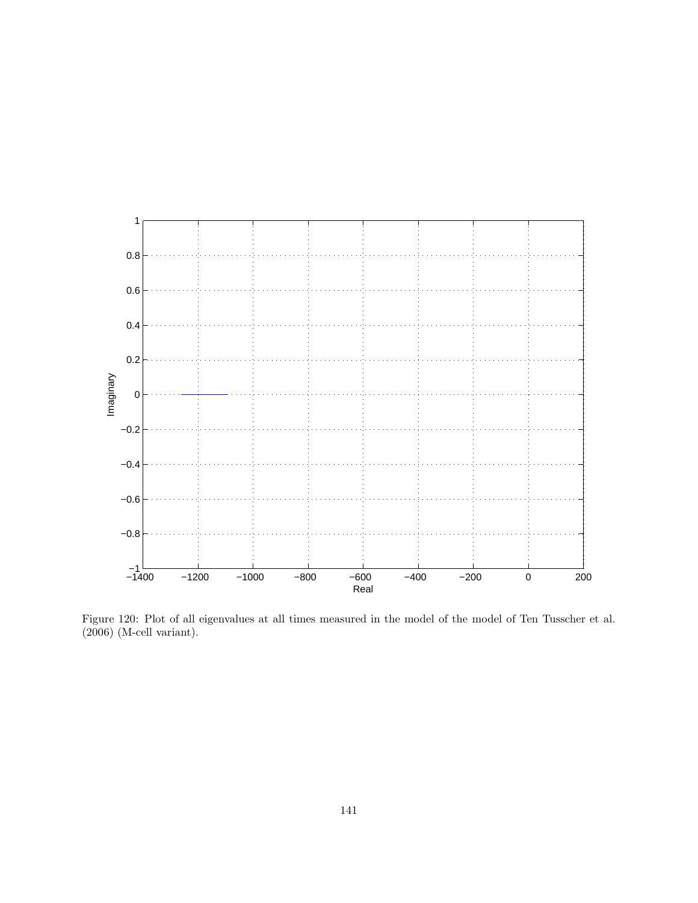Figure 120: Plot of all eigenvalues at all times measured in the model of the model of Ten Tusscher et al. (2006) (M-cell variant).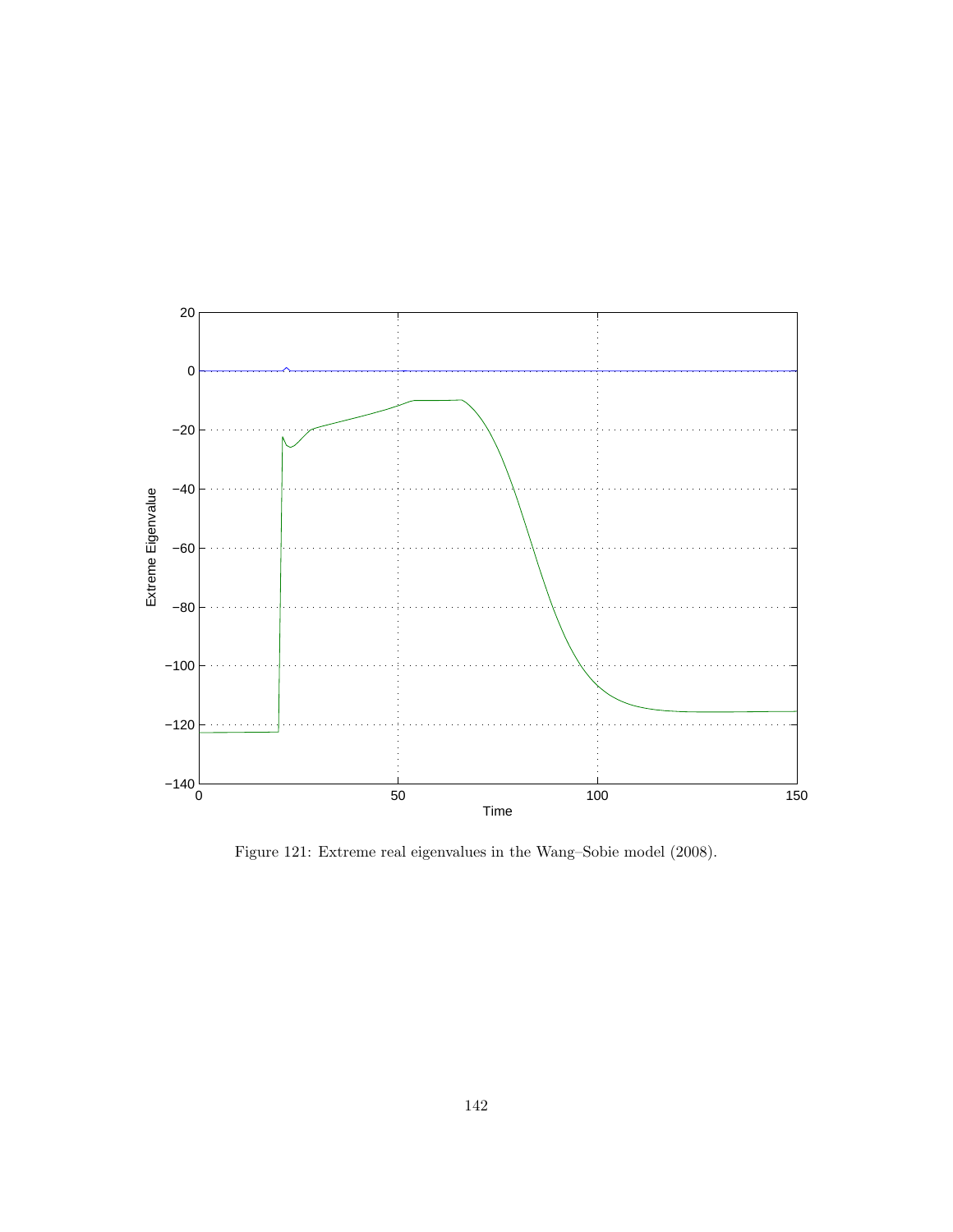Figure 121: Extreme real eigenvalues in the Wang–Sobie model (2008).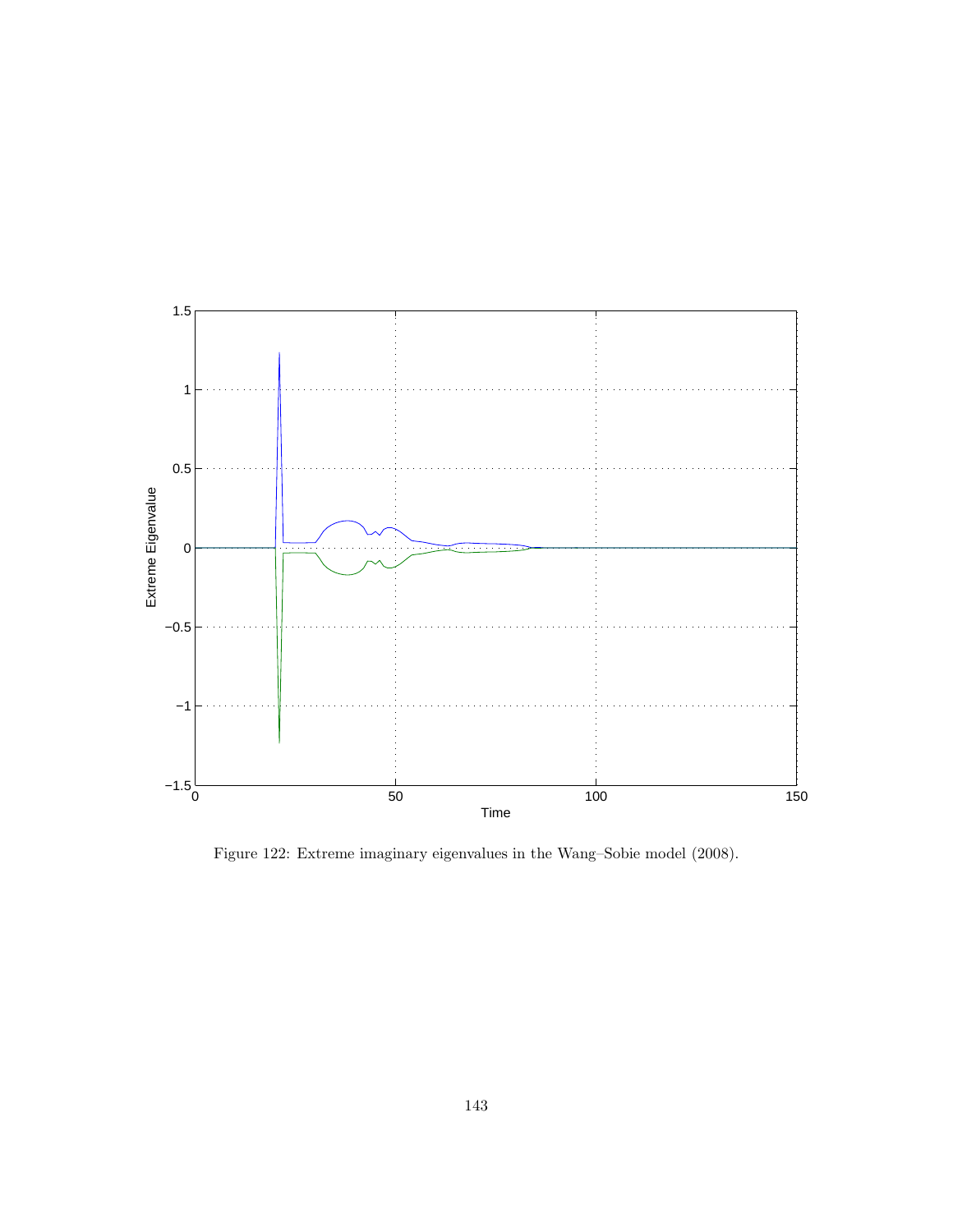Figure 122: Extreme imaginary eigenvalues in the Wang–Sobie model (2008).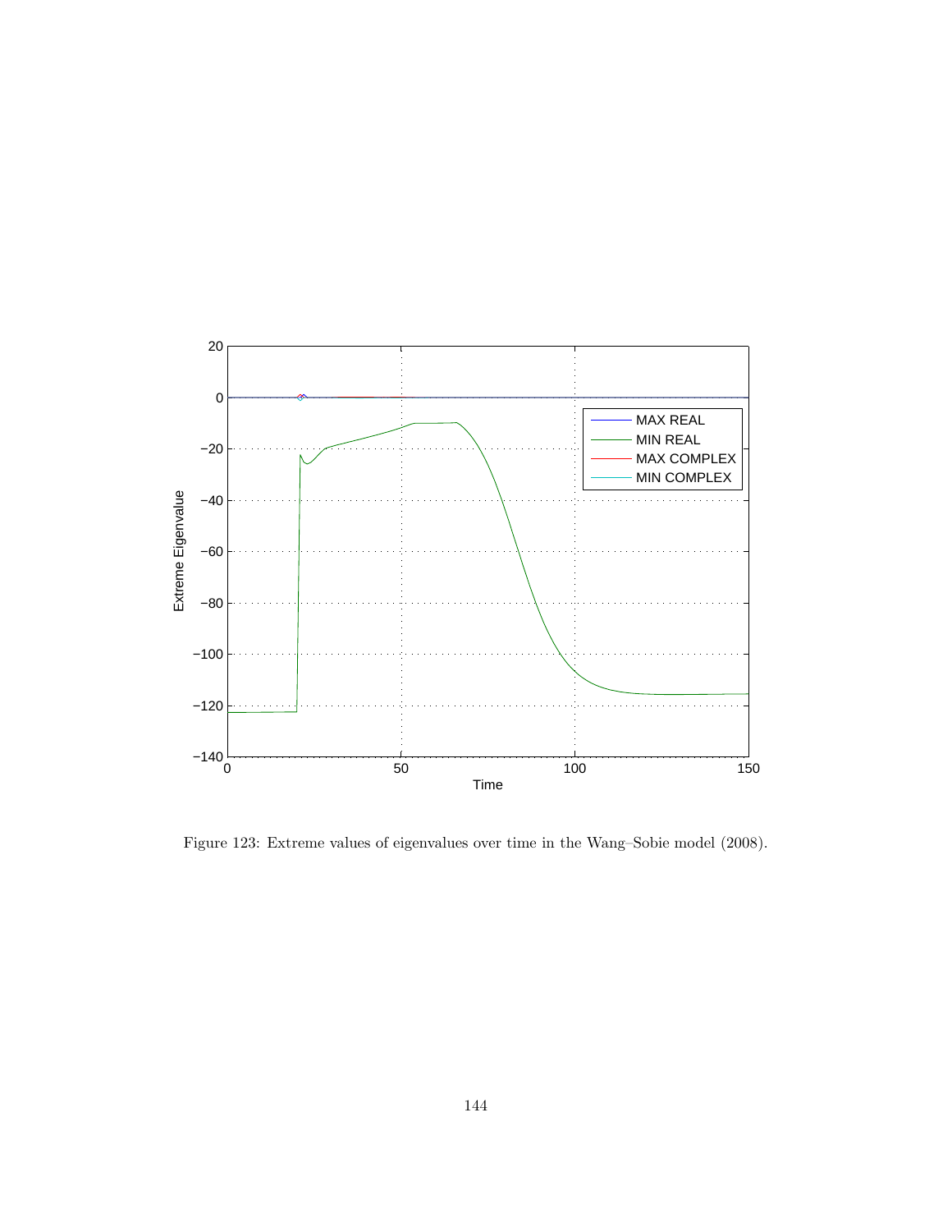Figure 123: Extreme values of eigenvalues over time in the Wang–Sobie model (2008).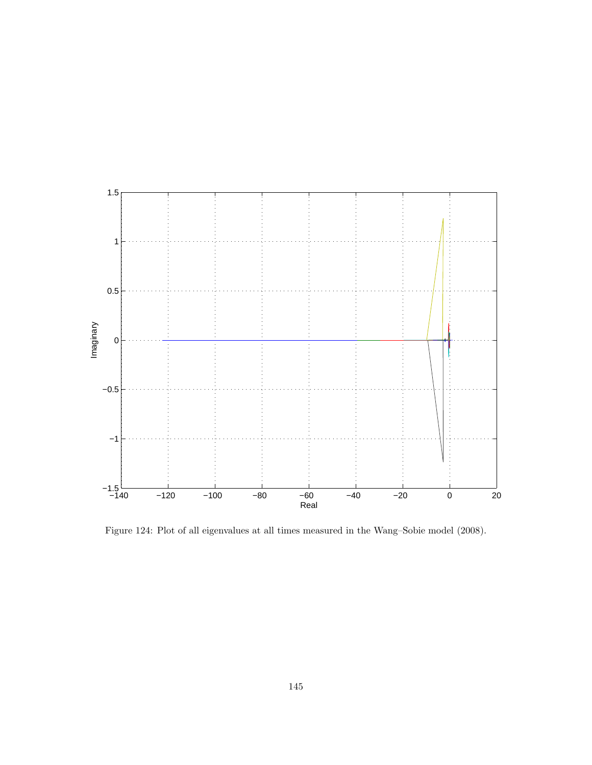Figure 124: Plot of all eigenvalues at all times measured in the Wang–Sobie model (2008).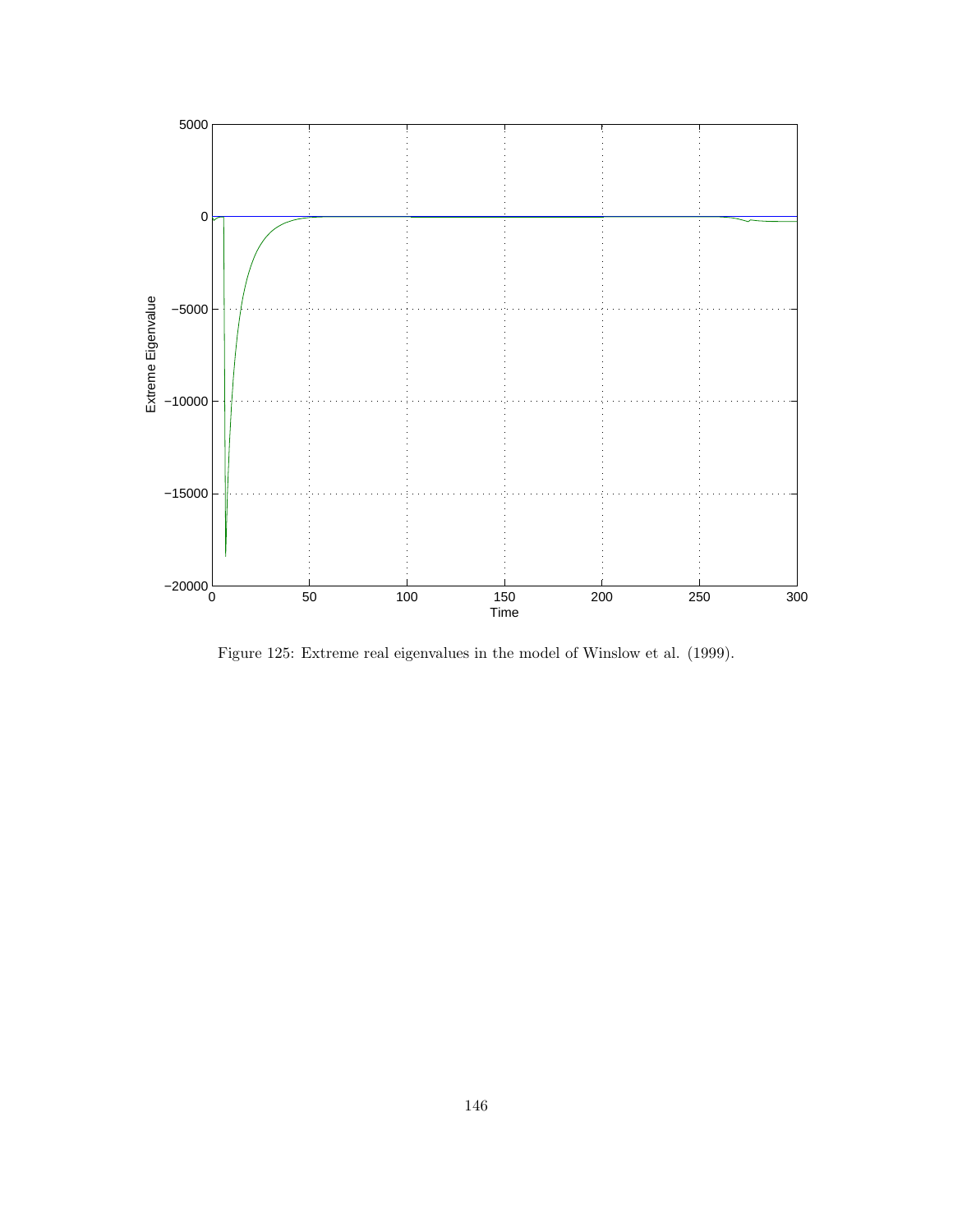Figure 125: Extreme real eigenvalues in the model of Winslow et al. (1999).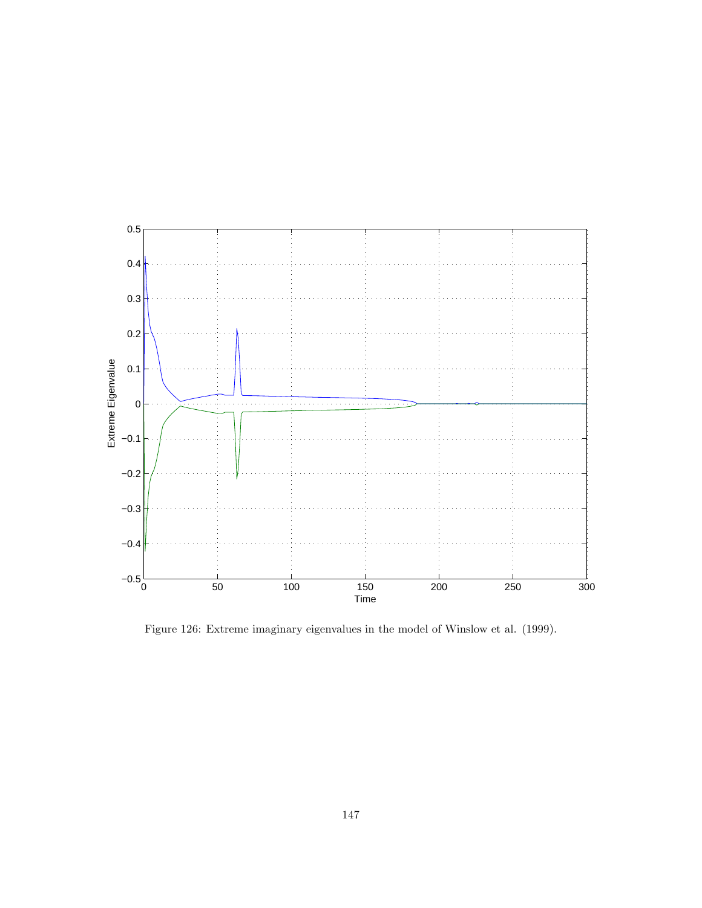Figure 126: Extreme imaginary eigenvalues in the model of Winslow et al. (1999).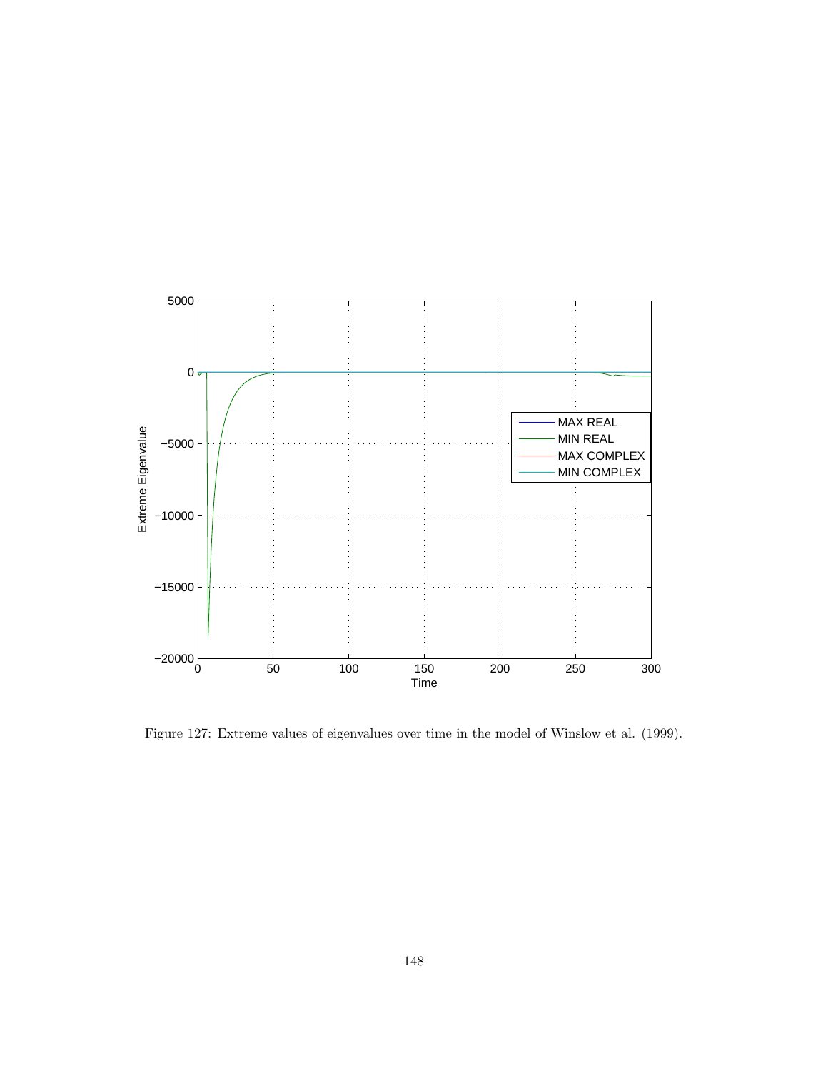Figure 127: Extreme values of eigenvalues over time in the model of Winslow et al. (1999).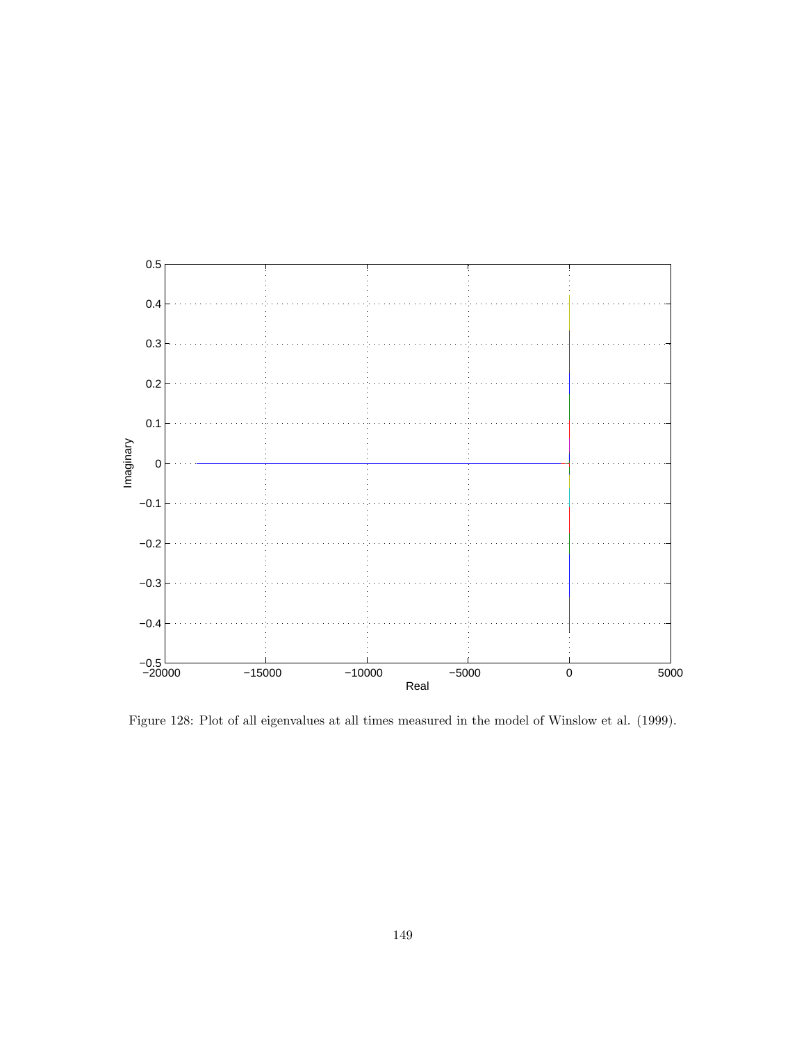Figure 128: Plot of all eigenvalues at all times measured in the model of Winslow et al. (1999).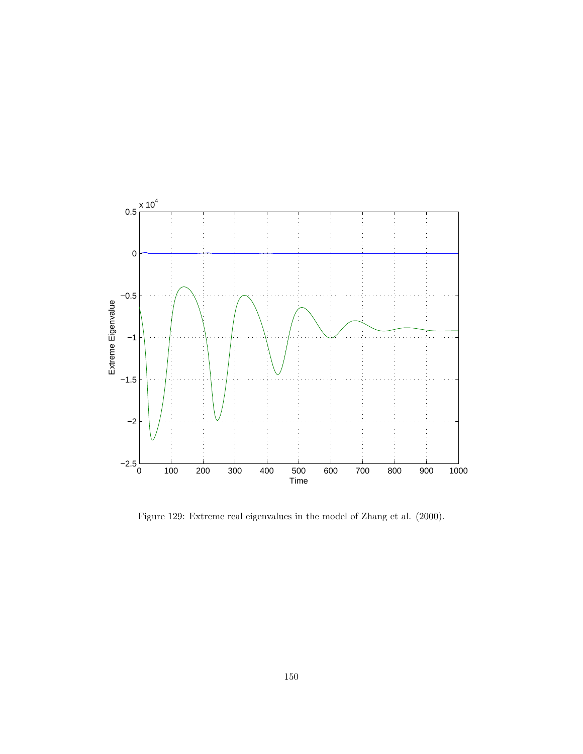Figure 129: Extreme real eigenvalues in the model of Zhang et al. (2000).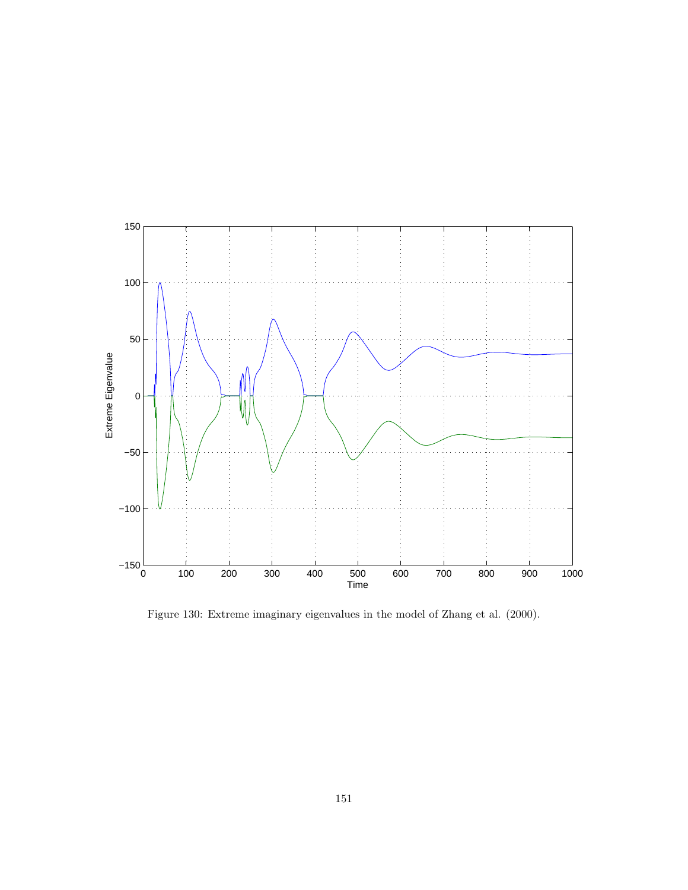Figure 130: Extreme imaginary eigenvalues in the model of Zhang et al. (2000).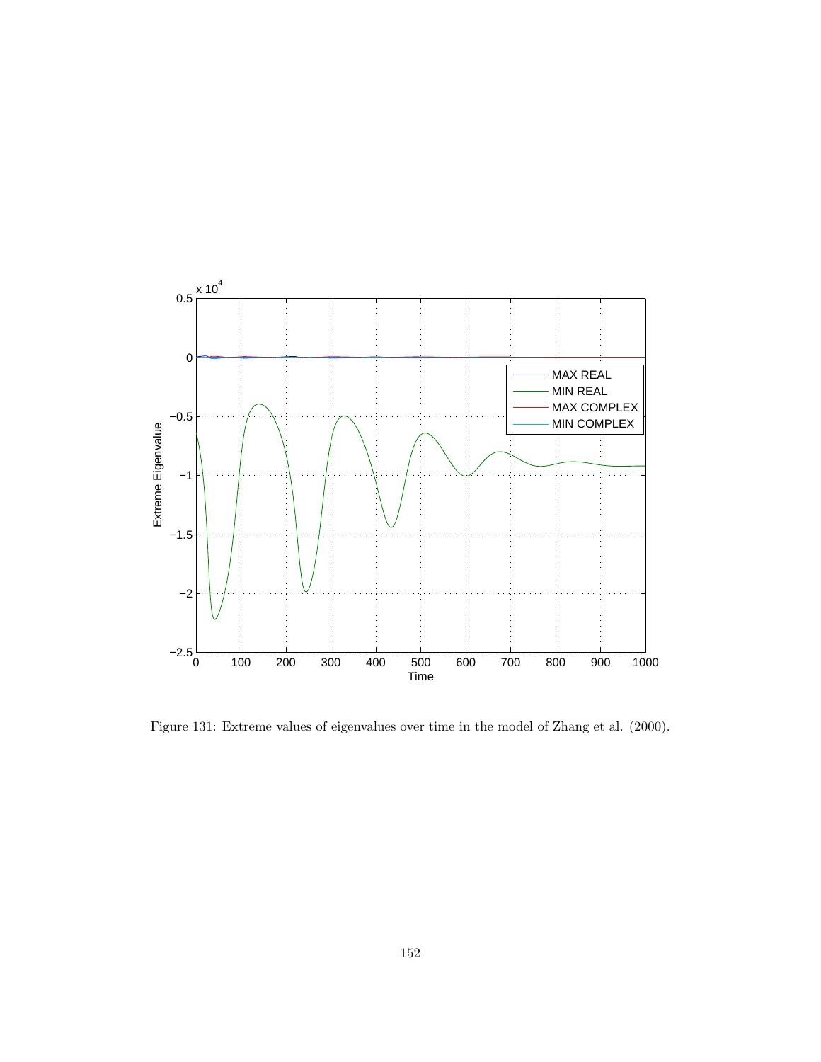Figure 131: Extreme values of eigenvalues over time in the model of Zhang et al. (2000).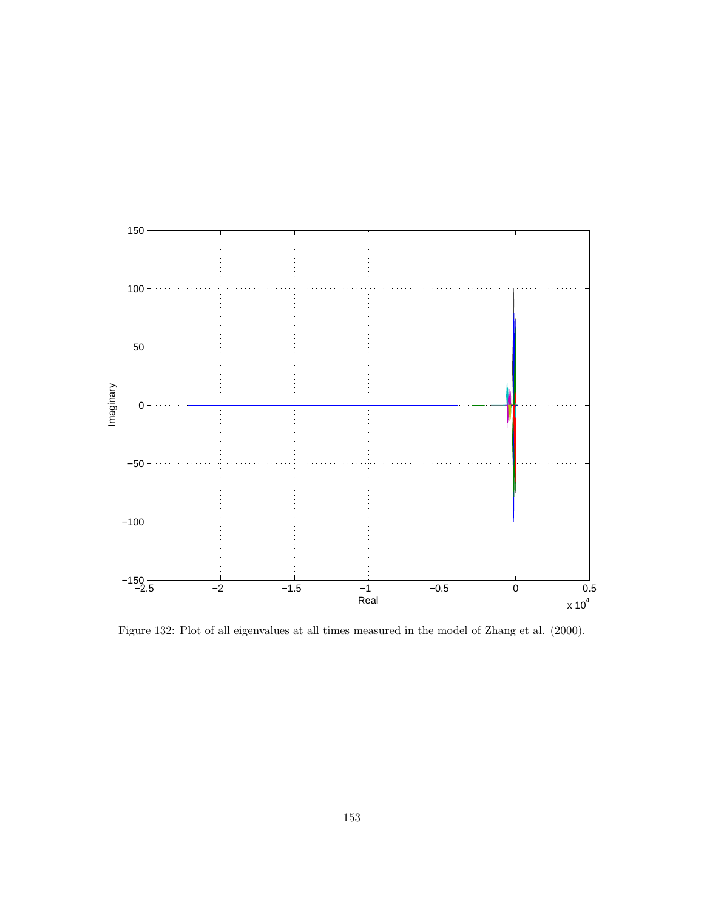150

100

50

0

−50

−100

−150

Imaginary

−2.5

−2

−1.5

−1

−0.5

0

0.5

Real

x 10^4

Figure 132: Plot of all eigenvalues at all times measured in the model of Zhang et al. (2000).